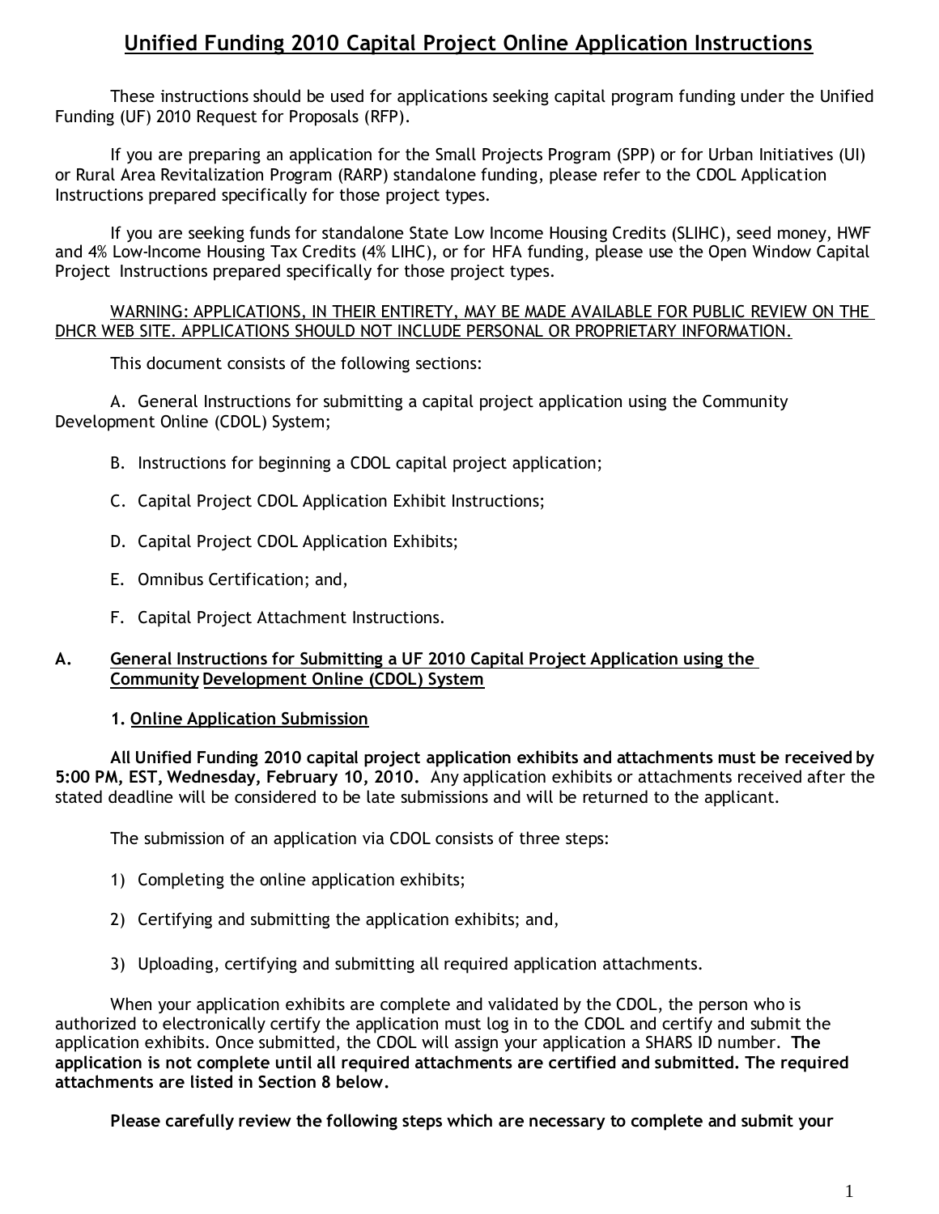# Unified Funding 2010 Capital Project Online Application Instructions

These instructions should be used for applications seeking capital program funding under the Unified Funding (UF) 2010 Request for Proposals (RFP).

If you are preparing an application for the Small Projects Program (SPP) or for Urban Initiatives (UI) or Rural Area Revitalization Program (RARP) standalone funding, please refer to the CDOL Application Instructions prepared specifically for those project types.

If you are seeking funds for standalone State Low Income Housing Credits (SLIHC), seed money, HWF and 4% Low-Income Housing Tax Credits (4% LIHC), or for HFA funding, please use the Open Window Capital Project Instructions prepared specifically for those project types.

WARNING: APPLICATIONS, IN THEIR ENTIRETY, MAY BE MADE AVAILABLE FOR PUBLIC REVIEW ON THE DHCR WEB SITE. APPLICATIONS SHOULD NOT INCLUDE PERSONAL OR PROPRIETARY INFORMATION.

This document consists of the following sections:

A. General Instructions for submitting a capital project application using the Community Development Online (CDOL) System;

B. Instructions for beginning a CDOL capital project application;

C. Capital Project CDOL Application Exhibit Instructions;

D. Capital Project CDOL Application Exhibits;

E. Omnibus Certification; and,

F. Capital Project Attachment Instructions.

## A. General Instructions for Submitting a UF 2010 Capital Project Application using the Community Development Online (CDOL) System

### 1. Online Application Submission

**All Unified Funding 2010 capital project application exhibits and attachments must be received by 5:00 PM, EST, Wednesday, February 10, 2010.** Any application exhibits or attachments received after the stated deadline will be considered to be late submissions and will be returned to the applicant.

The submission of an application via CDOL consists of three steps:

1) Completing the online application exhibits;

2) Certifying and submitting the application exhibits; and,

3) Uploading, certifying and submitting all required application attachments.

When your application exhibits are complete and validated by the CDOL, the person who is authorized to electronically certify the application must log in to the CDOL and certify and submit the application exhibits. Once submitted, the CDOL will assign your application a SHARS ID number. **The application is not complete until all required attachments are certified and submitted. The required attachments are listed in Section 8 below.**

**Please carefully review the following steps which are necessary to complete and submit your**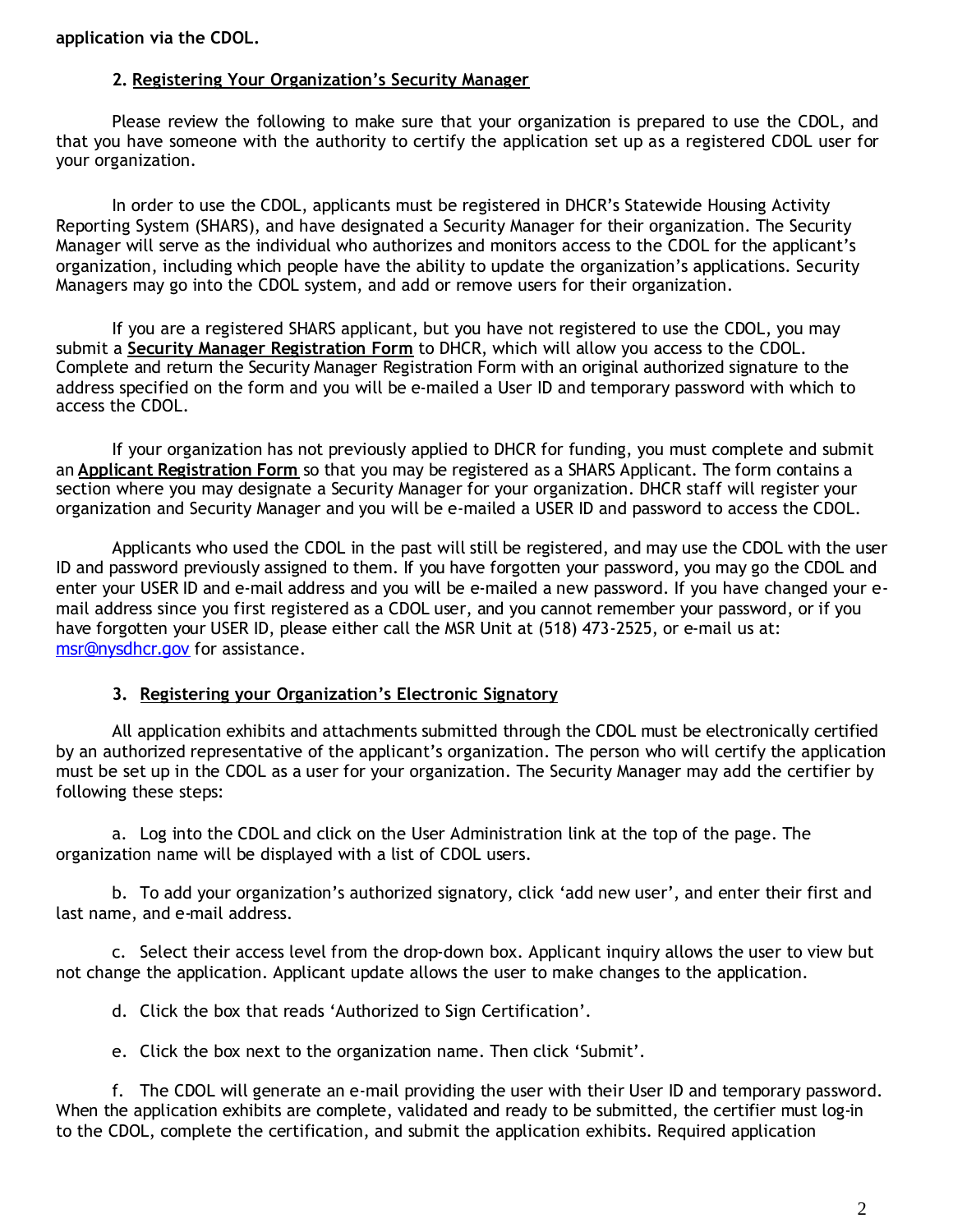**application via the CDOL.**

### 2. Registering Your Organization's Security Manager

Please review the following to make sure that your organization is prepared to use the CDOL, and that you have someone with the authority to certify the application set up as a registered CDOL user for your organization.

In order to use the CDOL, applicants must be registered in DHCR's Statewide Housing Activity Reporting System (SHARS), and have designated a Security Manager for their organization. The Security Manager will serve as the individual who authorizes and monitors access to the CDOL for the applicant's organization, including which people have the ability to update the organization's applications. Security Managers may go into the CDOL system, and add or remove users for their organization.

If you are a registered SHARS applicant, but you have not registered to use the CDOL, you may submit a **Security Manager Registration Form** to DHCR, which will allow you access to the CDOL. Complete and return the Security Manager Registration Form with an original authorized signature to the address specified on the form and you will be e-mailed a User ID and temporary password with which to access the CDOL.

If your organization has not previously applied to DHCR for funding, you must complete and submit an **Applicant Registration Form** so that you may be registered as a SHARS Applicant. The form contains a section where you may designate a Security Manager for your organization. DHCR staff will register your organization and Security Manager and you will be e-mailed a USER ID and password to access the CDOL.

Applicants who used the CDOL in the past will still be registered, and may use the CDOL with the user ID and password previously assigned to them. If you have forgotten your password, you may go the CDOL and enter your USER ID and e-mail address and you will be e-mailed a new password. If you have changed your e-mail address since you first registered as a CDOL user, and you cannot remember your password, or if you have forgotten your USER ID, please either call the MSR Unit at (518) 473-2525, or e-mail us at: msr@nysdhcr.gov for assistance.

### 3. Registering your Organization's Electronic Signatory

All application exhibits and attachments submitted through the CDOL must be electronically certified by an authorized representative of the applicant's organization. The person who will certify the application must be set up in the CDOL as a user for your organization. The Security Manager may add the certifier by following these steps:

a. Log into the CDOL and click on the User Administration link at the top of the page. The organization name will be displayed with a list of CDOL users.

b. To add your organization's authorized signatory, click 'add new user', and enter their first and last name, and e-mail address.

c. Select their access level from the drop-down box. Applicant inquiry allows the user to view but not change the application. Applicant update allows the user to make changes to the application.

d. Click the box that reads 'Authorized to Sign Certification'.

e. Click the box next to the organization name. Then click 'Submit'.

f. The CDOL will generate an e-mail providing the user with their User ID and temporary password. When the application exhibits are complete, validated and ready to be submitted, the certifier must log-in to the CDOL, complete the certification, and submit the application exhibits. Required application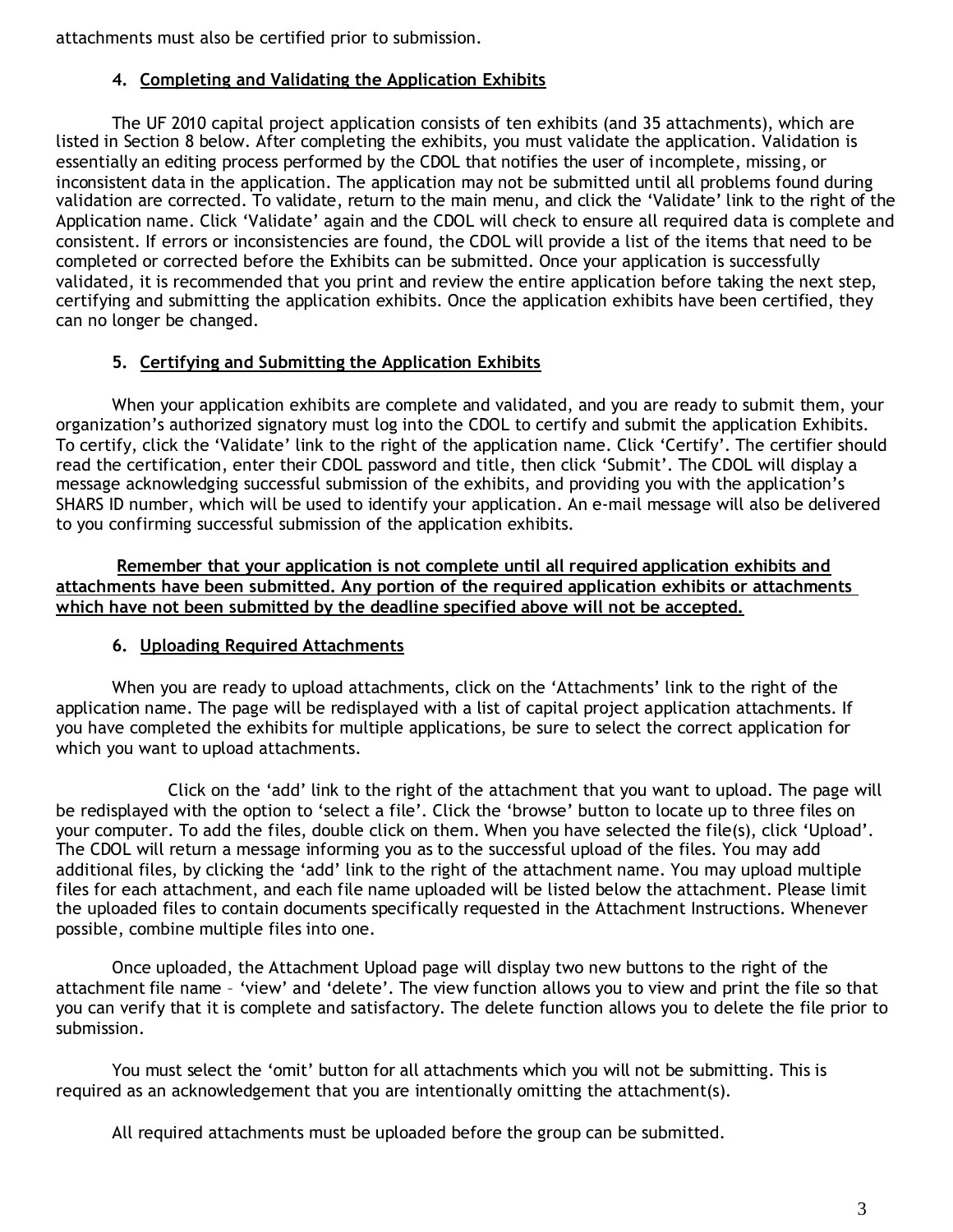attachments must also be certified prior to submission.

### 4. Completing and Validating the Application Exhibits

The UF 2010 capital project application consists of ten exhibits (and 35 attachments), which are listed in Section 8 below. After completing the exhibits, you must validate the application. Validation is essentially an editing process performed by the CDOL that notifies the user of incomplete, missing, or inconsistent data in the application. The application may not be submitted until all problems found during validation are corrected. To validate, return to the main menu, and click the 'Validate' link to the right of the Application name. Click 'Validate' again and the CDOL will check to ensure all required data is complete and consistent. If errors or inconsistencies are found, the CDOL will provide a list of the items that need to be completed or corrected before the Exhibits can be submitted. Once your application is successfully validated, it is recommended that you print and review the entire application before taking the next step, certifying and submitting the application exhibits. Once the application exhibits have been certified, they can no longer be changed.

### 5. Certifying and Submitting the Application Exhibits

When your application exhibits are complete and validated, and you are ready to submit them, your organization's authorized signatory must log into the CDOL to certify and submit the application Exhibits. To certify, click the 'Validate' link to the right of the application name. Click 'Certify'. The certifier should read the certification, enter their CDOL password and title, then click 'Submit'. The CDOL will display a message acknowledging successful submission of the exhibits, and providing you with the application's SHARS ID number, which will be used to identify your application. An e-mail message will also be delivered to you confirming successful submission of the application exhibits.

**Remember that your application is not complete until all required application exhibits and attachments have been submitted. Any portion of the required application exhibits or attachments which have not been submitted by the deadline specified above will not be accepted.**

### 6. Uploading Required Attachments

When you are ready to upload attachments, click on the 'Attachments' link to the right of the application name. The page will be redisplayed with a list of capital project application attachments. If you have completed the exhibits for multiple applications, be sure to select the correct application for which you want to upload attachments.

Click on the 'add' link to the right of the attachment that you want to upload. The page will be redisplayed with the option to 'select a file'. Click the 'browse' button to locate up to three files on your computer. To add the files, double click on them. When you have selected the file(s), click 'Upload'. The CDOL will return a message informing you as to the successful upload of the files. You may add additional files, by clicking the 'add' link to the right of the attachment name. You may upload multiple files for each attachment, and each file name uploaded will be listed below the attachment. Please limit the uploaded files to contain documents specifically requested in the Attachment Instructions. Whenever possible, combine multiple files into one.

Once uploaded, the Attachment Upload page will display two new buttons to the right of the attachment file name – 'view' and 'delete'. The view function allows you to view and print the file so that you can verify that it is complete and satisfactory. The delete function allows you to delete the file prior to submission.

You must select the 'omit' button for all attachments which you will not be submitting. This is required as an acknowledgement that you are intentionally omitting the attachment(s).

All required attachments must be uploaded before the group can be submitted.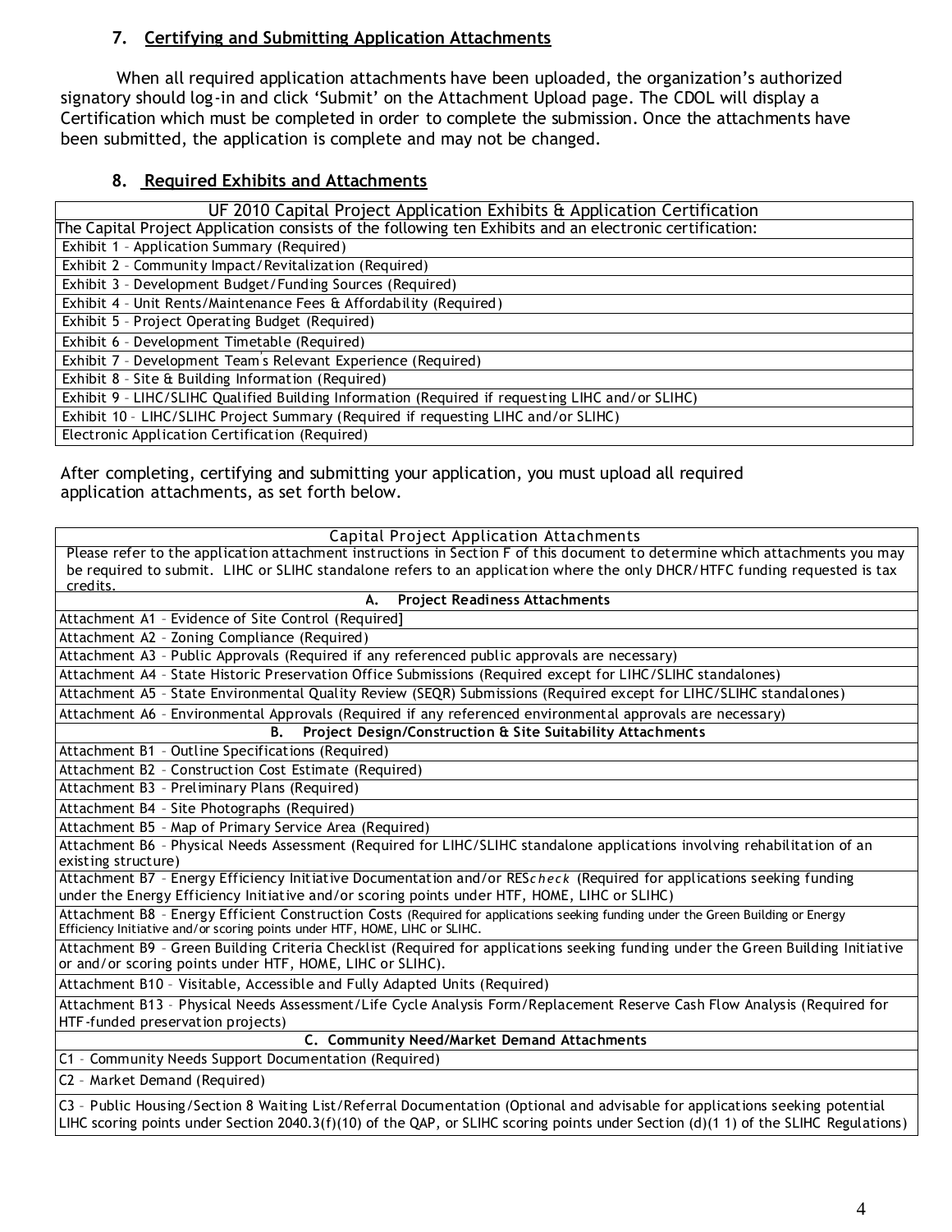### 7. Certifying and Submitting Application Attachments

When all required application attachments have been uploaded, the organization's authorized signatory should log-in and click 'Submit' on the Attachment Upload page. The CDOL will display a Certification which must be completed in order to complete the submission. Once the attachments have been submitted, the application is complete and may not be changed.

### 8. Required Exhibits and Attachments

| UF 2010 Capital Project Application Exhibits & Application Certification |
|---|
| The Capital Project Application consists of the following ten Exhibits and an electronic certification: |
| Exhibit 1 – Application Summary (Required) |
| Exhibit 2 – Community Impact/Revitalization (Required) |
| Exhibit 3 – Development Budget/Funding Sources (Required) |
| Exhibit 4 – Unit Rents/Maintenance Fees & Affordability (Required) |
| Exhibit 5 – Project Operating Budget (Required) |
| Exhibit 6 – Development Timetable (Required) |
| Exhibit 7 – Development Team's Relevant Experience (Required) |
| Exhibit 8 – Site & Building Information (Required) |
| Exhibit 9 – LIHC/SLIHC Qualified Building Information (Required if requesting LIHC and/or SLIHC) |
| Exhibit 10 – LIHC/SLIHC Project Summary (Required if requesting LIHC and/or SLIHC) |
| Electronic Application Certification (Required) |

After completing, certifying and submitting your application, you must upload all required application attachments, as set forth below.

| Capital Project Application Attachments |
|---|
| Please refer to the application attachment instructions in Section F of this document to determine which attachments you may be required to submit. LIHC or SLIHC standalone refers to an application where the only DHCR/HTFC funding requested is tax credits. |
| **A. Project Readiness Attachments** |
| Attachment A1 – Evidence of Site Control (Required] |
| Attachment A2 – Zoning Compliance (Required) |
| Attachment A3 – Public Approvals (Required if any referenced public approvals are necessary) |
| Attachment A4 – State Historic Preservation Office Submissions (Required except for LIHC/SLIHC standalones) |
| Attachment A5 – State Environmental Quality Review (SEQR) Submissions (Required except for LIHC/SLIHC standalones) |
| Attachment A6 – Environmental Approvals (Required if any referenced environmental approvals are necessary) |
| **B. Project Design/Construction & Site Suitability Attachments** |
| Attachment B1 – Outline Specifications (Required) |
| Attachment B2 – Construction Cost Estimate (Required) |
| Attachment B3 – Preliminary Plans (Required) |
| Attachment B4 – Site Photographs (Required) |
| Attachment B5 – Map of Primary Service Area (Required) |
| Attachment B6 – Physical Needs Assessment (Required for LIHC/SLIHC standalone applications involving rehabilitation of an existing structure) |
| Attachment B7 – Energy Efficiency Initiative Documentation and/or RES*check* (Required for applications seeking funding under the Energy Efficiency Initiative and/or scoring points under HTF, HOME, LIHC or SLIHC) |
| Attachment B8 – Energy Efficient Construction Costs (Required for applications seeking funding under the Green Building or Energy Efficiency Initiative and/or scoring points under HTF, HOME, LIHC or SLIHC. |
| Attachment B9 – Green Building Criteria Checklist (Required for applications seeking funding under the Green Building Initiative or and/or scoring points under HTF, HOME, LIHC or SLIHC). |
| Attachment B10 – Visitable, Accessible and Fully Adapted Units (Required) |
| Attachment B13 – Physical Needs Assessment/Life Cycle Analysis Form/Replacement Reserve Cash Flow Analysis (Required for HTF-funded preservation projects) |
| **C. Community Need/Market Demand Attachments** |
| C1 – Community Needs Support Documentation (Required) |
| C2 – Market Demand (Required) |
| C3 – Public Housing/Section 8 Waiting List/Referral Documentation (Optional and advisable for applications seeking potential LIHC scoring points under Section 2040.3(f)(10) of the QAP, or SLIHC scoring points under Section (d)(1 1) of the SLIHC Regulations) |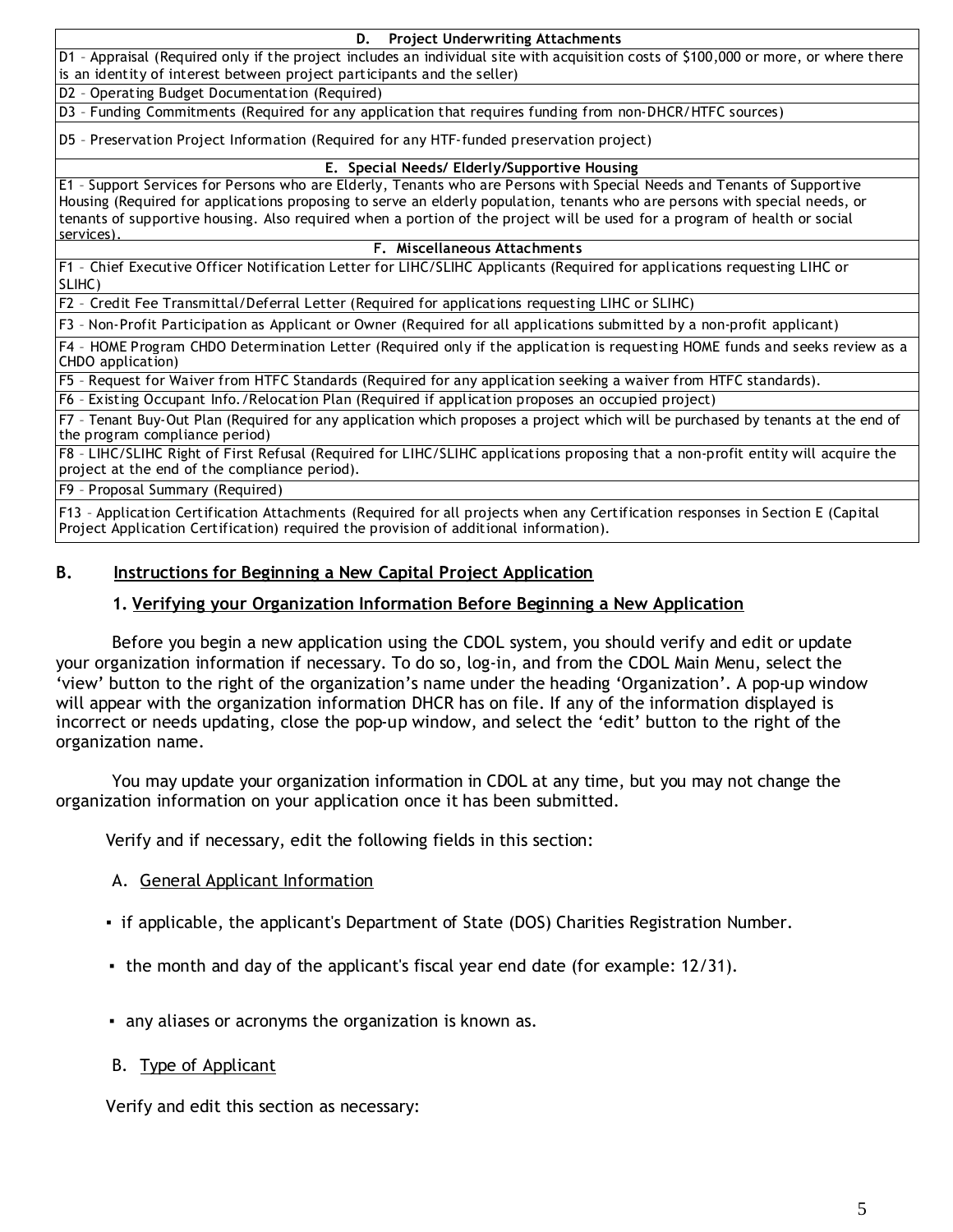| D. Project Underwriting Attachments |
|---|
| D1 – Appraisal (Required only if the project includes an individual site with acquisition costs of $100,000 or more, or where there is an identity of interest between project participants and the seller) |
| D2 – Operating Budget Documentation (Required) |
| D3 – Funding Commitments (Required for any application that requires funding from non-DHCR/HTFC sources) |
| D5 – Preservation Project Information (Required for any HTF-funded preservation project) |
| **E. Special Needs/ Elderly/Supportive Housing** |
| E1 – Support Services for Persons who are Elderly, Tenants who are Persons with Special Needs and Tenants of Supportive Housing (Required for applications proposing to serve an elderly population, tenants who are persons with special needs, or tenants of supportive housing. Also required when a portion of the project will be used for a program of health or social services). |
| **F. Miscellaneous Attachments** |
| F1 – Chief Executive Officer Notification Letter for LIHC/SLIHC Applicants (Required for applications requesting LIHC or SLIHC) |
| F2 – Credit Fee Transmittal/Deferral Letter (Required for applications requesting LIHC or SLIHC) |
| F3 – Non-Profit Participation as Applicant or Owner (Required for all applications submitted by a non-profit applicant) |
| F4 – HOME Program CHDO Determination Letter (Required only if the application is requesting HOME funds and seeks review as a CHDO application) |
| F5 – Request for Waiver from HTFC Standards (Required for any application seeking a waiver from HTFC standards). |
| F6 – Existing Occupant Info./Relocation Plan (Required if application proposes an occupied project) |
| F7 – Tenant Buy-Out Plan (Required for any application which proposes a project which will be purchased by tenants at the end of the program compliance period) |
| F8 – LIHC/SLIHC Right of First Refusal (Required for LIHC/SLIHC applications proposing that a non-profit entity will acquire the project at the end of the compliance period). |
| F9 – Proposal Summary (Required) |
| F13 – Application Certification Attachments (Required for all projects when any Certification responses in Section E (Capital Project Application Certification) required the provision of additional information). |

## B. Instructions for Beginning a New Capital Project Application

### 1. Verifying your Organization Information Before Beginning a New Application

Before you begin a new application using the CDOL system, you should verify and edit or update your organization information if necessary. To do so, log-in, and from the CDOL Main Menu, select the 'view' button to the right of the organization's name under the heading 'Organization'. A pop-up window will appear with the organization information DHCR has on file. If any of the information displayed is incorrect or needs updating, close the pop-up window, and select the 'edit' button to the right of the organization name.

You may update your organization information in CDOL at any time, but you may not change the organization information on your application once it has been submitted.

Verify and if necessary, edit the following fields in this section:

A. General Applicant Information

- if applicable, the applicant's Department of State (DOS) Charities Registration Number.
- the month and day of the applicant's fiscal year end date (for example: 12/31).
- any aliases or acronyms the organization is known as.

B. Type of Applicant

Verify and edit this section as necessary: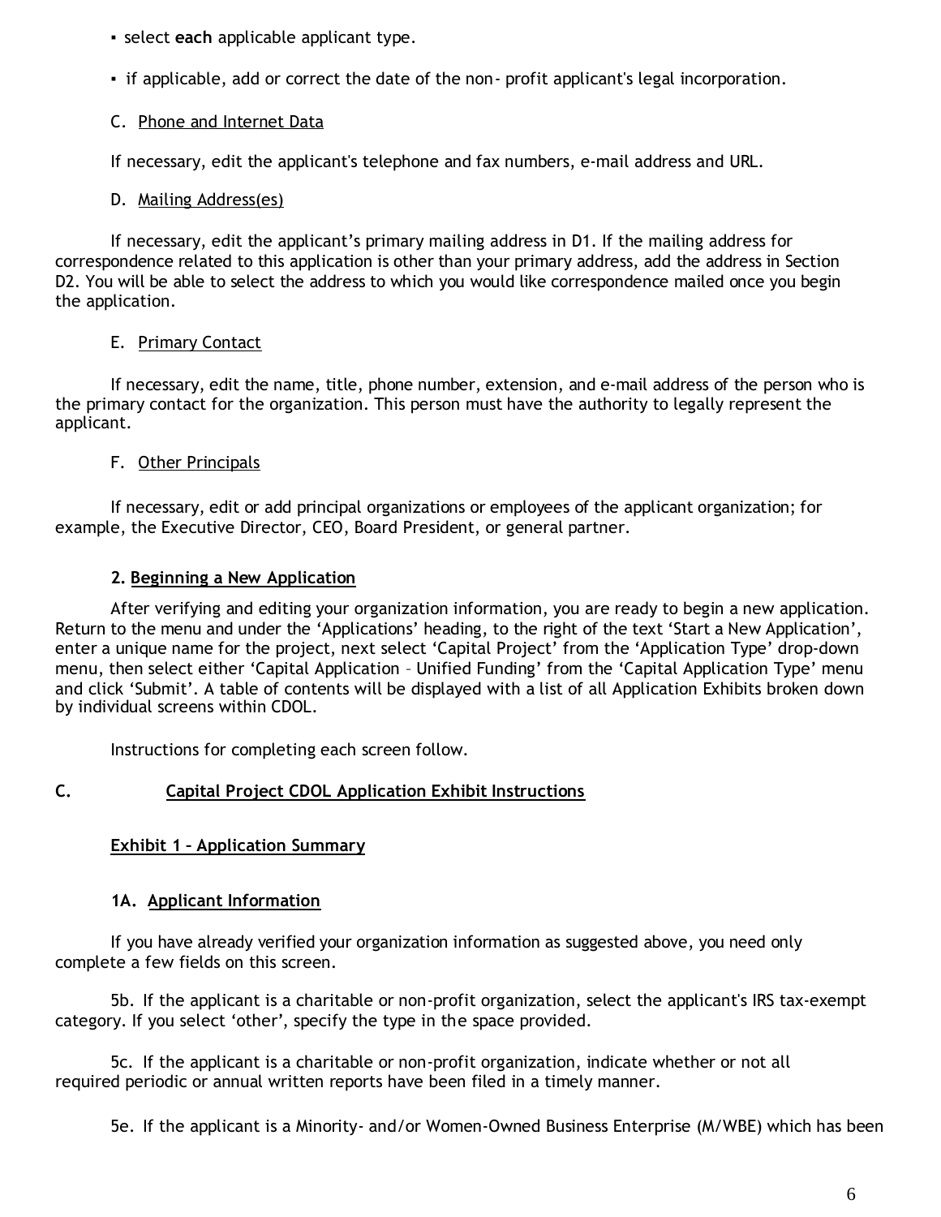- select **each** applicable applicant type.
- if applicable, add or correct the date of the non- profit applicant's legal incorporation.

C. Phone and Internet Data

If necessary, edit the applicant's telephone and fax numbers, e-mail address and URL.

D. Mailing Address(es)

If necessary, edit the applicant's primary mailing address in D1. If the mailing address for correspondence related to this application is other than your primary address, add the address in Section D2. You will be able to select the address to which you would like correspondence mailed once you begin the application.

E. Primary Contact

If necessary, edit the name, title, phone number, extension, and e-mail address of the person who is the primary contact for the organization. This person must have the authority to legally represent the applicant.

F. Other Principals

If necessary, edit or add principal organizations or employees of the applicant organization; for example, the Executive Director, CEO, Board President, or general partner.

**2. Beginning a New Application**

After verifying and editing your organization information, you are ready to begin a new application. Return to the menu and under the 'Applications' heading, to the right of the text 'Start a New Application', enter a unique name for the project, next select 'Capital Project' from the 'Application Type' drop-down menu, then select either 'Capital Application – Unified Funding' from the 'Capital Application Type' menu and click 'Submit'. A table of contents will be displayed with a list of all Application Exhibits broken down by individual screens within CDOL.

Instructions for completing each screen follow.

## C. Capital Project CDOL Application Exhibit Instructions

### Exhibit 1 – Application Summary

#### 1A. Applicant Information

If you have already verified your organization information as suggested above, you need only complete a few fields on this screen.

5b. If the applicant is a charitable or non-profit organization, select the applicant's IRS tax-exempt category. If you select 'other', specify the type in the space provided.

5c. If the applicant is a charitable or non-profit organization, indicate whether or not all required periodic or annual written reports have been filed in a timely manner.

5e. If the applicant is a Minority- and/or Women-Owned Business Enterprise (M/WBE) which has been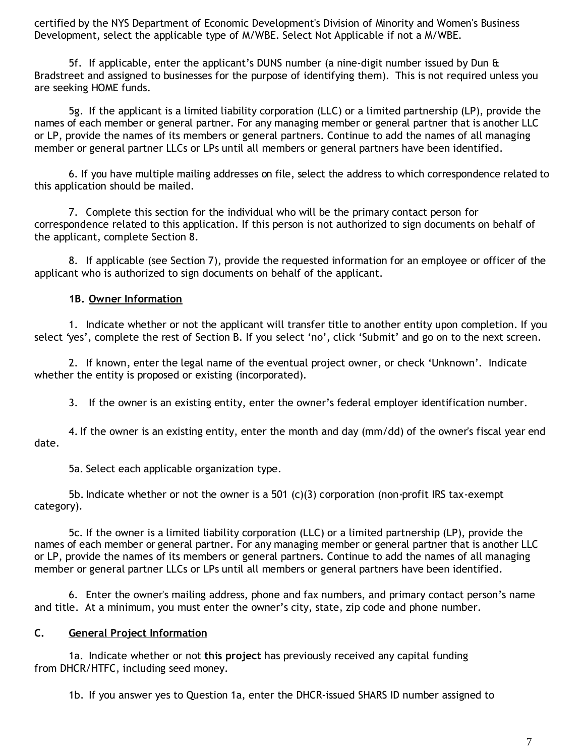certified by the NYS Department of Economic Development's Division of Minority and Women's Business Development, select the applicable type of M/WBE. Select Not Applicable if not a M/WBE.

5f. If applicable, enter the applicant's DUNS number (a nine-digit number issued by Dun & Bradstreet and assigned to businesses for the purpose of identifying them). This is not required unless you are seeking HOME funds.

5g. If the applicant is a limited liability corporation (LLC) or a limited partnership (LP), provide the names of each member or general partner. For any managing member or general partner that is another LLC or LP, provide the names of its members or general partners. Continue to add the names of all managing member or general partner LLCs or LPs until all members or general partners have been identified.

6. If you have multiple mailing addresses on file, select the address to which correspondence related to this application should be mailed.

7. Complete this section for the individual who will be the primary contact person for correspondence related to this application. If this person is not authorized to sign documents on behalf of the applicant, complete Section 8.

8. If applicable (see Section 7), provide the requested information for an employee or officer of the applicant who is authorized to sign documents on behalf of the applicant.

**1B. Owner Information**

1. Indicate whether or not the applicant will transfer title to another entity upon completion. If you select 'yes', complete the rest of Section B. If you select 'no', click 'Submit' and go on to the next screen.

2. If known, enter the legal name of the eventual project owner, or check 'Unknown'. Indicate whether the entity is proposed or existing (incorporated).

3. If the owner is an existing entity, enter the owner's federal employer identification number.

4. If the owner is an existing entity, enter the month and day (mm/dd) of the owner's fiscal year end date.

5a. Select each applicable organization type.

5b. Indicate whether or not the owner is a 501 (c)(3) corporation (non-profit IRS tax-exempt category).

5c. If the owner is a limited liability corporation (LLC) or a limited partnership (LP), provide the names of each member or general partner. For any managing member or general partner that is another LLC or LP, provide the names of its members or general partners. Continue to add the names of all managing member or general partner LLCs or LPs until all members or general partners have been identified.

6. Enter the owner's mailing address, phone and fax numbers, and primary contact person's name and title. At a minimum, you must enter the owner's city, state, zip code and phone number.

## C. General Project Information

1a. Indicate whether or not **this project** has previously received any capital funding from DHCR/HTFC, including seed money.

1b. If you answer yes to Question 1a, enter the DHCR-issued SHARS ID number assigned to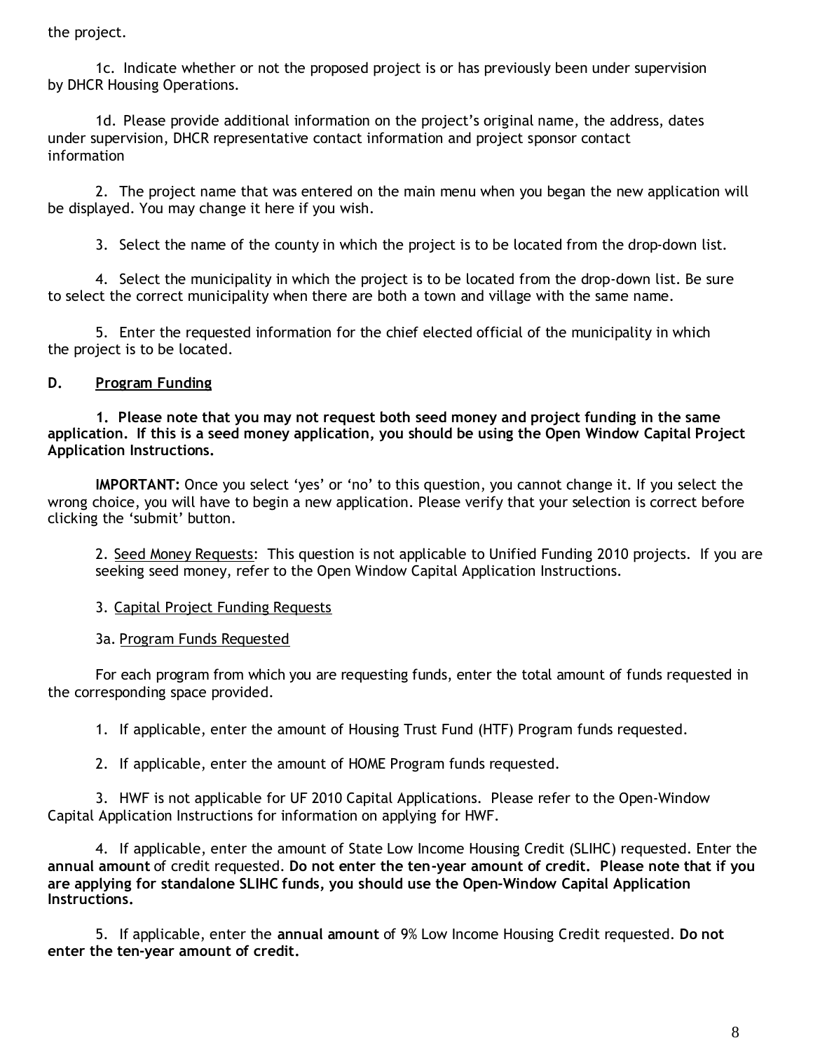the project.

1c. Indicate whether or not the proposed project is or has previously been under supervision by DHCR Housing Operations.

1d. Please provide additional information on the project's original name, the address, dates under supervision, DHCR representative contact information and project sponsor contact information

2. The project name that was entered on the main menu when you began the new application will be displayed. You may change it here if you wish.

3. Select the name of the county in which the project is to be located from the drop-down list.

4. Select the municipality in which the project is to be located from the drop-down list. Be sure to select the correct municipality when there are both a town and village with the same name.

5. Enter the requested information for the chief elected official of the municipality in which the project is to be located.

**D. Program Funding**

**1. Please note that you may not request both seed money and project funding in the same application. If this is a seed money application, you should be using the Open Window Capital Project Application Instructions.**

**IMPORTANT:** Once you select 'yes' or 'no' to this question, you cannot change it. If you select the wrong choice, you will have to begin a new application. Please verify that your selection is correct before clicking the 'submit' button.

2. Seed Money Requests: This question is not applicable to Unified Funding 2010 projects. If you are seeking seed money, refer to the Open Window Capital Application Instructions.

3. Capital Project Funding Requests

3a. Program Funds Requested

For each program from which you are requesting funds, enter the total amount of funds requested in the corresponding space provided.

1. If applicable, enter the amount of Housing Trust Fund (HTF) Program funds requested.

2. If applicable, enter the amount of HOME Program funds requested.

3. HWF is not applicable for UF 2010 Capital Applications. Please refer to the Open-Window Capital Application Instructions for information on applying for HWF.

4. If applicable, enter the amount of State Low Income Housing Credit (SLIHC) requested. Enter the **annual amount** of credit requested. **Do not enter the ten-year amount of credit. Please note that if you are applying for standalone SLIHC funds, you should use the Open-Window Capital Application Instructions.**

5. If applicable, enter the **annual amount** of 9% Low Income Housing Credit requested. **Do not enter the ten-year amount of credit.**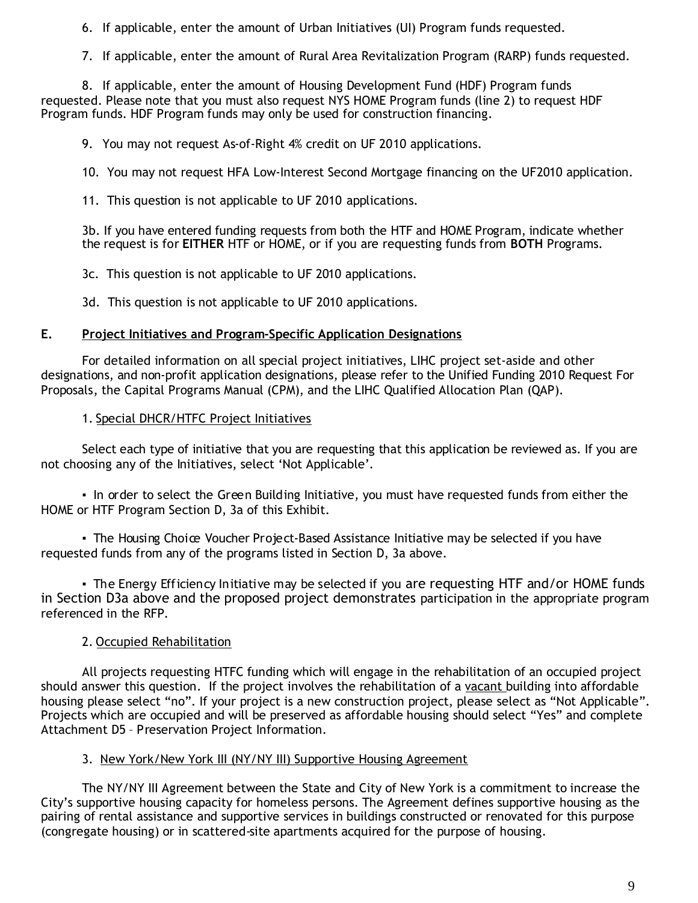6. If applicable, enter the amount of Urban Initiatives (UI) Program funds requested.

7. If applicable, enter the amount of Rural Area Revitalization Program (RARP) funds requested.

8. If applicable, enter the amount of Housing Development Fund (HDF) Program funds requested. Please note that you must also request NYS HOME Program funds (line 2) to request HDF Program funds. HDF Program funds may only be used for construction financing.

9. You may not request As-of-Right 4% credit on UF 2010 applications.

10. You may not request HFA Low-Interest Second Mortgage financing on the UF2010 application.

11. This question is not applicable to UF 2010 applications.

3b. If you have entered funding requests from both the HTF and HOME Program, indicate whether the request is for **EITHER** HTF or HOME, or if you are requesting funds from **BOTH** Programs.

3c. This question is not applicable to UF 2010 applications.

3d. This question is not applicable to UF 2010 applications.

## E. Project Initiatives and Program-Specific Application Designations

For detailed information on all special project initiatives, LIHC project set-aside and other designations, and non-profit application designations, please refer to the Unified Funding 2010 Request For Proposals, the Capital Programs Manual (CPM), and the LIHC Qualified Allocation Plan (QAP).

### 1. Special DHCR/HTFC Project Initiatives

Select each type of initiative that you are requesting that this application be reviewed as. If you are not choosing any of the Initiatives, select 'Not Applicable'.

- In order to select the Green Building Initiative, you must have requested funds from either the HOME or HTF Program Section D, 3a of this Exhibit.

- The Housing Choice Voucher Project-Based Assistance Initiative may be selected if you have requested funds from any of the programs listed in Section D, 3a above.

- The Energy Efficiency Initiative may be selected if you are requesting HTF and/or HOME funds in Section D3a above and the proposed project demonstrates participation in the appropriate program referenced in the RFP.

### 2. Occupied Rehabilitation

All projects requesting HTFC funding which will engage in the rehabilitation of an occupied project should answer this question. If the project involves the rehabilitation of a vacant building into affordable housing please select "no". If your project is a new construction project, please select as "Not Applicable". Projects which are occupied and will be preserved as affordable housing should select "Yes" and complete Attachment D5 – Preservation Project Information.

### 3. New York/New York III (NY/NY III) Supportive Housing Agreement

The NY/NY III Agreement between the State and City of New York is a commitment to increase the City's supportive housing capacity for homeless persons. The Agreement defines supportive housing as the pairing of rental assistance and supportive services in buildings constructed or renovated for this purpose (congregate housing) or in scattered-site apartments acquired for the purpose of housing.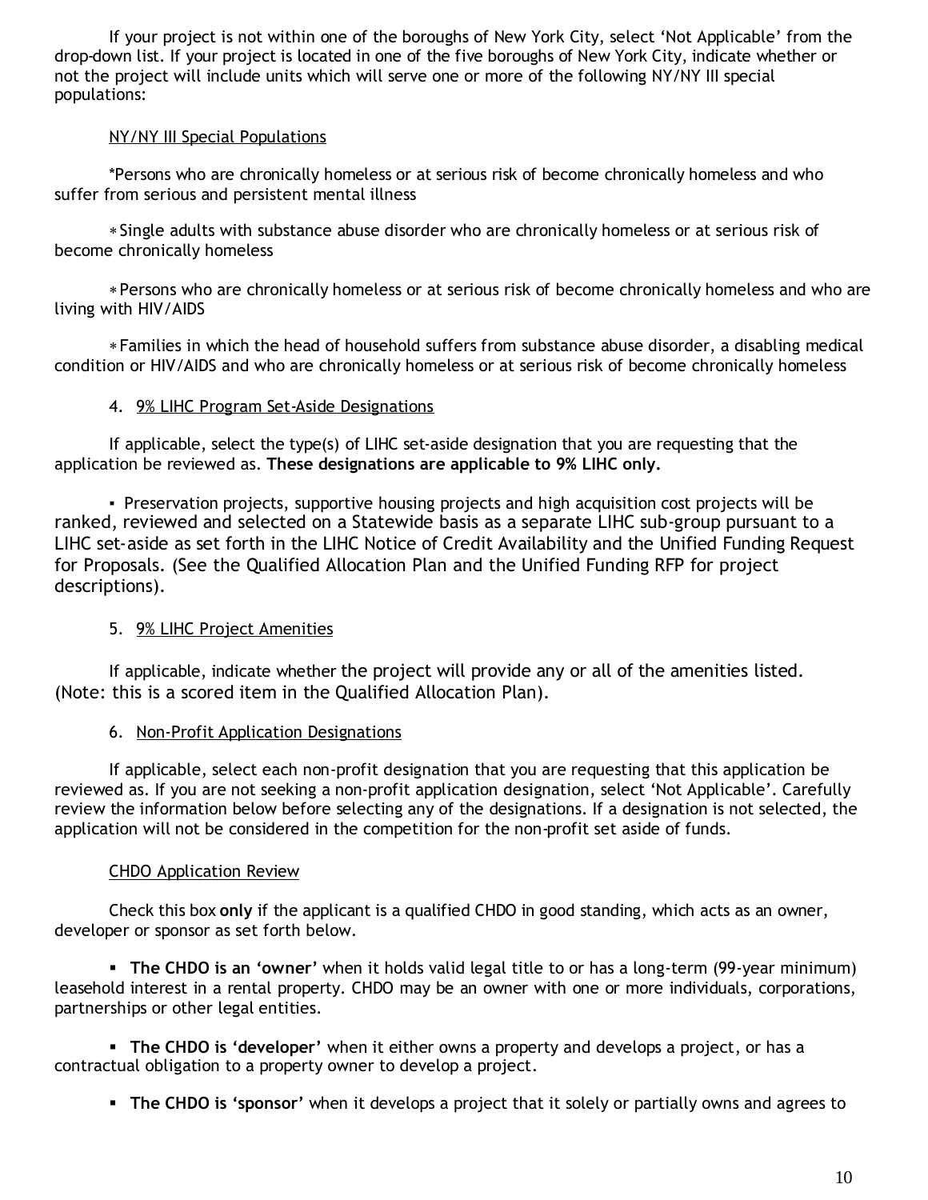If your project is not within one of the boroughs of New York City, select 'Not Applicable' from the drop-down list. If your project is located in one of the five boroughs of New York City, indicate whether or not the project will include units which will serve one or more of the following NY/NY III special populations:

NY/NY III Special Populations

*Persons who are chronically homeless or at serious risk of become chronically homeless and who suffer from serious and persistent mental illness

* Single adults with substance abuse disorder who are chronically homeless or at serious risk of become chronically homeless

* Persons who are chronically homeless or at serious risk of become chronically homeless and who are living with HIV/AIDS

* Families in which the head of household suffers from substance abuse disorder, a disabling medical condition or HIV/AIDS and who are chronically homeless or at serious risk of become chronically homeless

4. 9% LIHC Program Set-Aside Designations

If applicable, select the type(s) of LIHC set-aside designation that you are requesting that the application be reviewed as. **These designations are applicable to 9% LIHC only.**

- Preservation projects, supportive housing projects and high acquisition cost projects will be ranked, reviewed and selected on a Statewide basis as a separate LIHC sub-group pursuant to a LIHC set-aside as set forth in the LIHC Notice of Credit Availability and the Unified Funding Request for Proposals. (See the Qualified Allocation Plan and the Unified Funding RFP for project descriptions).

5. 9% LIHC Project Amenities

If applicable, indicate whether the project will provide any or all of the amenities listed. (Note: this is a scored item in the Qualified Allocation Plan).

6. Non-Profit Application Designations

If applicable, select each non-profit designation that you are requesting that this application be reviewed as. If you are not seeking a non-profit application designation, select 'Not Applicable'. Carefully review the information below before selecting any of the designations. If a designation is not selected, the application will not be considered in the competition for the non-profit set aside of funds.

CHDO Application Review

Check this box **only** if the applicant is a qualified CHDO in good standing, which acts as an owner, developer or sponsor as set forth below.

- **The CHDO is an 'owner'** when it holds valid legal title to or has a long-term (99-year minimum) leasehold interest in a rental property. CHDO may be an owner with one or more individuals, corporations, partnerships or other legal entities.

- **The CHDO is 'developer'** when it either owns a property and develops a project, or has a contractual obligation to a property owner to develop a project.

- **The CHDO is 'sponsor'** when it develops a project that it solely or partially owns and agrees to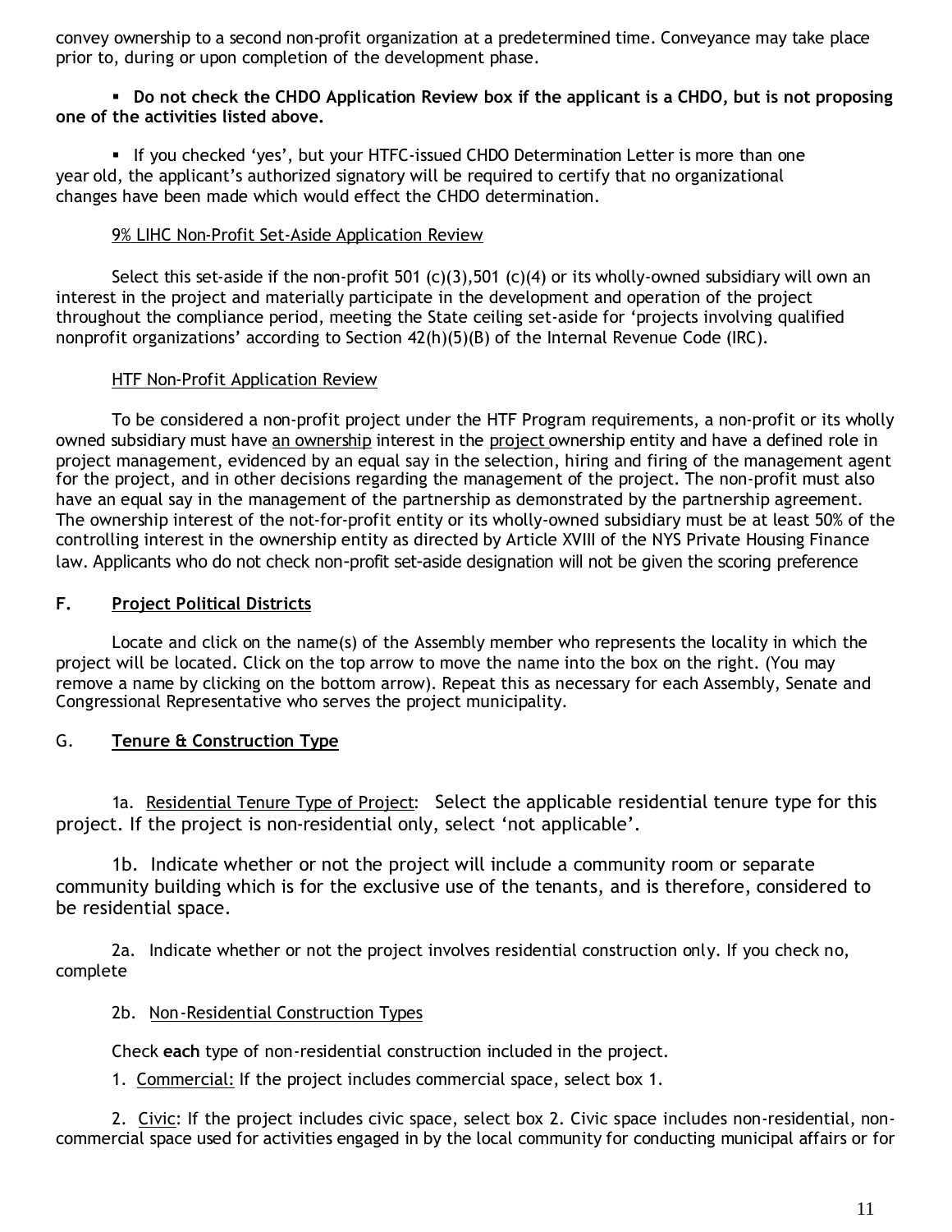convey ownership to a second non-profit organization at a predetermined time. Conveyance may take place prior to, during or upon completion of the development phase.

- **Do not check the CHDO Application Review box if the applicant is a CHDO, but is not proposing one of the activities listed above.**

- If you checked 'yes', but your HTFC-issued CHDO Determination Letter is more than one year old, the applicant's authorized signatory will be required to certify that no organizational changes have been made which would effect the CHDO determination.

9% LIHC Non-Profit Set-Aside Application Review

Select this set-aside if the non-profit 501 (c)(3),501 (c)(4) or its wholly-owned subsidiary will own an interest in the project and materially participate in the development and operation of the project throughout the compliance period, meeting the State ceiling set-aside for 'projects involving qualified nonprofit organizations' according to Section 42(h)(5)(B) of the Internal Revenue Code (IRC).

HTF Non-Profit Application Review

To be considered a non-profit project under the HTF Program requirements, a non-profit or its wholly owned subsidiary must have an ownership interest in the project ownership entity and have a defined role in project management, evidenced by an equal say in the selection, hiring and firing of the management agent for the project, and in other decisions regarding the management of the project. The non-profit must also have an equal say in the management of the partnership as demonstrated by the partnership agreement. The ownership interest of the not-for-profit entity or its wholly-owned subsidiary must be at least 50% of the controlling interest in the ownership entity as directed by Article XVIII of the NYS Private Housing Finance law. Applicants who do not check non-profit set-aside designation will not be given the scoring preference

## F. Project Political Districts

Locate and click on the name(s) of the Assembly member who represents the locality in which the project will be located. Click on the top arrow to move the name into the box on the right. (You may remove a name by clicking on the bottom arrow). Repeat this as necessary for each Assembly, Senate and Congressional Representative who serves the project municipality.

## G. Tenure & Construction Type

1a. Residential Tenure Type of Project: Select the applicable residential tenure type for this project. If the project is non-residential only, select 'not applicable'.

1b. Indicate whether or not the project will include a community room or separate community building which is for the exclusive use of the tenants, and is therefore, considered to be residential space.

2a. Indicate whether or not the project involves residential construction only. If you check no, complete

2b. Non-Residential Construction Types

Check **each** type of non-residential construction included in the project.

1. Commercial: If the project includes commercial space, select box 1.

2. Civic: If the project includes civic space, select box 2. Civic space includes non-residential, non-commercial space used for activities engaged in by the local community for conducting municipal affairs or for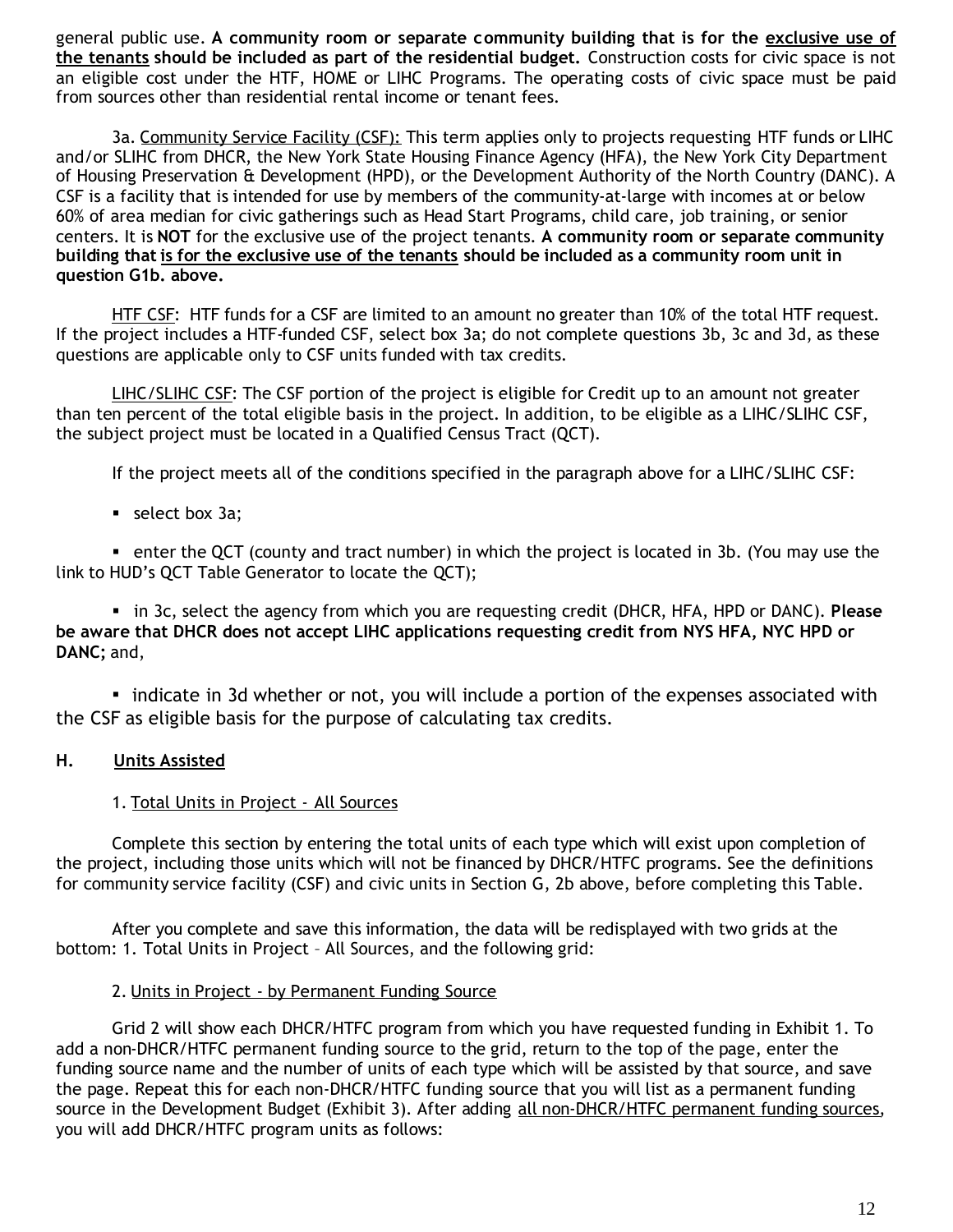general public use. **A community room or separate community building that is for the <u>exclusive use of the tenants</u> should be included as part of the residential budget.** Construction costs for civic space is not an eligible cost under the HTF, HOME or LIHC Programs. The operating costs of civic space must be paid from sources other than residential rental income or tenant fees.

3a. <u>Community Service Facility (CSF):</u> This term applies only to projects requesting HTF funds or LIHC and/or SLIHC from DHCR, the New York State Housing Finance Agency (HFA), the New York City Department of Housing Preservation & Development (HPD), or the Development Authority of the North Country (DANC). A CSF is a facility that is intended for use by members of the community-at-large with incomes at or below 60% of area median for civic gatherings such as Head Start Programs, child care, job training, or senior centers. It is **NOT** for the exclusive use of the project tenants. **A community room or separate community building that <u>is for the exclusive use of the tenants</u> should be included as a community room unit in question G1b. above.**

<u>HTF CSF</u>: HTF funds for a CSF are limited to an amount no greater than 10% of the total HTF request. If the project includes a HTF-funded CSF, select box 3a; do not complete questions 3b, 3c and 3d, as these questions are applicable only to CSF units funded with tax credits.

<u>LIHC/SLIHC CSF</u>: The CSF portion of the project is eligible for Credit up to an amount not greater than ten percent of the total eligible basis in the project. In addition, to be eligible as a LIHC/SLIHC CSF, the subject project must be located in a Qualified Census Tract (QCT).

If the project meets all of the conditions specified in the paragraph above for a LIHC/SLIHC CSF:

- select box 3a;
- enter the QCT (county and tract number) in which the project is located in 3b. (You may use the link to HUD's QCT Table Generator to locate the QCT);
- in 3c, select the agency from which you are requesting credit (DHCR, HFA, HPD or DANC). **Please be aware that DHCR does not accept LIHC applications requesting credit from NYS HFA, NYC HPD or DANC;** and,
- indicate in 3d whether or not, you will include a portion of the expenses associated with the CSF as eligible basis for the purpose of calculating tax credits.

## H. <u>Units Assisted</u>

1. <u>Total Units in Project - All Sources</u>

Complete this section by entering the total units of each type which will exist upon completion of the project, including those units which will not be financed by DHCR/HTFC programs. See the definitions for community service facility (CSF) and civic units in Section G, 2b above, before completing this Table.

After you complete and save this information, the data will be redisplayed with two grids at the bottom: 1. Total Units in Project – All Sources, and the following grid:

2. <u>Units in Project - by Permanent Funding Source</u>

Grid 2 will show each DHCR/HTFC program from which you have requested funding in Exhibit 1. To add a non-DHCR/HTFC permanent funding source to the grid, return to the top of the page, enter the funding source name and the number of units of each type which will be assisted by that source, and save the page. Repeat this for each non-DHCR/HTFC funding source that you will list as a permanent funding source in the Development Budget (Exhibit 3). After adding <u>all non-DHCR/HTFC permanent funding sources</u>, you will add DHCR/HTFC program units as follows: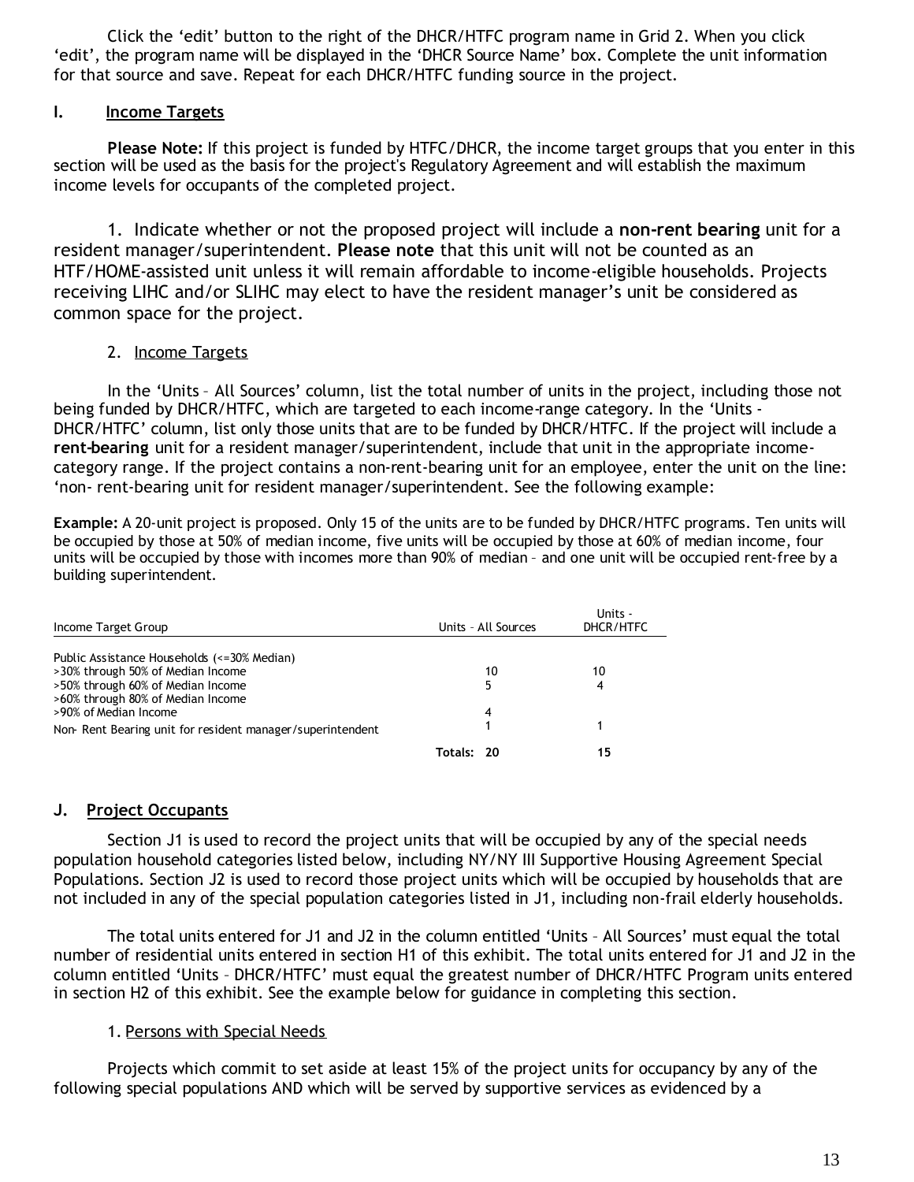Click the 'edit' button to the right of the DHCR/HTFC program name in Grid 2. When you click 'edit', the program name will be displayed in the 'DHCR Source Name' box. Complete the unit information for that source and save. Repeat for each DHCR/HTFC funding source in the project.

## I. Income Targets

**Please Note:** If this project is funded by HTFC/DHCR, the income target groups that you enter in this section will be used as the basis for the project's Regulatory Agreement and will establish the maximum income levels for occupants of the completed project.

1. Indicate whether or not the proposed project will include a **non-rent bearing** unit for a resident manager/superintendent. **Please note** that this unit will not be counted as an HTF/HOME-assisted unit unless it will remain affordable to income-eligible households. Projects receiving LIHC and/or SLIHC may elect to have the resident manager's unit be considered as common space for the project.

2. Income Targets

In the 'Units – All Sources' column, list the total number of units in the project, including those not being funded by DHCR/HTFC, which are targeted to each income-range category. In the 'Units - DHCR/HTFC' column, list only those units that are to be funded by DHCR/HTFC. If the project will include a **rent-bearing** unit for a resident manager/superintendent, include that unit in the appropriate income-category range. If the project contains a non-rent-bearing unit for an employee, enter the unit on the line: 'non- rent-bearing unit for resident manager/superintendent. See the following example:

**Example:** A 20-unit project is proposed. Only 15 of the units are to be funded by DHCR/HTFC programs. Ten units will be occupied by those at 50% of median income, five units will be occupied by those at 60% of median income, four units will be occupied by those with incomes more than 90% of median – and one unit will be occupied rent-free by a building superintendent.

| Income Target Group | Units – All Sources | Units - DHCR/HTFC |
|---|---|---|
| Public Assistance Households (<=30% Median) | | |
| >30% through 50% of Median Income | 10 | 10 |
| >50% through 60% of Median Income | 5 | 4 |
| >60% through 80% of Median Income | | |
| >90% of Median Income | 4 | |
| Non- Rent Bearing unit for resident manager/superintendent | 1 | 1 |
| Totals: | 20 | 15 |

## J. Project Occupants

Section J1 is used to record the project units that will be occupied by any of the special needs population household categories listed below, including NY/NY III Supportive Housing Agreement Special Populations. Section J2 is used to record those project units which will be occupied by households that are not included in any of the special population categories listed in J1, including non-frail elderly households.

The total units entered for J1 and J2 in the column entitled 'Units – All Sources' must equal the total number of residential units entered in section H1 of this exhibit. The total units entered for J1 and J2 in the column entitled 'Units – DHCR/HTFC' must equal the greatest number of DHCR/HTFC Program units entered in section H2 of this exhibit. See the example below for guidance in completing this section.

1. Persons with Special Needs

Projects which commit to set aside at least 15% of the project units for occupancy by any of the following special populations AND which will be served by supportive services as evidenced by a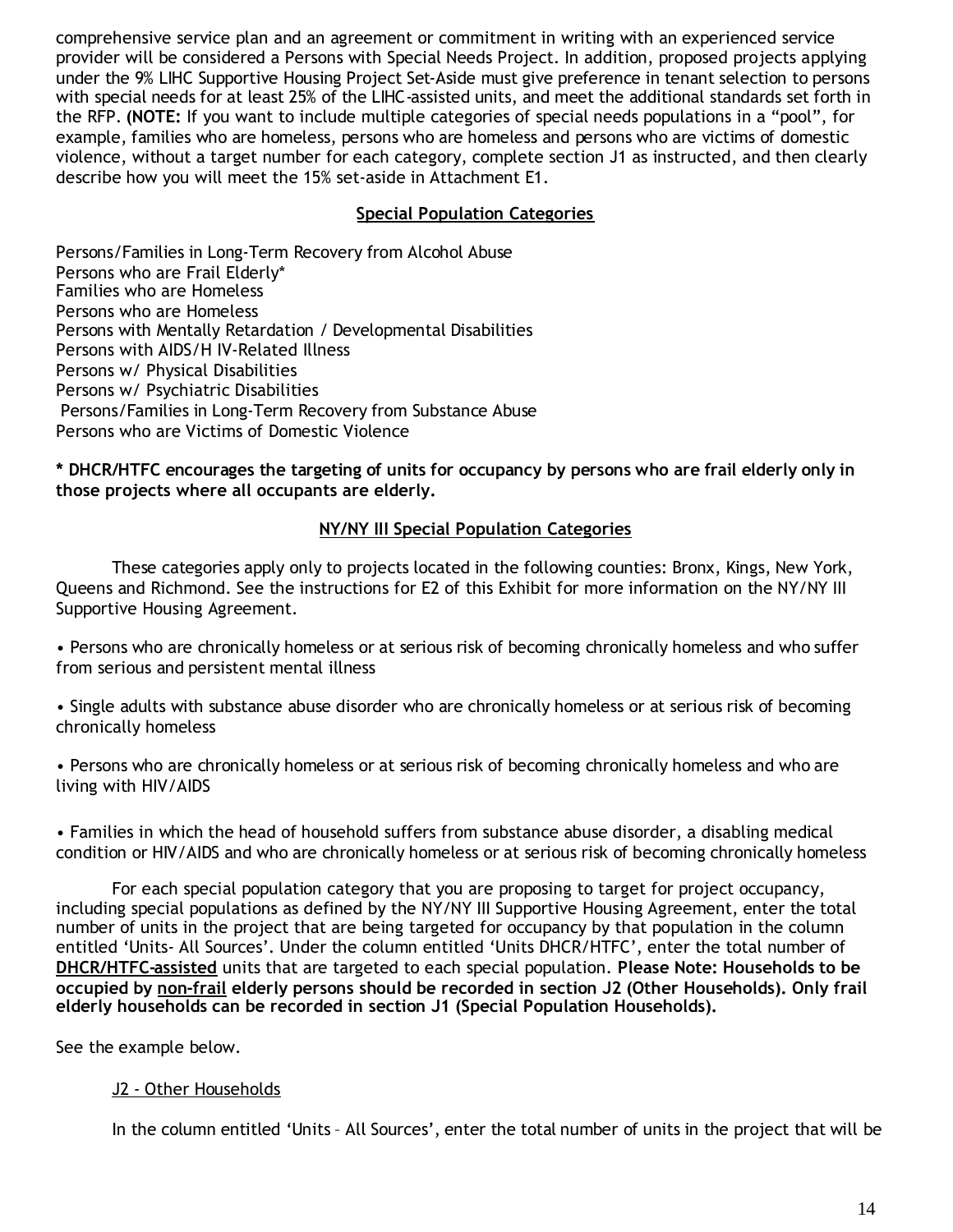comprehensive service plan and an agreement or commitment in writing with an experienced service provider will be considered a Persons with Special Needs Project. In addition, proposed projects applying under the 9% LIHC Supportive Housing Project Set-Aside must give preference in tenant selection to persons with special needs for at least 25% of the LIHC-assisted units, and meet the additional standards set forth in the RFP. **(NOTE:** If you want to include multiple categories of special needs populations in a "pool", for example, families who are homeless, persons who are homeless and persons who are victims of domestic violence, without a target number for each category, complete section J1 as instructed, and then clearly describe how you will meet the 15% set-aside in Attachment E1.

**Special Population Categories**

Persons/Families in Long-Term Recovery from Alcohol Abuse
Persons who are Frail Elderly*
Families who are Homeless
Persons who are Homeless
Persons with Mentally Retardation / Developmental Disabilities
Persons with AIDS/H IV-Related Illness
Persons w/ Physical Disabilities
Persons w/ Psychiatric Disabilities
Persons/Families in Long-Term Recovery from Substance Abuse
Persons who are Victims of Domestic Violence

**\* DHCR/HTFC encourages the targeting of units for occupancy by persons who are frail elderly only in those projects where all occupants are elderly.**

**NY/NY III Special Population Categories**

These categories apply only to projects located in the following counties: Bronx, Kings, New York, Queens and Richmond. See the instructions for E2 of this Exhibit for more information on the NY/NY III Supportive Housing Agreement.

• Persons who are chronically homeless or at serious risk of becoming chronically homeless and who suffer from serious and persistent mental illness

• Single adults with substance abuse disorder who are chronically homeless or at serious risk of becoming chronically homeless

• Persons who are chronically homeless or at serious risk of becoming chronically homeless and who are living with HIV/AIDS

• Families in which the head of household suffers from substance abuse disorder, a disabling medical condition or HIV/AIDS and who are chronically homeless or at serious risk of becoming chronically homeless

For each special population category that you are proposing to target for project occupancy, including special populations as defined by the NY/NY III Supportive Housing Agreement, enter the total number of units in the project that are being targeted for occupancy by that population in the column entitled 'Units- All Sources'. Under the column entitled 'Units DHCR/HTFC', enter the total number of **DHCR/HTFC-assisted** units that are targeted to each special population. **Please Note: Households to be occupied by non-frail elderly persons should be recorded in section J2 (Other Households). Only frail elderly households can be recorded in section J1 (Special Population Households).**

See the example below.

J2 - Other Households

In the column entitled 'Units – All Sources', enter the total number of units in the project that will be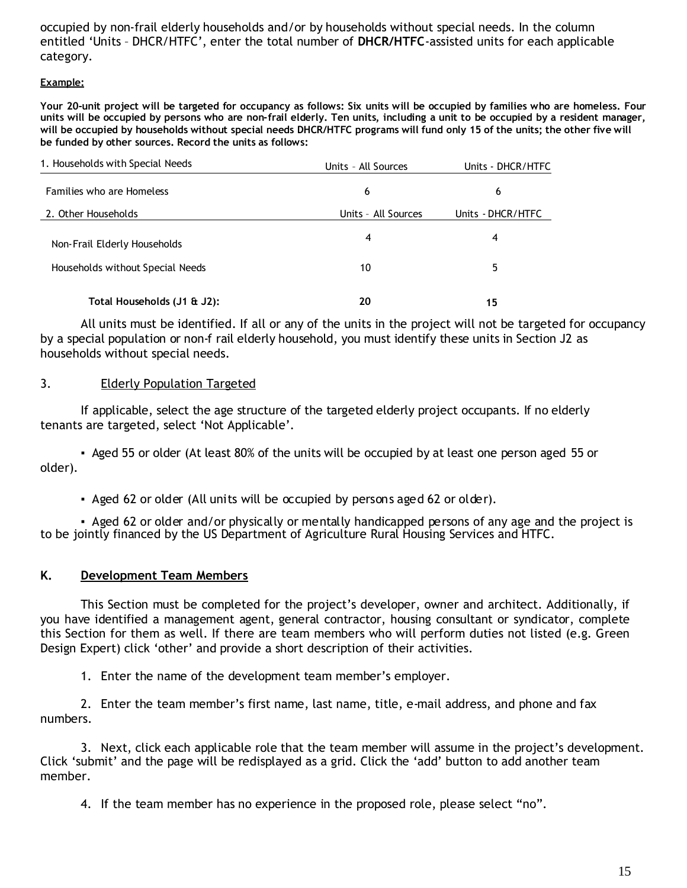occupied by non-frail elderly households and/or by households without special needs. In the column entitled 'Units – DHCR/HTFC', enter the total number of **DHCR/HTFC**-assisted units for each applicable category.

**Example:**

**Your 20-unit project will be targeted for occupancy as follows: Six units will be occupied by families who are homeless. Four units will be occupied by persons who are non-frail elderly. Ten units, including a unit to be occupied by a resident manager, will be occupied by households without special needs DHCR/HTFC programs will fund only 15 of the units; the other five will be funded by other sources. Record the units as follows:**

| 1. Households with Special Needs | Units – All Sources | Units - DHCR/HTFC |
|---|---|---|
| Families who are Homeless | 6 | 6 |
| **2. Other Households** | **Units – All Sources** | **Units - DHCR/HTFC** |
| Non-Frail Elderly Households | 4 | 4 |
| Households without Special Needs | 10 | 5 |
| **Total Households (J1 & J2):** | **20** | **15** |

All units must be identified. If all or any of the units in the project will not be targeted for occupancy by a special population or non-f rail elderly household, you must identify these units in Section J2 as households without special needs.

3. Elderly Population Targeted

If applicable, select the age structure of the targeted elderly project occupants. If no elderly tenants are targeted, select 'Not Applicable'.

- Aged 55 or older (At least 80% of the units will be occupied by at least one person aged 55 or older).
- Aged 62 or older (All units will be occupied by persons aged 62 or older).
- Aged 62 or older and/or physically or mentally handicapped persons of any age and the project is to be jointly financed by the US Department of Agriculture Rural Housing Services and HTFC.

## K. Development Team Members

This Section must be completed for the project's developer, owner and architect. Additionally, if you have identified a management agent, general contractor, housing consultant or syndicator, complete this Section for them as well. If there are team members who will perform duties not listed (e.g. Green Design Expert) click 'other' and provide a short description of their activities.

1. Enter the name of the development team member's employer.

2. Enter the team member's first name, last name, title, e-mail address, and phone and fax numbers.

3. Next, click each applicable role that the team member will assume in the project's development. Click 'submit' and the page will be redisplayed as a grid. Click the 'add' button to add another team member.

4. If the team member has no experience in the proposed role, please select "no".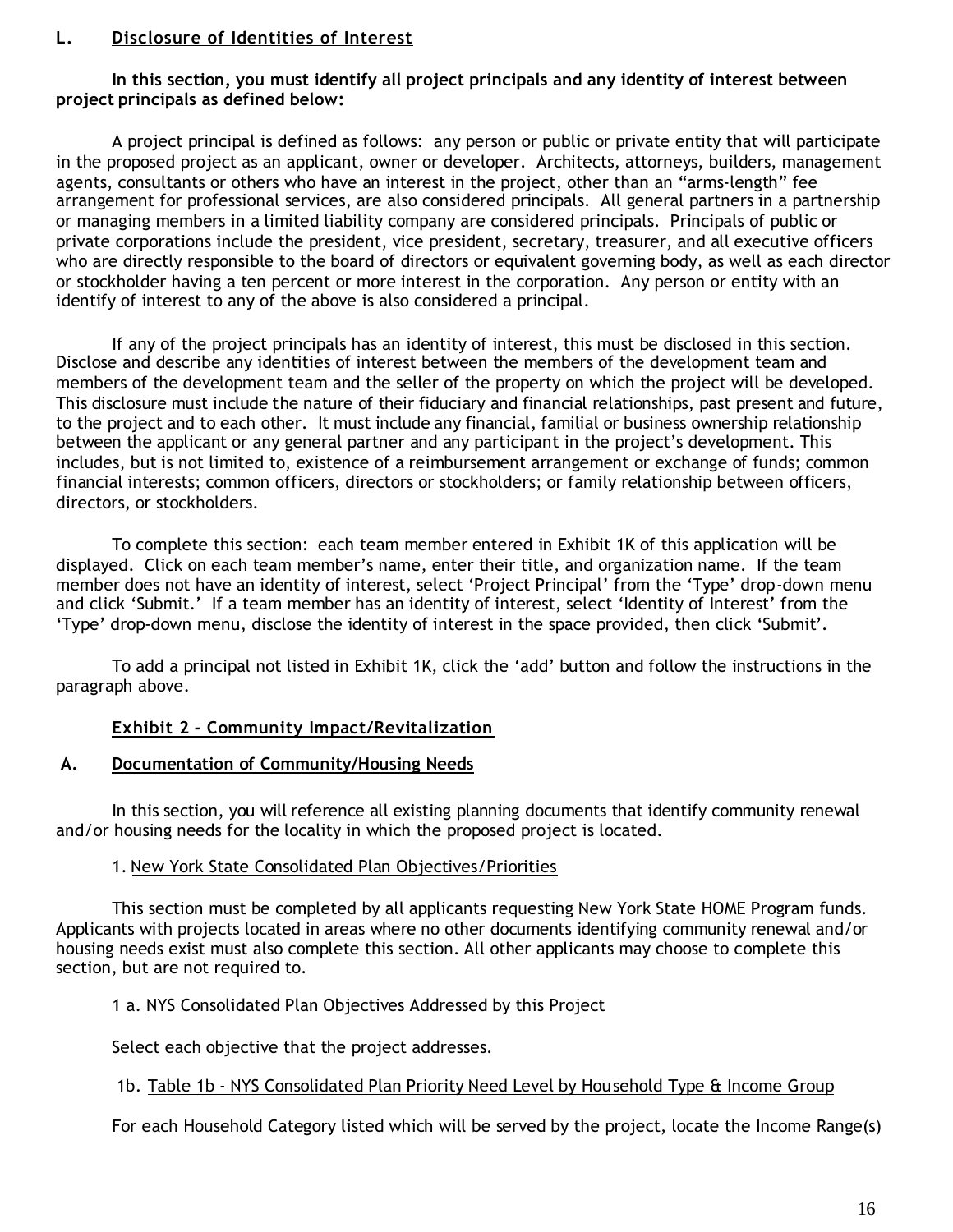## L. Disclosure of Identities of Interest

**In this section, you must identify all project principals and any identity of interest between project principals as defined below:**

A project principal is defined as follows: any person or public or private entity that will participate in the proposed project as an applicant, owner or developer. Architects, attorneys, builders, management agents, consultants or others who have an interest in the project, other than an "arms-length" fee arrangement for professional services, are also considered principals. All general partners in a partnership or managing members in a limited liability company are considered principals. Principals of public or private corporations include the president, vice president, secretary, treasurer, and all executive officers who are directly responsible to the board of directors or equivalent governing body, as well as each director or stockholder having a ten percent or more interest in the corporation. Any person or entity with an identify of interest to any of the above is also considered a principal.

If any of the project principals has an identity of interest, this must be disclosed in this section. Disclose and describe any identities of interest between the members of the development team and members of the development team and the seller of the property on which the project will be developed. This disclosure must include the nature of their fiduciary and financial relationships, past present and future, to the project and to each other. It must include any financial, familial or business ownership relationship between the applicant or any general partner and any participant in the project's development. This includes, but is not limited to, existence of a reimbursement arrangement or exchange of funds; common financial interests; common officers, directors or stockholders; or family relationship between officers, directors, or stockholders.

To complete this section: each team member entered in Exhibit 1K of this application will be displayed. Click on each team member's name, enter their title, and organization name. If the team member does not have an identity of interest, select 'Project Principal' from the 'Type' drop-down menu and click 'Submit.' If a team member has an identity of interest, select 'Identity of Interest' from the 'Type' drop-down menu, disclose the identity of interest in the space provided, then click 'Submit'.

To add a principal not listed in Exhibit 1K, click the 'add' button and follow the instructions in the paragraph above.

## Exhibit 2 - Community Impact/Revitalization

### A. Documentation of Community/Housing Needs

In this section, you will reference all existing planning documents that identify community renewal and/or housing needs for the locality in which the proposed project is located.

1. New York State Consolidated Plan Objectives/Priorities

This section must be completed by all applicants requesting New York State HOME Program funds. Applicants with projects located in areas where no other documents identifying community renewal and/or housing needs exist must also complete this section. All other applicants may choose to complete this section, but are not required to.

1 a. NYS Consolidated Plan Objectives Addressed by this Project

Select each objective that the project addresses.

1b. Table 1b - NYS Consolidated Plan Priority Need Level by Household Type & Income Group

For each Household Category listed which will be served by the project, locate the Income Range(s)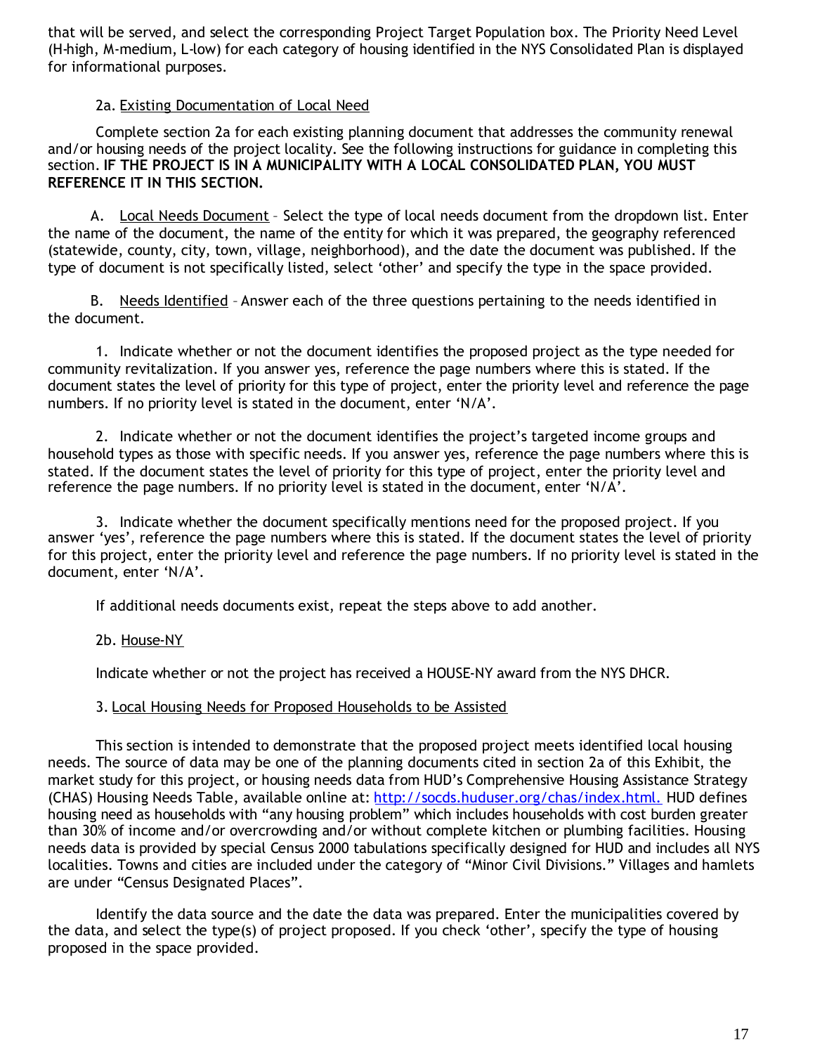that will be served, and select the corresponding Project Target Population box. The Priority Need Level (H-high, M-medium, L-low) for each category of housing identified in the NYS Consolidated Plan is displayed for informational purposes.

2a. Existing Documentation of Local Need

Complete section 2a for each existing planning document that addresses the community renewal and/or housing needs of the project locality. See the following instructions for guidance in completing this section. **IF THE PROJECT IS IN A MUNICIPALITY WITH A LOCAL CONSOLIDATED PLAN, YOU MUST REFERENCE IT IN THIS SECTION.**

A. Local Needs Document – Select the type of local needs document from the dropdown list. Enter the name of the document, the name of the entity for which it was prepared, the geography referenced (statewide, county, city, town, village, neighborhood), and the date the document was published. If the type of document is not specifically listed, select 'other' and specify the type in the space provided.

B. Needs Identified – Answer each of the three questions pertaining to the needs identified in the document.

1. Indicate whether or not the document identifies the proposed project as the type needed for community revitalization. If you answer yes, reference the page numbers where this is stated. If the document states the level of priority for this type of project, enter the priority level and reference the page numbers. If no priority level is stated in the document, enter 'N/A'.

2. Indicate whether or not the document identifies the project's targeted income groups and household types as those with specific needs. If you answer yes, reference the page numbers where this is stated. If the document states the level of priority for this type of project, enter the priority level and reference the page numbers. If no priority level is stated in the document, enter 'N/A'.

3. Indicate whether the document specifically mentions need for the proposed project. If you answer 'yes', reference the page numbers where this is stated. If the document states the level of priority for this project, enter the priority level and reference the page numbers. If no priority level is stated in the document, enter 'N/A'.

If additional needs documents exist, repeat the steps above to add another.

2b. House-NY

Indicate whether or not the project has received a HOUSE-NY award from the NYS DHCR.

3. Local Housing Needs for Proposed Households to be Assisted

This section is intended to demonstrate that the proposed project meets identified local housing needs. The source of data may be one of the planning documents cited in section 2a of this Exhibit, the market study for this project, or housing needs data from HUD's Comprehensive Housing Assistance Strategy (CHAS) Housing Needs Table, available online at: http://socds.huduser.org/chas/index.html. HUD defines housing need as households with "any housing problem" which includes households with cost burden greater than 30% of income and/or overcrowding and/or without complete kitchen or plumbing facilities. Housing needs data is provided by special Census 2000 tabulations specifically designed for HUD and includes all NYS localities. Towns and cities are included under the category of "Minor Civil Divisions." Villages and hamlets are under "Census Designated Places".

Identify the data source and the date the data was prepared. Enter the municipalities covered by the data, and select the type(s) of project proposed. If you check 'other', specify the type of housing proposed in the space provided.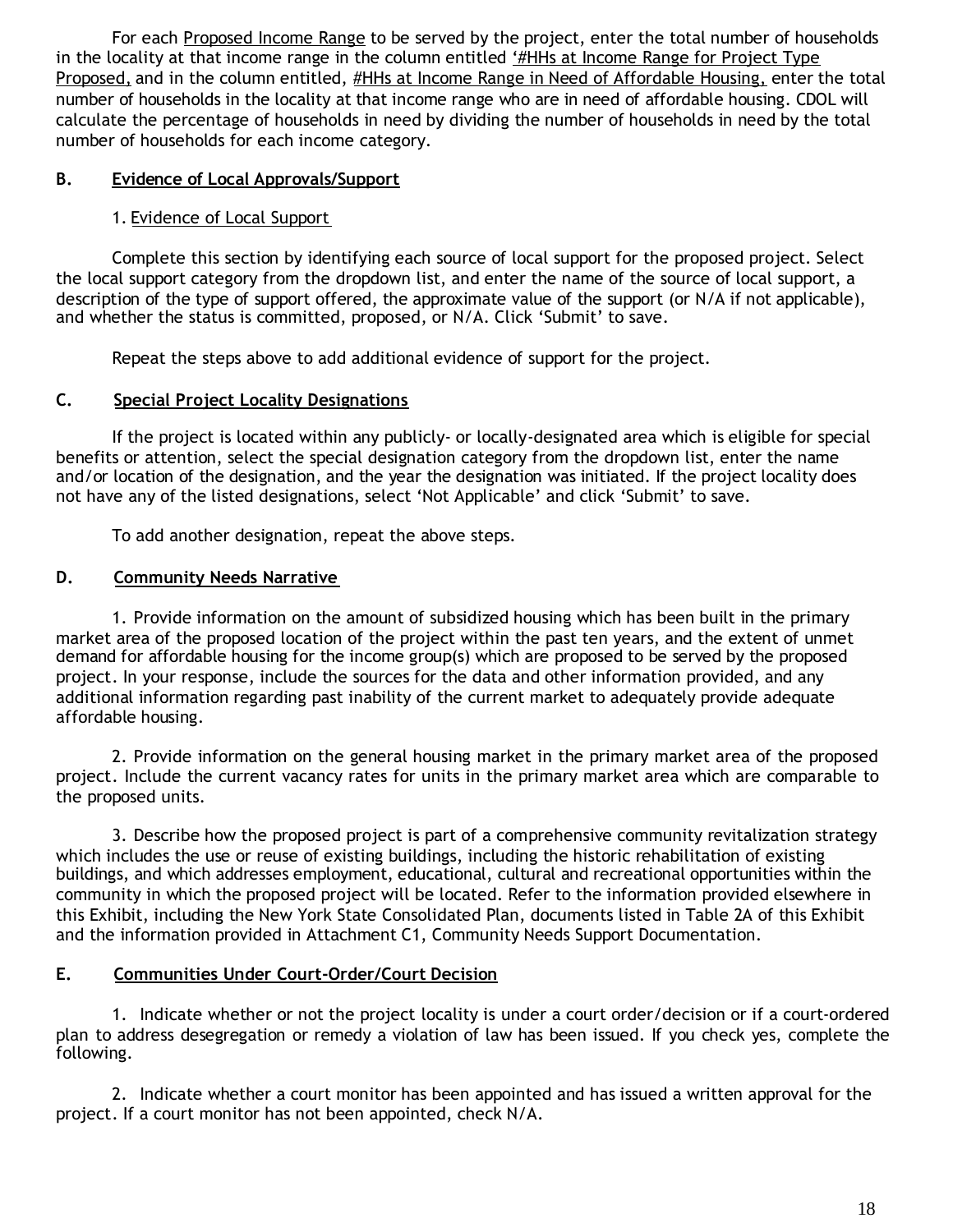For each Proposed Income Range to be served by the project, enter the total number of households in the locality at that income range in the column entitled '#HHs at Income Range for Project Type Proposed, and in the column entitled, #HHs at Income Range in Need of Affordable Housing, enter the total number of households in the locality at that income range who are in need of affordable housing. CDOL will calculate the percentage of households in need by dividing the number of households in need by the total number of households for each income category.

## B. Evidence of Local Approvals/Support

1. Evidence of Local Support

Complete this section by identifying each source of local support for the proposed project. Select the local support category from the dropdown list, and enter the name of the source of local support, a description of the type of support offered, the approximate value of the support (or N/A if not applicable), and whether the status is committed, proposed, or N/A. Click 'Submit' to save.

Repeat the steps above to add additional evidence of support for the project.

## C. Special Project Locality Designations

If the project is located within any publicly- or locally-designated area which is eligible for special benefits or attention, select the special designation category from the dropdown list, enter the name and/or location of the designation, and the year the designation was initiated. If the project locality does not have any of the listed designations, select 'Not Applicable' and click 'Submit' to save.

To add another designation, repeat the above steps.

## D. Community Needs Narrative

1. Provide information on the amount of subsidized housing which has been built in the primary market area of the proposed location of the project within the past ten years, and the extent of unmet demand for affordable housing for the income group(s) which are proposed to be served by the proposed project. In your response, include the sources for the data and other information provided, and any additional information regarding past inability of the current market to adequately provide adequate affordable housing.

2. Provide information on the general housing market in the primary market area of the proposed project. Include the current vacancy rates for units in the primary market area which are comparable to the proposed units.

3. Describe how the proposed project is part of a comprehensive community revitalization strategy which includes the use or reuse of existing buildings, including the historic rehabilitation of existing buildings, and which addresses employment, educational, cultural and recreational opportunities within the community in which the proposed project will be located. Refer to the information provided elsewhere in this Exhibit, including the New York State Consolidated Plan, documents listed in Table 2A of this Exhibit and the information provided in Attachment C1, Community Needs Support Documentation.

## E. Communities Under Court-Order/Court Decision

1. Indicate whether or not the project locality is under a court order/decision or if a court-ordered plan to address desegregation or remedy a violation of law has been issued. If you check yes, complete the following.

2. Indicate whether a court monitor has been appointed and has issued a written approval for the project. If a court monitor has not been appointed, check N/A.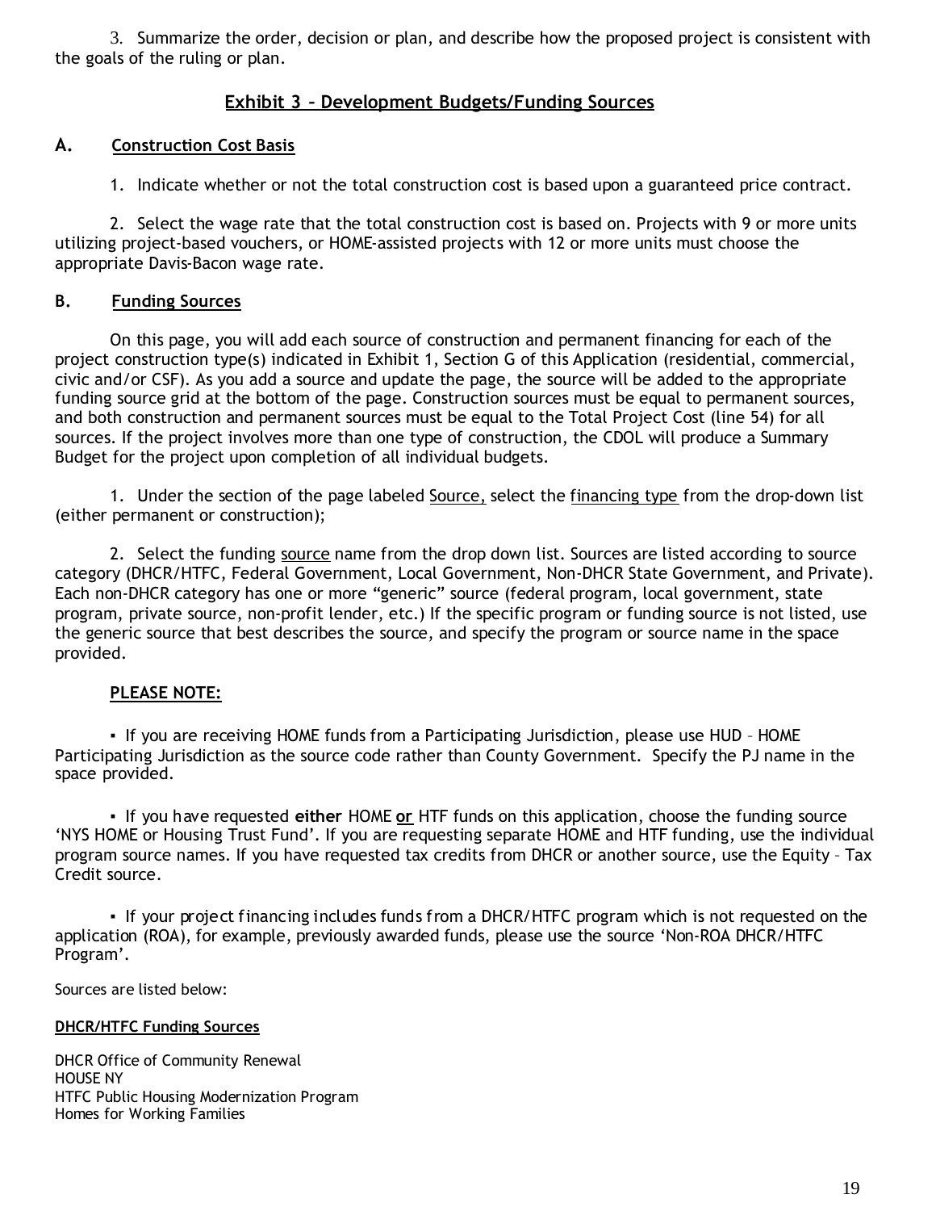3. Summarize the order, decision or plan, and describe how the proposed project is consistent with the goals of the ruling or plan.

## Exhibit 3 – Development Budgets/Funding Sources

### A. Construction Cost Basis

1. Indicate whether or not the total construction cost is based upon a guaranteed price contract.

2. Select the wage rate that the total construction cost is based on. Projects with 9 or more units utilizing project-based vouchers, or HOME-assisted projects with 12 or more units must choose the appropriate Davis-Bacon wage rate.

### B. Funding Sources

On this page, you will add each source of construction and permanent financing for each of the project construction type(s) indicated in Exhibit 1, Section G of this Application (residential, commercial, civic and/or CSF). As you add a source and update the page, the source will be added to the appropriate funding source grid at the bottom of the page. Construction sources must be equal to permanent sources, and both construction and permanent sources must be equal to the Total Project Cost (line 54) for all sources. If the project involves more than one type of construction, the CDOL will produce a Summary Budget for the project upon completion of all individual budgets.

1. Under the section of the page labeled Source, select the financing type from the drop-down list (either permanent or construction);

2. Select the funding source name from the drop down list. Sources are listed according to source category (DHCR/HTFC, Federal Government, Local Government, Non-DHCR State Government, and Private). Each non-DHCR category has one or more "generic" source (federal program, local government, state program, private source, non-profit lender, etc.) If the specific program or funding source is not listed, use the generic source that best describes the source, and specify the program or source name in the space provided.

**PLEASE NOTE:**

- If you are receiving HOME funds from a Participating Jurisdiction, please use HUD – HOME Participating Jurisdiction as the source code rather than County Government. Specify the PJ name in the space provided.

- If you have requested **either** HOME **or** HTF funds on this application, choose the funding source 'NYS HOME or Housing Trust Fund'. If you are requesting separate HOME and HTF funding, use the individual program source names. If you have requested tax credits from DHCR or another source, use the Equity – Tax Credit source.

- If your project financing includes funds from a DHCR/HTFC program which is not requested on the application (ROA), for example, previously awarded funds, please use the source 'Non-ROA DHCR/HTFC Program'.

Sources are listed below:

**DHCR/HTFC Funding Sources**

DHCR Office of Community Renewal  
HOUSE NY  
HTFC Public Housing Modernization Program  
Homes for Working Families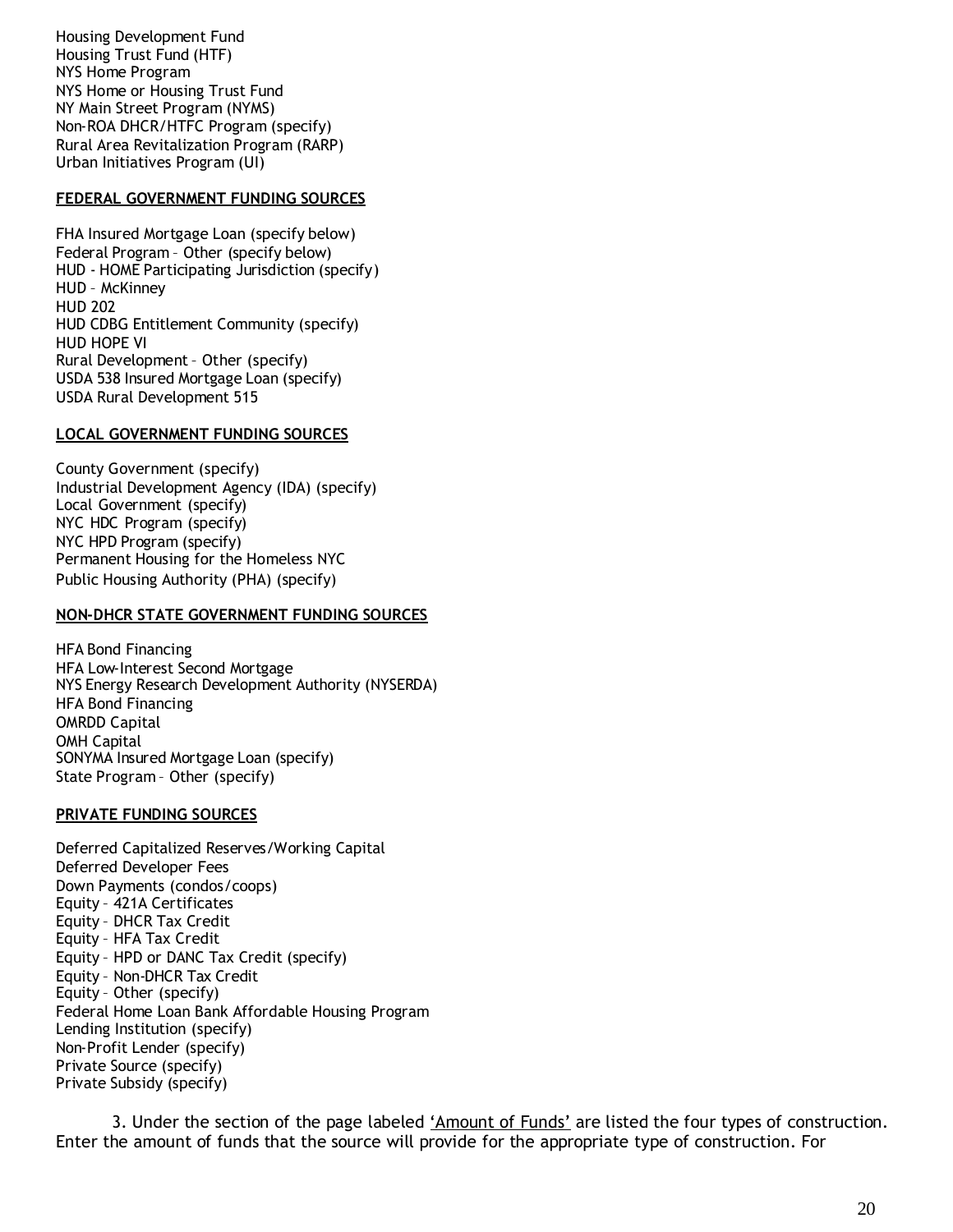Housing Development Fund
Housing Trust Fund (HTF)
NYS Home Program
NYS Home or Housing Trust Fund
NY Main Street Program (NYMS)
Non-ROA DHCR/HTFC Program (specify)
Rural Area Revitalization Program (RARP)
Urban Initiatives Program (UI)

**FEDERAL GOVERNMENT FUNDING SOURCES**

FHA Insured Mortgage Loan (specify below)
Federal Program – Other (specify below)
HUD - HOME Participating Jurisdiction (specify)
HUD – McKinney
HUD 202
HUD CDBG Entitlement Community (specify)
HUD HOPE VI
Rural Development – Other (specify)
USDA 538 Insured Mortgage Loan (specify)
USDA Rural Development 515

**LOCAL GOVERNMENT FUNDING SOURCES**

County Government (specify)
Industrial Development Agency (IDA) (specify)
Local Government (specify)
NYC HDC Program (specify)
NYC HPD Program (specify)
Permanent Housing for the Homeless NYC
Public Housing Authority (PHA) (specify)

**NON-DHCR STATE GOVERNMENT FUNDING SOURCES**

HFA Bond Financing
HFA Low-Interest Second Mortgage
NYS Energy Research Development Authority (NYSERDA)
HFA Bond Financing
OMRDD Capital
OMH Capital
SONYMA Insured Mortgage Loan (specify)
State Program – Other (specify)

**PRIVATE FUNDING SOURCES**

Deferred Capitalized Reserves/Working Capital
Deferred Developer Fees
Down Payments (condos/coops)
Equity – 421A Certificates
Equity – DHCR Tax Credit
Equity – HFA Tax Credit
Equity – HPD or DANC Tax Credit (specify)
Equity – Non-DHCR Tax Credit
Equity – Other (specify)
Federal Home Loan Bank Affordable Housing Program
Lending Institution (specify)
Non-Profit Lender (specify)
Private Source (specify)
Private Subsidy (specify)

3. Under the section of the page labeled 'Amount of Funds' are listed the four types of construction. Enter the amount of funds that the source will provide for the appropriate type of construction. For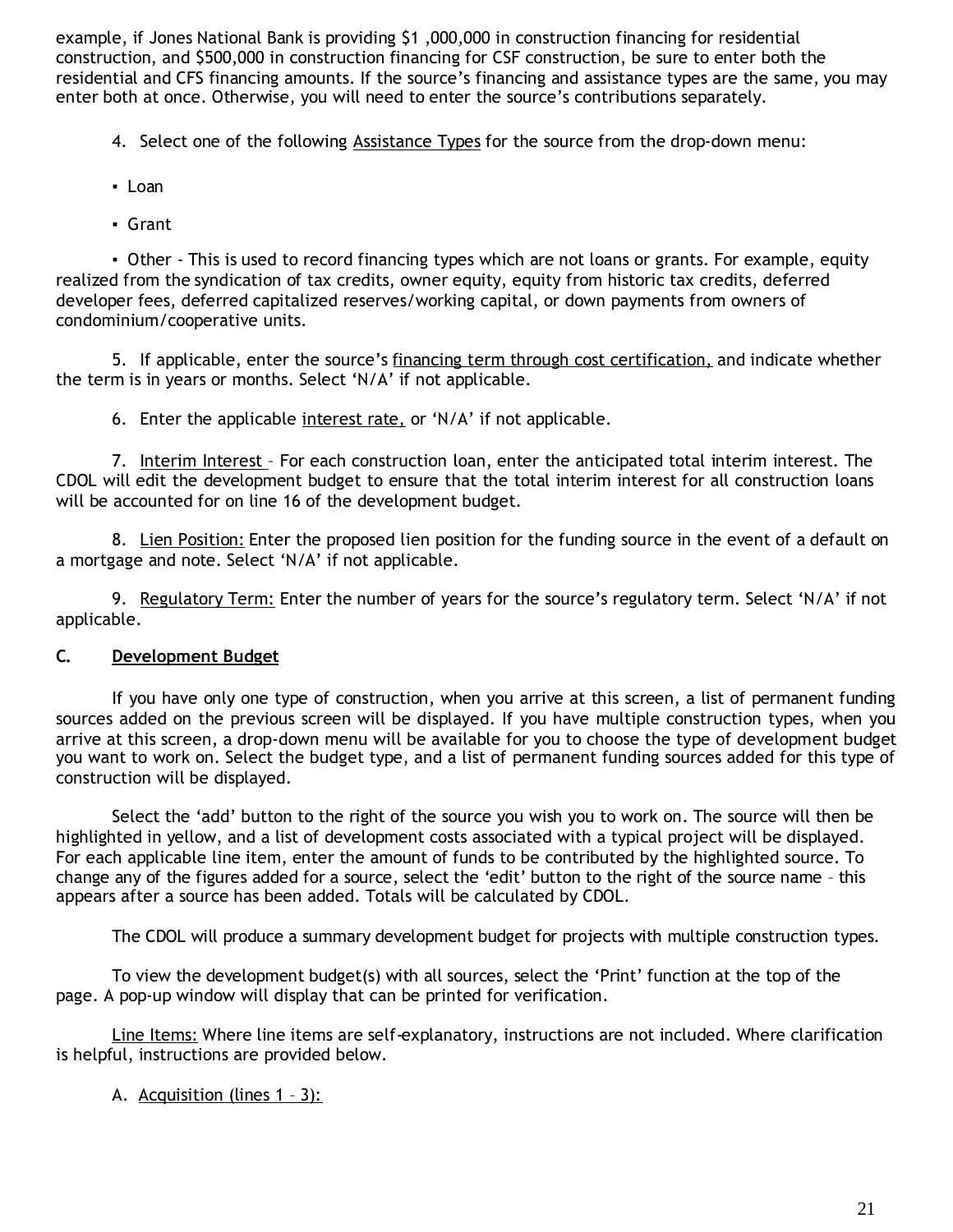example, if Jones National Bank is providing $1 ,000,000 in construction financing for residential construction, and $500,000 in construction financing for CSF construction, be sure to enter both the residential and CFS financing amounts. If the source's financing and assistance types are the same, you may enter both at once. Otherwise, you will need to enter the source's contributions separately.

4. Select one of the following <u>Assistance Types</u> for the source from the drop-down menu:

- Loan
- Grant
- Other - This is used to record financing types which are not loans or grants. For example, equity realized from the syndication of tax credits, owner equity, equity from historic tax credits, deferred developer fees, deferred capitalized reserves/working capital, or down payments from owners of condominium/cooperative units.

5. If applicable, enter the source's <u>financing term through cost certification,</u> and indicate whether the term is in years or months. Select 'N/A' if not applicable.

6. Enter the applicable <u>interest rate,</u> or 'N/A' if not applicable.

7. <u>Interim Interest</u> – For each construction loan, enter the anticipated total interim interest. The CDOL will edit the development budget to ensure that the total interim interest for all construction loans will be accounted for on line 16 of the development budget.

8. <u>Lien Position:</u> Enter the proposed lien position for the funding source in the event of a default on a mortgage and note. Select 'N/A' if not applicable.

9. <u>Regulatory Term:</u> Enter the number of years for the source's regulatory term. Select 'N/A' if not applicable.

### C. <u>Development Budget</u>

If you have only one type of construction, when you arrive at this screen, a list of permanent funding sources added on the previous screen will be displayed. If you have multiple construction types, when you arrive at this screen, a drop-down menu will be available for you to choose the type of development budget you want to work on. Select the budget type, and a list of permanent funding sources added for this type of construction will be displayed.

Select the 'add' button to the right of the source you wish you to work on. The source will then be highlighted in yellow, and a list of development costs associated with a typical project will be displayed. For each applicable line item, enter the amount of funds to be contributed by the highlighted source. To change any of the figures added for a source, select the 'edit' button to the right of the source name – this appears after a source has been added. Totals will be calculated by CDOL.

The CDOL will produce a summary development budget for projects with multiple construction types.

To view the development budget(s) with all sources, select the 'Print' function at the top of the page. A pop-up window will display that can be printed for verification.

<u>Line Items:</u> Where line items are self-explanatory, instructions are not included. Where clarification is helpful, instructions are provided below.

A. <u>Acquisition (lines 1 – 3):</u>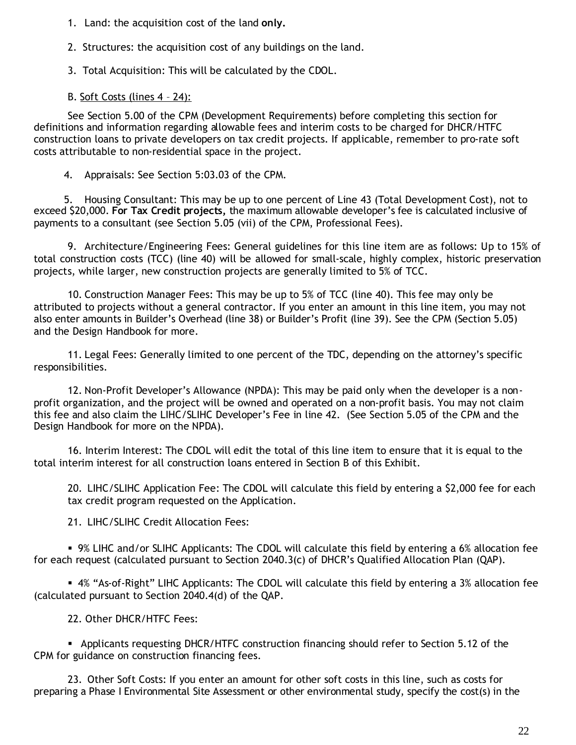1. Land: the acquisition cost of the land **only.**

2. Structures: the acquisition cost of any buildings on the land.

3. Total Acquisition: This will be calculated by the CDOL.

B. Soft Costs (lines 4 – 24):

See Section 5.00 of the CPM (Development Requirements) before completing this section for definitions and information regarding allowable fees and interim costs to be charged for DHCR/HTFC construction loans to private developers on tax credit projects. If applicable, remember to pro-rate soft costs attributable to non-residential space in the project.

4. Appraisals: See Section 5:03.03 of the CPM.

5. Housing Consultant: This may be up to one percent of Line 43 (Total Development Cost), not to exceed $20,000. **For Tax Credit projects,** the maximum allowable developer's fee is calculated inclusive of payments to a consultant (see Section 5.05 (vii) of the CPM, Professional Fees).

9. Architecture/Engineering Fees: General guidelines for this line item are as follows: Up to 15% of total construction costs (TCC) (line 40) will be allowed for small-scale, highly complex, historic preservation projects, while larger, new construction projects are generally limited to 5% of TCC.

10. Construction Manager Fees: This may be up to 5% of TCC (line 40). This fee may only be attributed to projects without a general contractor. If you enter an amount in this line item, you may not also enter amounts in Builder's Overhead (line 38) or Builder's Profit (line 39). See the CPM (Section 5.05) and the Design Handbook for more.

11. Legal Fees: Generally limited to one percent of the TDC, depending on the attorney's specific responsibilities.

12. Non-Profit Developer's Allowance (NPDA): This may be paid only when the developer is a non-profit organization, and the project will be owned and operated on a non-profit basis. You may not claim this fee and also claim the LIHC/SLIHC Developer's Fee in line 42. (See Section 5.05 of the CPM and the Design Handbook for more on the NPDA).

16. Interim Interest: The CDOL will edit the total of this line item to ensure that it is equal to the total interim interest for all construction loans entered in Section B of this Exhibit.

20. LIHC/SLIHC Application Fee: The CDOL will calculate this field by entering a $2,000 fee for each tax credit program requested on the Application.

21. LIHC/SLIHC Credit Allocation Fees:

- 9% LIHC and/or SLIHC Applicants: The CDOL will calculate this field by entering a 6% allocation fee for each request (calculated pursuant to Section 2040.3(c) of DHCR's Qualified Allocation Plan (QAP).

- 4% "As-of-Right" LIHC Applicants: The CDOL will calculate this field by entering a 3% allocation fee (calculated pursuant to Section 2040.4(d) of the QAP.

22. Other DHCR/HTFC Fees:

- Applicants requesting DHCR/HTFC construction financing should refer to Section 5.12 of the CPM for guidance on construction financing fees.

23. Other Soft Costs: If you enter an amount for other soft costs in this line, such as costs for preparing a Phase I Environmental Site Assessment or other environmental study, specify the cost(s) in the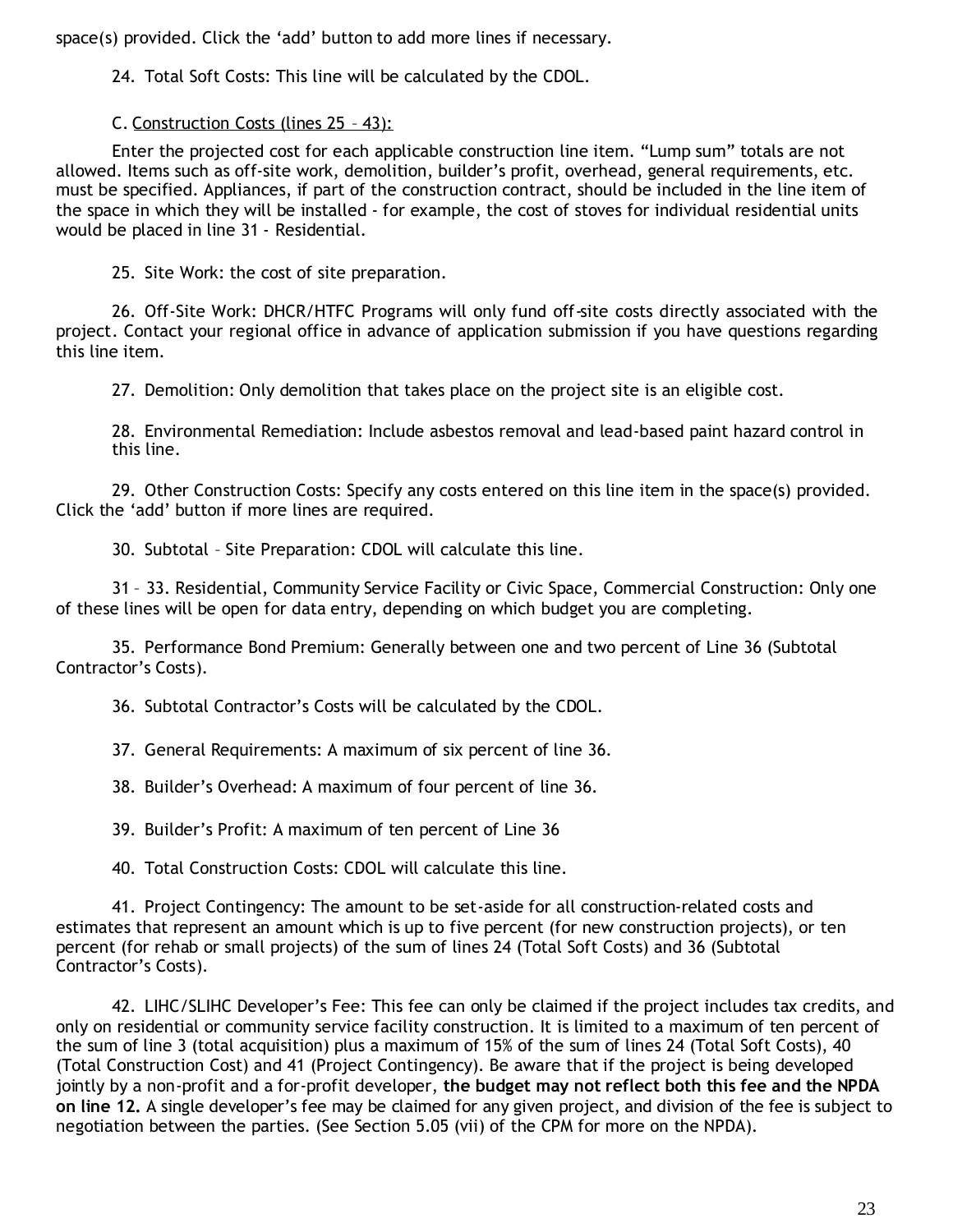space(s) provided. Click the 'add' button to add more lines if necessary.

24. Total Soft Costs: This line will be calculated by the CDOL.

C. Construction Costs (lines 25 – 43):

Enter the projected cost for each applicable construction line item. "Lump sum" totals are not allowed. Items such as off-site work, demolition, builder's profit, overhead, general requirements, etc. must be specified. Appliances, if part of the construction contract, should be included in the line item of the space in which they will be installed - for example, the cost of stoves for individual residential units would be placed in line 31 - Residential.

25. Site Work: the cost of site preparation.

26. Off-Site Work: DHCR/HTFC Programs will only fund off-site costs directly associated with the project. Contact your regional office in advance of application submission if you have questions regarding this line item.

27. Demolition: Only demolition that takes place on the project site is an eligible cost.

28. Environmental Remediation: Include asbestos removal and lead-based paint hazard control in this line.

29. Other Construction Costs: Specify any costs entered on this line item in the space(s) provided. Click the 'add' button if more lines are required.

30. Subtotal – Site Preparation: CDOL will calculate this line.

31 – 33. Residential, Community Service Facility or Civic Space, Commercial Construction: Only one of these lines will be open for data entry, depending on which budget you are completing.

35. Performance Bond Premium: Generally between one and two percent of Line 36 (Subtotal Contractor's Costs).

36. Subtotal Contractor's Costs will be calculated by the CDOL.

37. General Requirements: A maximum of six percent of line 36.

38. Builder's Overhead: A maximum of four percent of line 36.

39. Builder's Profit: A maximum of ten percent of Line 36

40. Total Construction Costs: CDOL will calculate this line.

41. Project Contingency: The amount to be set-aside for all construction-related costs and estimates that represent an amount which is up to five percent (for new construction projects), or ten percent (for rehab or small projects) of the sum of lines 24 (Total Soft Costs) and 36 (Subtotal Contractor's Costs).

42. LIHC/SLIHC Developer's Fee: This fee can only be claimed if the project includes tax credits, and only on residential or community service facility construction. It is limited to a maximum of ten percent of the sum of line 3 (total acquisition) plus a maximum of 15% of the sum of lines 24 (Total Soft Costs), 40 (Total Construction Cost) and 41 (Project Contingency). Be aware that if the project is being developed jointly by a non-profit and a for-profit developer, **the budget may not reflect both this fee and the NPDA on line 12.** A single developer's fee may be claimed for any given project, and division of the fee is subject to negotiation between the parties. (See Section 5.05 (vii) of the CPM for more on the NPDA).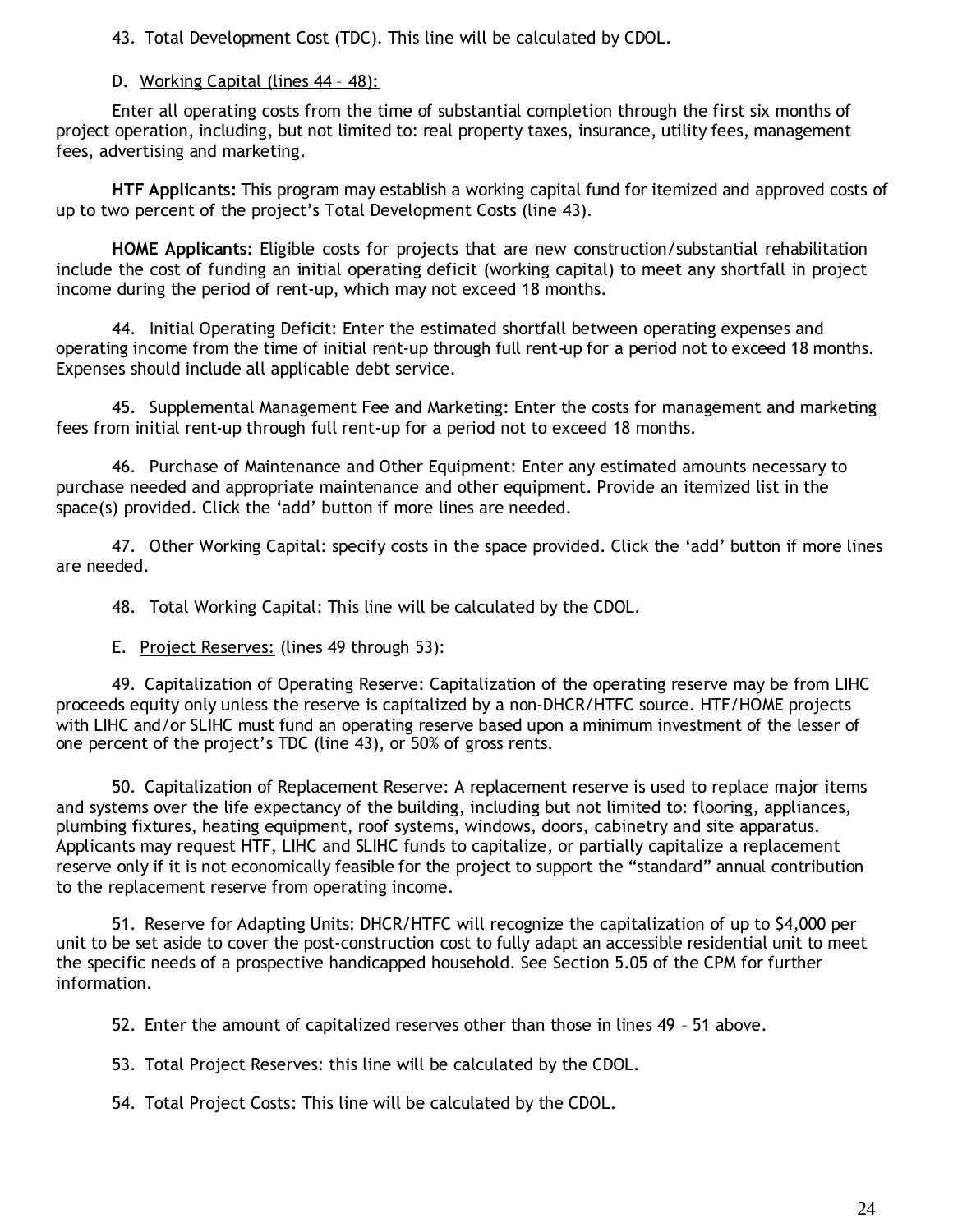43. Total Development Cost (TDC). This line will be calculated by CDOL.

D. <u>Working Capital (lines 44 – 48):</u>

Enter all operating costs from the time of substantial completion through the first six months of project operation, including, but not limited to: real property taxes, insurance, utility fees, management fees, advertising and marketing.

**HTF Applicants:** This program may establish a working capital fund for itemized and approved costs of up to two percent of the project's Total Development Costs (line 43).

**HOME Applicants:** Eligible costs for projects that are new construction/substantial rehabilitation include the cost of funding an initial operating deficit (working capital) to meet any shortfall in project income during the period of rent-up, which may not exceed 18 months.

44. Initial Operating Deficit: Enter the estimated shortfall between operating expenses and operating income from the time of initial rent-up through full rent-up for a period not to exceed 18 months. Expenses should include all applicable debt service.

45. Supplemental Management Fee and Marketing: Enter the costs for management and marketing fees from initial rent-up through full rent-up for a period not to exceed 18 months.

46. Purchase of Maintenance and Other Equipment: Enter any estimated amounts necessary to purchase needed and appropriate maintenance and other equipment. Provide an itemized list in the space(s) provided. Click the 'add' button if more lines are needed.

47. Other Working Capital: specify costs in the space provided. Click the 'add' button if more lines are needed.

48. Total Working Capital: This line will be calculated by the CDOL.

E. <u>Project Reserves:</u> (lines 49 through 53):

49. Capitalization of Operating Reserve: Capitalization of the operating reserve may be from LIHC proceeds equity only unless the reserve is capitalized by a non-DHCR/HTFC source. HTF/HOME projects with LIHC and/or SLIHC must fund an operating reserve based upon a minimum investment of the lesser of one percent of the project's TDC (line 43), or 50% of gross rents.

50. Capitalization of Replacement Reserve: A replacement reserve is used to replace major items and systems over the life expectancy of the building, including but not limited to: flooring, appliances, plumbing fixtures, heating equipment, roof systems, windows, doors, cabinetry and site apparatus. Applicants may request HTF, LIHC and SLIHC funds to capitalize, or partially capitalize a replacement reserve only if it is not economically feasible for the project to support the "standard" annual contribution to the replacement reserve from operating income.

51. Reserve for Adapting Units: DHCR/HTFC will recognize the capitalization of up to $4,000 per unit to be set aside to cover the post-construction cost to fully adapt an accessible residential unit to meet the specific needs of a prospective handicapped household. See Section 5.05 of the CPM for further information.

52. Enter the amount of capitalized reserves other than those in lines 49 – 51 above.

53. Total Project Reserves: this line will be calculated by the CDOL.

54. Total Project Costs: This line will be calculated by the CDOL.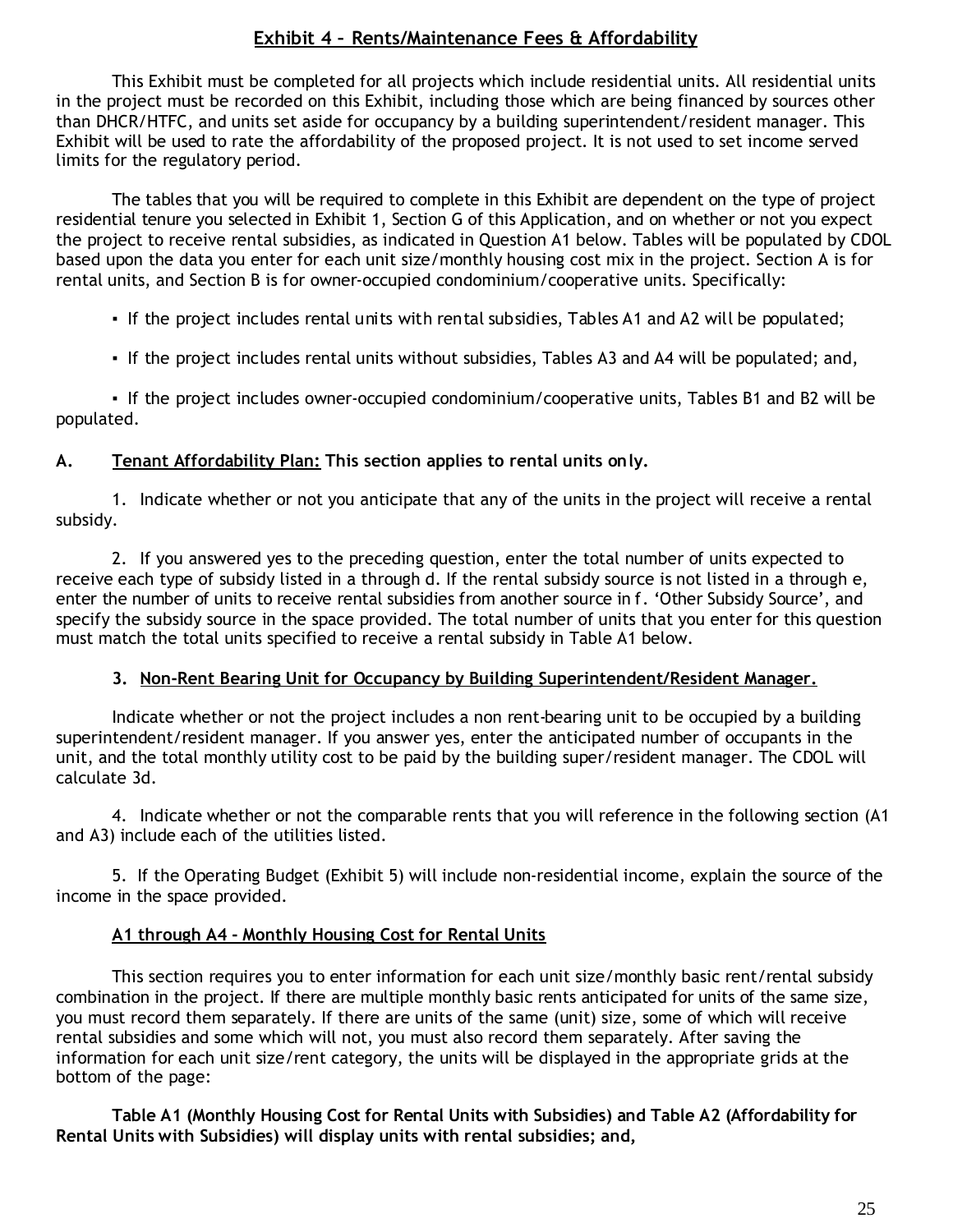## Exhibit 4 – Rents/Maintenance Fees & Affordability

This Exhibit must be completed for all projects which include residential units. All residential units in the project must be recorded on this Exhibit, including those which are being financed by sources other than DHCR/HTFC, and units set aside for occupancy by a building superintendent/resident manager. This Exhibit will be used to rate the affordability of the proposed project. It is not used to set income served limits for the regulatory period.

The tables that you will be required to complete in this Exhibit are dependent on the type of project residential tenure you selected in Exhibit 1, Section G of this Application, and on whether or not you expect the project to receive rental subsidies, as indicated in Question A1 below. Tables will be populated by CDOL based upon the data you enter for each unit size/monthly housing cost mix in the project. Section A is for rental units, and Section B is for owner-occupied condominium/cooperative units. Specifically:

- If the project includes rental units with rental subsidies, Tables A1 and A2 will be populated;
- If the project includes rental units without subsidies, Tables A3 and A4 will be populated; and,
- If the project includes owner-occupied condominium/cooperative units, Tables B1 and B2 will be populated.

**A. Tenant Affordability Plan: This section applies to rental units only.**

1. Indicate whether or not you anticipate that any of the units in the project will receive a rental subsidy.

2. If you answered yes to the preceding question, enter the total number of units expected to receive each type of subsidy listed in a through d. If the rental subsidy source is not listed in a through e, enter the number of units to receive rental subsidies from another source in f. 'Other Subsidy Source', and specify the subsidy source in the space provided. The total number of units that you enter for this question must match the total units specified to receive a rental subsidy in Table A1 below.

**3. Non-Rent Bearing Unit for Occupancy by Building Superintendent/Resident Manager.**

Indicate whether or not the project includes a non rent-bearing unit to be occupied by a building superintendent/resident manager. If you answer yes, enter the anticipated number of occupants in the unit, and the total monthly utility cost to be paid by the building super/resident manager. The CDOL will calculate 3d.

4. Indicate whether or not the comparable rents that you will reference in the following section (A1 and A3) include each of the utilities listed.

5. If the Operating Budget (Exhibit 5) will include non-residential income, explain the source of the income in the space provided.

**A1 through A4 - Monthly Housing Cost for Rental Units**

This section requires you to enter information for each unit size/monthly basic rent/rental subsidy combination in the project. If there are multiple monthly basic rents anticipated for units of the same size, you must record them separately. If there are units of the same (unit) size, some of which will receive rental subsidies and some which will not, you must also record them separately. After saving the information for each unit size/rent category, the units will be displayed in the appropriate grids at the bottom of the page:

**Table A1 (Monthly Housing Cost for Rental Units with Subsidies) and Table A2 (Affordability for Rental Units with Subsidies) will display units with rental subsidies; and,**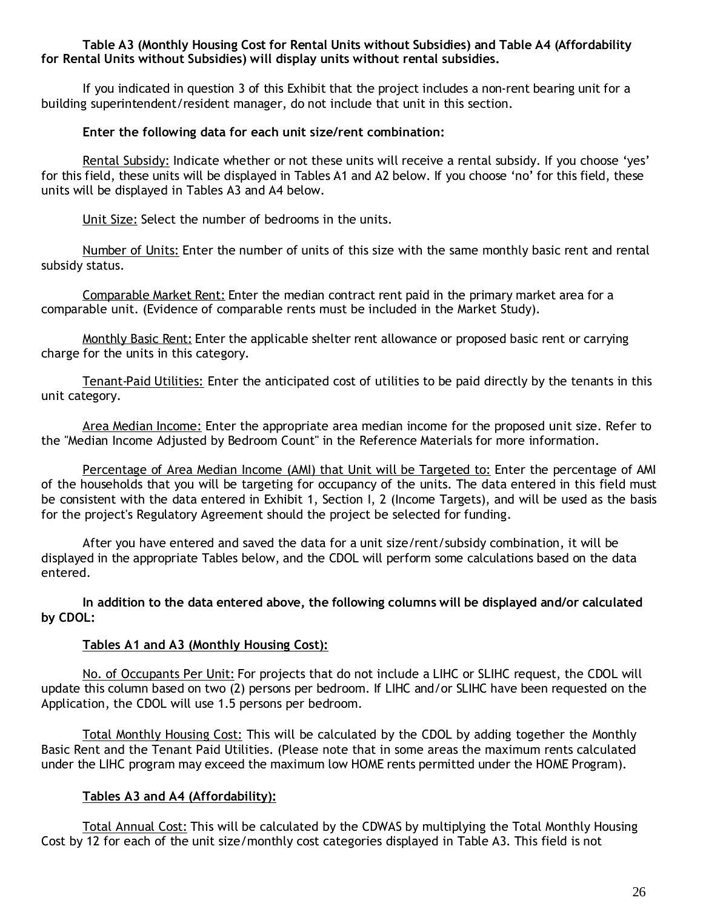**Table A3 (Monthly Housing Cost for Rental Units without Subsidies) and Table A4 (Affordability for Rental Units without Subsidies) will display units without rental subsidies.**

If you indicated in question 3 of this Exhibit that the project includes a non-rent bearing unit for a building superintendent/resident manager, do not include that unit in this section.

**Enter the following data for each unit size/rent combination:**

Rental Subsidy: Indicate whether or not these units will receive a rental subsidy. If you choose 'yes' for this field, these units will be displayed in Tables A1 and A2 below. If you choose 'no' for this field, these units will be displayed in Tables A3 and A4 below.

Unit Size: Select the number of bedrooms in the units.

Number of Units: Enter the number of units of this size with the same monthly basic rent and rental subsidy status.

Comparable Market Rent: Enter the median contract rent paid in the primary market area for a comparable unit. (Evidence of comparable rents must be included in the Market Study).

Monthly Basic Rent: Enter the applicable shelter rent allowance or proposed basic rent or carrying charge for the units in this category.

Tenant-Paid Utilities: Enter the anticipated cost of utilities to be paid directly by the tenants in this unit category.

Area Median Income: Enter the appropriate area median income for the proposed unit size. Refer to the "Median Income Adjusted by Bedroom Count" in the Reference Materials for more information.

Percentage of Area Median Income (AMI) that Unit will be Targeted to: Enter the percentage of AMI of the households that you will be targeting for occupancy of the units. The data entered in this field must be consistent with the data entered in Exhibit 1, Section I, 2 (Income Targets), and will be used as the basis for the project's Regulatory Agreement should the project be selected for funding.

After you have entered and saved the data for a unit size/rent/subsidy combination, it will be displayed in the appropriate Tables below, and the CDOL will perform some calculations based on the data entered.

**In addition to the data entered above, the following columns will be displayed and/or calculated by CDOL:**

**Tables A1 and A3 (Monthly Housing Cost):**

No. of Occupants Per Unit: For projects that do not include a LIHC or SLIHC request, the CDOL will update this column based on two (2) persons per bedroom. If LIHC and/or SLIHC have been requested on the Application, the CDOL will use 1.5 persons per bedroom.

Total Monthly Housing Cost: This will be calculated by the CDOL by adding together the Monthly Basic Rent and the Tenant Paid Utilities. (Please note that in some areas the maximum rents calculated under the LIHC program may exceed the maximum low HOME rents permitted under the HOME Program).

**Tables A3 and A4 (Affordability):**

Total Annual Cost: This will be calculated by the CDWAS by multiplying the Total Monthly Housing Cost by 12 for each of the unit size/monthly cost categories displayed in Table A3. This field is not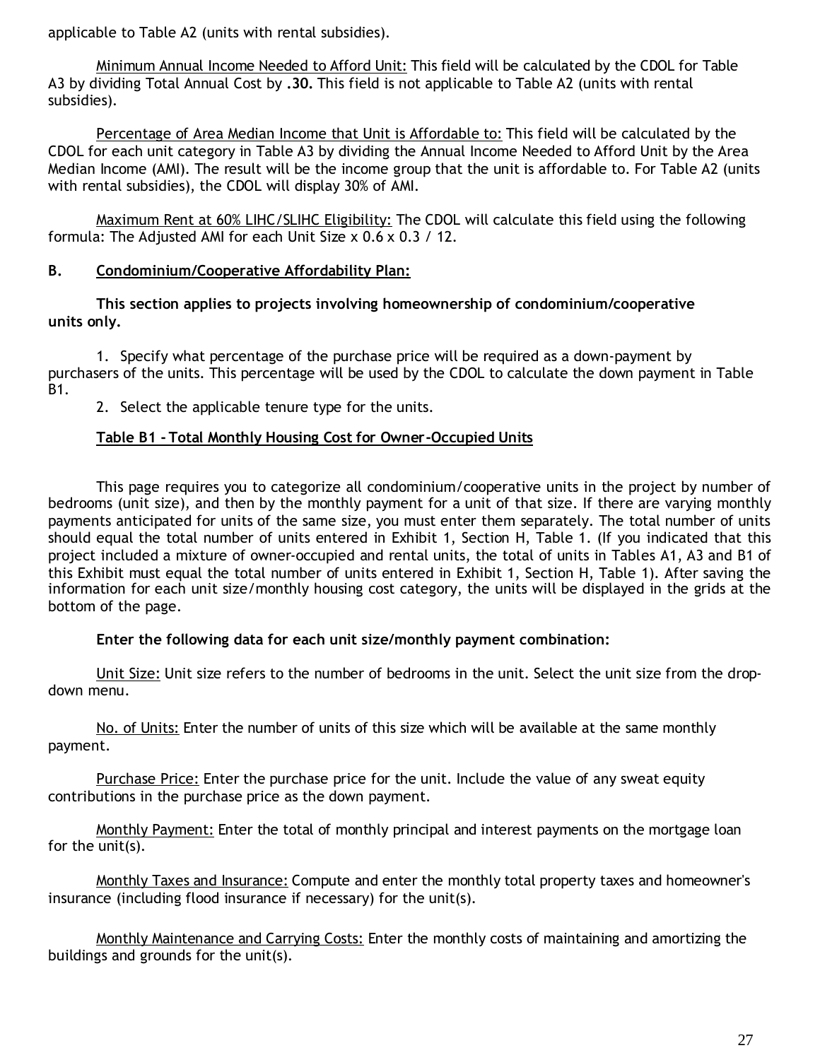applicable to Table A2 (units with rental subsidies).

Minimum Annual Income Needed to Afford Unit: This field will be calculated by the CDOL for Table A3 by dividing Total Annual Cost by **.30.** This field is not applicable to Table A2 (units with rental subsidies).

Percentage of Area Median Income that Unit is Affordable to: This field will be calculated by the CDOL for each unit category in Table A3 by dividing the Annual Income Needed to Afford Unit by the Area Median Income (AMI). The result will be the income group that the unit is affordable to. For Table A2 (units with rental subsidies), the CDOL will display 30% of AMI.

Maximum Rent at 60% LIHC/SLIHC Eligibility: The CDOL will calculate this field using the following formula: The Adjusted AMI for each Unit Size x 0.6 x 0.3 / 12.

## B. Condominium/Cooperative Affordability Plan:

**This section applies to projects involving homeownership of condominium/cooperative units only.**

1. Specify what percentage of the purchase price will be required as a down-payment by purchasers of the units. This percentage will be used by the CDOL to calculate the down payment in Table B1.
2. Select the applicable tenure type for the units.

### Table B1 - Total Monthly Housing Cost for Owner-Occupied Units

This page requires you to categorize all condominium/cooperative units in the project by number of bedrooms (unit size), and then by the monthly payment for a unit of that size. If there are varying monthly payments anticipated for units of the same size, you must enter them separately. The total number of units should equal the total number of units entered in Exhibit 1, Section H, Table 1. (If you indicated that this project included a mixture of owner-occupied and rental units, the total of units in Tables A1, A3 and B1 of this Exhibit must equal the total number of units entered in Exhibit 1, Section H, Table 1). After saving the information for each unit size/monthly housing cost category, the units will be displayed in the grids at the bottom of the page.

**Enter the following data for each unit size/monthly payment combination:**

Unit Size: Unit size refers to the number of bedrooms in the unit. Select the unit size from the drop-down menu.

No. of Units: Enter the number of units of this size which will be available at the same monthly payment.

Purchase Price: Enter the purchase price for the unit. Include the value of any sweat equity contributions in the purchase price as the down payment.

Monthly Payment: Enter the total of monthly principal and interest payments on the mortgage loan for the unit(s).

Monthly Taxes and Insurance: Compute and enter the monthly total property taxes and homeowner's insurance (including flood insurance if necessary) for the unit(s).

Monthly Maintenance and Carrying Costs: Enter the monthly costs of maintaining and amortizing the buildings and grounds for the unit(s).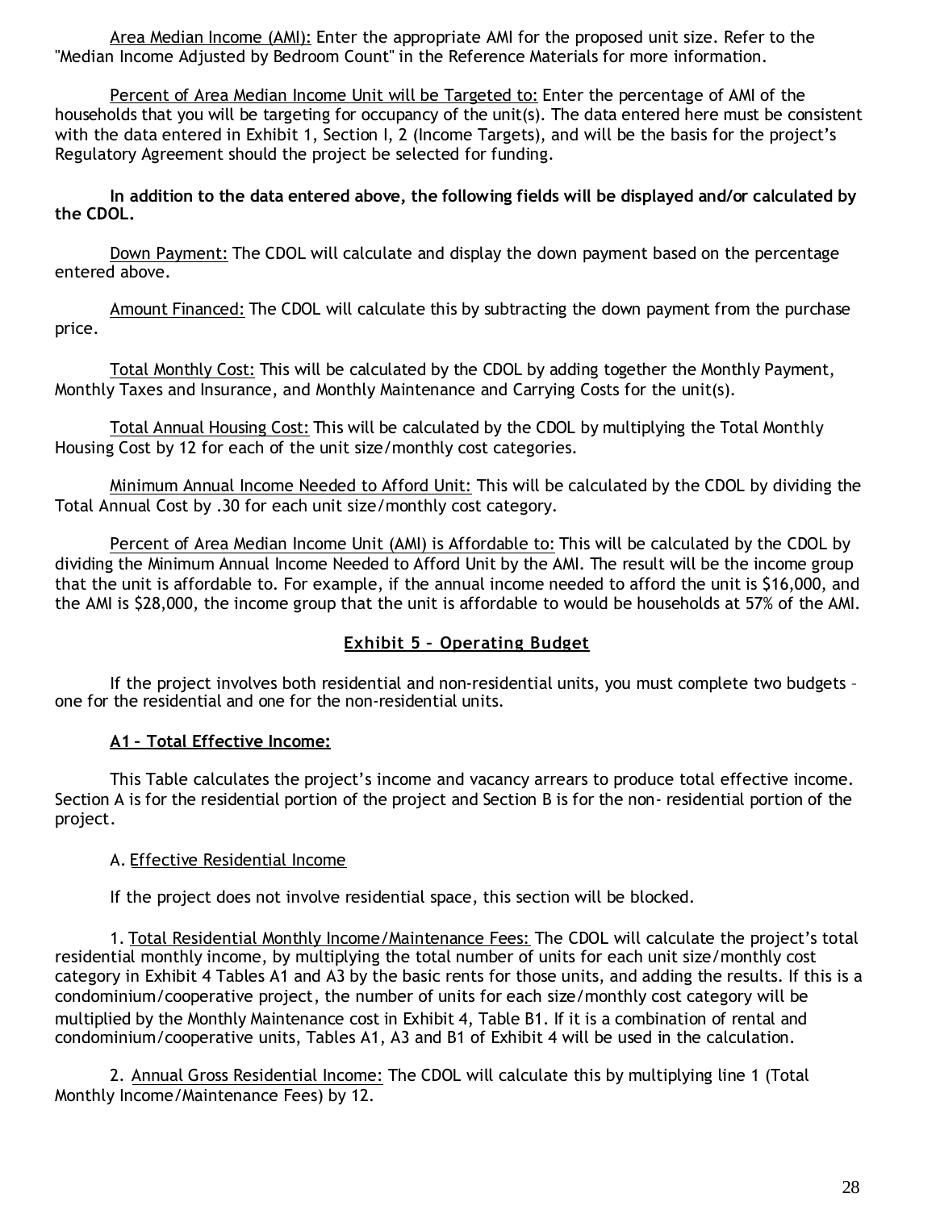Area Median Income (AMI): Enter the appropriate AMI for the proposed unit size. Refer to the "Median Income Adjusted by Bedroom Count" in the Reference Materials for more information.

Percent of Area Median Income Unit will be Targeted to: Enter the percentage of AMI of the households that you will be targeting for occupancy of the unit(s). The data entered here must be consistent with the data entered in Exhibit 1, Section I, 2 (Income Targets), and will be the basis for the project's Regulatory Agreement should the project be selected for funding.

**In addition to the data entered above, the following fields will be displayed and/or calculated by the CDOL.**

Down Payment: The CDOL will calculate and display the down payment based on the percentage entered above.

Amount Financed: The CDOL will calculate this by subtracting the down payment from the purchase price.

Total Monthly Cost: This will be calculated by the CDOL by adding together the Monthly Payment, Monthly Taxes and Insurance, and Monthly Maintenance and Carrying Costs for the unit(s).

Total Annual Housing Cost: This will be calculated by the CDOL by multiplying the Total Monthly Housing Cost by 12 for each of the unit size/monthly cost categories.

Minimum Annual Income Needed to Afford Unit: This will be calculated by the CDOL by dividing the Total Annual Cost by .30 for each unit size/monthly cost category.

Percent of Area Median Income Unit (AMI) is Affordable to: This will be calculated by the CDOL by dividing the Minimum Annual Income Needed to Afford Unit by the AMI. The result will be the income group that the unit is affordable to. For example, if the annual income needed to afford the unit is $16,000, and the AMI is $28,000, the income group that the unit is affordable to would be households at 57% of the AMI.

## Exhibit 5 – Operating Budget

If the project involves both residential and non-residential units, you must complete two budgets – one for the residential and one for the non-residential units.

### A1 – Total Effective Income:

This Table calculates the project's income and vacancy arrears to produce total effective income. Section A is for the residential portion of the project and Section B is for the non- residential portion of the project.

A. Effective Residential Income

If the project does not involve residential space, this section will be blocked.

1. Total Residential Monthly Income/Maintenance Fees: The CDOL will calculate the project's total residential monthly income, by multiplying the total number of units for each unit size/monthly cost category in Exhibit 4 Tables A1 and A3 by the basic rents for those units, and adding the results. If this is a condominium/cooperative project, the number of units for each size/monthly cost category will be multiplied by the Monthly Maintenance cost in Exhibit 4, Table B1. If it is a combination of rental and condominium/cooperative units, Tables A1, A3 and B1 of Exhibit 4 will be used in the calculation.

2. Annual Gross Residential Income: The CDOL will calculate this by multiplying line 1 (Total Monthly Income/Maintenance Fees) by 12.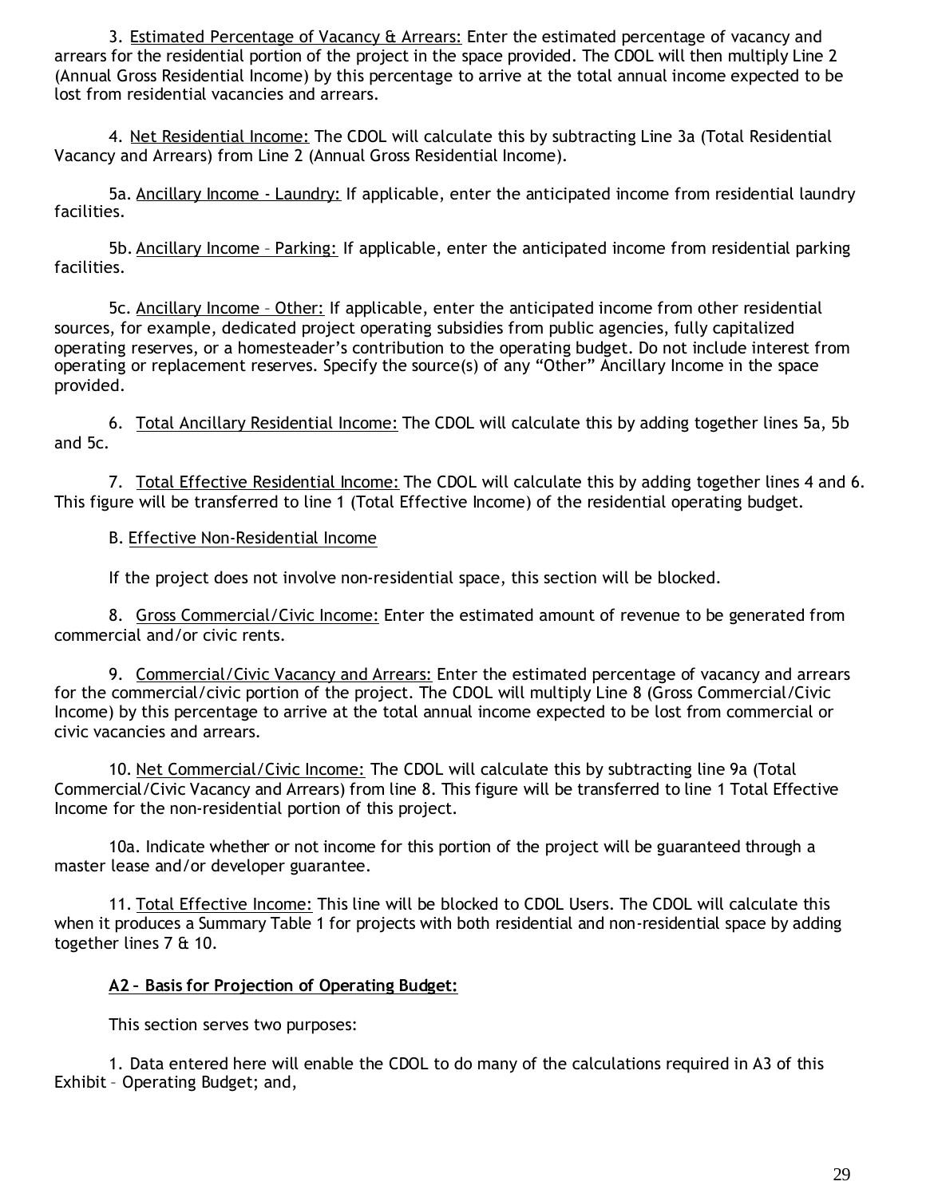3. Estimated Percentage of Vacancy & Arrears: Enter the estimated percentage of vacancy and arrears for the residential portion of the project in the space provided. The CDOL will then multiply Line 2 (Annual Gross Residential Income) by this percentage to arrive at the total annual income expected to be lost from residential vacancies and arrears.

4. Net Residential Income: The CDOL will calculate this by subtracting Line 3a (Total Residential Vacancy and Arrears) from Line 2 (Annual Gross Residential Income).

5a. Ancillary Income - Laundry: If applicable, enter the anticipated income from residential laundry facilities.

5b. Ancillary Income – Parking: If applicable, enter the anticipated income from residential parking facilities.

5c. Ancillary Income – Other: If applicable, enter the anticipated income from other residential sources, for example, dedicated project operating subsidies from public agencies, fully capitalized operating reserves, or a homesteader's contribution to the operating budget. Do not include interest from operating or replacement reserves. Specify the source(s) of any "Other" Ancillary Income in the space provided.

6. Total Ancillary Residential Income: The CDOL will calculate this by adding together lines 5a, 5b and 5c.

7. Total Effective Residential Income: The CDOL will calculate this by adding together lines 4 and 6. This figure will be transferred to line 1 (Total Effective Income) of the residential operating budget.

B. Effective Non-Residential Income

If the project does not involve non-residential space, this section will be blocked.

8. Gross Commercial/Civic Income: Enter the estimated amount of revenue to be generated from commercial and/or civic rents.

9. Commercial/Civic Vacancy and Arrears: Enter the estimated percentage of vacancy and arrears for the commercial/civic portion of the project. The CDOL will multiply Line 8 (Gross Commercial/Civic Income) by this percentage to arrive at the total annual income expected to be lost from commercial or civic vacancies and arrears.

10. Net Commercial/Civic Income: The CDOL will calculate this by subtracting line 9a (Total Commercial/Civic Vacancy and Arrears) from line 8. This figure will be transferred to line 1 Total Effective Income for the non-residential portion of this project.

10a. Indicate whether or not income for this portion of the project will be guaranteed through a master lease and/or developer guarantee.

11. Total Effective Income: This line will be blocked to CDOL Users. The CDOL will calculate this when it produces a Summary Table 1 for projects with both residential and non-residential space by adding together lines 7 & 10.

**A2 – Basis for Projection of Operating Budget:**

This section serves two purposes:

1. Data entered here will enable the CDOL to do many of the calculations required in A3 of this Exhibit – Operating Budget; and,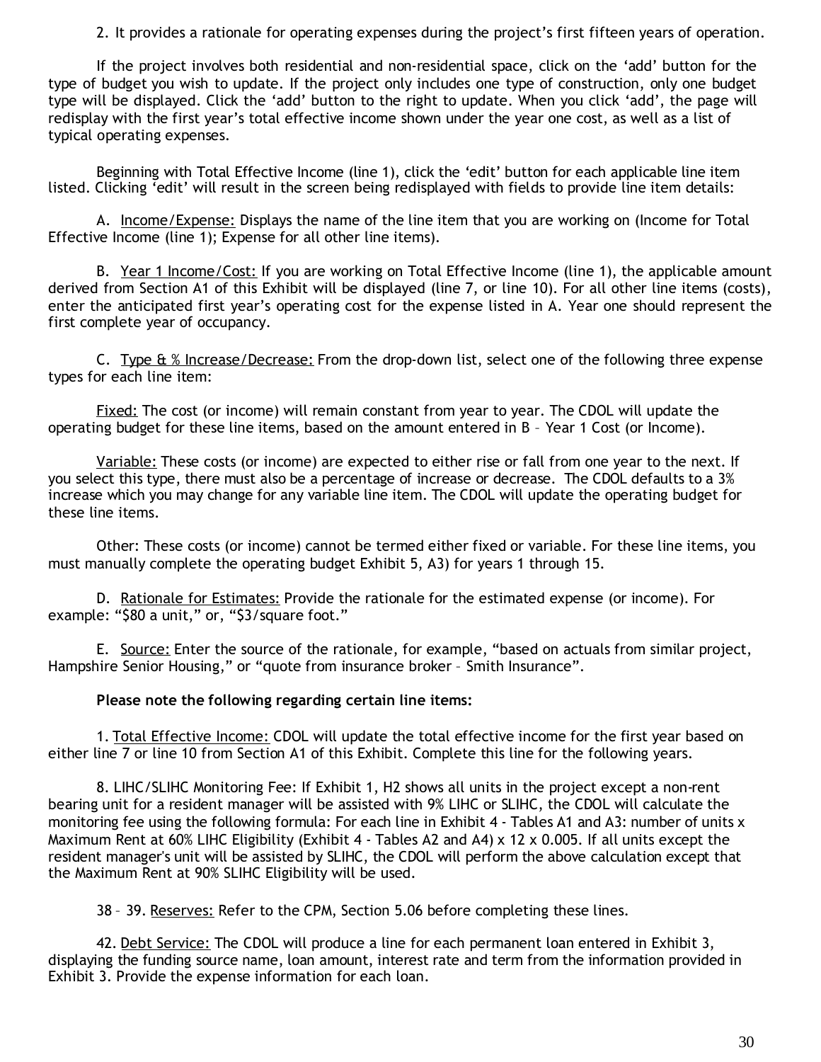2. It provides a rationale for operating expenses during the project's first fifteen years of operation.

If the project involves both residential and non-residential space, click on the 'add' button for the type of budget you wish to update. If the project only includes one type of construction, only one budget type will be displayed. Click the 'add' button to the right to update. When you click 'add', the page will redisplay with the first year's total effective income shown under the year one cost, as well as a list of typical operating expenses.

Beginning with Total Effective Income (line 1), click the 'edit' button for each applicable line item listed. Clicking 'edit' will result in the screen being redisplayed with fields to provide line item details:

A. Income/Expense: Displays the name of the line item that you are working on (Income for Total Effective Income (line 1); Expense for all other line items).

B. Year 1 Income/Cost: If you are working on Total Effective Income (line 1), the applicable amount derived from Section A1 of this Exhibit will be displayed (line 7, or line 10). For all other line items (costs), enter the anticipated first year's operating cost for the expense listed in A. Year one should represent the first complete year of occupancy.

C. Type & % Increase/Decrease: From the drop-down list, select one of the following three expense types for each line item:

Fixed: The cost (or income) will remain constant from year to year. The CDOL will update the operating budget for these line items, based on the amount entered in B – Year 1 Cost (or Income).

Variable: These costs (or income) are expected to either rise or fall from one year to the next. If you select this type, there must also be a percentage of increase or decrease. The CDOL defaults to a 3% increase which you may change for any variable line item. The CDOL will update the operating budget for these line items.

Other: These costs (or income) cannot be termed either fixed or variable. For these line items, you must manually complete the operating budget Exhibit 5, A3) for years 1 through 15.

D. Rationale for Estimates: Provide the rationale for the estimated expense (or income). For example: "$80 a unit," or, "$3/square foot."

E. Source: Enter the source of the rationale, for example, "based on actuals from similar project, Hampshire Senior Housing," or "quote from insurance broker – Smith Insurance".

**Please note the following regarding certain line items:**

1. Total Effective Income: CDOL will update the total effective income for the first year based on either line 7 or line 10 from Section A1 of this Exhibit. Complete this line for the following years.

8. LIHC/SLIHC Monitoring Fee: If Exhibit 1, H2 shows all units in the project except a non-rent bearing unit for a resident manager will be assisted with 9% LIHC or SLIHC, the CDOL will calculate the monitoring fee using the following formula: For each line in Exhibit 4 - Tables A1 and A3: number of units x Maximum Rent at 60% LIHC Eligibility (Exhibit 4 - Tables A2 and A4) x 12 x 0.005. If all units except the resident manager's unit will be assisted by SLIHC, the CDOL will perform the above calculation except that the Maximum Rent at 90% SLIHC Eligibility will be used.

38 – 39. Reserves: Refer to the CPM, Section 5.06 before completing these lines.

42. Debt Service: The CDOL will produce a line for each permanent loan entered in Exhibit 3, displaying the funding source name, loan amount, interest rate and term from the information provided in Exhibit 3. Provide the expense information for each loan.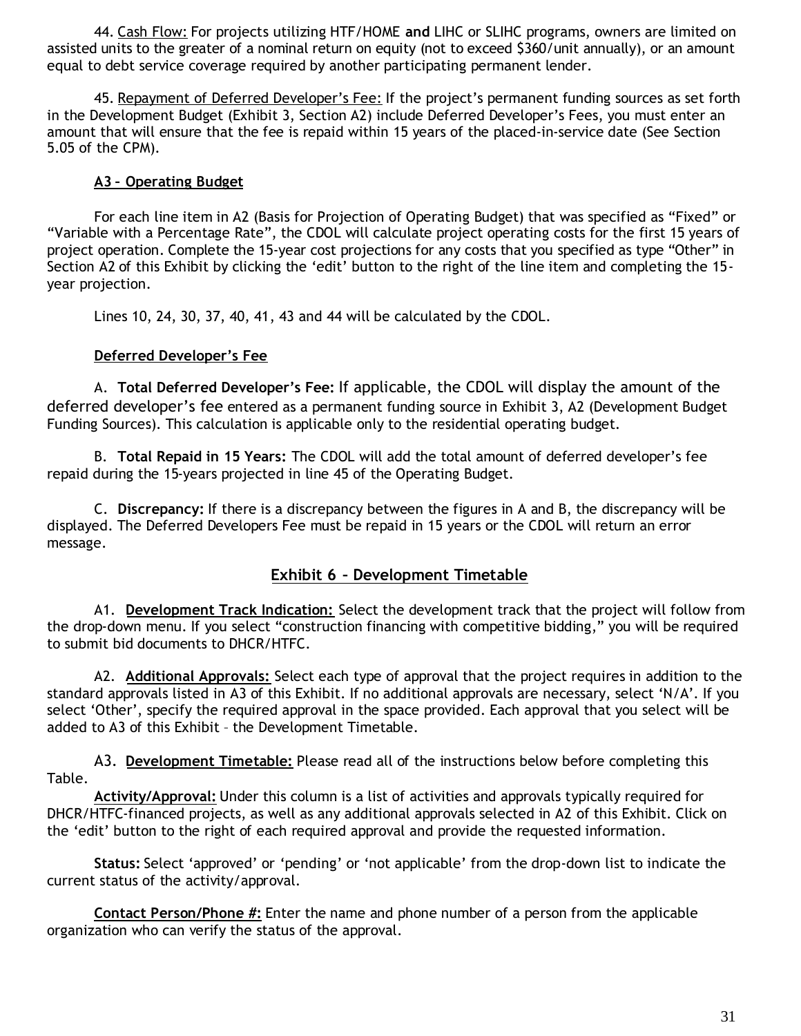44. Cash Flow: For projects utilizing HTF/HOME **and** LIHC or SLIHC programs, owners are limited on assisted units to the greater of a nominal return on equity (not to exceed $360/unit annually), or an amount equal to debt service coverage required by another participating permanent lender.

45. Repayment of Deferred Developer's Fee: If the project's permanent funding sources as set forth in the Development Budget (Exhibit 3, Section A2) include Deferred Developer's Fees, you must enter an amount that will ensure that the fee is repaid within 15 years of the placed-in-service date (See Section 5.05 of the CPM).

**A3 – Operating Budget**

For each line item in A2 (Basis for Projection of Operating Budget) that was specified as "Fixed" or "Variable with a Percentage Rate", the CDOL will calculate project operating costs for the first 15 years of project operation. Complete the 15-year cost projections for any costs that you specified as type "Other" in Section A2 of this Exhibit by clicking the 'edit' button to the right of the line item and completing the 15-year projection.

Lines 10, 24, 30, 37, 40, 41, 43 and 44 will be calculated by the CDOL.

**Deferred Developer's Fee**

A. **Total Deferred Developer's Fee:** If applicable, the CDOL will display the amount of the deferred developer's fee entered as a permanent funding source in Exhibit 3, A2 (Development Budget Funding Sources). This calculation is applicable only to the residential operating budget.

B. **Total Repaid in 15 Years:** The CDOL will add the total amount of deferred developer's fee repaid during the 15-years projected in line 45 of the Operating Budget.

C. **Discrepancy:** If there is a discrepancy between the figures in A and B, the discrepancy will be displayed. The Deferred Developers Fee must be repaid in 15 years or the CDOL will return an error message.

## Exhibit 6 – Development Timetable

A1. **Development Track Indication:** Select the development track that the project will follow from the drop-down menu. If you select "construction financing with competitive bidding," you will be required to submit bid documents to DHCR/HTFC.

A2. **Additional Approvals:** Select each type of approval that the project requires in addition to the standard approvals listed in A3 of this Exhibit. If no additional approvals are necessary, select 'N/A'. If you select 'Other', specify the required approval in the space provided. Each approval that you select will be added to A3 of this Exhibit – the Development Timetable.

A3. **Development Timetable:** Please read all of the instructions below before completing this Table.

**Activity/Approval:** Under this column is a list of activities and approvals typically required for DHCR/HTFC-financed projects, as well as any additional approvals selected in A2 of this Exhibit. Click on the 'edit' button to the right of each required approval and provide the requested information.

**Status:** Select 'approved' or 'pending' or 'not applicable' from the drop-down list to indicate the current status of the activity/approval.

**Contact Person/Phone #:** Enter the name and phone number of a person from the applicable organization who can verify the status of the approval.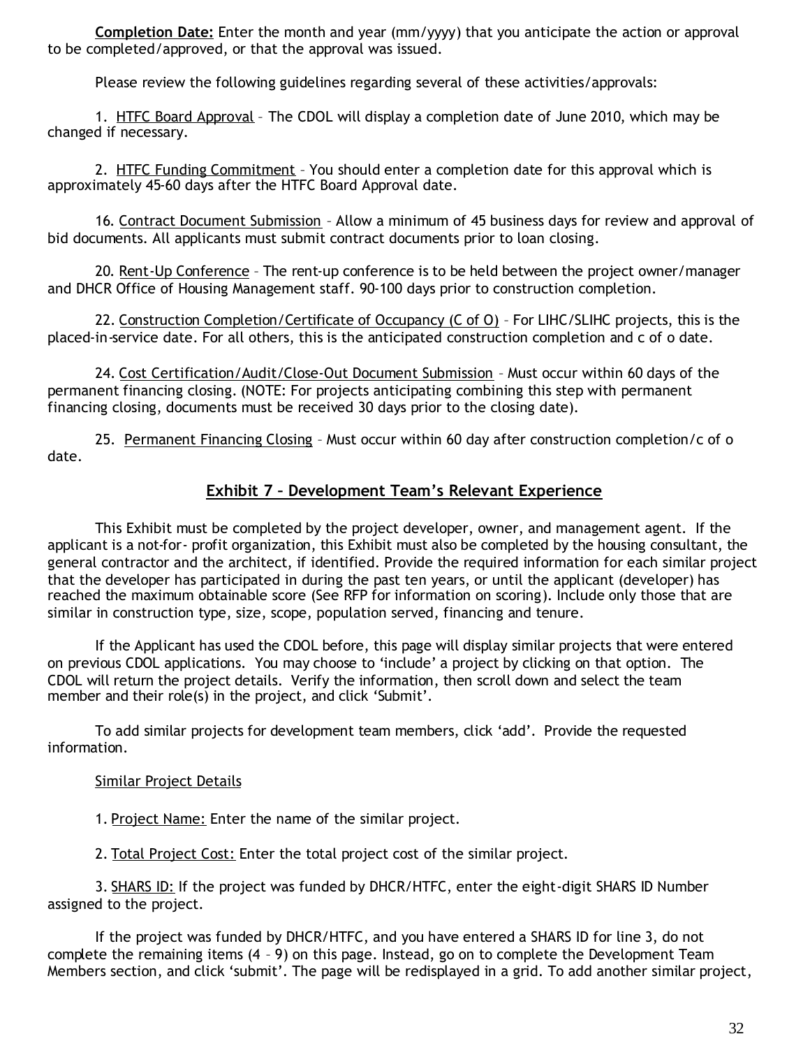**Completion Date:** Enter the month and year (mm/yyyy) that you anticipate the action or approval to be completed/approved, or that the approval was issued.

Please review the following guidelines regarding several of these activities/approvals:

1. HTFC Board Approval – The CDOL will display a completion date of June 2010, which may be changed if necessary.

2. HTFC Funding Commitment – You should enter a completion date for this approval which is approximately 45-60 days after the HTFC Board Approval date.

16. Contract Document Submission – Allow a minimum of 45 business days for review and approval of bid documents. All applicants must submit contract documents prior to loan closing.

20. Rent-Up Conference – The rent-up conference is to be held between the project owner/manager and DHCR Office of Housing Management staff. 90-100 days prior to construction completion.

22. Construction Completion/Certificate of Occupancy (C of O) – For LIHC/SLIHC projects, this is the placed-in-service date. For all others, this is the anticipated construction completion and c of o date.

24. Cost Certification/Audit/Close-Out Document Submission – Must occur within 60 days of the permanent financing closing. (NOTE: For projects anticipating combining this step with permanent financing closing, documents must be received 30 days prior to the closing date).

25. Permanent Financing Closing – Must occur within 60 day after construction completion/c of o date.

## Exhibit 7 – Development Team's Relevant Experience

This Exhibit must be completed by the project developer, owner, and management agent. If the applicant is a not-for- profit organization, this Exhibit must also be completed by the housing consultant, the general contractor and the architect, if identified. Provide the required information for each similar project that the developer has participated in during the past ten years, or until the applicant (developer) has reached the maximum obtainable score (See RFP for information on scoring). Include only those that are similar in construction type, size, scope, population served, financing and tenure.

If the Applicant has used the CDOL before, this page will display similar projects that were entered on previous CDOL applications. You may choose to 'include' a project by clicking on that option. The CDOL will return the project details. Verify the information, then scroll down and select the team member and their role(s) in the project, and click 'Submit'.

To add similar projects for development team members, click 'add'. Provide the requested information.

Similar Project Details

1. Project Name: Enter the name of the similar project.

2. Total Project Cost: Enter the total project cost of the similar project.

3. SHARS ID: If the project was funded by DHCR/HTFC, enter the eight-digit SHARS ID Number assigned to the project.

If the project was funded by DHCR/HTFC, and you have entered a SHARS ID for line 3, do not complete the remaining items (4 – 9) on this page. Instead, go on to complete the Development Team Members section, and click 'submit'. The page will be redisplayed in a grid. To add another similar project,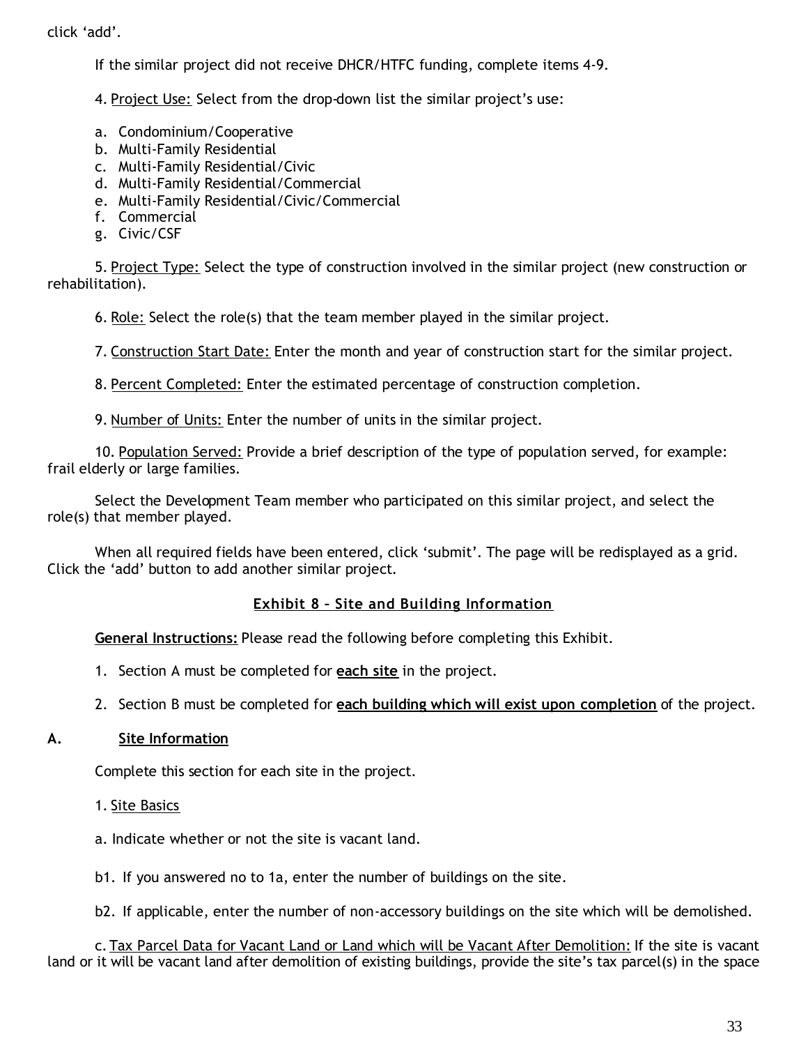click 'add'.

If the similar project did not receive DHCR/HTFC funding, complete items 4-9.

4. Project Use: Select from the drop-down list the similar project's use:

a. Condominium/Cooperative
b. Multi-Family Residential
c. Multi-Family Residential/Civic
d. Multi-Family Residential/Commercial
e. Multi-Family Residential/Civic/Commercial
f. Commercial
g. Civic/CSF

5. Project Type: Select the type of construction involved in the similar project (new construction or rehabilitation).

6. Role: Select the role(s) that the team member played in the similar project.

7. Construction Start Date: Enter the month and year of construction start for the similar project.

8. Percent Completed: Enter the estimated percentage of construction completion.

9. Number of Units: Enter the number of units in the similar project.

10. Population Served: Provide a brief description of the type of population served, for example: frail elderly or large families.

Select the Development Team member who participated on this similar project, and select the role(s) that member played.

When all required fields have been entered, click 'submit'. The page will be redisplayed as a grid. Click the 'add' button to add another similar project.

## Exhibit 8 – Site and Building Information

**General Instructions:** Please read the following before completing this Exhibit.

1. Section A must be completed for **each site** in the project.

2. Section B must be completed for **each building which will exist upon completion** of the project.

### A. Site Information

Complete this section for each site in the project.

1. Site Basics

a. Indicate whether or not the site is vacant land.

b1. If you answered no to 1a, enter the number of buildings on the site.

b2. If applicable, enter the number of non-accessory buildings on the site which will be demolished.

c. Tax Parcel Data for Vacant Land or Land which will be Vacant After Demolition: If the site is vacant land or it will be vacant land after demolition of existing buildings, provide the site's tax parcel(s) in the space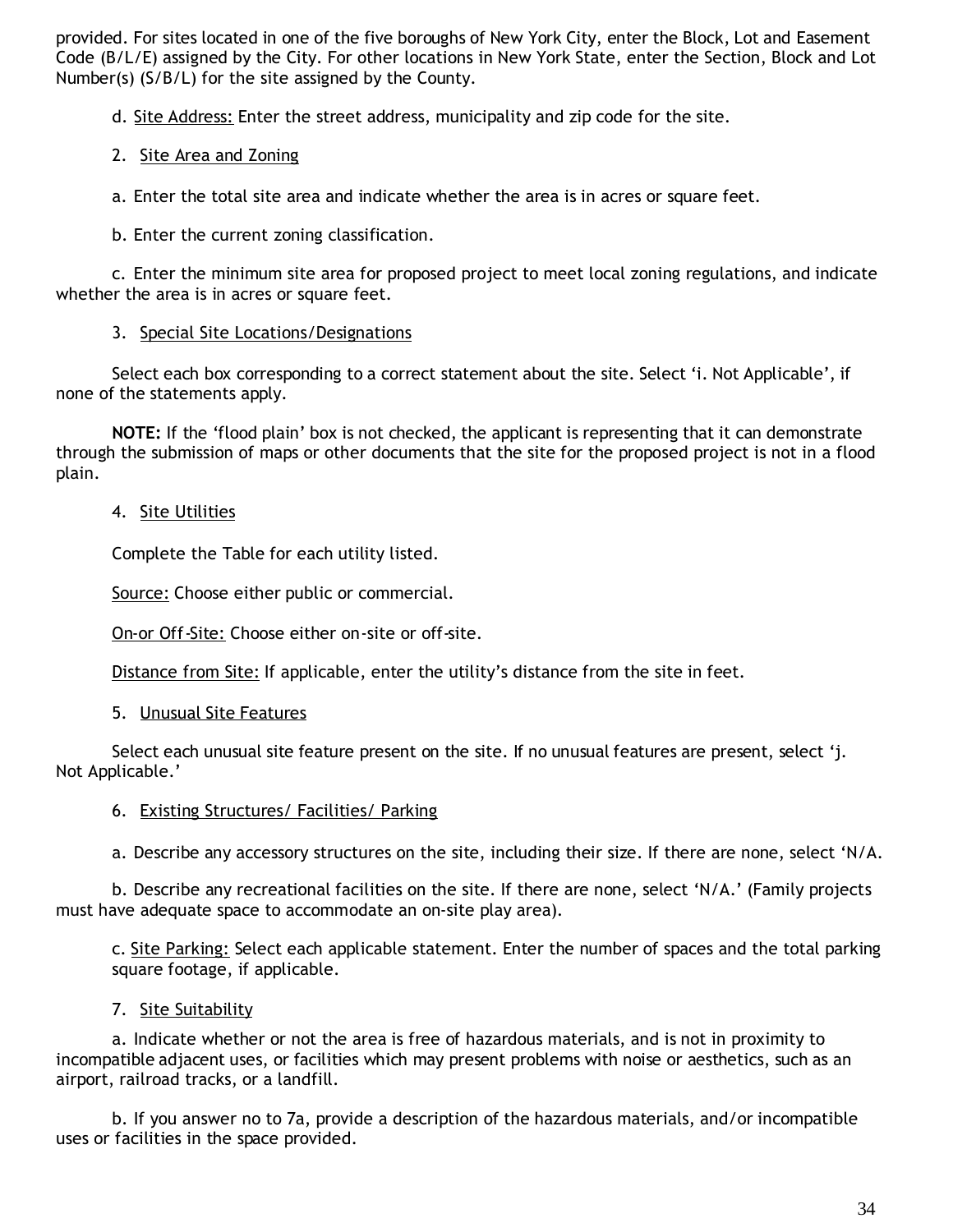provided. For sites located in one of the five boroughs of New York City, enter the Block, Lot and Easement Code (B/L/E) assigned by the City. For other locations in New York State, enter the Section, Block and Lot Number(s) (S/B/L) for the site assigned by the County.

d. Site Address: Enter the street address, municipality and zip code for the site.

2. Site Area and Zoning

a. Enter the total site area and indicate whether the area is in acres or square feet.

b. Enter the current zoning classification.

c. Enter the minimum site area for proposed project to meet local zoning regulations, and indicate whether the area is in acres or square feet.

3. Special Site Locations/Designations

Select each box corresponding to a correct statement about the site. Select 'i. Not Applicable', if none of the statements apply.

**NOTE:** If the 'flood plain' box is not checked, the applicant is representing that it can demonstrate through the submission of maps or other documents that the site for the proposed project is not in a flood plain.

4. Site Utilities

Complete the Table for each utility listed.

Source: Choose either public or commercial.

On-or Off-Site: Choose either on-site or off-site.

Distance from Site: If applicable, enter the utility's distance from the site in feet.

5. Unusual Site Features

Select each unusual site feature present on the site. If no unusual features are present, select 'j. Not Applicable.'

6. Existing Structures/ Facilities/ Parking

a. Describe any accessory structures on the site, including their size. If there are none, select 'N/A.

b. Describe any recreational facilities on the site. If there are none, select 'N/A.' (Family projects must have adequate space to accommodate an on-site play area).

c. Site Parking: Select each applicable statement. Enter the number of spaces and the total parking square footage, if applicable.

7. Site Suitability

a. Indicate whether or not the area is free of hazardous materials, and is not in proximity to incompatible adjacent uses, or facilities which may present problems with noise or aesthetics, such as an airport, railroad tracks, or a landfill.

b. If you answer no to 7a, provide a description of the hazardous materials, and/or incompatible uses or facilities in the space provided.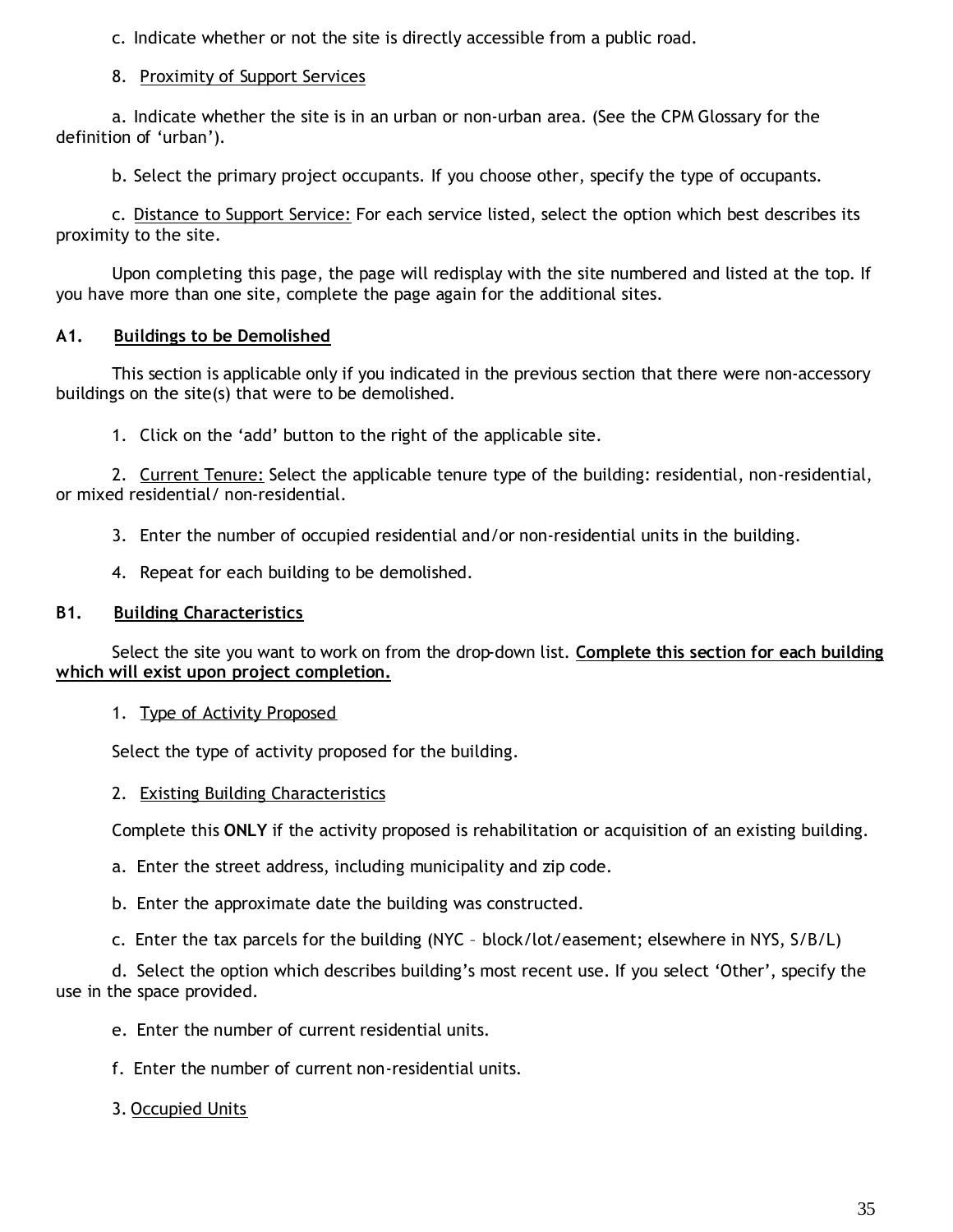c. Indicate whether or not the site is directly accessible from a public road.

8. Proximity of Support Services

a. Indicate whether the site is in an urban or non-urban area. (See the CPM Glossary for the definition of 'urban').

b. Select the primary project occupants. If you choose other, specify the type of occupants.

c. Distance to Support Service: For each service listed, select the option which best describes its proximity to the site.

Upon completing this page, the page will redisplay with the site numbered and listed at the top. If you have more than one site, complete the page again for the additional sites.

### A1. Buildings to be Demolished

This section is applicable only if you indicated in the previous section that there were non-accessory buildings on the site(s) that were to be demolished.

1. Click on the 'add' button to the right of the applicable site.

2. Current Tenure: Select the applicable tenure type of the building: residential, non-residential, or mixed residential/ non-residential.

3. Enter the number of occupied residential and/or non-residential units in the building.

4. Repeat for each building to be demolished.

### B1. Building Characteristics

Select the site you want to work on from the drop-down list. **Complete this section for each building which will exist upon project completion.**

1. Type of Activity Proposed

Select the type of activity proposed for the building.

2. Existing Building Characteristics

Complete this **ONLY** if the activity proposed is rehabilitation or acquisition of an existing building.

a. Enter the street address, including municipality and zip code.

b. Enter the approximate date the building was constructed.

c. Enter the tax parcels for the building (NYC – block/lot/easement; elsewhere in NYS, S/B/L)

d. Select the option which describes building's most recent use. If you select 'Other', specify the use in the space provided.

e. Enter the number of current residential units.

f. Enter the number of current non-residential units.

3. Occupied Units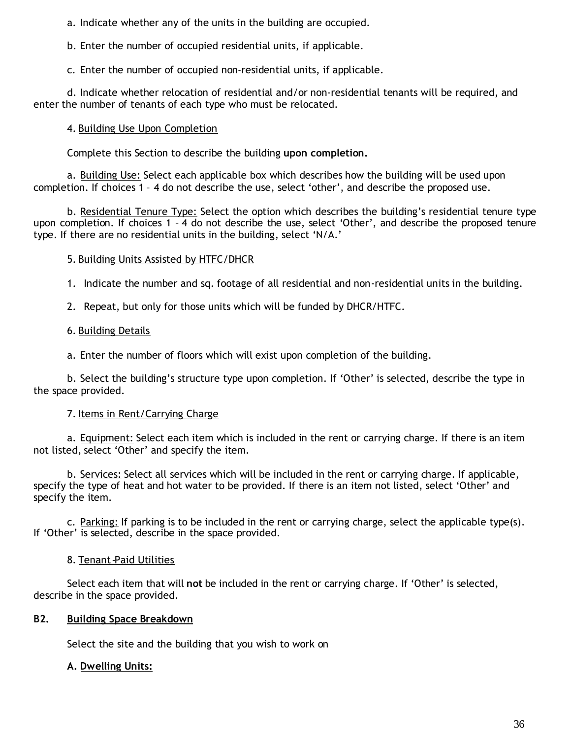a. Indicate whether any of the units in the building are occupied.

b. Enter the number of occupied residential units, if applicable.

c. Enter the number of occupied non-residential units, if applicable.

d. Indicate whether relocation of residential and/or non-residential tenants will be required, and enter the number of tenants of each type who must be relocated.

4. Building Use Upon Completion

Complete this Section to describe the building **upon completion.**

a. Building Use: Select each applicable box which describes how the building will be used upon completion. If choices 1 – 4 do not describe the use, select 'other', and describe the proposed use.

b. Residential Tenure Type: Select the option which describes the building's residential tenure type upon completion. If choices 1 – 4 do not describe the use, select 'Other', and describe the proposed tenure type. If there are no residential units in the building, select 'N/A.'

5. Building Units Assisted by HTFC/DHCR

1. Indicate the number and sq. footage of all residential and non-residential units in the building.

2. Repeat, but only for those units which will be funded by DHCR/HTFC.

6. Building Details

a. Enter the number of floors which will exist upon completion of the building.

b. Select the building's structure type upon completion. If 'Other' is selected, describe the type in the space provided.

7. Items in Rent/Carrying Charge

a. Equipment: Select each item which is included in the rent or carrying charge. If there is an item not listed, select 'Other' and specify the item.

b. Services: Select all services which will be included in the rent or carrying charge. If applicable, specify the type of heat and hot water to be provided. If there is an item not listed, select 'Other' and specify the item.

c. Parking: If parking is to be included in the rent or carrying charge, select the applicable type(s). If 'Other' is selected, describe in the space provided.

8. Tenant-Paid Utilities

Select each item that will **not** be included in the rent or carrying charge. If 'Other' is selected, describe in the space provided.

## B2. Building Space Breakdown

Select the site and the building that you wish to work on

**A. Dwelling Units:**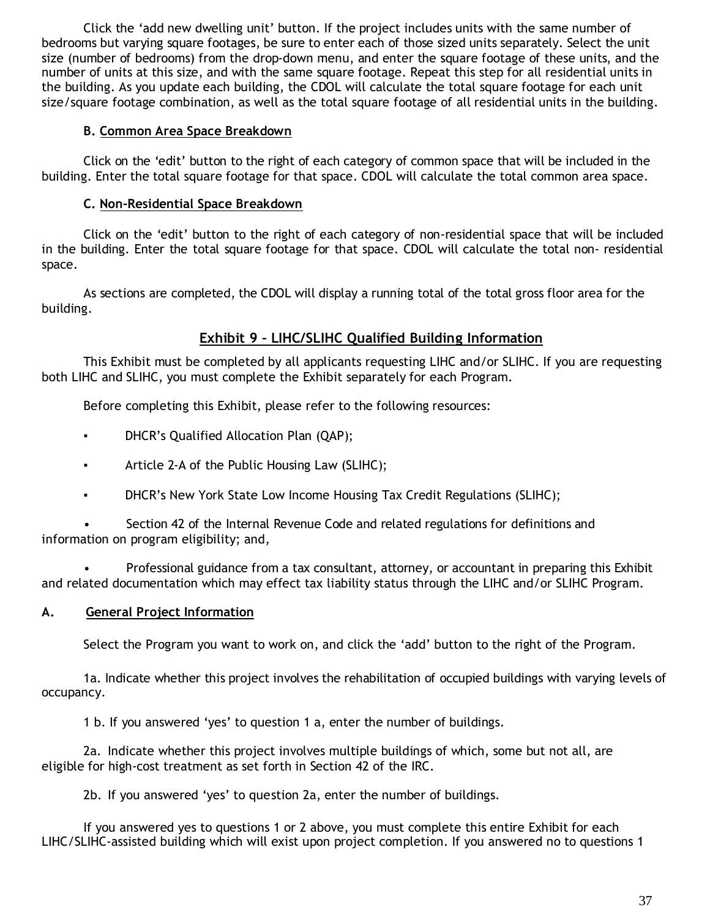Click the 'add new dwelling unit' button. If the project includes units with the same number of bedrooms but varying square footages, be sure to enter each of those sized units separately. Select the unit size (number of bedrooms) from the drop-down menu, and enter the square footage of these units, and the number of units at this size, and with the same square footage. Repeat this step for all residential units in the building. As you update each building, the CDOL will calculate the total square footage for each unit size/square footage combination, as well as the total square footage of all residential units in the building.

**B. Common Area Space Breakdown**

Click on the 'edit' button to the right of each category of common space that will be included in the building. Enter the total square footage for that space. CDOL will calculate the total common area space.

**C. Non-Residential Space Breakdown**

Click on the 'edit' button to the right of each category of non-residential space that will be included in the building. Enter the total square footage for that space. CDOL will calculate the total non- residential space.

As sections are completed, the CDOL will display a running total of the total gross floor area for the building.

## Exhibit 9 – LIHC/SLIHC Qualified Building Information

This Exhibit must be completed by all applicants requesting LIHC and/or SLIHC. If you are requesting both LIHC and SLIHC, you must complete the Exhibit separately for each Program.

Before completing this Exhibit, please refer to the following resources:

- DHCR's Qualified Allocation Plan (QAP);
- Article 2-A of the Public Housing Law (SLIHC);
- DHCR's New York State Low Income Housing Tax Credit Regulations (SLIHC);
- Section 42 of the Internal Revenue Code and related regulations for definitions and information on program eligibility; and,
- Professional guidance from a tax consultant, attorney, or accountant in preparing this Exhibit and related documentation which may effect tax liability status through the LIHC and/or SLIHC Program.

### A. General Project Information

Select the Program you want to work on, and click the 'add' button to the right of the Program.

1a. Indicate whether this project involves the rehabilitation of occupied buildings with varying levels of occupancy.

1 b. If you answered 'yes' to question 1 a, enter the number of buildings.

2a. Indicate whether this project involves multiple buildings of which, some but not all, are eligible for high-cost treatment as set forth in Section 42 of the IRC.

2b. If you answered 'yes' to question 2a, enter the number of buildings.

If you answered yes to questions 1 or 2 above, you must complete this entire Exhibit for each LIHC/SLIHC-assisted building which will exist upon project completion. If you answered no to questions 1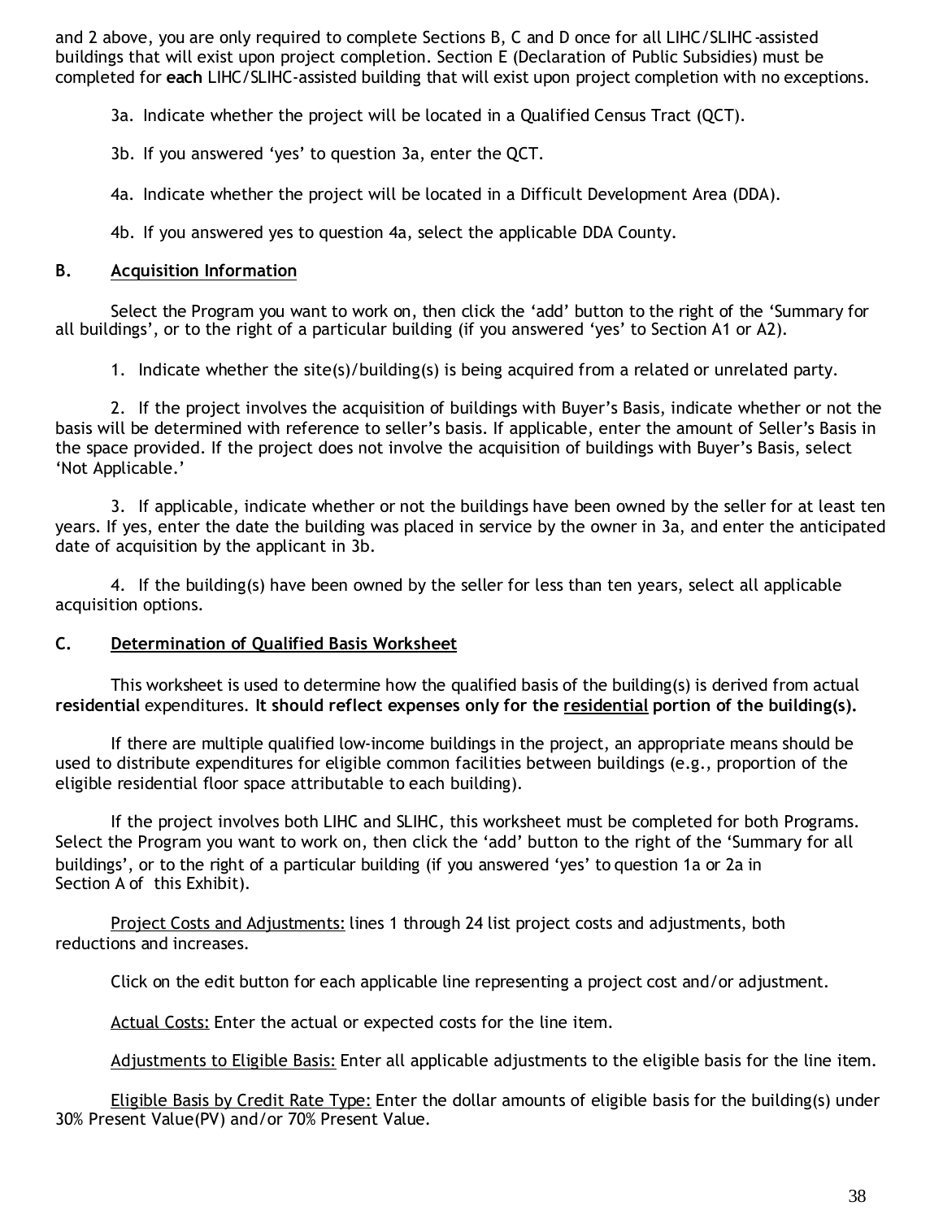and 2 above, you are only required to complete Sections B, C and D once for all LIHC/SLIHC-assisted buildings that will exist upon project completion. Section E (Declaration of Public Subsidies) must be completed for **each** LIHC/SLIHC-assisted building that will exist upon project completion with no exceptions.

3a. Indicate whether the project will be located in a Qualified Census Tract (QCT).

3b. If you answered 'yes' to question 3a, enter the QCT.

4a. Indicate whether the project will be located in a Difficult Development Area (DDA).

4b. If you answered yes to question 4a, select the applicable DDA County.

## B. Acquisition Information

Select the Program you want to work on, then click the 'add' button to the right of the 'Summary for all buildings', or to the right of a particular building (if you answered 'yes' to Section A1 or A2).

1. Indicate whether the site(s)/building(s) is being acquired from a related or unrelated party.

2. If the project involves the acquisition of buildings with Buyer's Basis, indicate whether or not the basis will be determined with reference to seller's basis. If applicable, enter the amount of Seller's Basis in the space provided. If the project does not involve the acquisition of buildings with Buyer's Basis, select 'Not Applicable.'

3. If applicable, indicate whether or not the buildings have been owned by the seller for at least ten years. If yes, enter the date the building was placed in service by the owner in 3a, and enter the anticipated date of acquisition by the applicant in 3b.

4. If the building(s) have been owned by the seller for less than ten years, select all applicable acquisition options.

## C. Determination of Qualified Basis Worksheet

This worksheet is used to determine how the qualified basis of the building(s) is derived from actual **residential** expenditures. **It should reflect expenses only for the residential portion of the building(s).**

If there are multiple qualified low-income buildings in the project, an appropriate means should be used to distribute expenditures for eligible common facilities between buildings (e.g., proportion of the eligible residential floor space attributable to each building).

If the project involves both LIHC and SLIHC, this worksheet must be completed for both Programs. Select the Program you want to work on, then click the 'add' button to the right of the 'Summary for all buildings', or to the right of a particular building (if you answered 'yes' to question 1a or 2a in Section A of this Exhibit).

Project Costs and Adjustments: lines 1 through 24 list project costs and adjustments, both reductions and increases.

Click on the edit button for each applicable line representing a project cost and/or adjustment.

Actual Costs: Enter the actual or expected costs for the line item.

Adjustments to Eligible Basis: Enter all applicable adjustments to the eligible basis for the line item.

Eligible Basis by Credit Rate Type: Enter the dollar amounts of eligible basis for the building(s) under 30% Present Value(PV) and/or 70% Present Value.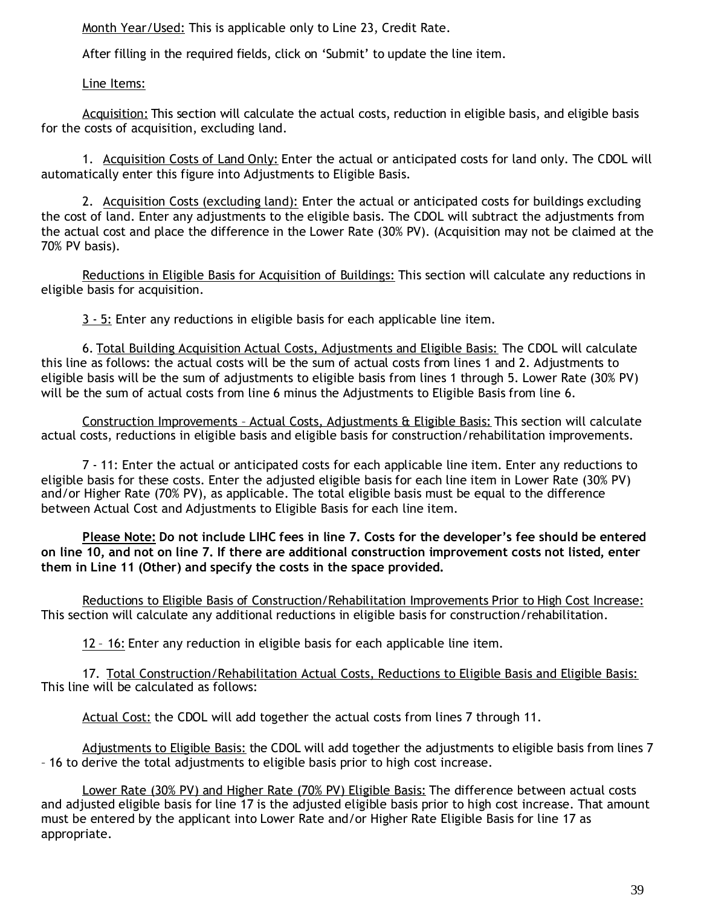Month Year/Used: This is applicable only to Line 23, Credit Rate.

After filling in the required fields, click on 'Submit' to update the line item.

Line Items:

Acquisition: This section will calculate the actual costs, reduction in eligible basis, and eligible basis for the costs of acquisition, excluding land.

1. Acquisition Costs of Land Only: Enter the actual or anticipated costs for land only. The CDOL will automatically enter this figure into Adjustments to Eligible Basis.

2. Acquisition Costs (excluding land): Enter the actual or anticipated costs for buildings excluding the cost of land. Enter any adjustments to the eligible basis. The CDOL will subtract the adjustments from the actual cost and place the difference in the Lower Rate (30% PV). (Acquisition may not be claimed at the 70% PV basis).

Reductions in Eligible Basis for Acquisition of Buildings: This section will calculate any reductions in eligible basis for acquisition.

3 - 5: Enter any reductions in eligible basis for each applicable line item.

6. Total Building Acquisition Actual Costs, Adjustments and Eligible Basis: The CDOL will calculate this line as follows: the actual costs will be the sum of actual costs from lines 1 and 2. Adjustments to eligible basis will be the sum of adjustments to eligible basis from lines 1 through 5. Lower Rate (30% PV) will be the sum of actual costs from line 6 minus the Adjustments to Eligible Basis from line 6.

Construction Improvements – Actual Costs, Adjustments & Eligible Basis: This section will calculate actual costs, reductions in eligible basis and eligible basis for construction/rehabilitation improvements.

7 - 11: Enter the actual or anticipated costs for each applicable line item. Enter any reductions to eligible basis for these costs. Enter the adjusted eligible basis for each line item in Lower Rate (30% PV) and/or Higher Rate (70% PV), as applicable. The total eligible basis must be equal to the difference between Actual Cost and Adjustments to Eligible Basis for each line item.

**Please Note: Do not include LIHC fees in line 7. Costs for the developer's fee should be entered on line 10, and not on line 7. If there are additional construction improvement costs not listed, enter them in Line 11 (Other) and specify the costs in the space provided.**

Reductions to Eligible Basis of Construction/Rehabilitation Improvements Prior to High Cost Increase: This section will calculate any additional reductions in eligible basis for construction/rehabilitation.

12 – 16: Enter any reduction in eligible basis for each applicable line item.

17. Total Construction/Rehabilitation Actual Costs, Reductions to Eligible Basis and Eligible Basis: This line will be calculated as follows:

Actual Cost: the CDOL will add together the actual costs from lines 7 through 11.

Adjustments to Eligible Basis: the CDOL will add together the adjustments to eligible basis from lines 7 – 16 to derive the total adjustments to eligible basis prior to high cost increase.

Lower Rate (30% PV) and Higher Rate (70% PV) Eligible Basis: The difference between actual costs and adjusted eligible basis for line 17 is the adjusted eligible basis prior to high cost increase. That amount must be entered by the applicant into Lower Rate and/or Higher Rate Eligible Basis for line 17 as appropriate.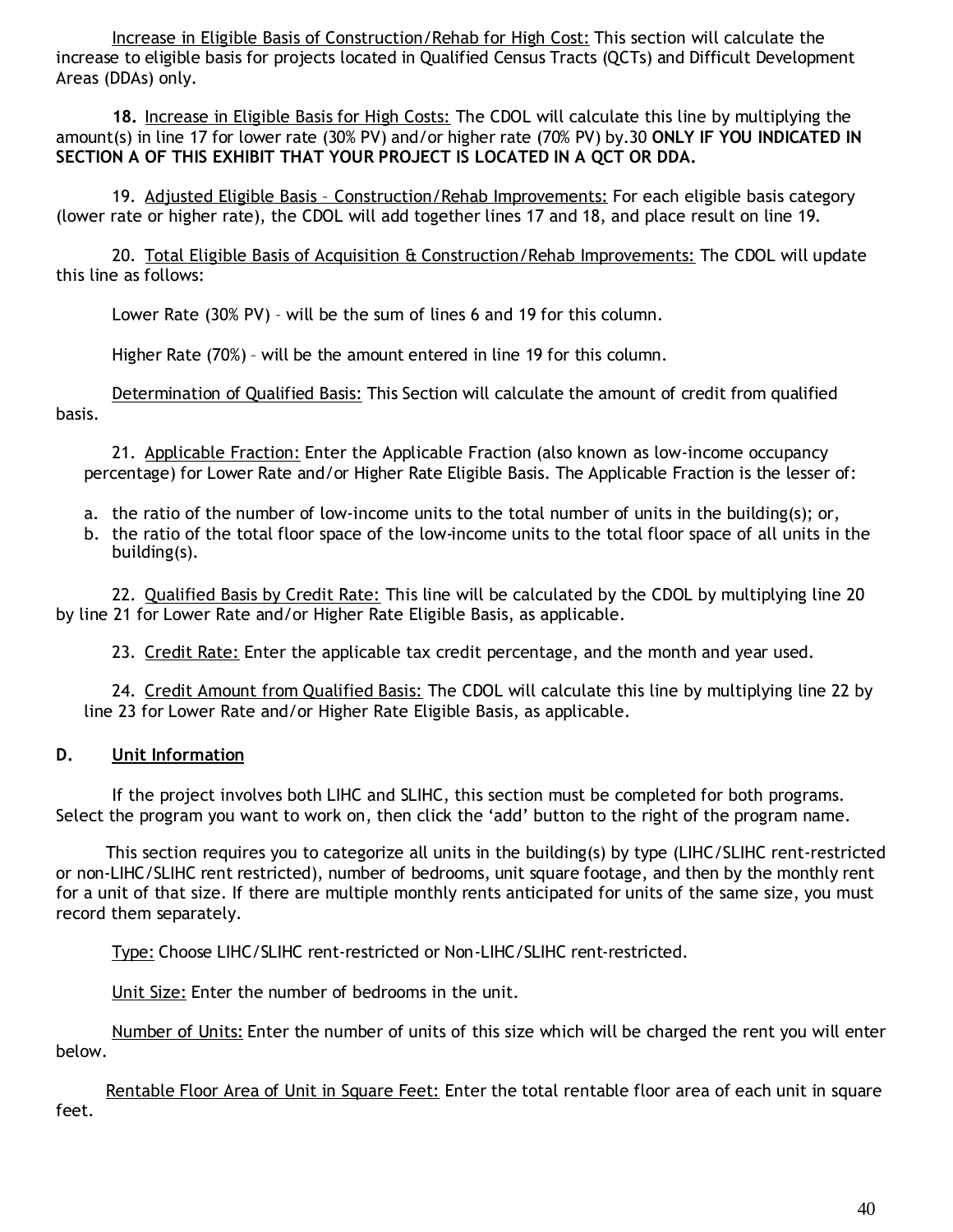Increase in Eligible Basis of Construction/Rehab for High Cost: This section will calculate the increase to eligible basis for projects located in Qualified Census Tracts (QCTs) and Difficult Development Areas (DDAs) only.

**18.** Increase in Eligible Basis for High Costs: The CDOL will calculate this line by multiplying the amount(s) in line 17 for lower rate (30% PV) and/or higher rate (70% PV) by.30 **ONLY IF YOU INDICATED IN SECTION A OF THIS EXHIBIT THAT YOUR PROJECT IS LOCATED IN A QCT OR DDA.**

19. Adjusted Eligible Basis – Construction/Rehab Improvements: For each eligible basis category (lower rate or higher rate), the CDOL will add together lines 17 and 18, and place result on line 19.

20. Total Eligible Basis of Acquisition & Construction/Rehab Improvements: The CDOL will update this line as follows:

Lower Rate (30% PV) – will be the sum of lines 6 and 19 for this column.

Higher Rate (70%) – will be the amount entered in line 19 for this column.

Determination of Qualified Basis: This Section will calculate the amount of credit from qualified basis.

21. Applicable Fraction: Enter the Applicable Fraction (also known as low-income occupancy percentage) for Lower Rate and/or Higher Rate Eligible Basis. The Applicable Fraction is the lesser of:

a. the ratio of the number of low-income units to the total number of units in the building(s); or,
b. the ratio of the total floor space of the low-income units to the total floor space of all units in the building(s).

22. Qualified Basis by Credit Rate: This line will be calculated by the CDOL by multiplying line 20 by line 21 for Lower Rate and/or Higher Rate Eligible Basis, as applicable.

23. Credit Rate: Enter the applicable tax credit percentage, and the month and year used.

24. Credit Amount from Qualified Basis: The CDOL will calculate this line by multiplying line 22 by line 23 for Lower Rate and/or Higher Rate Eligible Basis, as applicable.

## D. Unit Information

If the project involves both LIHC and SLIHC, this section must be completed for both programs. Select the program you want to work on, then click the 'add' button to the right of the program name.

This section requires you to categorize all units in the building(s) by type (LIHC/SLIHC rent-restricted or non-LIHC/SLIHC rent restricted), number of bedrooms, unit square footage, and then by the monthly rent for a unit of that size. If there are multiple monthly rents anticipated for units of the same size, you must record them separately.

Type: Choose LIHC/SLIHC rent-restricted or Non-LIHC/SLIHC rent-restricted.

Unit Size: Enter the number of bedrooms in the unit.

Number of Units: Enter the number of units of this size which will be charged the rent you will enter below.

Rentable Floor Area of Unit in Square Feet: Enter the total rentable floor area of each unit in square feet.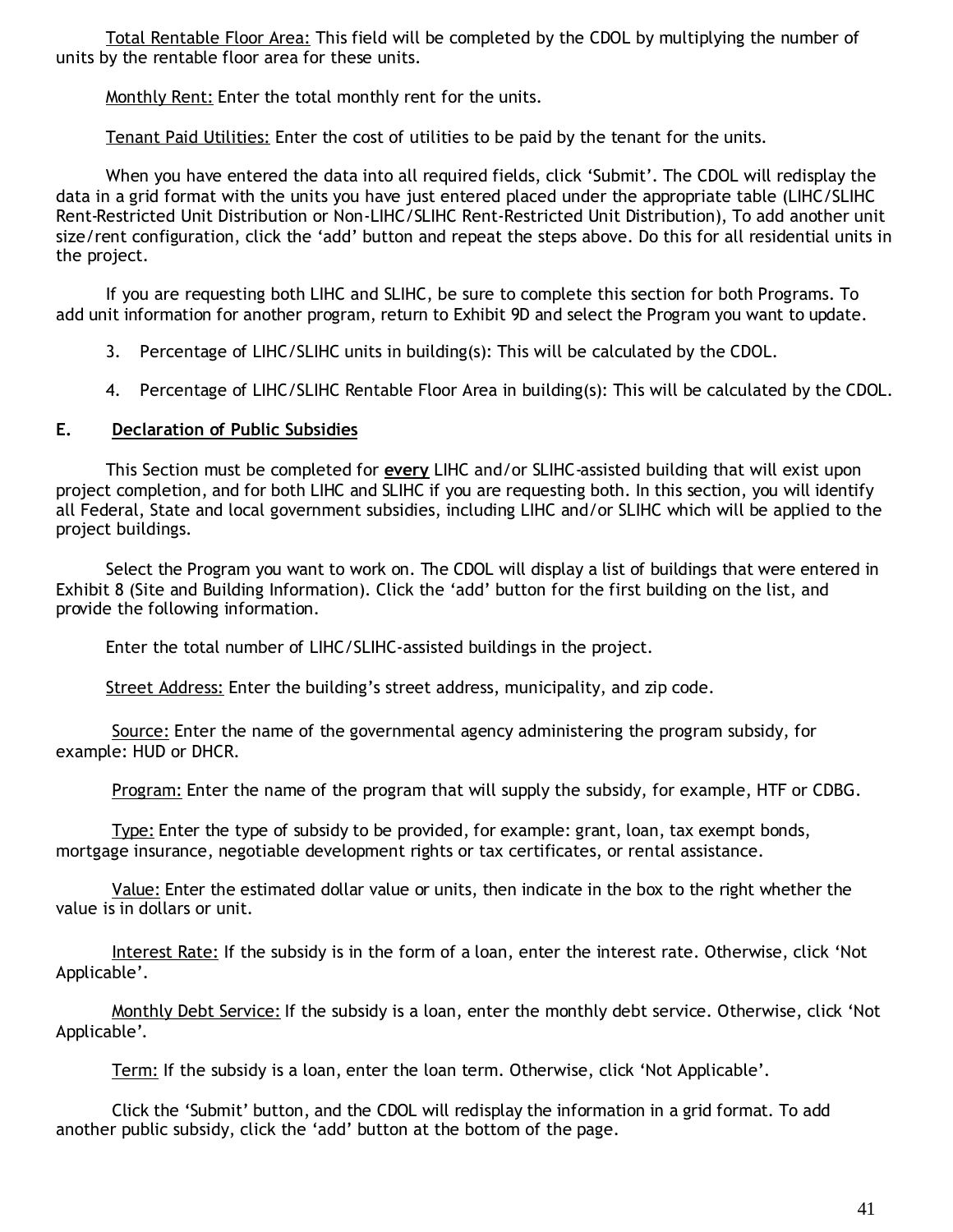Total Rentable Floor Area: This field will be completed by the CDOL by multiplying the number of units by the rentable floor area for these units.

Monthly Rent: Enter the total monthly rent for the units.

Tenant Paid Utilities: Enter the cost of utilities to be paid by the tenant for the units.

When you have entered the data into all required fields, click 'Submit'. The CDOL will redisplay the data in a grid format with the units you have just entered placed under the appropriate table (LIHC/SLIHC Rent-Restricted Unit Distribution or Non-LIHC/SLIHC Rent-Restricted Unit Distribution), To add another unit size/rent configuration, click the 'add' button and repeat the steps above. Do this for all residential units in the project.

If you are requesting both LIHC and SLIHC, be sure to complete this section for both Programs. To add unit information for another program, return to Exhibit 9D and select the Program you want to update.

3. Percentage of LIHC/SLIHC units in building(s): This will be calculated by the CDOL.

4. Percentage of LIHC/SLIHC Rentable Floor Area in building(s): This will be calculated by the CDOL.

**E. Declaration of Public Subsidies**

This Section must be completed for **every** LIHC and/or SLIHC-assisted building that will exist upon project completion, and for both LIHC and SLIHC if you are requesting both. In this section, you will identify all Federal, State and local government subsidies, including LIHC and/or SLIHC which will be applied to the project buildings.

Select the Program you want to work on. The CDOL will display a list of buildings that were entered in Exhibit 8 (Site and Building Information). Click the 'add' button for the first building on the list, and provide the following information.

Enter the total number of LIHC/SLIHC-assisted buildings in the project.

Street Address: Enter the building's street address, municipality, and zip code.

Source: Enter the name of the governmental agency administering the program subsidy, for example: HUD or DHCR.

Program: Enter the name of the program that will supply the subsidy, for example, HTF or CDBG.

Type: Enter the type of subsidy to be provided, for example: grant, loan, tax exempt bonds, mortgage insurance, negotiable development rights or tax certificates, or rental assistance.

Value: Enter the estimated dollar value or units, then indicate in the box to the right whether the value is in dollars or unit.

Interest Rate: If the subsidy is in the form of a loan, enter the interest rate. Otherwise, click 'Not Applicable'.

Monthly Debt Service: If the subsidy is a loan, enter the monthly debt service. Otherwise, click 'Not Applicable'.

Term: If the subsidy is a loan, enter the loan term. Otherwise, click 'Not Applicable'.

Click the 'Submit' button, and the CDOL will redisplay the information in a grid format. To add another public subsidy, click the 'add' button at the bottom of the page.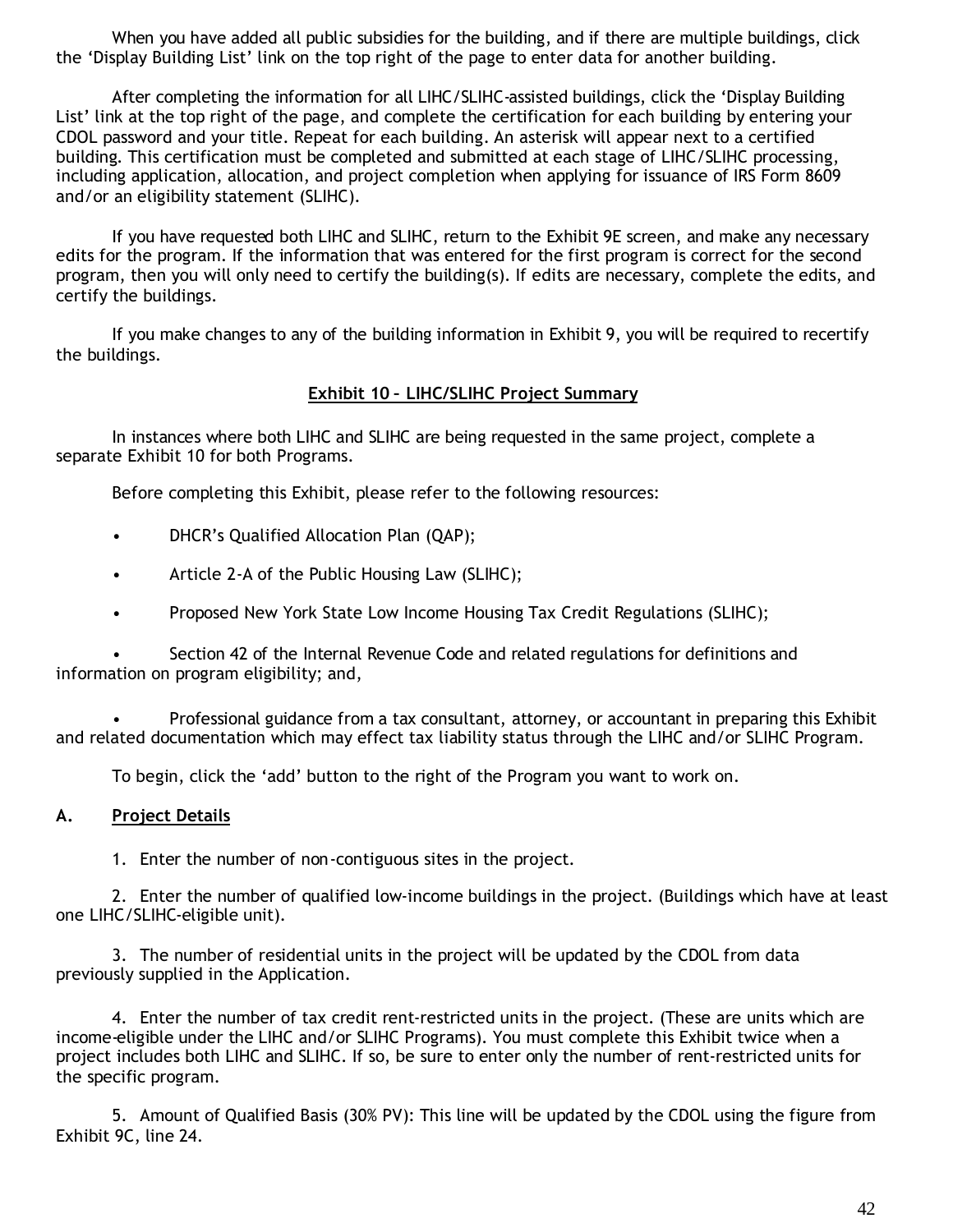When you have added all public subsidies for the building, and if there are multiple buildings, click the 'Display Building List' link on the top right of the page to enter data for another building.

After completing the information for all LIHC/SLIHC-assisted buildings, click the 'Display Building List' link at the top right of the page, and complete the certification for each building by entering your CDOL password and your title. Repeat for each building. An asterisk will appear next to a certified building. This certification must be completed and submitted at each stage of LIHC/SLIHC processing, including application, allocation, and project completion when applying for issuance of IRS Form 8609 and/or an eligibility statement (SLIHC).

If you have requested both LIHC and SLIHC, return to the Exhibit 9E screen, and make any necessary edits for the program. If the information that was entered for the first program is correct for the second program, then you will only need to certify the building(s). If edits are necessary, complete the edits, and certify the buildings.

If you make changes to any of the building information in Exhibit 9, you will be required to recertify the buildings.

## Exhibit 10 – LIHC/SLIHC Project Summary

In instances where both LIHC and SLIHC are being requested in the same project, complete a separate Exhibit 10 for both Programs.

Before completing this Exhibit, please refer to the following resources:

- DHCR's Qualified Allocation Plan (QAP);
- Article 2-A of the Public Housing Law (SLIHC);
- Proposed New York State Low Income Housing Tax Credit Regulations (SLIHC);
- Section 42 of the Internal Revenue Code and related regulations for definitions and information on program eligibility; and,
- Professional guidance from a tax consultant, attorney, or accountant in preparing this Exhibit and related documentation which may effect tax liability status through the LIHC and/or SLIHC Program.

To begin, click the 'add' button to the right of the Program you want to work on.

### A. Project Details

1. Enter the number of non-contiguous sites in the project.

2. Enter the number of qualified low-income buildings in the project. (Buildings which have at least one LIHC/SLIHC-eligible unit).

3. The number of residential units in the project will be updated by the CDOL from data previously supplied in the Application.

4. Enter the number of tax credit rent-restricted units in the project. (These are units which are income-eligible under the LIHC and/or SLIHC Programs). You must complete this Exhibit twice when a project includes both LIHC and SLIHC. If so, be sure to enter only the number of rent-restricted units for the specific program.

5. Amount of Qualified Basis (30% PV): This line will be updated by the CDOL using the figure from Exhibit 9C, line 24.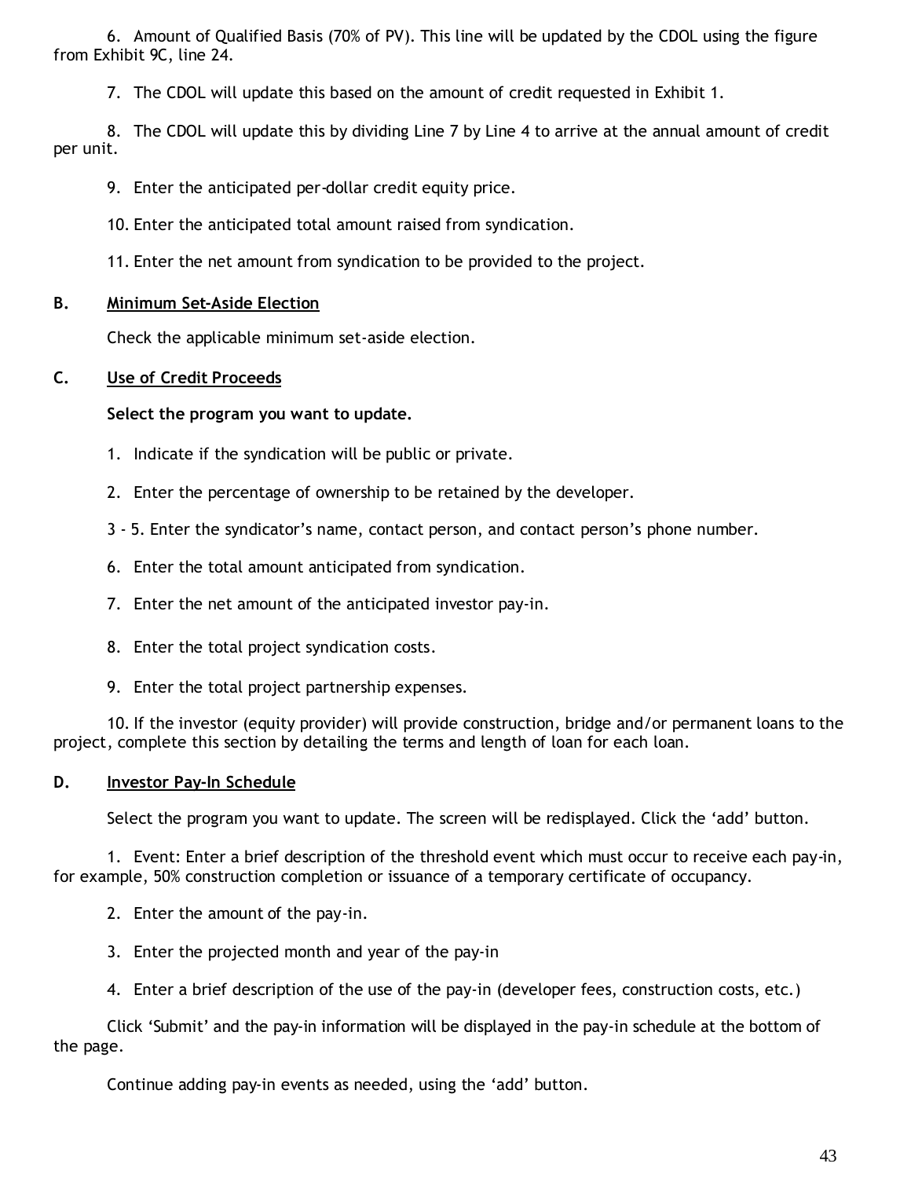6. Amount of Qualified Basis (70% of PV). This line will be updated by the CDOL using the figure from Exhibit 9C, line 24.

7. The CDOL will update this based on the amount of credit requested in Exhibit 1.

8. The CDOL will update this by dividing Line 7 by Line 4 to arrive at the annual amount of credit per unit.

9. Enter the anticipated per-dollar credit equity price.

10. Enter the anticipated total amount raised from syndication.

11. Enter the net amount from syndication to be provided to the project.

**B. Minimum Set-Aside Election**

Check the applicable minimum set-aside election.

**C. Use of Credit Proceeds**

**Select the program you want to update.**

1. Indicate if the syndication will be public or private.

2. Enter the percentage of ownership to be retained by the developer.

3 - 5. Enter the syndicator's name, contact person, and contact person's phone number.

6. Enter the total amount anticipated from syndication.

7. Enter the net amount of the anticipated investor pay-in.

8. Enter the total project syndication costs.

9. Enter the total project partnership expenses.

10. If the investor (equity provider) will provide construction, bridge and/or permanent loans to the project, complete this section by detailing the terms and length of loan for each loan.

**D. Investor Pay-In Schedule**

Select the program you want to update. The screen will be redisplayed. Click the 'add' button.

1. Event: Enter a brief description of the threshold event which must occur to receive each pay-in, for example, 50% construction completion or issuance of a temporary certificate of occupancy.

2. Enter the amount of the pay-in.

3. Enter the projected month and year of the pay-in

4. Enter a brief description of the use of the pay-in (developer fees, construction costs, etc.)

Click 'Submit' and the pay-in information will be displayed in the pay-in schedule at the bottom of the page.

Continue adding pay-in events as needed, using the 'add' button.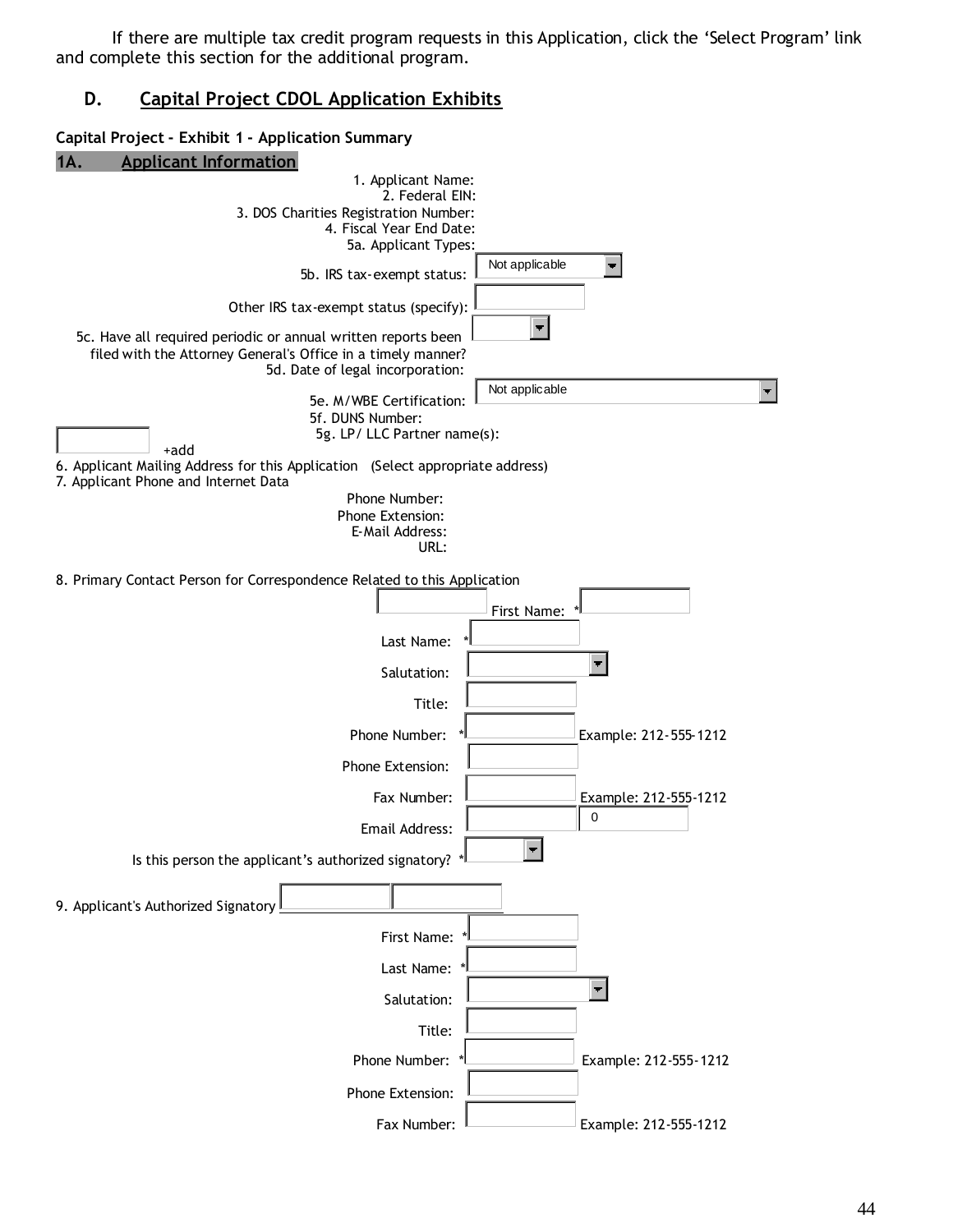If there are multiple tax credit program requests in this Application, click the 'Select Program' link and complete this section for the additional program.

## D. Capital Project CDOL Application Exhibits

**Capital Project - Exhibit 1 - Application Summary**

### 1A. Applicant Information

1. Applicant Name:
2. Federal EIN:
3. DOS Charities Registration Number:
4. Fiscal Year End Date:

5a. Applicant Types:

5b. IRS tax-exempt status: Not applicable

Other IRS tax-exempt status (specify):

5c. Have all required periodic or annual written reports been filed with the Attorney General's Office in a timely manner?

5d. Date of legal incorporation:

5e. M/WBE Certification: Not applicable

5f. DUNS Number:

5g. LP/ LLC Partner name(s):

+add

6. Applicant Mailing Address for this Application (Select appropriate address)

7. Applicant Phone and Internet Data

Phone Number:
Phone Extension:
E-Mail Address:
URL:

8. Primary Contact Person for Correspondence Related to this Application

First Name: *

Last Name: *

Salutation:

Title:

Phone Number: * Example: 212-555-1212

Phone Extension:

Fax Number: Example: 212-555-1212

Email Address: 0

Is this person the applicant's authorized signatory? *

9. Applicant's Authorized Signatory

First Name: *

Last Name: *

Salutation:

Title:

Phone Number: * Example: 212-555-1212

Phone Extension:

Fax Number: Example: 212-555-1212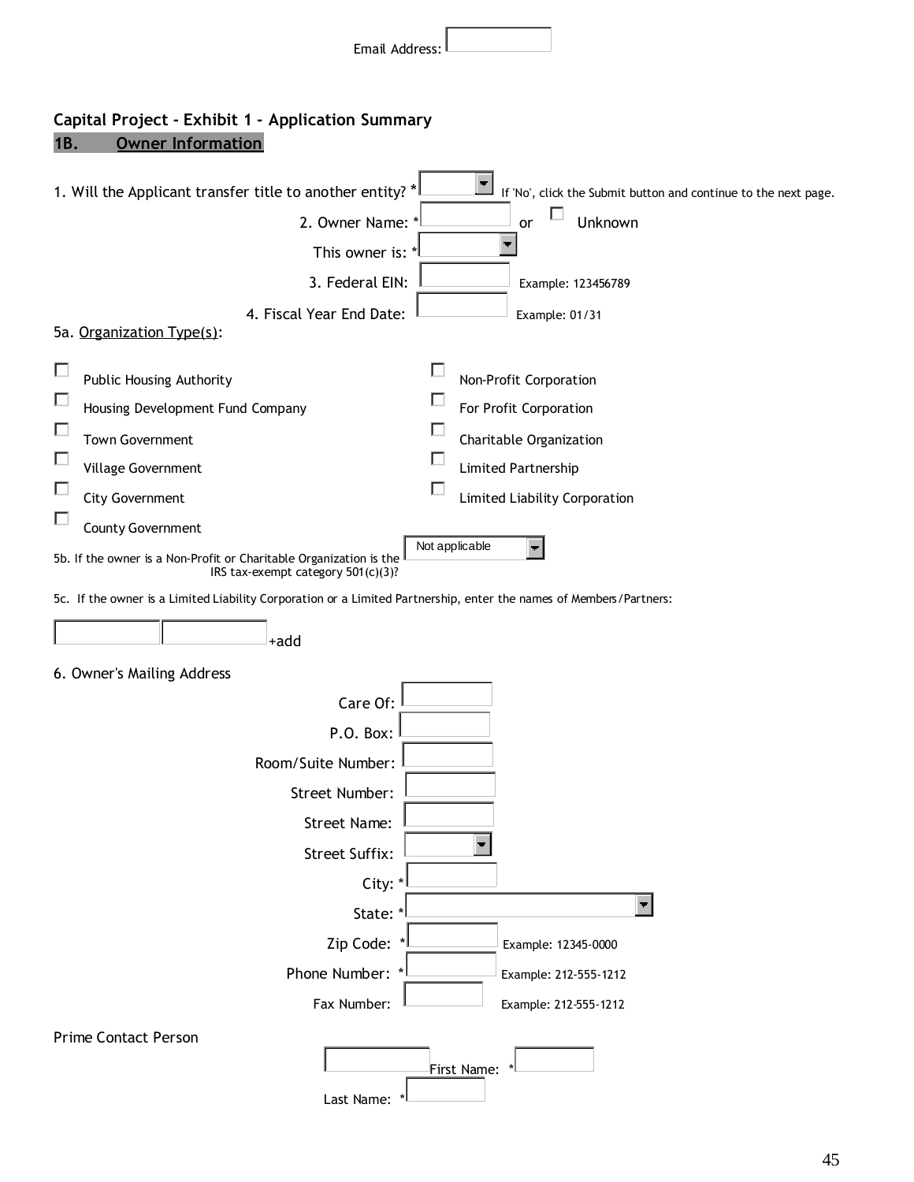Email Address:

## Capital Project - Exhibit 1 - Application Summary

### 1B. Owner Information

1. Will the Applicant transfer title to another entity? * If 'No', click the Submit button and continue to the next page.

2. Owner Name: * or ☐ Unknown

This owner is: *

3. Federal EIN: Example: 123456789

4. Fiscal Year End Date: Example: 01/31

5a. Organization Type(s):

- ☐ Public Housing Authority
- ☐ Housing Development Fund Company
- ☐ Town Government
- ☐ Village Government
- ☐ City Government
- ☐ County Government
- ☐ Non-Profit Corporation
- ☐ For Profit Corporation
- ☐ Charitable Organization
- ☐ Limited Partnership
- ☐ Limited Liability Corporation

5b. If the owner is a Non-Profit or Charitable Organization is the IRS tax-exempt category 501(c)(3)? Not applicable

5c. If the owner is a Limited Liability Corporation or a Limited Partnership, enter the names of Members/Partners:

+add

6. Owner's Mailing Address

Care Of:

P.O. Box:

Room/Suite Number:

Street Number:

Street Name:

Street Suffix:

City: *

State: *

Zip Code: * Example: 12345-0000

Phone Number: * Example: 212-555-1212

Fax Number: Example: 212-555-1212

Prime Contact Person

First Name: *

Last Name: *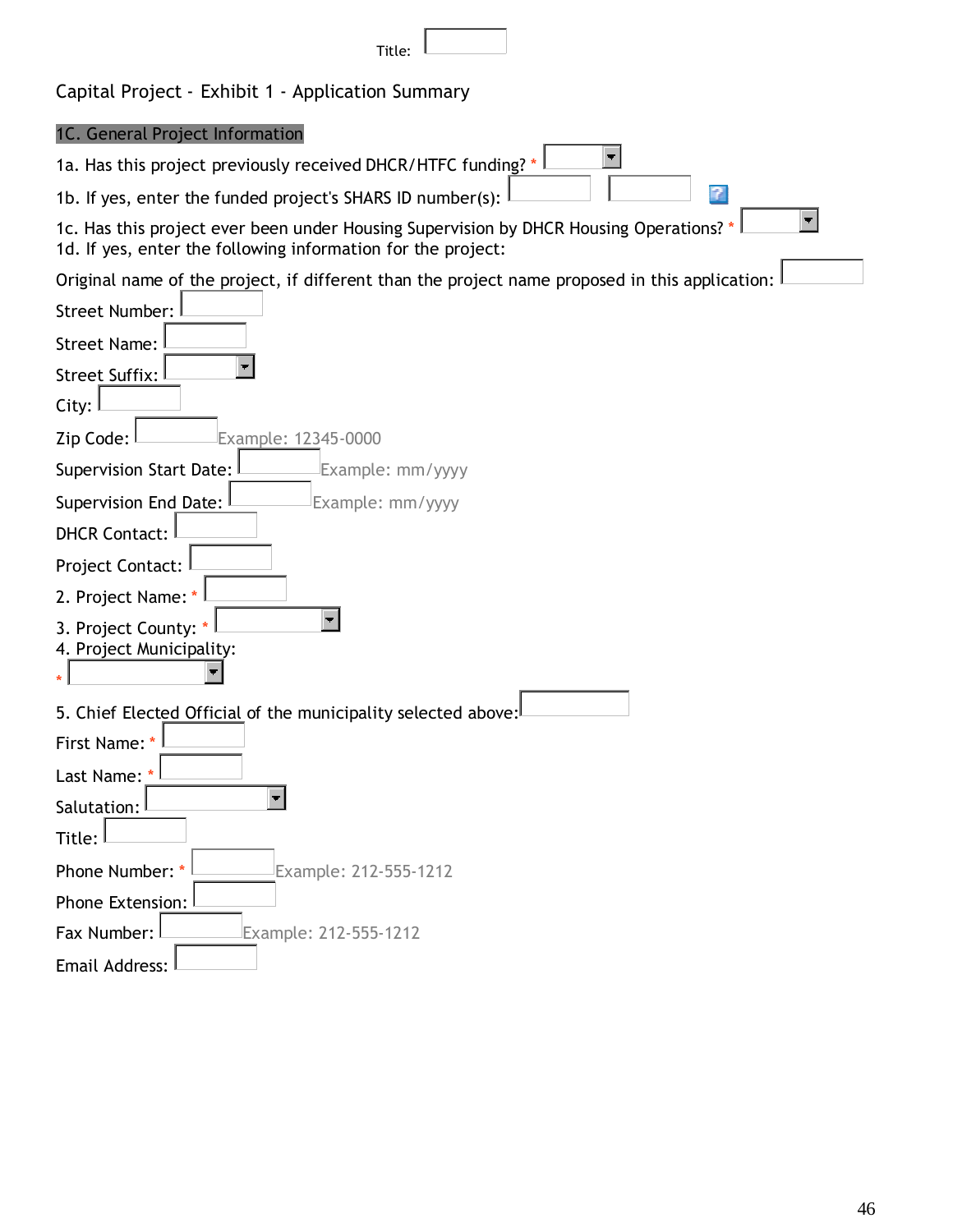Title:

Capital Project - Exhibit 1 - Application Summary

## 1C. General Project Information

1a. Has this project previously received DHCR/HTFC funding? *

1b. If yes, enter the funded project's SHARS ID number(s):

1c. Has this project ever been under Housing Supervision by DHCR Housing Operations? *

1d. If yes, enter the following information for the project:

Original name of the project, if different than the project name proposed in this application:

Street Number:

Street Name:

Street Suffix:

City:

Zip Code: Example: 12345-0000

Supervision Start Date: Example: mm/yyyy

Supervision End Date: Example: mm/yyyy

DHCR Contact:

Project Contact:

2. Project Name: *

3. Project County: *

4. Project Municipality:
*

5. Chief Elected Official of the municipality selected above:

First Name: *

Last Name: *

Salutation:

Title:

Phone Number: * Example: 212-555-1212

Phone Extension:

Fax Number: Example: 212-555-1212

Email Address: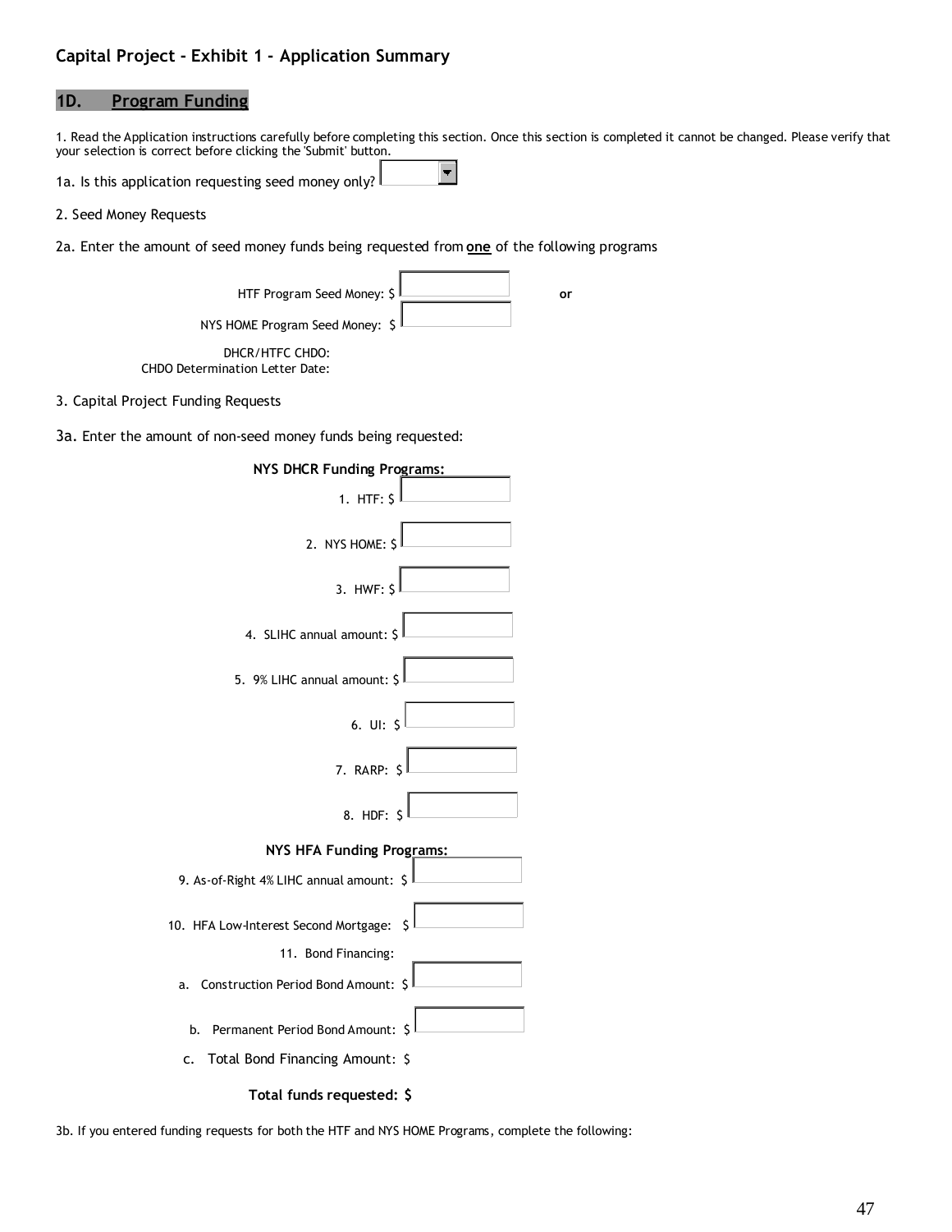## Capital Project - Exhibit 1 – Application Summary

### 1D. Program Funding

1. Read the Application instructions carefully before completing this section. Once this section is completed it cannot be changed. Please verify that your selection is correct before clicking the 'Submit' button.

1a. Is this application requesting seed money only?

2. Seed Money Requests

2a. Enter the amount of seed money funds being requested from **one** of the following programs

HTF Program Seed Money: $ **or**

NYS HOME Program Seed Money: $

DHCR/HTFC CHDO:
CHDO Determination Letter Date:

3. Capital Project Funding Requests

3a. Enter the amount of non-seed money funds being requested:

**NYS DHCR Funding Programs:**

1. HTF: $
2. NYS HOME: $
3. HWF: $
4. SLIHC annual amount: $
5. 9% LIHC annual amount: $
6. UI: $
7. RARP: $
8. HDF: $

**NYS HFA Funding Programs:**

9. As-of-Right 4% LIHC annual amount: $
10. HFA Low-Interest Second Mortgage: $
11. Bond Financing:
    a. Construction Period Bond Amount: $
    b. Permanent Period Bond Amount: $
    c. Total Bond Financing Amount: $

**Total funds requested: $**

3b. If you entered funding requests for both the HTF and NYS HOME Programs, complete the following: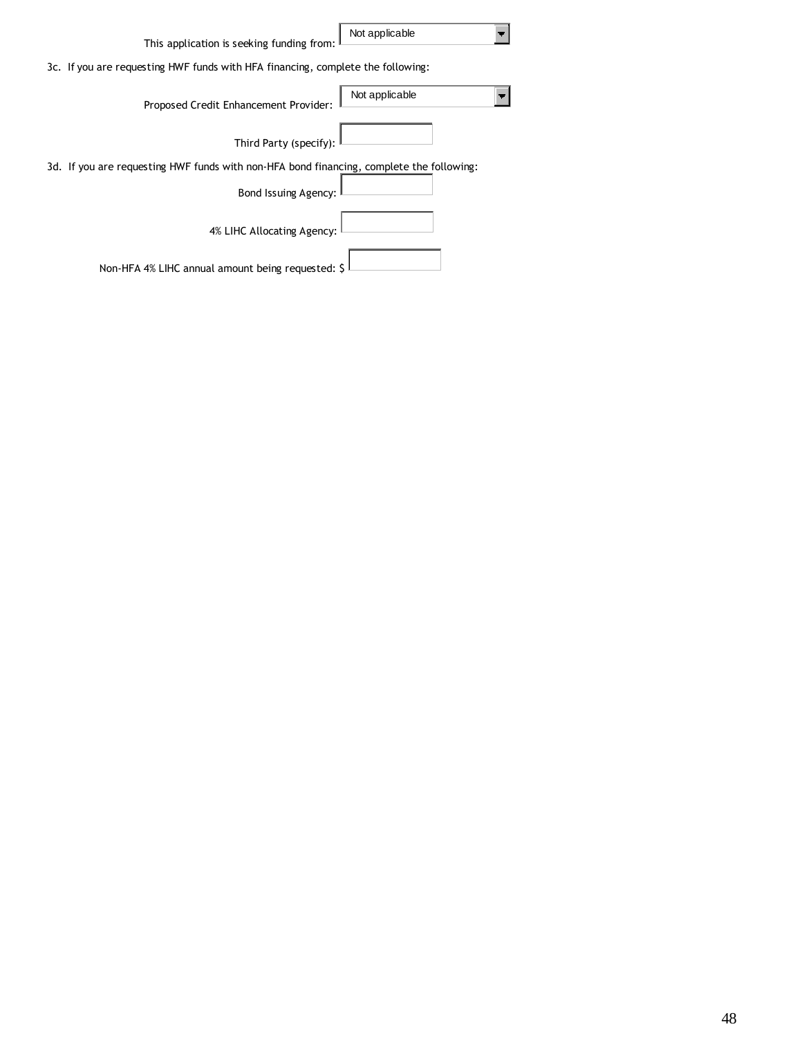This application is seeking funding from: Not applicable

3c. If you are requesting HWF funds with HFA financing, complete the following:

Proposed Credit Enhancement Provider: Not applicable

Third Party (specify): 

3d. If you are requesting HWF funds with non-HFA bond financing, complete the following:

Bond Issuing Agency: 

4% LIHC Allocating Agency: 

Non-HFA 4% LIHC annual amount being requested: $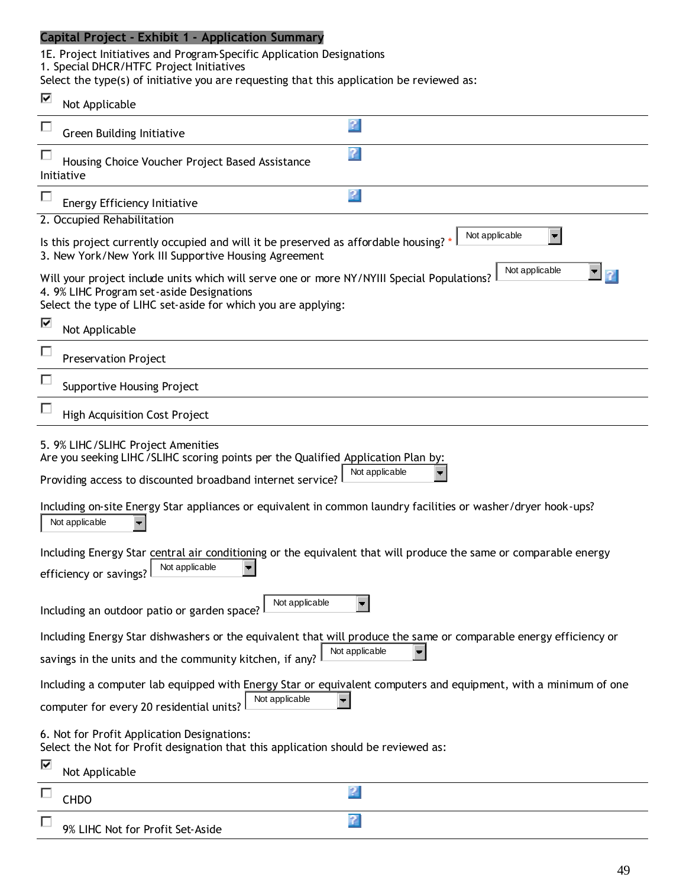## Capital Project - Exhibit 1 - Application Summary

1E. Project Initiatives and Program-Specific Application Designations

1. Special DHCR/HTFC Project Initiatives

Select the type(s) of initiative you are requesting that this application be reviewed as:

- [x] Not Applicable
- [ ] Green Building Initiative
- [ ] Housing Choice Voucher Project Based Assistance Initiative
- [ ] Energy Efficiency Initiative

2. Occupied Rehabilitation

Is this project currently occupied and will it be preserved as affordable housing? * Not applicable

3. New York/New York III Supportive Housing Agreement

Will your project include units which will serve one or more NY/NYIII Special Populations? Not applicable

4. 9% LIHC Program set-aside Designations

Select the type of LIHC set-aside for which you are applying:

- [x] Not Applicable
- [ ] Preservation Project
- [ ] Supportive Housing Project
- [ ] High Acquisition Cost Project

5. 9% LIHC/SLIHC Project Amenities

Are you seeking LIHC/SLIHC scoring points per the Qualified Application Plan by:

Providing access to discounted broadband internet service? Not applicable

Including on-site Energy Star appliances or equivalent in common laundry facilities or washer/dryer hook-ups? Not applicable

Including Energy Star central air conditioning or the equivalent that will produce the same or comparable energy efficiency or savings? Not applicable

Including an outdoor patio or garden space? Not applicable

Including Energy Star dishwashers or the equivalent that will produce the same or comparable energy efficiency or savings in the units and the community kitchen, if any? Not applicable

Including a computer lab equipped with Energy Star or equivalent computers and equipment, with a minimum of one computer for every 20 residential units? Not applicable

6. Not for Profit Application Designations:

Select the Not for Profit designation that this application should be reviewed as:

- [x] Not Applicable
- [ ] CHDO
- [ ] 9% LIHC Not for Profit Set-Aside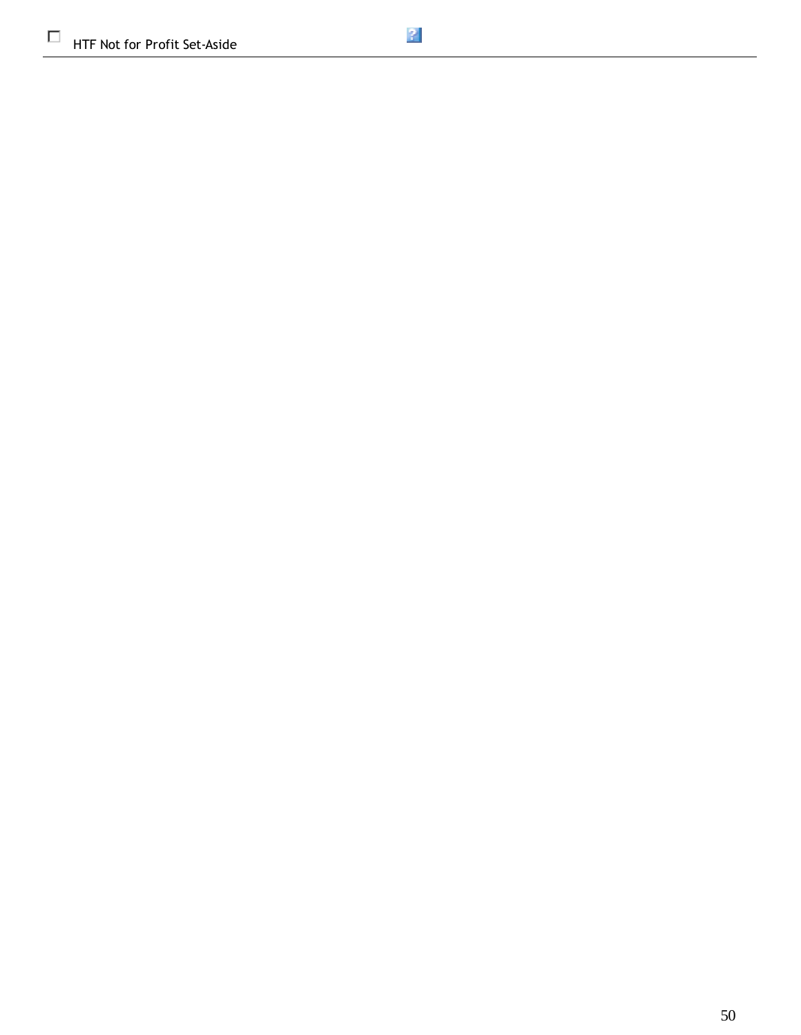☐ HTF Not for Profit Set-Aside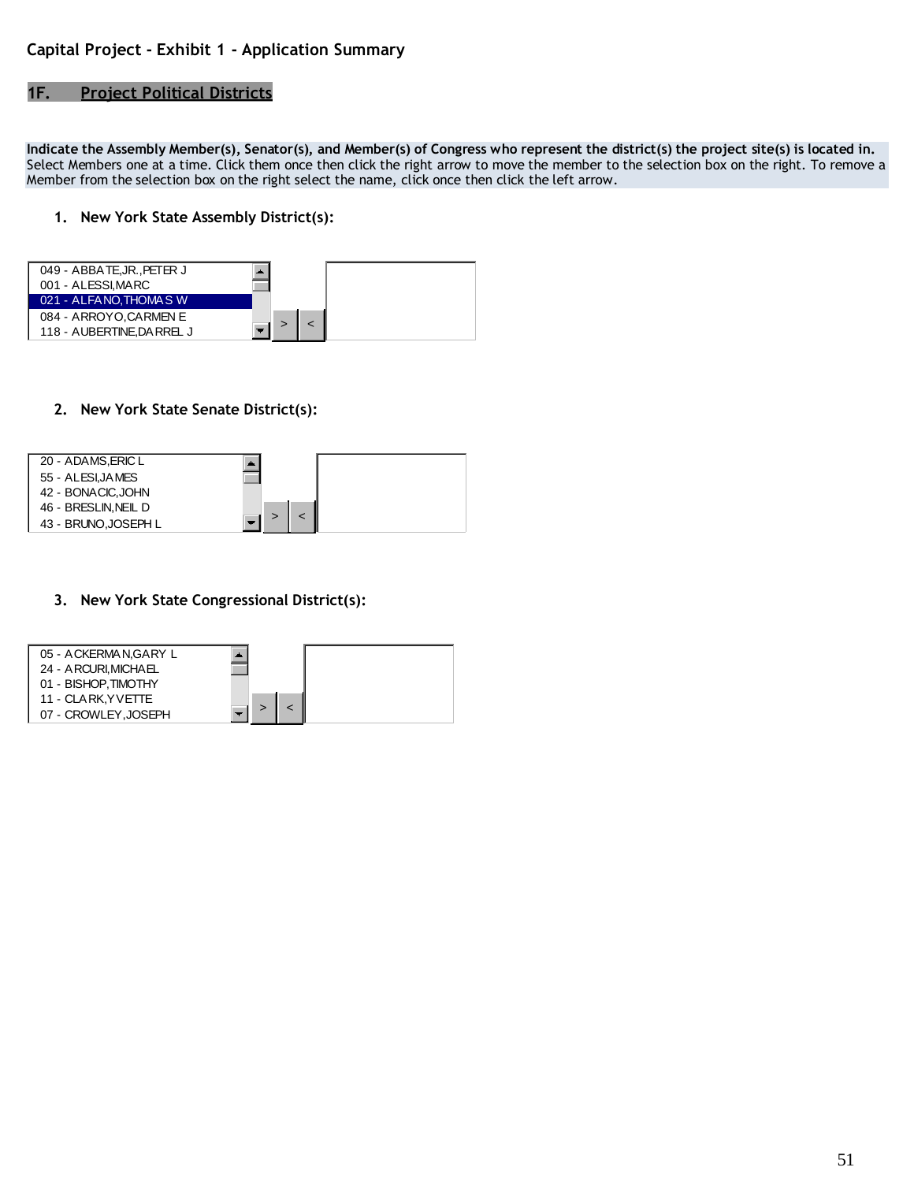## Capital Project - Exhibit 1 - Application Summary

### 1F. Project Political Districts

**Indicate the Assembly Member(s), Senator(s), and Member(s) of Congress who represent the district(s) the project site(s) is located in.** Select Members one at a time. Click them once then click the right arrow to move the member to the selection box on the right. To remove a Member from the selection box on the right select the name, click once then click the left arrow.

1. **New York State Assembly District(s):**

   049 - ABBATE,JR.,PETER J
   001 - ALESSI,MARC
   021 - ALFANO,THOMAS W
   084 - ARROYO,CARMEN E
   118 - AUBERTINE,DARREL J

   > <

2. **New York State Senate District(s):**

   20 - ADAMS,ERIC L
   55 - ALESI,JAMES
   42 - BONACIC,JOHN
   46 - BRESLIN,NEIL D
   43 - BRUNO,JOSEPH L

   > <

3. **New York State Congressional District(s):**

   05 - ACKERMAN,GARY L
   24 - ARCURI,MICHAEL
   01 - BISHOP,TIMOTHY
   11 - CLARK,YVETTE
   07 - CROWLEY,JOSEPH

   > <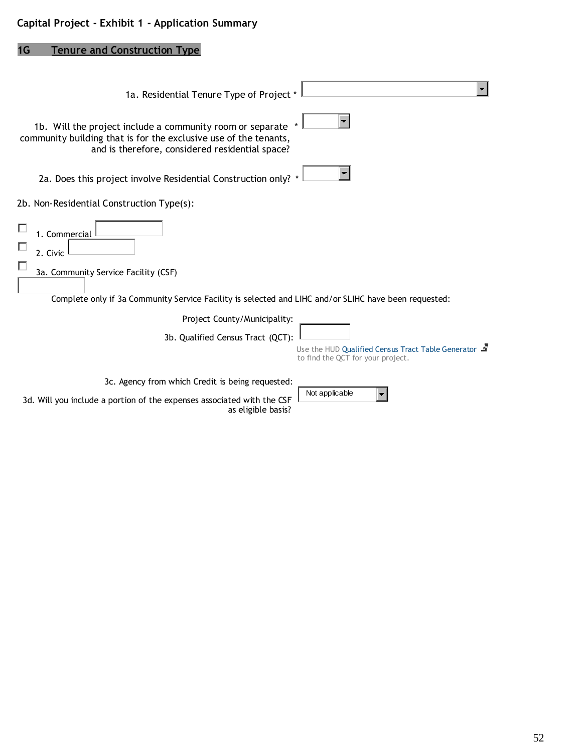**Capital Project - Exhibit 1 - Application Summary**

## 1G Tenure and Construction Type

1a. Residential Tenure Type of Project *

1b. Will the project include a community room or separate community building that is for the exclusive use of the tenants, and is therefore, considered residential space? *

2a. Does this project involve Residential Construction only? *

2b. Non-Residential Construction Type(s):

- ☐ 1. Commercial
- ☐ 2. Civic
- ☐ 3a. Community Service Facility (CSF)

Complete only if 3a Community Service Facility is selected and LIHC and/or SLIHC have been requested:

Project County/Municipality:

3b. Qualified Census Tract (QCT):

Use the HUD Qualified Census Tract Table Generator to find the QCT for your project.

3c. Agency from which Credit is being requested:

3d. Will you include a portion of the expenses associated with the CSF as eligible basis? Not applicable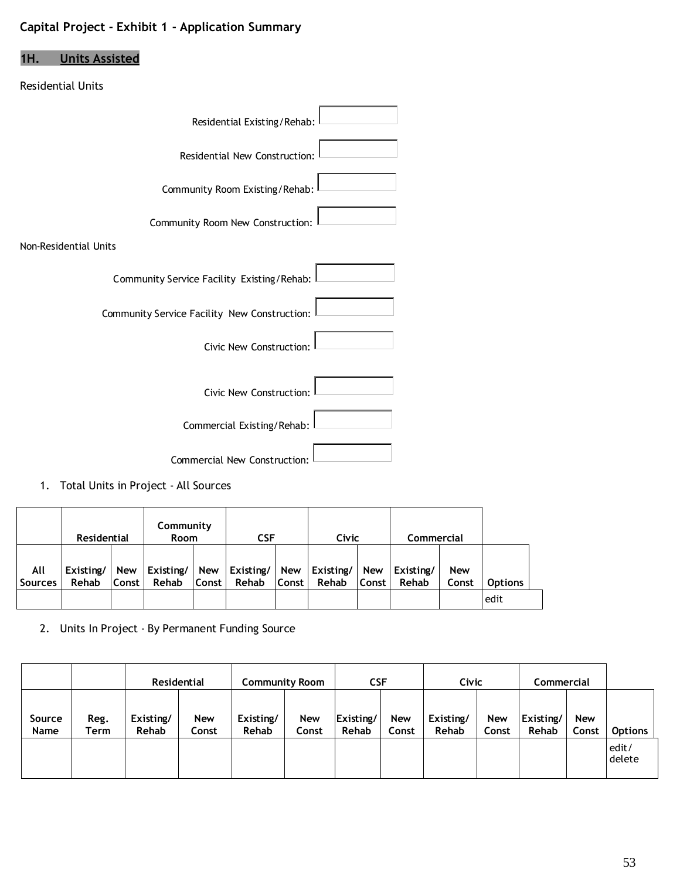**Capital Project - Exhibit 1 - Application Summary**

## 1H. Units Assisted

Residential Units

Residential Existing/Rehab:

Residential New Construction:

Community Room Existing/Rehab:

Community Room New Construction:

Non-Residential Units

Community Service Facility Existing/Rehab:

Community Service Facility New Construction:

Civic New Construction:

Civic New Construction:

Commercial Existing/Rehab:

Commercial New Construction:

1. Total Units in Project - All Sources

| | Residential | | Community Room | | CSF | | Civic | | Commercial | | |
|---|---|---|---|---|---|---|---|---|---|---|---|
| All Sources | Existing/ Rehab | New Const | Existing/ Rehab | New Const | Existing/ Rehab | New Const | Existing/ Rehab | New Const | Existing/ Rehab | New Const | Options |
| | | | | | | | | | | | edit |

2. Units In Project - By Permanent Funding Source

| | | Residential | | Community Room | | CSF | | Civic | | Commercial | | |
|---|---|---|---|---|---|---|---|---|---|---|---|---|
| Source Name | Reg. Term | Existing/ Rehab | New Const | Existing/ Rehab | New Const | Existing/ Rehab | New Const | Existing/ Rehab | New Const | Existing/ Rehab | New Const | Options |
| | | | | | | | | | | | | edit/ delete |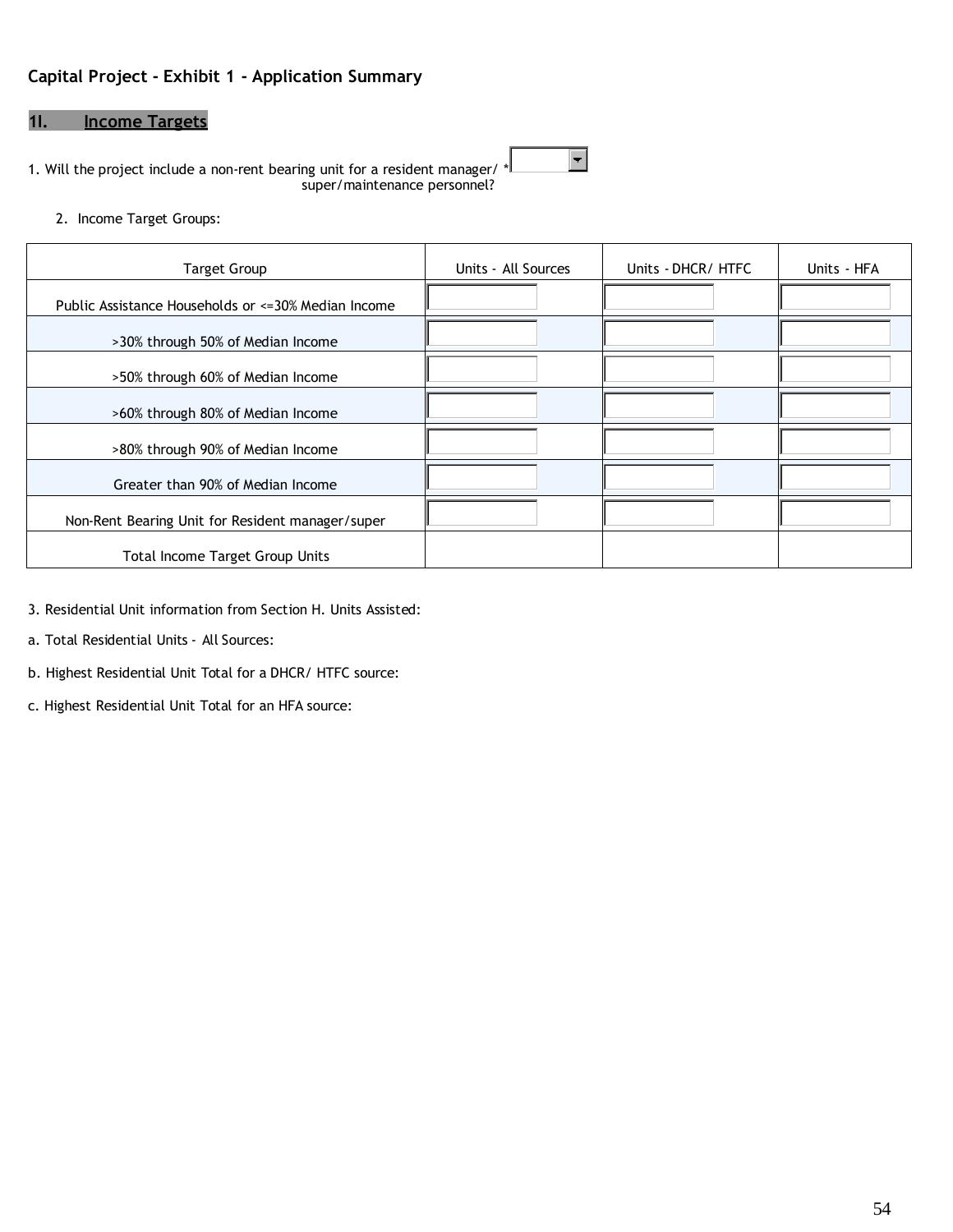## Capital Project - Exhibit 1 - Application Summary

### 1I. Income Targets

1. Will the project include a non-rent bearing unit for a resident manager/ super/maintenance personnel? *

2. Income Target Groups:

| Target Group | Units - All Sources | Units - DHCR/ HTFC | Units - HFA |
|---|---|---|---|
| Public Assistance Households or <=30% Median Income | | | |
| >30% through 50% of Median Income | | | |
| >50% through 60% of Median Income | | | |
| >60% through 80% of Median Income | | | |
| >80% through 90% of Median Income | | | |
| Greater than 90% of Median Income | | | |
| Non-Rent Bearing Unit for Resident manager/super | | | |
| Total Income Target Group Units | | | |

3. Residential Unit information from Section H. Units Assisted:

a. Total Residential Units - All Sources:

b. Highest Residential Unit Total for a DHCR/ HTFC source:

c. Highest Residential Unit Total for an HFA source: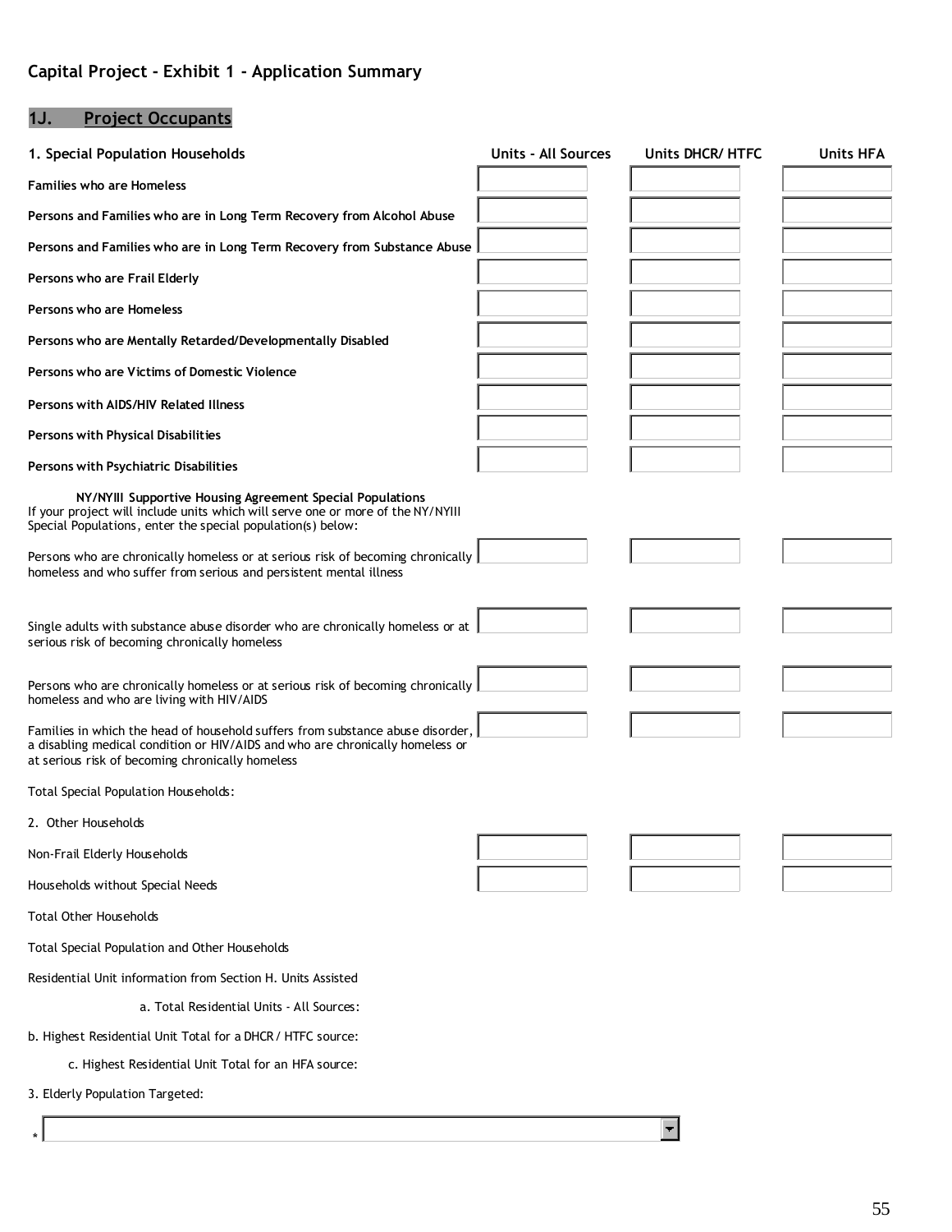## Capital Project - Exhibit 1 - Application Summary

### 1J. Project Occupants

| 1. Special Population Households | Units - All Sources | Units DHCR/ HTFC | Units HFA |
|---|---|---|---|
| **Families who are Homeless** | | | |
| **Persons and Families who are in Long Term Recovery from Alcohol Abuse** | | | |
| **Persons and Families who are in Long Term Recovery from Substance Abuse** | | | |
| **Persons who are Frail Elderly** | | | |
| **Persons who are Homeless** | | | |
| **Persons who are Mentally Retarded/Developmentally Disabled** | | | |
| **Persons who are Victims of Domestic Violence** | | | |
| **Persons with AIDS/HIV Related Illness** | | | |
| **Persons with Physical Disabilities** | | | |
| **Persons with Psychiatric Disabilities** | | | |

**NY/NYIII Supportive Housing Agreement Special Populations**
If your project will include units which will serve one or more of the NY/NYIII Special Populations, enter the special population(s) below:

| | Units - All Sources | Units DHCR/ HTFC | Units HFA |
|---|---|---|---|
| Persons who are chronically homeless or at serious risk of becoming chronically homeless and who suffer from serious and persistent mental illness | | | |
| Single adults with substance abuse disorder who are chronically homeless or at serious risk of becoming chronically homeless | | | |
| Persons who are chronically homeless or at serious risk of becoming chronically homeless and who are living with HIV/AIDS | | | |
| Families in which the head of household suffers from substance abuse disorder, a disabling medical condition or HIV/AIDS and who are chronically homeless or at serious risk of becoming chronically homeless | | | |
| Total Special Population Households: | | | |

| 2. Other Households | Units - All Sources | Units DHCR/ HTFC | Units HFA |
|---|---|---|---|
| Non-Frail Elderly Households | | | |
| Households without Special Needs | | | |
| Total Other Households | | | |
| Total Special Population and Other Households | | | |

Residential Unit information from Section H. Units Assisted

a. Total Residential Units - All Sources:

b. Highest Residential Unit Total for a DHCR / HTFC source:

c. Highest Residential Unit Total for an HFA source:

3. Elderly Population Targeted:

*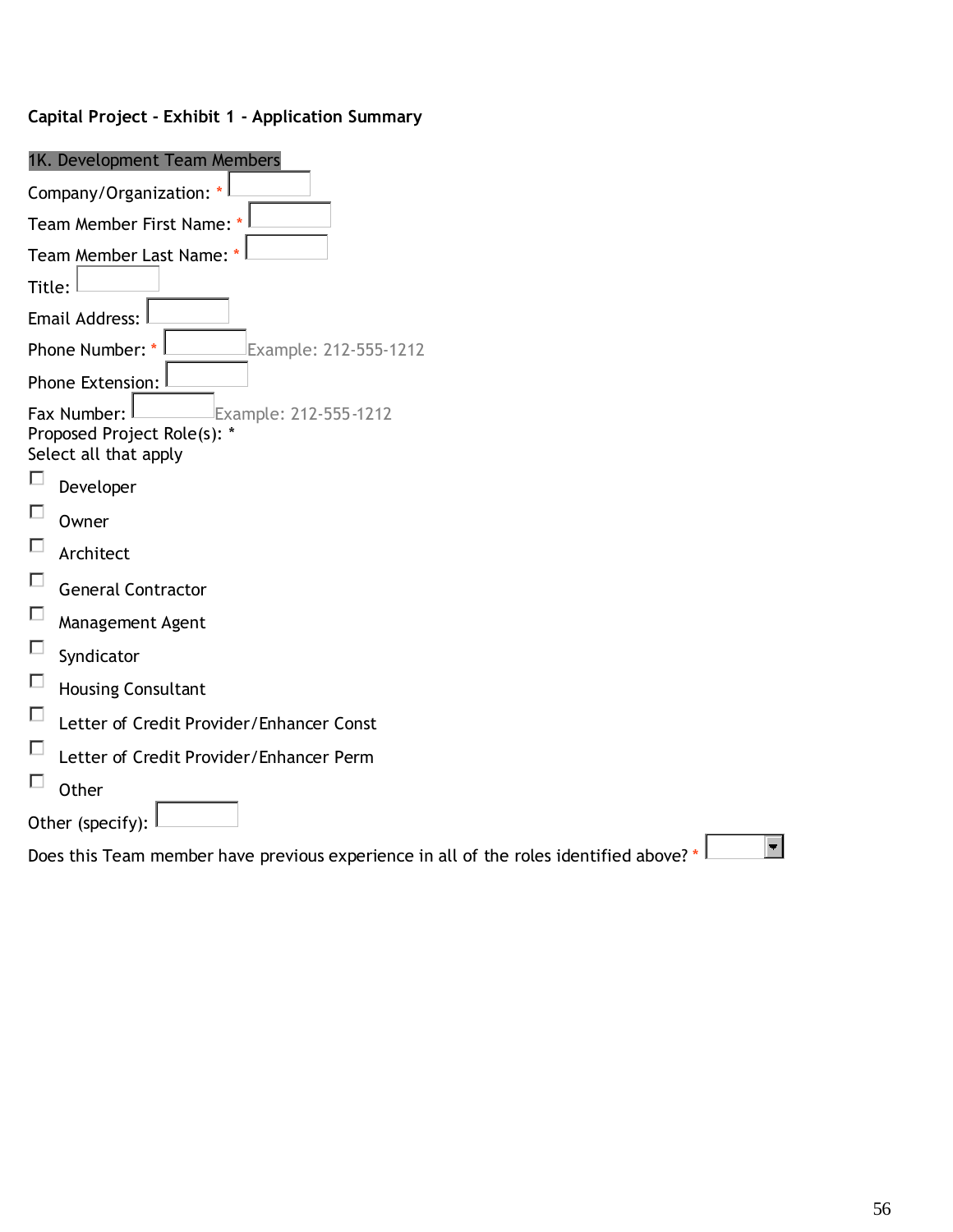**Capital Project - Exhibit 1 - Application Summary**

### 1K. Development Team Members

Company/Organization: *

Team Member First Name: *

Team Member Last Name: *

Title:

Email Address:

Phone Number: * Example: 212-555-1212

Phone Extension:

Fax Number: Example: 212-555-1212

Proposed Project Role(s): *
Select all that apply

- ☐ Developer
- ☐ Owner
- ☐ Architect
- ☐ General Contractor
- ☐ Management Agent
- ☐ Syndicator
- ☐ Housing Consultant
- ☐ Letter of Credit Provider/Enhancer Const
- ☐ Letter of Credit Provider/Enhancer Perm
- ☐ Other

Other (specify):

Does this Team member have previous experience in all of the roles identified above? *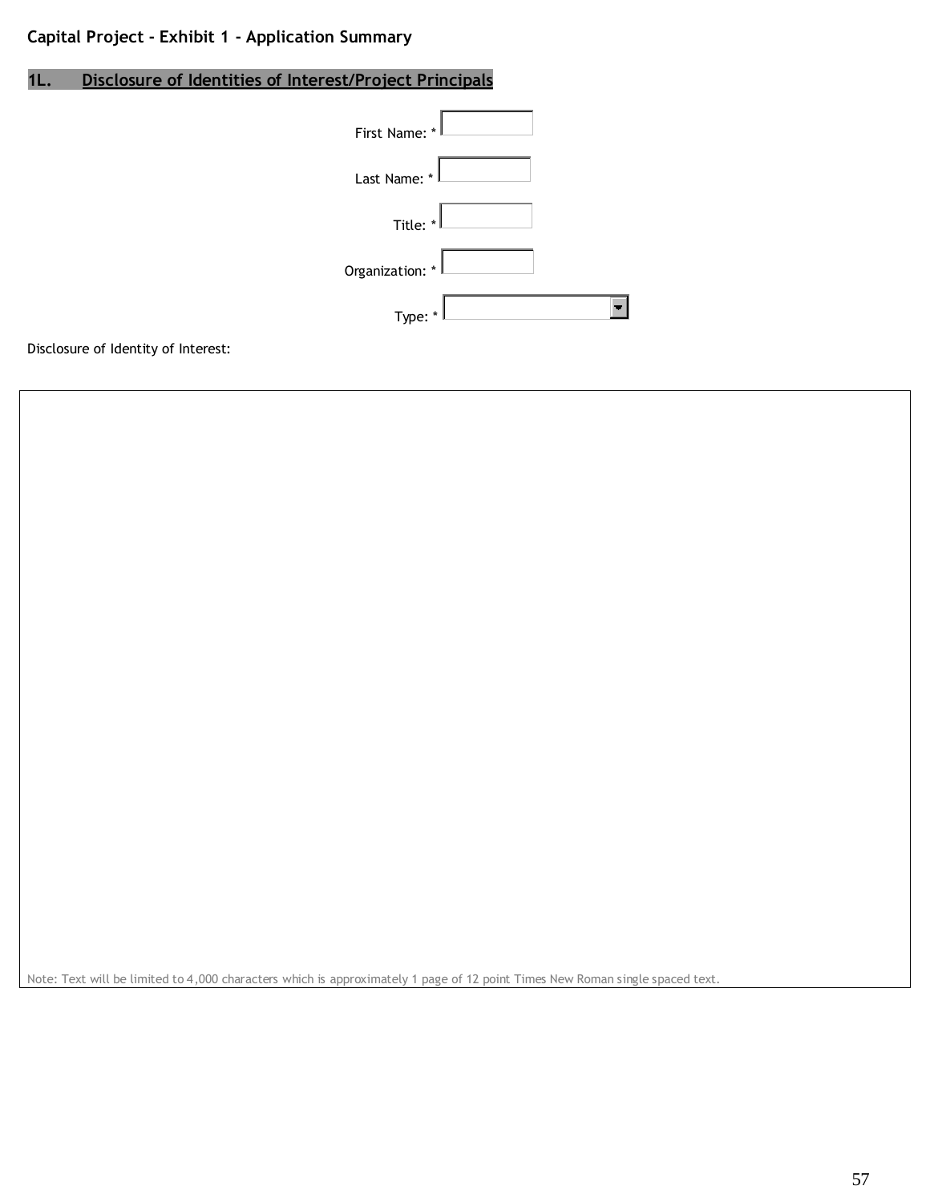**Capital Project - Exhibit 1 - Application Summary**

## 1L. Disclosure of Identities of Interest/Project Principals

First Name: *

Last Name: *

Title: *

Organization: *

Type: *

Disclosure of Identity of Interest:

Note: Text will be limited to 4,000 characters which is approximately 1 page of 12 point Times New Roman single spaced text.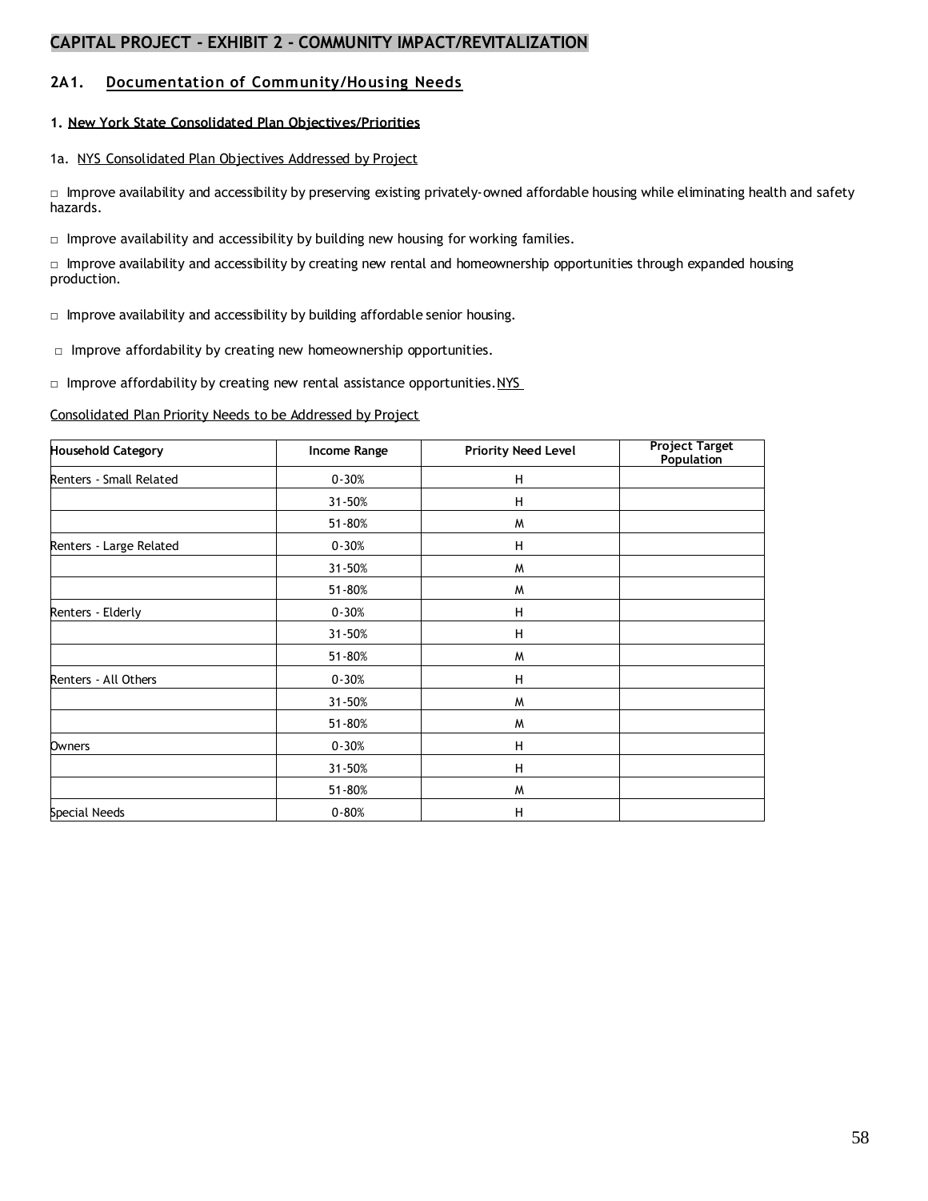## CAPITAL PROJECT - EXHIBIT 2 - COMMUNITY IMPACT/REVITALIZATION

### 2A1. Documentation of Community/Housing Needs

**1. New York State Consolidated Plan Objectives/Priorities**

1a. NYS Consolidated Plan Objectives Addressed by Project

□ Improve availability and accessibility by preserving existing privately-owned affordable housing while eliminating health and safety hazards.

□ Improve availability and accessibility by building new housing for working families.

□ Improve availability and accessibility by creating new rental and homeownership opportunities through expanded housing production.

□ Improve availability and accessibility by building affordable senior housing.

□ Improve affordability by creating new homeownership opportunities.

□ Improve affordability by creating new rental assistance opportunities.

NYS Consolidated Plan Priority Needs to be Addressed by Project

| Household Category | Income Range | Priority Need Level | Project Target Population |
|---|---|---|---|
| Renters - Small Related | 0-30% | H | |
| | 31-50% | H | |
| | 51-80% | M | |
| Renters - Large Related | 0-30% | H | |
| | 31-50% | M | |
| | 51-80% | M | |
| Renters - Elderly | 0-30% | H | |
| | 31-50% | H | |
| | 51-80% | M | |
| Renters - All Others | 0-30% | H | |
| | 31-50% | M | |
| | 51-80% | M | |
| Owners | 0-30% | H | |
| | 31-50% | H | |
| | 51-80% | M | |
| Special Needs | 0-80% | H | |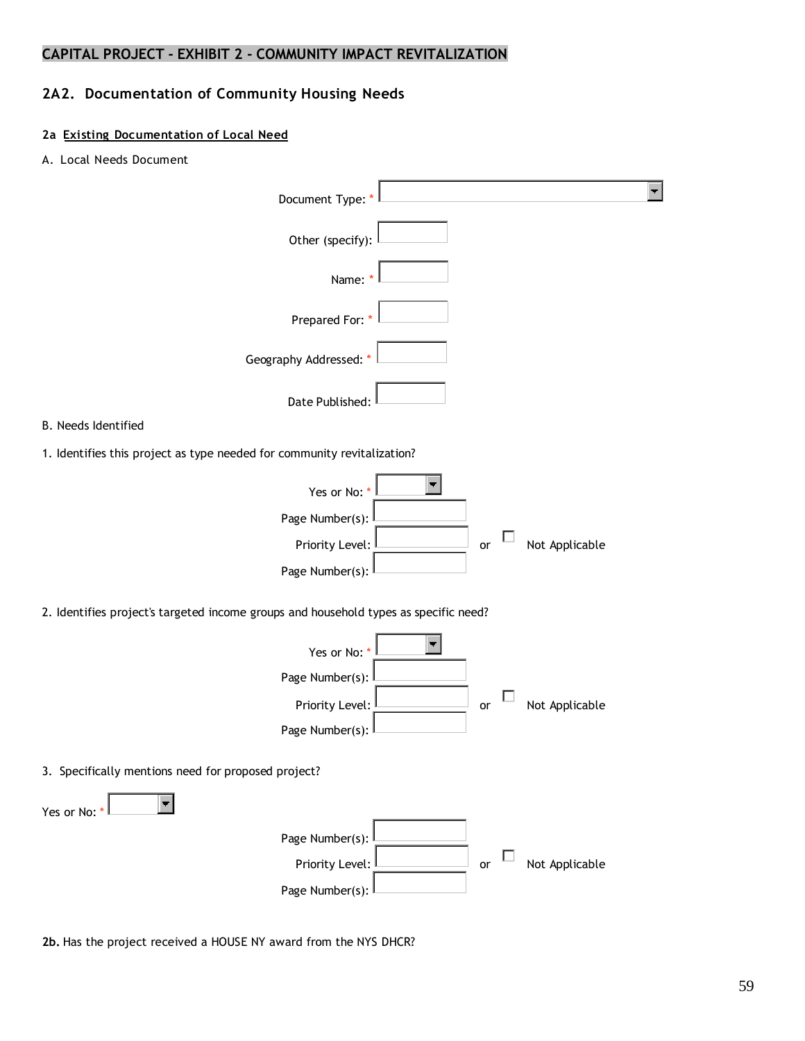## CAPITAL PROJECT - EXHIBIT 2 - COMMUNITY IMPACT REVITALIZATION

### 2A2. Documentation of Community Housing Needs

#### 2a Existing Documentation of Local Need

A. Local Needs Document

Document Type: *

Other (specify):

Name: *

Prepared For: *

Geography Addressed: *

Date Published:

B. Needs Identified

1. Identifies this project as type needed for community revitalization?

Yes or No: *

Page Number(s):

Priority Level: or ☐ Not Applicable

Page Number(s):

2. Identifies project's targeted income groups and household types as specific need?

Yes or No: *

Page Number(s):

Priority Level: or ☐ Not Applicable

Page Number(s):

3. Specifically mentions need for proposed project?

Yes or No: *

Page Number(s):

Priority Level: or ☐ Not Applicable

Page Number(s):

**2b.** Has the project received a HOUSE NY award from the NYS DHCR?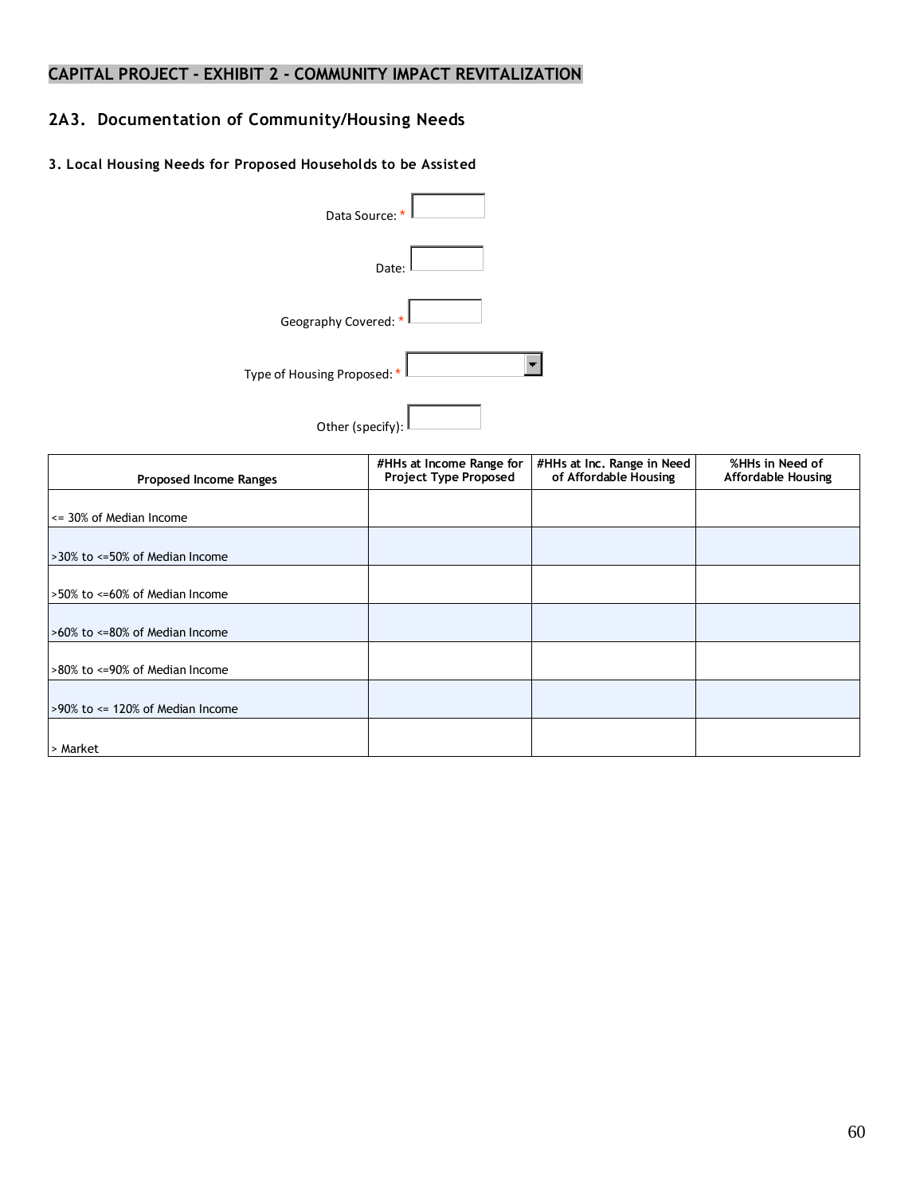## CAPITAL PROJECT - EXHIBIT 2 - COMMUNITY IMPACT REVITALIZATION

### 2A3. Documentation of Community/Housing Needs

#### 3. Local Housing Needs for Proposed Households to be Assisted

Data Source: *

Date:

Geography Covered: *

Type of Housing Proposed: *

Other (specify):

| Proposed Income Ranges | #HHs at Income Range for Project Type Proposed | #HHs at Inc. Range in Need of Affordable Housing | %HHs in Need of Affordable Housing |
|---|---|---|---|
| <= 30% of Median Income | | | |
| >30% to <=50% of Median Income | | | |
| >50% to <=60% of Median Income | | | |
| >60% to <=80% of Median Income | | | |
| >80% to <=90% of Median Income | | | |
| >90% to <= 120% of Median Income | | | |
| > Market | | | |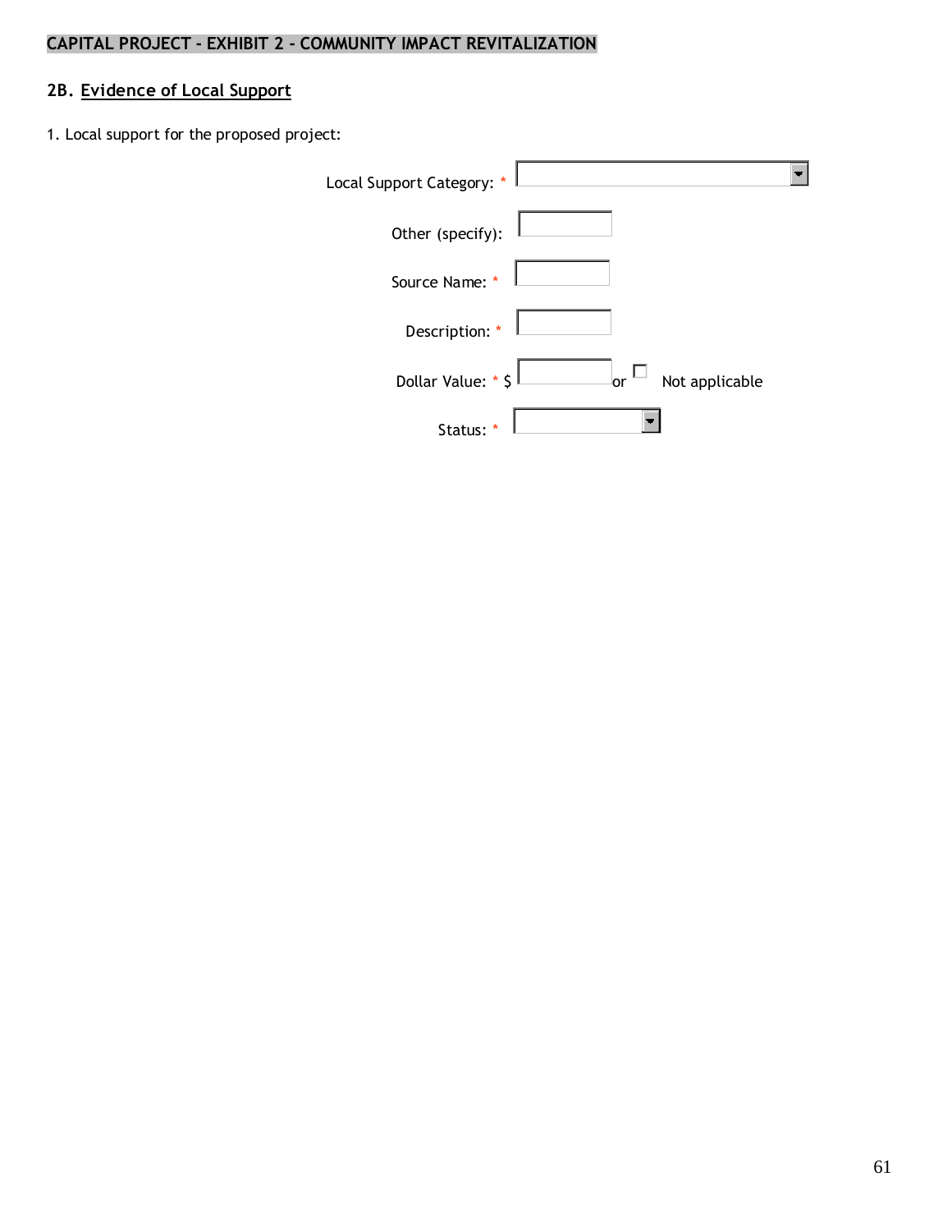## CAPITAL PROJECT - EXHIBIT 2 - COMMUNITY IMPACT REVITALIZATION

### 2B. Evidence of Local Support

1. Local support for the proposed project:

Local Support Category: * 

Other (specify): 

Source Name: * 

Description: * 

Dollar Value: * $ ______ or ☐ Not applicable

Status: *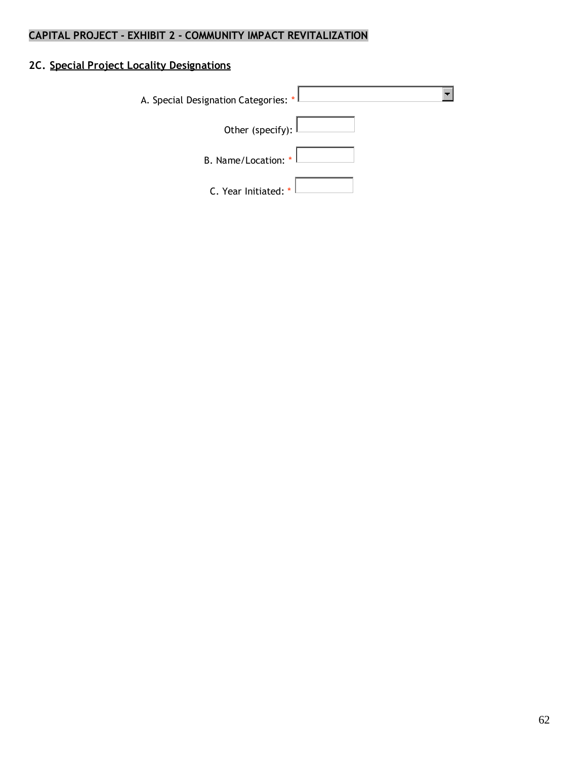**CAPITAL PROJECT - EXHIBIT 2 - COMMUNITY IMPACT REVITALIZATION**

## 2C. Special Project Locality Designations

A. Special Designation Categories: *

Other (specify):

B. Name/Location: *

C. Year Initiated: *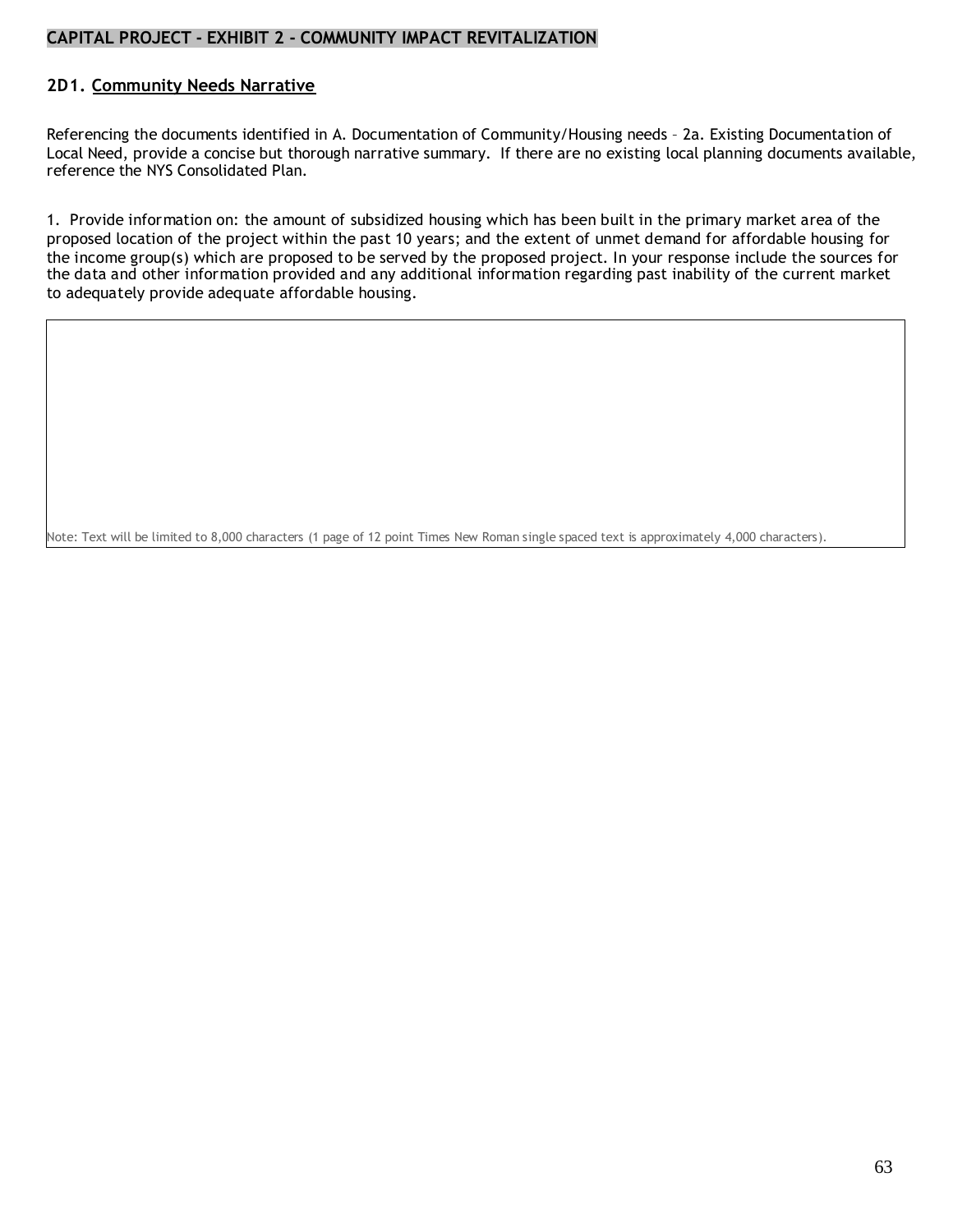## CAPITAL PROJECT - EXHIBIT 2 - COMMUNITY IMPACT REVITALIZATION

### 2D1. Community Needs Narrative

Referencing the documents identified in A. Documentation of Community/Housing needs – 2a. Existing Documentation of Local Need, provide a concise but thorough narrative summary. If there are no existing local planning documents available, reference the NYS Consolidated Plan.

1. Provide information on: the amount of subsidized housing which has been built in the primary market area of the proposed location of the project within the past 10 years; and the extent of unmet demand for affordable housing for the income group(s) which are proposed to be served by the proposed project. In your response include the sources for the data and other information provided and any additional information regarding past inability of the current market to adequately provide adequate affordable housing.

| |
|---|
| Note: Text will be limited to 8,000 characters (1 page of 12 point Times New Roman single spaced text is approximately 4,000 characters). |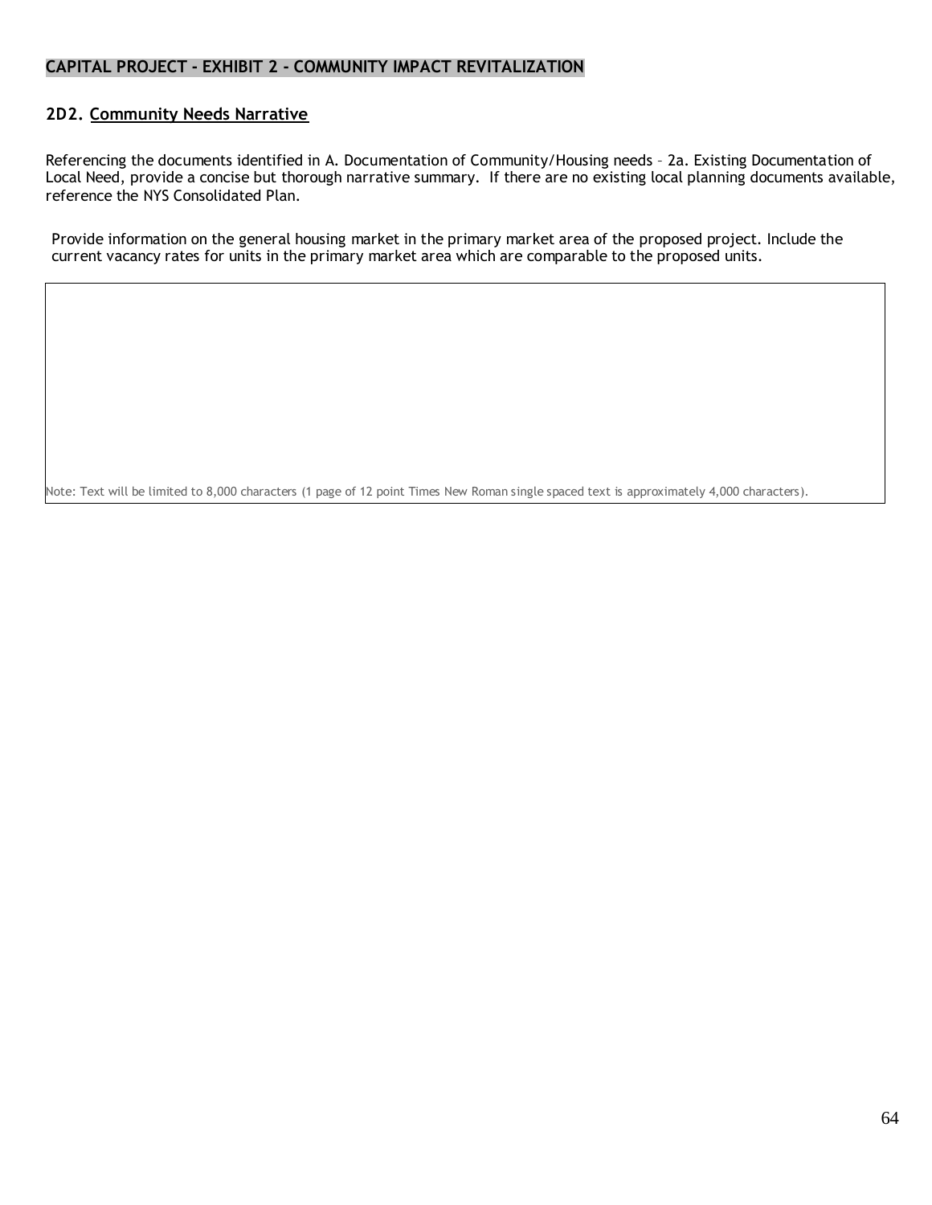## CAPITAL PROJECT - EXHIBIT 2 - COMMUNITY IMPACT REVITALIZATION

### 2D2. Community Needs Narrative

Referencing the documents identified in A. Documentation of Community/Housing needs – 2a. Existing Documentation of Local Need, provide a concise but thorough narrative summary. If there are no existing local planning documents available, reference the NYS Consolidated Plan.

Provide information on the general housing market in the primary market area of the proposed project. Include the current vacancy rates for units in the primary market area which are comparable to the proposed units.

Note: Text will be limited to 8,000 characters (1 page of 12 point Times New Roman single spaced text is approximately 4,000 characters).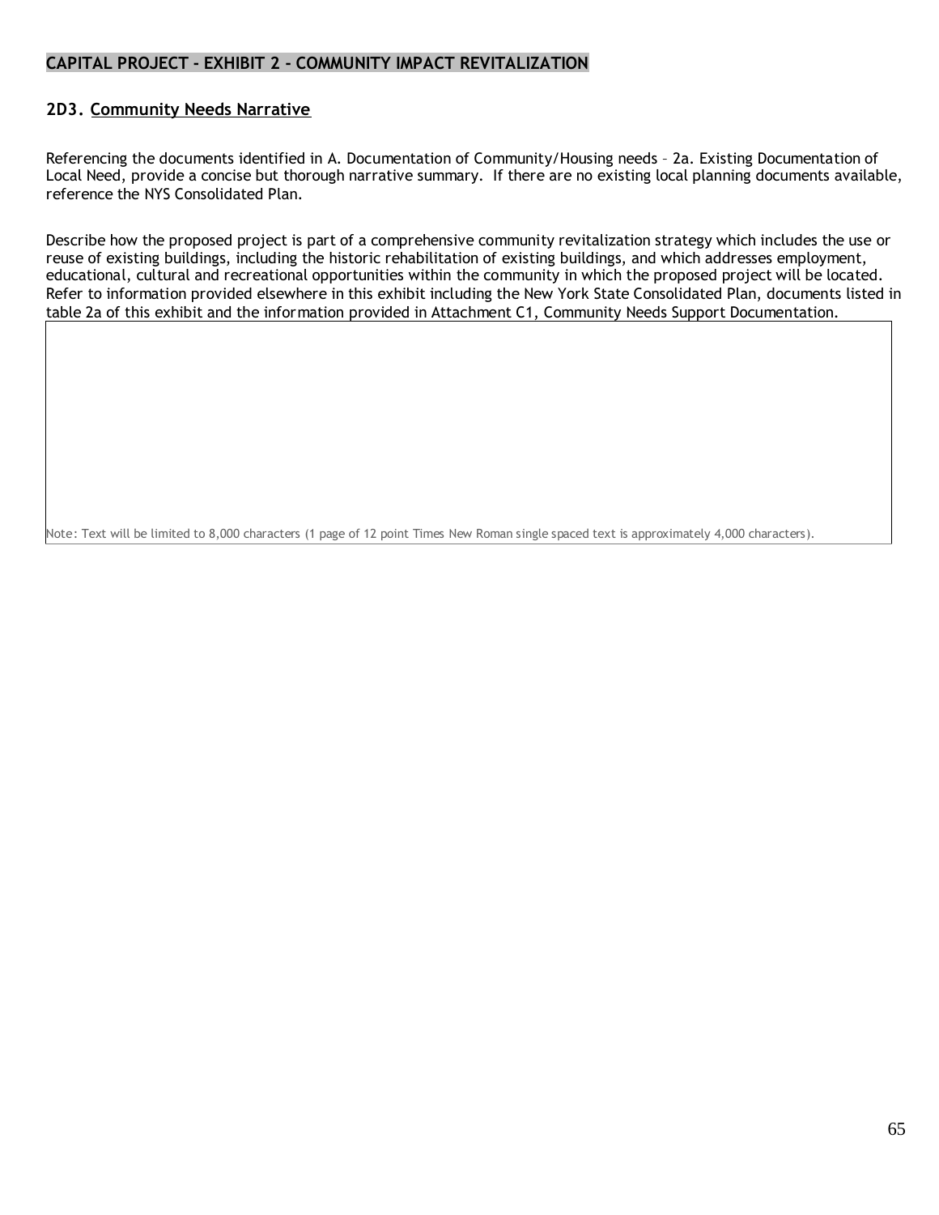## CAPITAL PROJECT - EXHIBIT 2 - COMMUNITY IMPACT REVITALIZATION

### 2D3. Community Needs Narrative

Referencing the documents identified in A. Documentation of Community/Housing needs – 2a. Existing Documentation of Local Need, provide a concise but thorough narrative summary. If there are no existing local planning documents available, reference the NYS Consolidated Plan.

Describe how the proposed project is part of a comprehensive community revitalization strategy which includes the use or reuse of existing buildings, including the historic rehabilitation of existing buildings, and which addresses employment, educational, cultural and recreational opportunities within the community in which the proposed project will be located. Refer to information provided elsewhere in this exhibit including the New York State Consolidated Plan, documents listed in table 2a of this exhibit and the information provided in Attachment C1, Community Needs Support Documentation.

Note: Text will be limited to 8,000 characters (1 page of 12 point Times New Roman single spaced text is approximately 4,000 characters).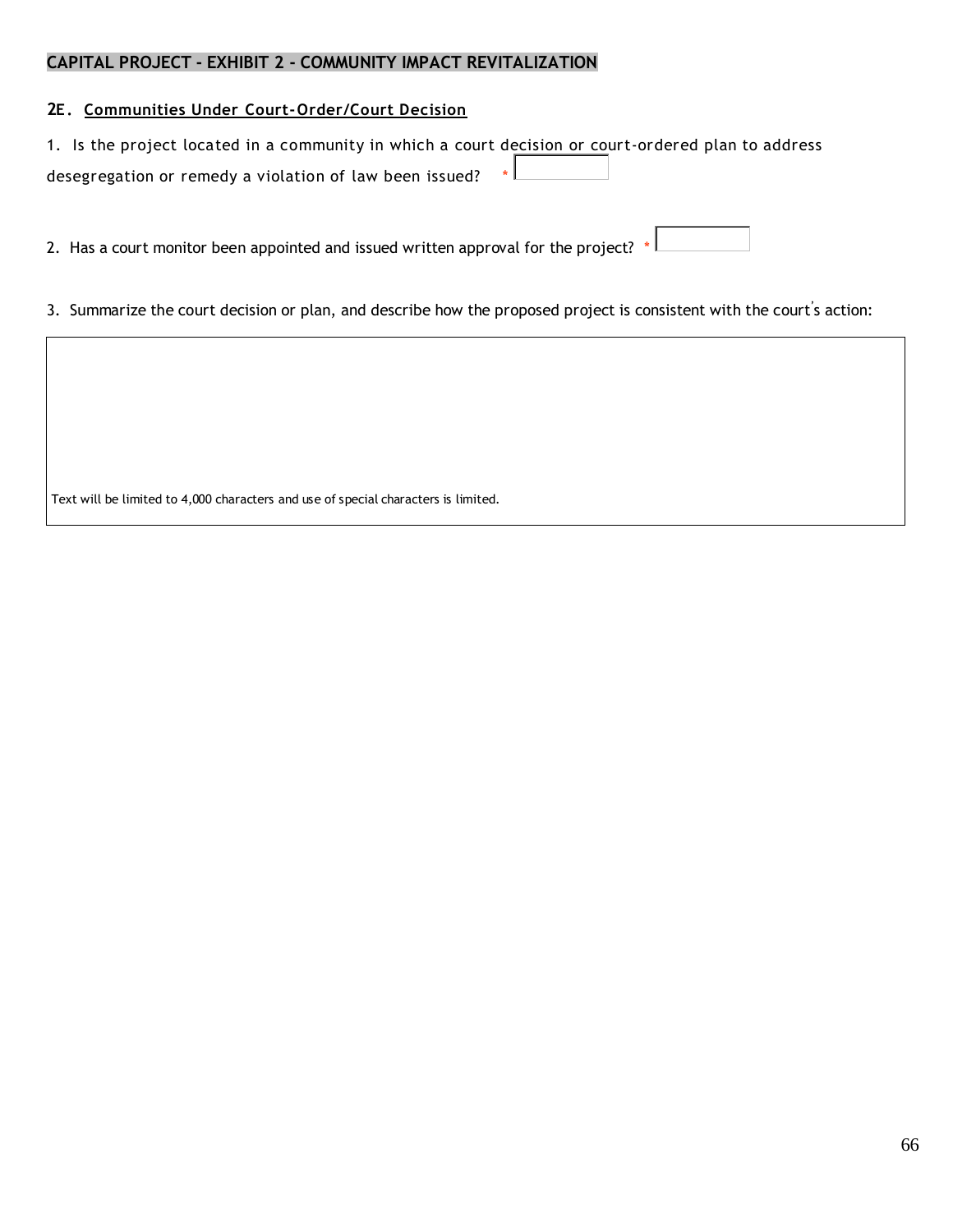## CAPITAL PROJECT - EXHIBIT 2 - COMMUNITY IMPACT REVITALIZATION

### 2E. Communities Under Court-Order/Court Decision

1. Is the project located in a community in which a court decision or court-ordered plan to address desegregation or remedy a violation of law been issued? * [ ]

2. Has a court monitor been appointed and issued written approval for the project? * [ ]

3. Summarize the court decision or plan, and describe how the proposed project is consistent with the court's action:

| |
|---|
| Text will be limited to 4,000 characters and use of special characters is limited. |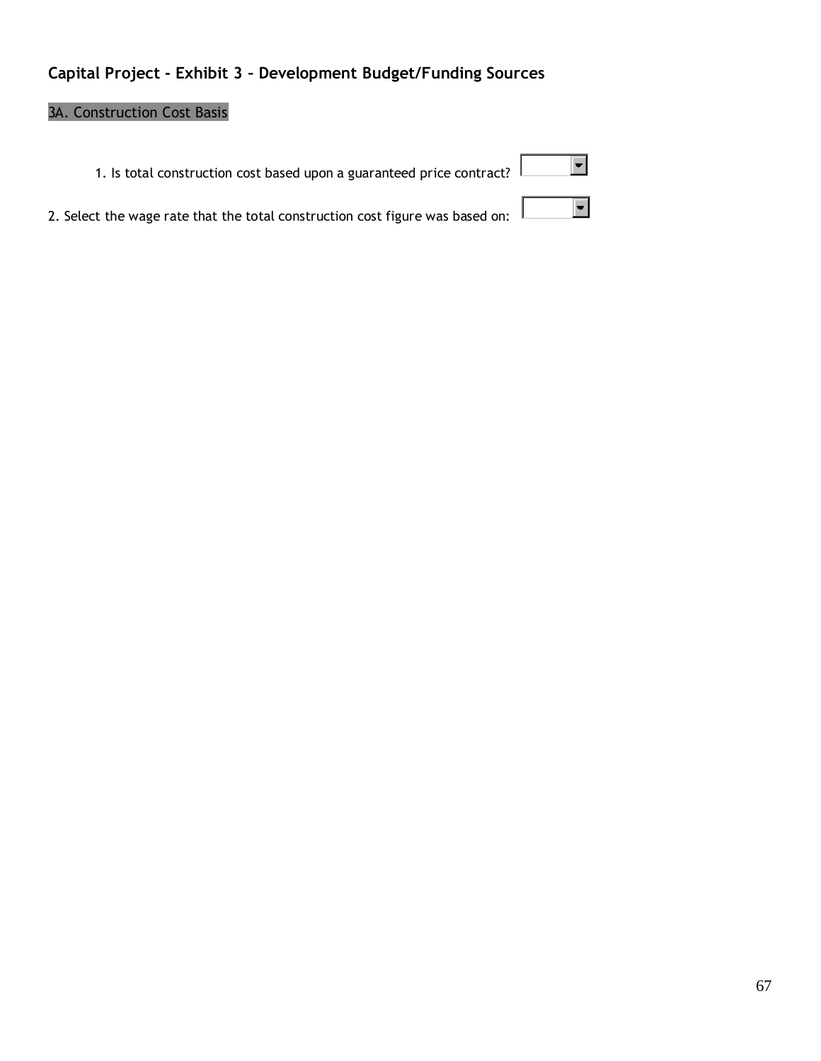## Capital Project - Exhibit 3 – Development Budget/Funding Sources

### 3A. Construction Cost Basis

1. Is total construction cost based upon a guaranteed price contract?

2. Select the wage rate that the total construction cost figure was based on: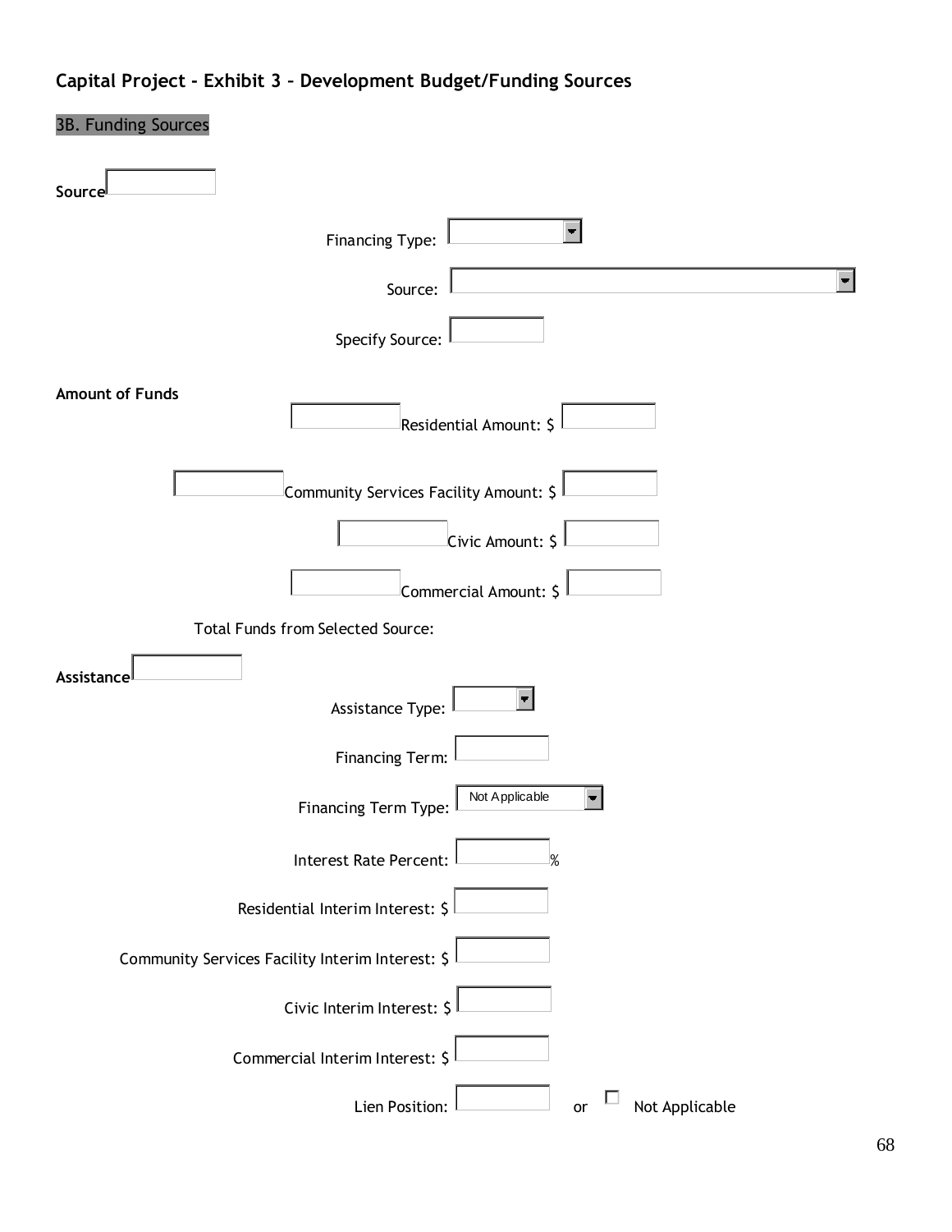## Capital Project – Exhibit 3 – Development Budget/Funding Sources

3B. Funding Sources

**Source**

Financing Type:

Source:

Specify Source:

**Amount of Funds**

Residential Amount: $

Community Services Facility Amount: $

Civic Amount: $

Commercial Amount: $

Total Funds from Selected Source:

**Assistance**

Assistance Type:

Financing Term:

Financing Term Type: Not Applicable

Interest Rate Percent: %

Residential Interim Interest: $

Community Services Facility Interim Interest: $

Civic Interim Interest: $

Commercial Interim Interest: $

Lien Position: or ☐ Not Applicable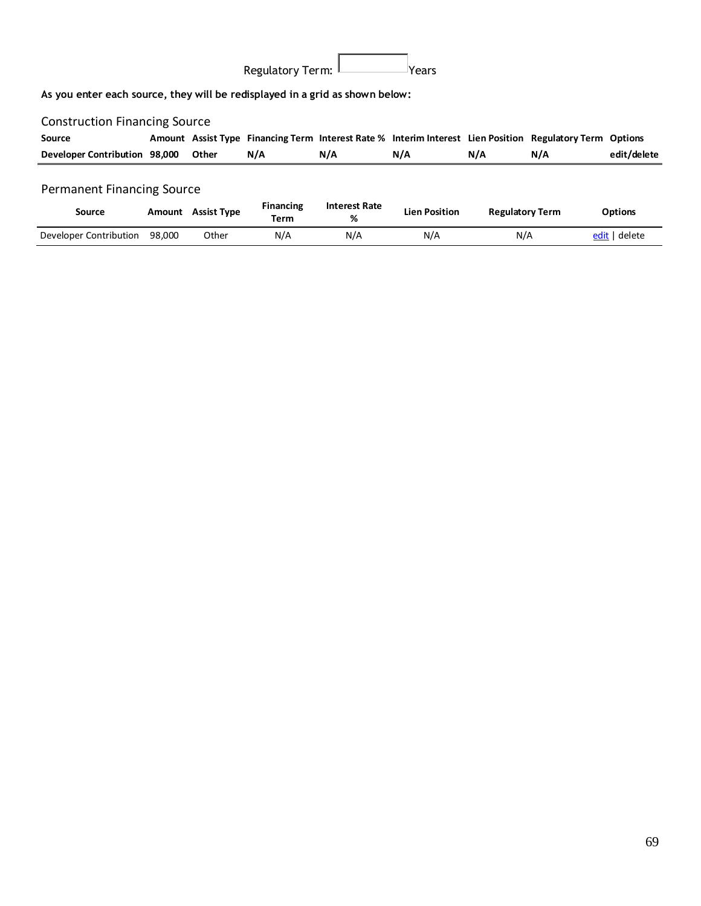Regulatory Term: [ ] Years

**As you enter each source, they will be redisplayed in a grid as shown below:**

Construction Financing Source

| Source | Amount | Assist Type | Financing Term | Interest Rate % | Interim Interest | Lien Position | Regulatory Term | Options |
|---|---|---|---|---|---|---|---|---|
| **Developer Contribution** | **98,000** | **Other** | **N/A** | **N/A** | **N/A** | **N/A** | **N/A** | **edit/delete** |

Permanent Financing Source

| Source | Amount | Assist Type | Financing Term | Interest Rate % | Lien Position | Regulatory Term | Options |
|---|---|---|---|---|---|---|---|
| Developer Contribution | 98,000 | Other | N/A | N/A | N/A | N/A | edit \| delete |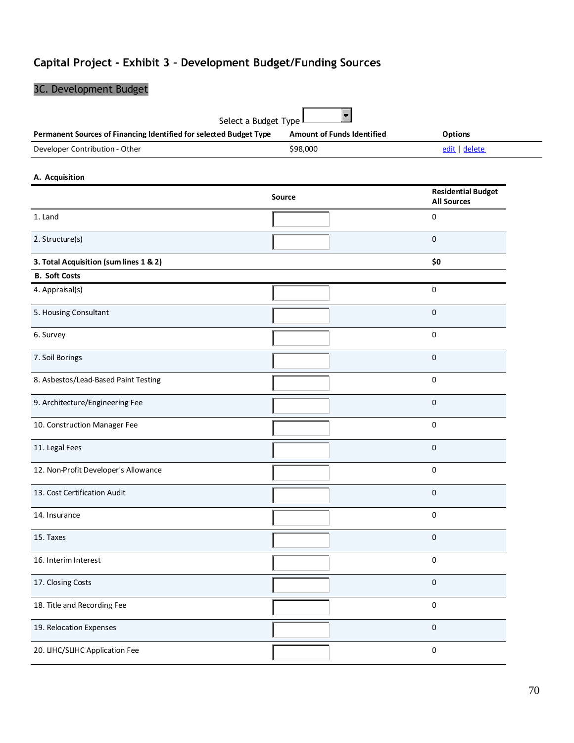## Capital Project - Exhibit 3 – Development Budget/Funding Sources

### 3C. Development Budget

Select a Budget Type

| Permanent Sources of Financing Identified for selected Budget Type | Amount of Funds Identified | Options |
|---|---|---|
| Developer Contribution - Other | $98,000 | edit \| delete |

**A. Acquisition**

| | Source | Residential Budget All Sources |
|---|---|---|
| 1. Land | | 0 |
| 2. Structure(s) | | 0 |
| **3. Total Acquisition (sum lines 1 & 2)** | | **$0** |
| **B. Soft Costs** | | |
| 4. Appraisal(s) | | 0 |
| 5. Housing Consultant | | 0 |
| 6. Survey | | 0 |
| 7. Soil Borings | | 0 |
| 8. Asbestos/Lead-Based Paint Testing | | 0 |
| 9. Architecture/Engineering Fee | | 0 |
| 10. Construction Manager Fee | | 0 |
| 11. Legal Fees | | 0 |
| 12. Non-Profit Developer's Allowance | | 0 |
| 13. Cost Certification Audit | | 0 |
| 14. Insurance | | 0 |
| 15. Taxes | | 0 |
| 16. Interim Interest | | 0 |
| 17. Closing Costs | | 0 |
| 18. Title and Recording Fee | | 0 |
| 19. Relocation Expenses | | 0 |
| 20. LIHC/SLIHC Application Fee | | 0 |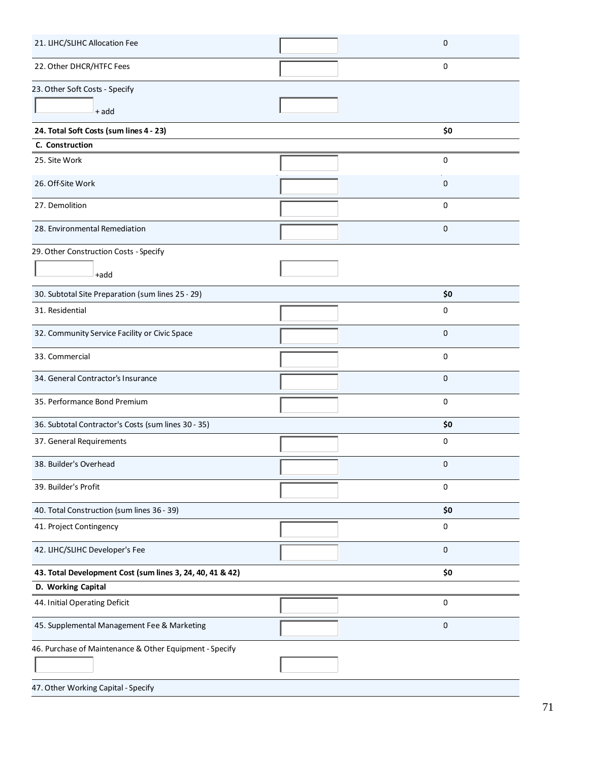| | | |
|---|---|---|
| 21. LIHC/SLIHC Allocation Fee | | 0 |
| 22. Other DHCR/HTFC Fees | | 0 |
| 23. Other Soft Costs - Specify<br>+ add | | |
| **24. Total Soft Costs (sum lines 4 - 23)** | | **$0** |
| **C. Construction** | | |
| 25. Site Work | | 0 |
| 26. Off-Site Work | | 0 |
| 27. Demolition | | 0 |
| 28. Environmental Remediation | | 0 |
| 29. Other Construction Costs - Specify<br>+add | | |
| 30. Subtotal Site Preparation (sum lines 25 - 29) | | **$0** |
| 31. Residential | | 0 |
| 32. Community Service Facility or Civic Space | | 0 |
| 33. Commercial | | 0 |
| 34. General Contractor's Insurance | | 0 |
| 35. Performance Bond Premium | | 0 |
| 36. Subtotal Contractor's Costs (sum lines 30 - 35) | | **$0** |
| 37. General Requirements | | 0 |
| 38. Builder's Overhead | | 0 |
| 39. Builder's Profit | | 0 |
| 40. Total Construction (sum lines 36 - 39) | | **$0** |
| 41. Project Contingency | | 0 |
| 42. LIHC/SLIHC Developer's Fee | | 0 |
| **43. Total Development Cost (sum lines 3, 24, 40, 41 & 42)** | | **$0** |
| **D. Working Capital** | | |
| 44. Initial Operating Deficit | | 0 |
| 45. Supplemental Management Fee & Marketing | | 0 |
| 46. Purchase of Maintenance & Other Equipment - Specify | | |
| 47. Other Working Capital - Specify | | |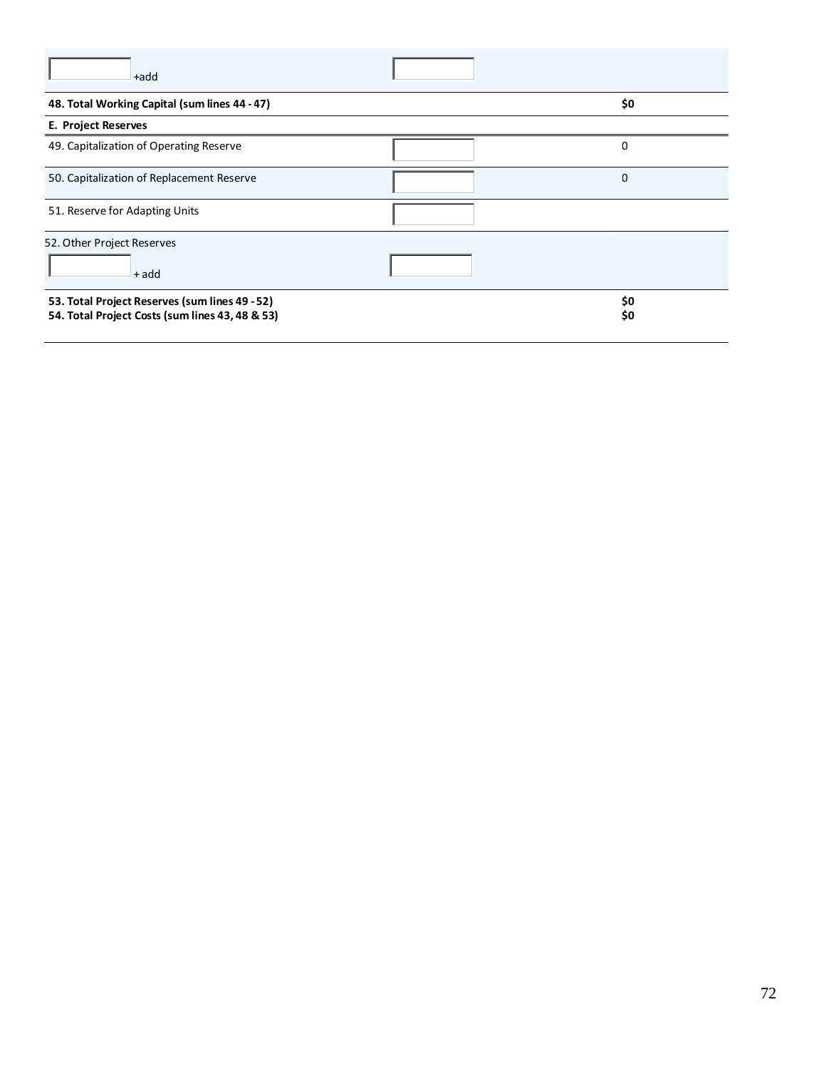| | | |
|---|---|---|
| +add | | |
| **48. Total Working Capital (sum lines 44 - 47)** | | **$0** |
| **E. Project Reserves** | | |
| 49. Capitalization of Operating Reserve | | 0 |
| 50. Capitalization of Replacement Reserve | | 0 |
| 51. Reserve for Adapting Units | | |
| 52. Other Project Reserves | | |
| + add | | |
| **53. Total Project Reserves (sum lines 49 - 52)** | | **$0** |
| **54. Total Project Costs (sum lines 43, 48 & 53)** | | **$0** |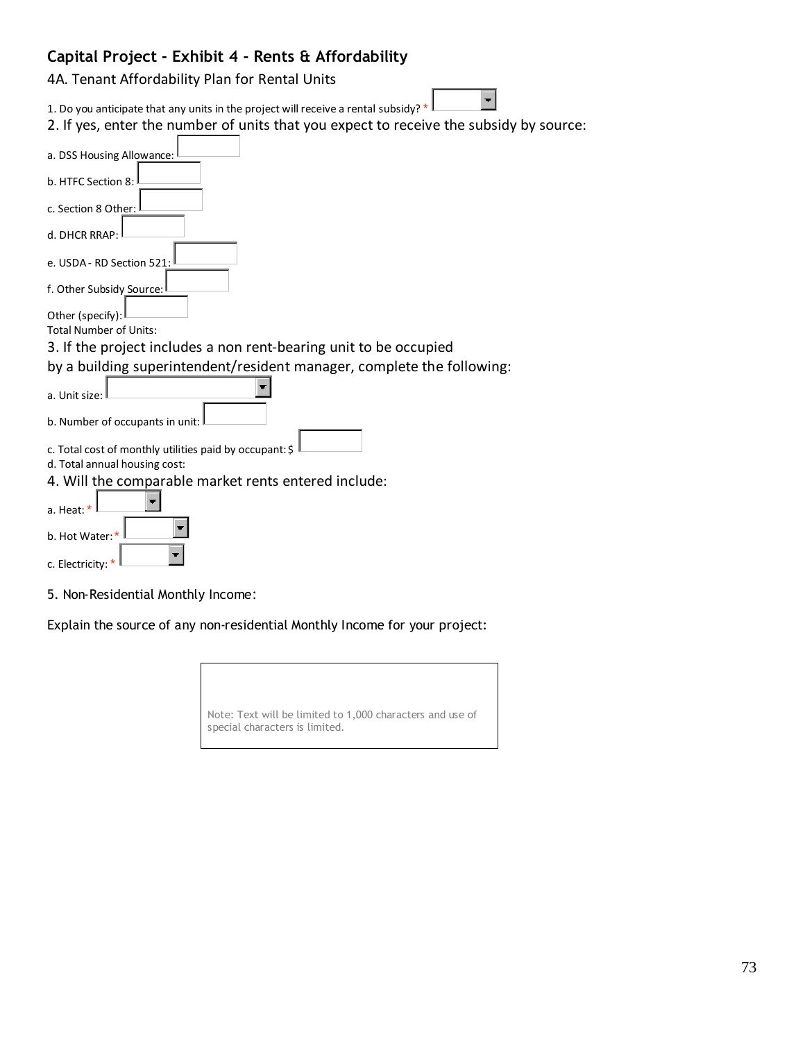## Capital Project - Exhibit 4 - Rents & Affordability

### 4A. Tenant Affordability Plan for Rental Units

1. Do you anticipate that any units in the project will receive a rental subsidy? *

2. If yes, enter the number of units that you expect to receive the subsidy by source:

a. DSS Housing Allowance:

b. HTFC Section 8:

c. Section 8 Other:

d. DHCR RRAP:

e. USDA - RD Section 521:

f. Other Subsidy Source:

Other (specify):

Total Number of Units:

3. If the project includes a non rent-bearing unit to be occupied by a building superintendent/resident manager, complete the following:

a. Unit size:

b. Number of occupants in unit:

c. Total cost of monthly utilities paid by occupant: $

d. Total annual housing cost:

4. Will the comparable market rents entered include:

a. Heat: *

b. Hot Water: *

c. Electricity: *

5. Non-Residential Monthly Income:

Explain the source of any non-residential Monthly Income for your project:

Note: Text will be limited to 1,000 characters and use of special characters is limited.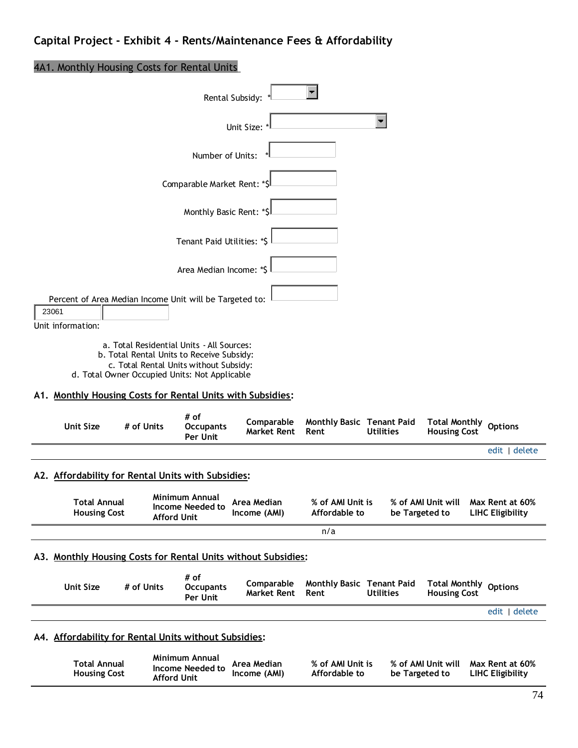## Capital Project - Exhibit 4 - Rents/Maintenance Fees & Affordability

### 4A1. Monthly Housing Costs for Rental Units

Rental Subsidy: *

Unit Size: *

Number of Units: *

Comparable Market Rent: *$

Monthly Basic Rent: *$

Tenant Paid Utilities: *$

Area Median Income: *$

Percent of Area Median Income Unit will be Targeted to:

23061

Unit information:

a. Total Residential Units - All Sources:
b. Total Rental Units to Receive Subsidy:
c. Total Rental Units without Subsidy:
d. Total Owner Occupied Units: Not Applicable

**A1. Monthly Housing Costs for Rental Units with Subsidies:**

| Unit Size | # of Units | # of Occupants Per Unit | Comparable Market Rent | Monthly Basic Rent | Tenant Paid Utilities | Total Monthly Housing Cost | Options |
|---|---|---|---|---|---|---|---|
| | | | | | | | edit \| delete |

**A2. Affordability for Rental Units with Subsidies:**

| Total Annual Housing Cost | Minimum Annual Income Needed to Afford Unit | Area Median Income (AMI) | % of AMI Unit is Affordable to | % of AMI Unit will be Targeted to | Max Rent at 60% LIHC Eligibility |
|---|---|---|---|---|---|
| | | | n/a | | |

**A3. Monthly Housing Costs for Rental Units without Subsidies:**

| Unit Size | # of Units | # of Occupants Per Unit | Comparable Market Rent | Monthly Basic Rent | Tenant Paid Utilities | Total Monthly Housing Cost | Options |
|---|---|---|---|---|---|---|---|
| | | | | | | | edit \| delete |

**A4. Affordability for Rental Units without Subsidies:**

| Total Annual Housing Cost | Minimum Annual Income Needed to Afford Unit | Area Median Income (AMI) | % of AMI Unit is Affordable to | % of AMI Unit will be Targeted to | Max Rent at 60% LIHC Eligibility |
|---|---|---|---|---|---|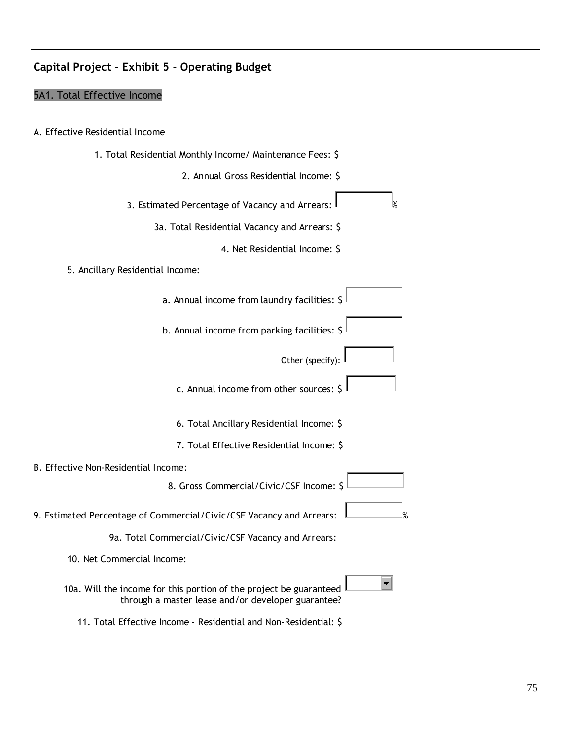## Capital Project - Exhibit 5 - Operating Budget

### 5A1. Total Effective Income

A. Effective Residential Income

1. Total Residential Monthly Income/ Maintenance Fees: $

2. Annual Gross Residential Income: $

3. Estimated Percentage of Vacancy and Arrears: ______ %

3a. Total Residential Vacancy and Arrears: $

4. Net Residential Income: $

5. Ancillary Residential Income:

a. Annual income from laundry facilities: $ ______

b. Annual income from parking facilities: $ ______

Other (specify): ______

c. Annual income from other sources: $ ______

6. Total Ancillary Residential Income: $

7. Total Effective Residential Income: $

B. Effective Non-Residential Income:

8. Gross Commercial/Civic/CSF Income: $ ______

9. Estimated Percentage of Commercial/Civic/CSF Vacancy and Arrears: ______ %

9a. Total Commercial/Civic/CSF Vacancy and Arrears:

10. Net Commercial Income:

10a. Will the income for this portion of the project be guaranteed through a master lease and/or developer guarantee? ______

11. Total Effective Income - Residential and Non-Residential: $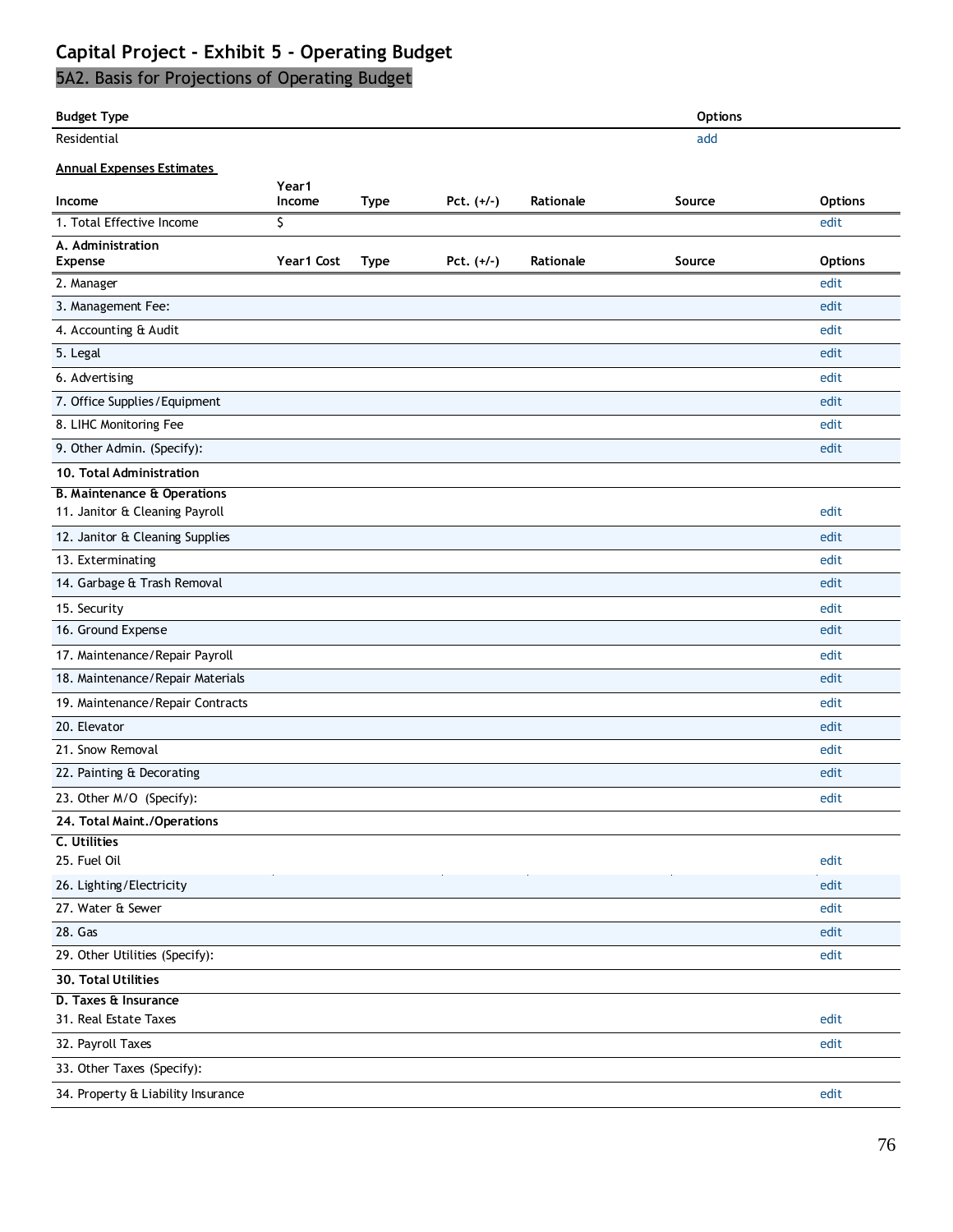## Capital Project - Exhibit 5 - Operating Budget

### 5A2. Basis for Projections of Operating Budget

| Budget Type | Options |
|---|---|
| Residential | add |

**Annual Expenses Estimates**

| Income | Year1 Income | Type | Pct. (+/-) | Rationale | Source | Options |
|---|---|---|---|---|---|---|
| 1. Total Effective Income | $ | | | | | edit |
| **A. Administration Expense** | **Year1 Cost** | **Type** | **Pct. (+/-)** | **Rationale** | **Source** | **Options** |
| 2. Manager | | | | | | edit |
| 3. Management Fee: | | | | | | edit |
| 4. Accounting & Audit | | | | | | edit |
| 5. Legal | | | | | | edit |
| 6. Advertising | | | | | | edit |
| 7. Office Supplies/Equipment | | | | | | edit |
| 8. LIHC Monitoring Fee | | | | | | edit |
| 9. Other Admin. (Specify): | | | | | | edit |
| **10. Total Administration** | | | | | | |
| **B. Maintenance & Operations** | | | | | | |
| 11. Janitor & Cleaning Payroll | | | | | | edit |
| 12. Janitor & Cleaning Supplies | | | | | | edit |
| 13. Exterminating | | | | | | edit |
| 14. Garbage & Trash Removal | | | | | | edit |
| 15. Security | | | | | | edit |
| 16. Ground Expense | | | | | | edit |
| 17. Maintenance/Repair Payroll | | | | | | edit |
| 18. Maintenance/Repair Materials | | | | | | edit |
| 19. Maintenance/Repair Contracts | | | | | | edit |
| 20. Elevator | | | | | | edit |
| 21. Snow Removal | | | | | | edit |
| 22. Painting & Decorating | | | | | | edit |
| 23. Other M/O (Specify): | | | | | | edit |
| **24. Total Maint./Operations** | | | | | | |
| **C. Utilities** | | | | | | |
| 25. Fuel Oil | | | | | | edit |
| 26. Lighting/Electricity | | | | | | edit |
| 27. Water & Sewer | | | | | | edit |
| 28. Gas | | | | | | edit |
| 29. Other Utilities (Specify): | | | | | | edit |
| **30. Total Utilities** | | | | | | |
| **D. Taxes & Insurance** | | | | | | |
| 31. Real Estate Taxes | | | | | | edit |
| 32. Payroll Taxes | | | | | | edit |
| 33. Other Taxes (Specify): | | | | | | |
| 34. Property & Liability Insurance | | | | | | edit |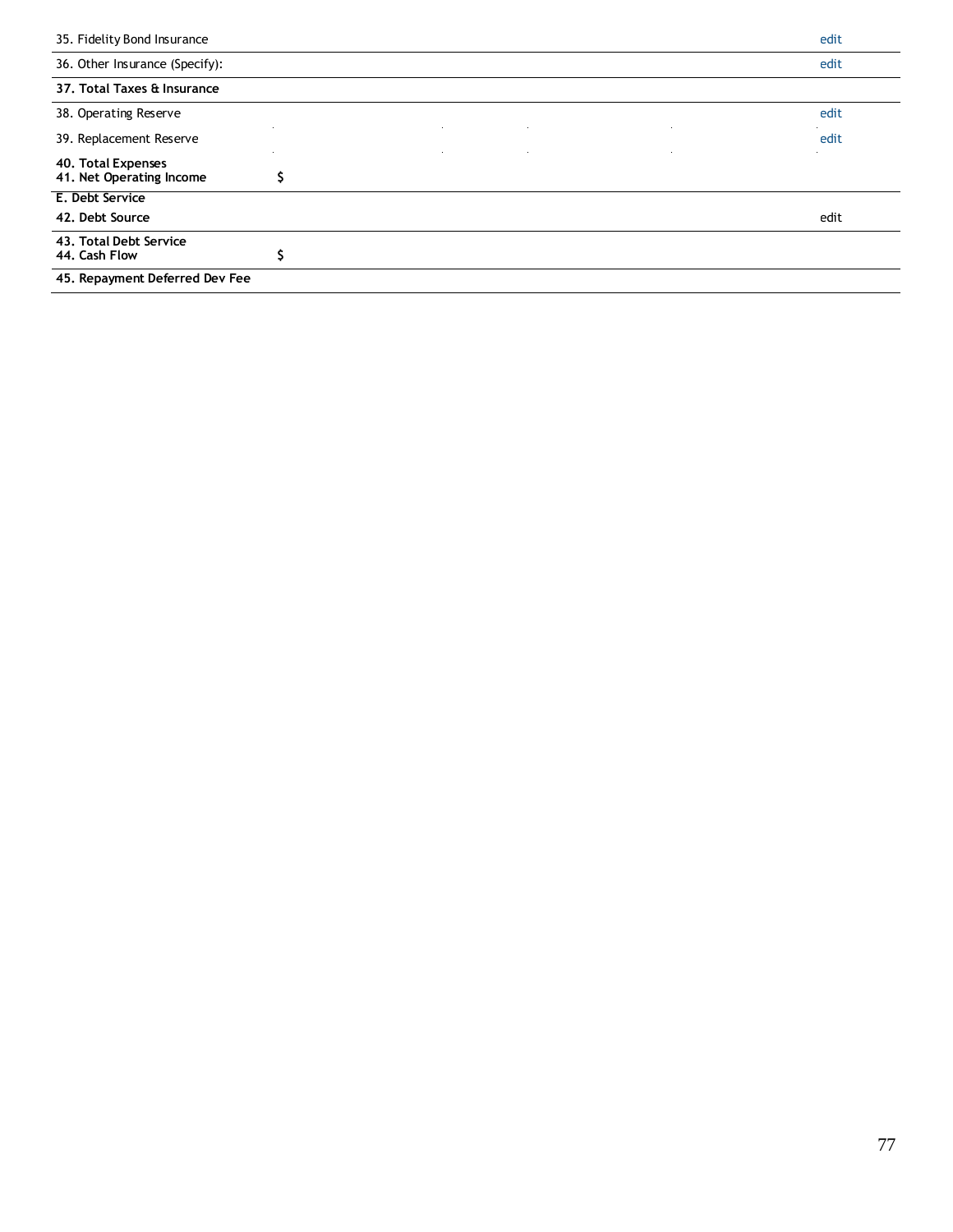| | | |
|---|---|---|
| 35. Fidelity Bond Insurance | | edit |
| 36. Other Insurance (Specify): | | edit |
| **37. Total Taxes & Insurance** | | |
| 38. Operating Reserve | | edit |
| 39. Replacement Reserve | | edit |
| **40. Total Expenses** | | |
| **41. Net Operating Income** | **$** | |
| **E. Debt Service** | | |
| **42. Debt Source** | | edit |
| **43. Total Debt Service** | | |
| **44. Cash Flow** | **$** | |
| **45. Repayment Deferred Dev Fee** | | |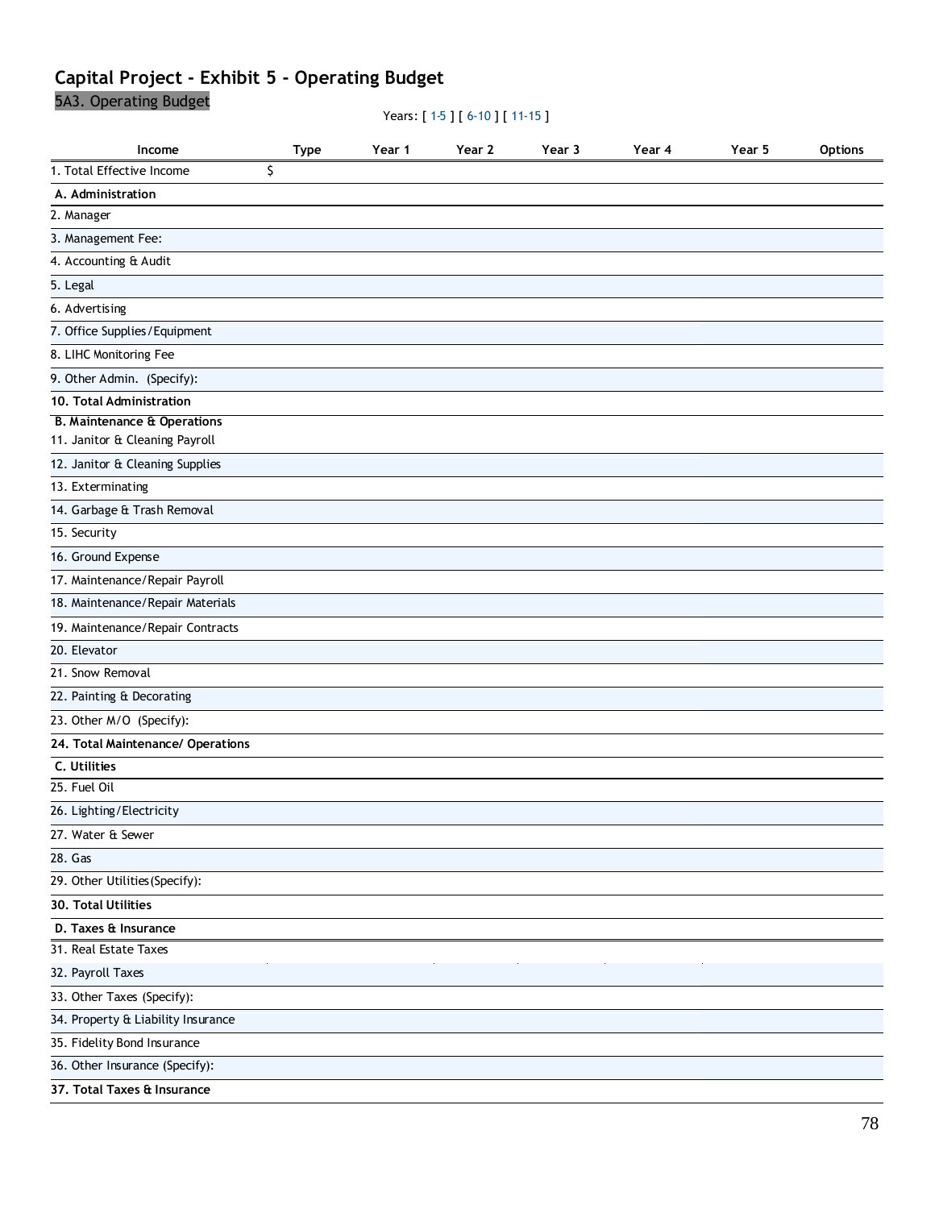## Capital Project - Exhibit 5 - Operating Budget

### 5A3. Operating Budget

Years: [ 1-5 ] [ 6-10 ] [ 11-15 ]

| Income | Type | Year 1 | Year 2 | Year 3 | Year 4 | Year 5 | Options |
|---|---|---|---|---|---|---|---|
| 1. Total Effective Income | $ | | | | | | |
| **A. Administration** | | | | | | | |
| 2. Manager | | | | | | | |
| 3. Management Fee: | | | | | | | |
| 4. Accounting & Audit | | | | | | | |
| 5. Legal | | | | | | | |
| 6. Advertising | | | | | | | |
| 7. Office Supplies/Equipment | | | | | | | |
| 8. LIHC Monitoring Fee | | | | | | | |
| 9. Other Admin. (Specify): | | | | | | | |
| **10. Total Administration** | | | | | | | |
| **B. Maintenance & Operations** | | | | | | | |
| 11. Janitor & Cleaning Payroll | | | | | | | |
| 12. Janitor & Cleaning Supplies | | | | | | | |
| 13. Exterminating | | | | | | | |
| 14. Garbage & Trash Removal | | | | | | | |
| 15. Security | | | | | | | |
| 16. Ground Expense | | | | | | | |
| 17. Maintenance/Repair Payroll | | | | | | | |
| 18. Maintenance/Repair Materials | | | | | | | |
| 19. Maintenance/Repair Contracts | | | | | | | |
| 20. Elevator | | | | | | | |
| 21. Snow Removal | | | | | | | |
| 22. Painting & Decorating | | | | | | | |
| 23. Other M/O (Specify): | | | | | | | |
| **24. Total Maintenance/ Operations** | | | | | | | |
| **C. Utilities** | | | | | | | |
| 25. Fuel Oil | | | | | | | |
| 26. Lighting/Electricity | | | | | | | |
| 27. Water & Sewer | | | | | | | |
| 28. Gas | | | | | | | |
| 29. Other Utilities(Specify): | | | | | | | |
| **30. Total Utilities** | | | | | | | |
| **D. Taxes & Insurance** | | | | | | | |
| 31. Real Estate Taxes | | | | | | | |
| 32. Payroll Taxes | | | | | | | |
| 33. Other Taxes (Specify): | | | | | | | |
| 34. Property & Liability Insurance | | | | | | | |
| 35. Fidelity Bond Insurance | | | | | | | |
| 36. Other Insurance (Specify): | | | | | | | |
| **37. Total Taxes & Insurance** | | | | | | | |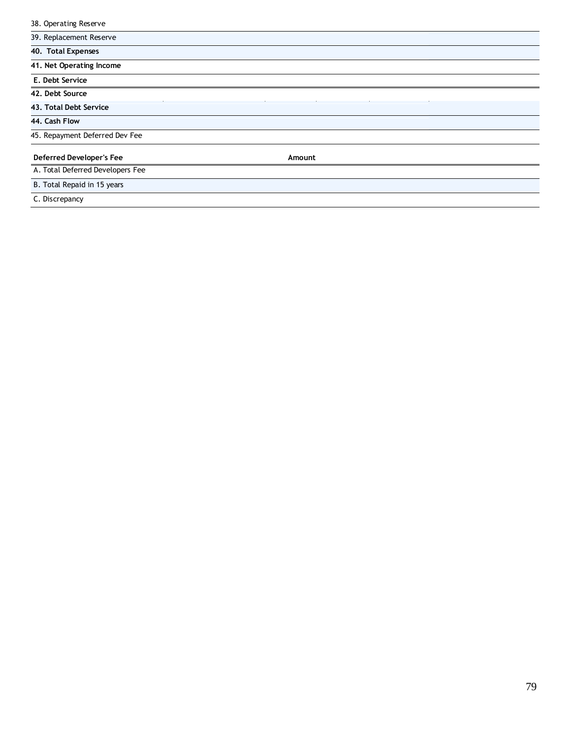| | |
|---|---|
| 38. Operating Reserve | |
| 39. Replacement Reserve | |
| **40. Total Expenses** | |
| **41. Net Operating Income** | |
| **E. Debt Service** | |
| **42. Debt Source** | |
| **43. Total Debt Service** | |
| **44. Cash Flow** | |
| 45. Repayment Deferred Dev Fee | |

| **Deferred Developer's Fee** | **Amount** |
|---|---|
| A. Total Deferred Developers Fee | |
| B. Total Repaid in 15 years | |
| C. Discrepancy | |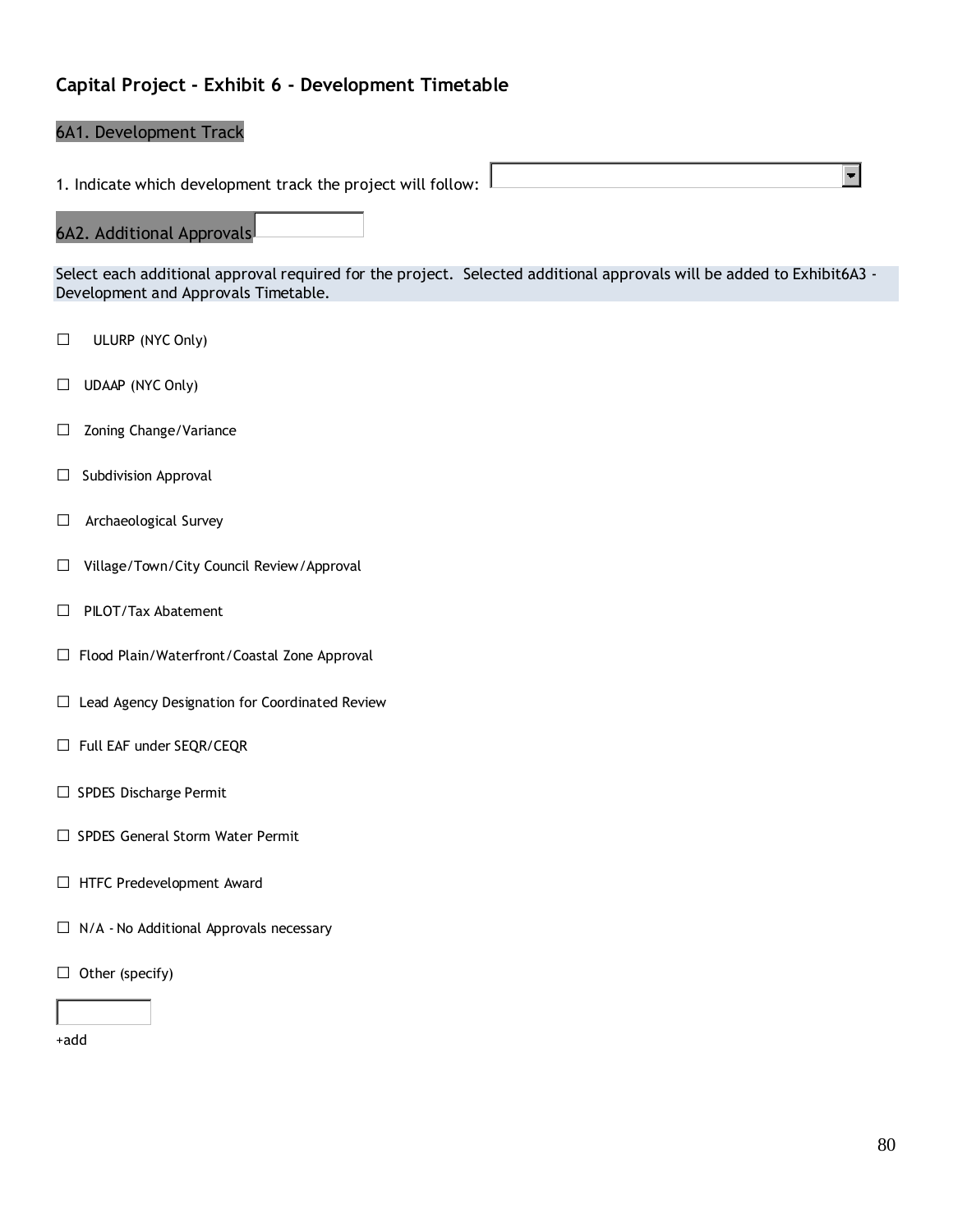## Capital Project - Exhibit 6 - Development Timetable

### 6A1. Development Track

1. Indicate which development track the project will follow:

### 6A2. Additional Approvals

Select each additional approval required for the project. Selected additional approvals will be added to Exhibit6A3 - Development and Approvals Timetable.

- ☐ ULURP (NYC Only)
- ☐ UDAAP (NYC Only)
- ☐ Zoning Change/Variance
- ☐ Subdivision Approval
- ☐ Archaeological Survey
- ☐ Village/Town/City Council Review/Approval
- ☐ PILOT/Tax Abatement
- ☐ Flood Plain/Waterfront/Coastal Zone Approval
- ☐ Lead Agency Designation for Coordinated Review
- ☐ Full EAF under SEQR/CEQR
- ☐ SPDES Discharge Permit
- ☐ SPDES General Storm Water Permit
- ☐ HTFC Predevelopment Award
- ☐ N/A - No Additional Approvals necessary
- ☐ Other (specify)

+add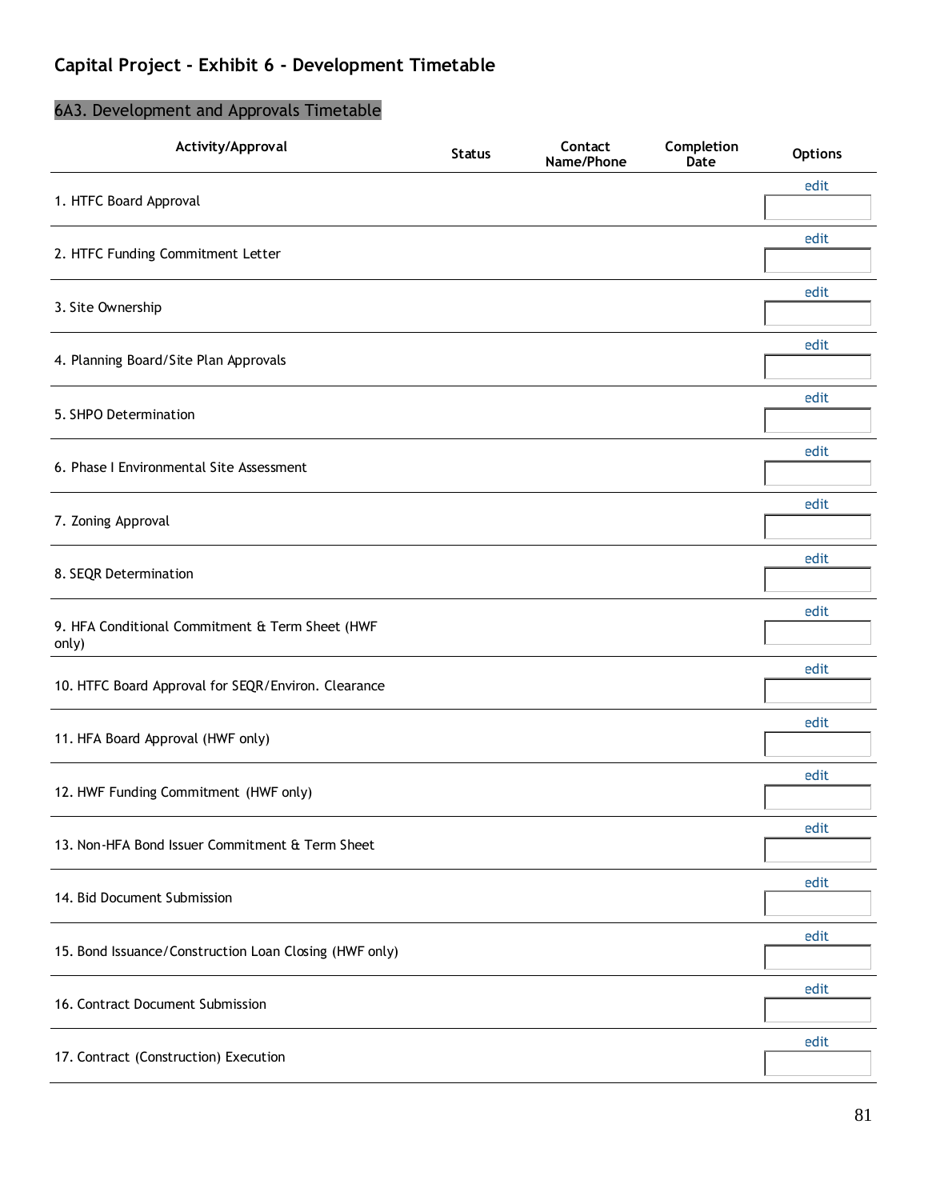## Capital Project - Exhibit 6 - Development Timetable

### 6A3. Development and Approvals Timetable

| Activity/Approval | Status | Contact Name/Phone | Completion Date | Options |
|---|---|---|---|---|
| 1. HTFC Board Approval | | | | edit |
| 2. HTFC Funding Commitment Letter | | | | edit |
| 3. Site Ownership | | | | edit |
| 4. Planning Board/Site Plan Approvals | | | | edit |
| 5. SHPO Determination | | | | edit |
| 6. Phase I Environmental Site Assessment | | | | edit |
| 7. Zoning Approval | | | | edit |
| 8. SEQR Determination | | | | edit |
| 9. HFA Conditional Commitment & Term Sheet (HWF only) | | | | edit |
| 10. HTFC Board Approval for SEQR/Environ. Clearance | | | | edit |
| 11. HFA Board Approval (HWF only) | | | | edit |
| 12. HWF Funding Commitment (HWF only) | | | | edit |
| 13. Non-HFA Bond Issuer Commitment & Term Sheet | | | | edit |
| 14. Bid Document Submission | | | | edit |
| 15. Bond Issuance/Construction Loan Closing (HWF only) | | | | edit |
| 16. Contract Document Submission | | | | edit |
| 17. Contract (Construction) Execution | | | | edit |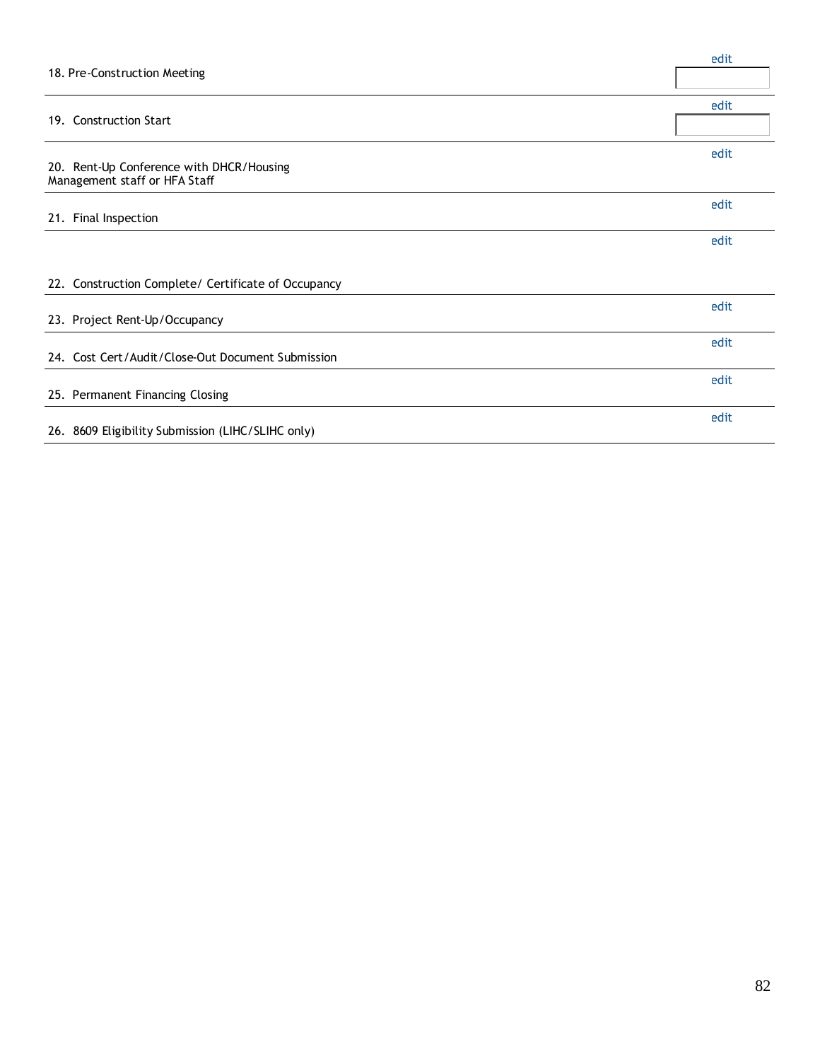| Milestone | |
|---|---|
| 18. Pre-Construction Meeting | edit |
| 19. Construction Start | edit |
| 20. Rent-Up Conference with DHCR/Housing Management staff or HFA Staff | edit |
| 21. Final Inspection | edit |
| 22. Construction Complete/ Certificate of Occupancy | edit |
| 23. Project Rent-Up/Occupancy | edit |
| 24. Cost Cert/Audit/Close-Out Document Submission | edit |
| 25. Permanent Financing Closing | edit |
| 26. 8609 Eligibility Submission (LIHC/SLIHC only) | edit |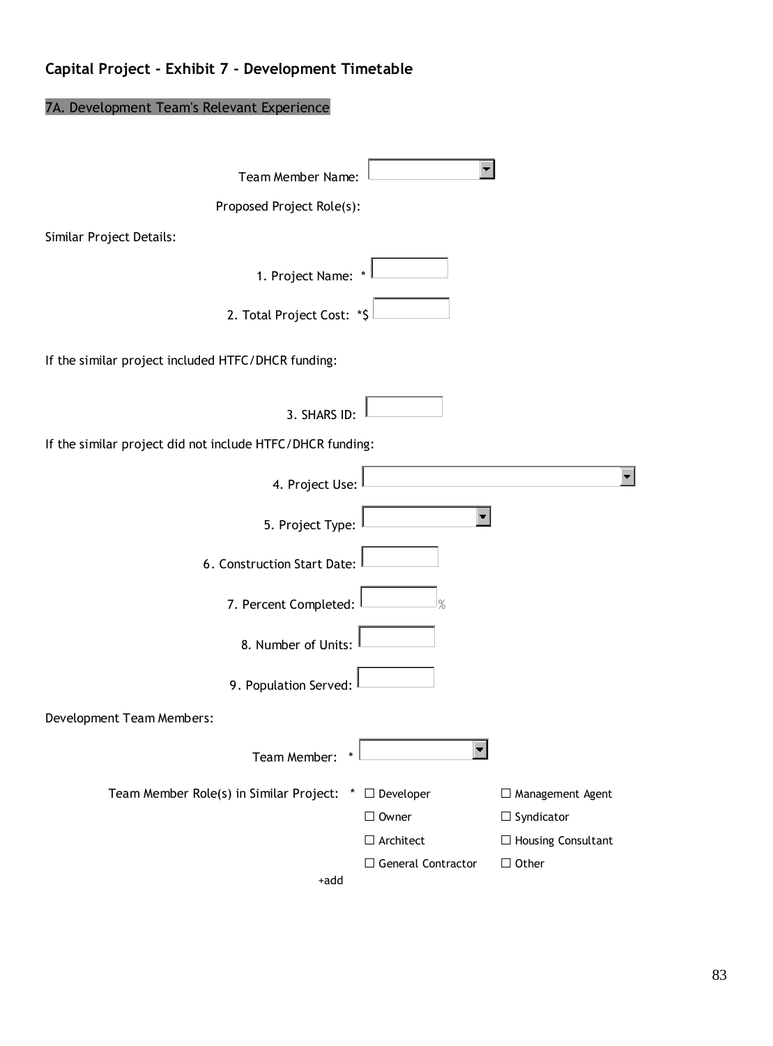## Capital Project - Exhibit 7 - Development Timetable

### 7A. Development Team's Relevant Experience

Team Member Name:

Proposed Project Role(s):

Similar Project Details:

1. Project Name: *

2. Total Project Cost: *$

If the similar project included HTFC/DHCR funding:

3. SHARS ID:

If the similar project did not include HTFC/DHCR funding:

4. Project Use:

5. Project Type:

6. Construction Start Date:

7. Percent Completed: %

8. Number of Units:

9. Population Served:

Development Team Members:

Team Member: *

Team Member Role(s) in Similar Project: *

- ☐ Developer
- ☐ Management Agent
- ☐ Owner
- ☐ Syndicator
- ☐ Architect
- ☐ Housing Consultant
- ☐ General Contractor
- ☐ Other

+add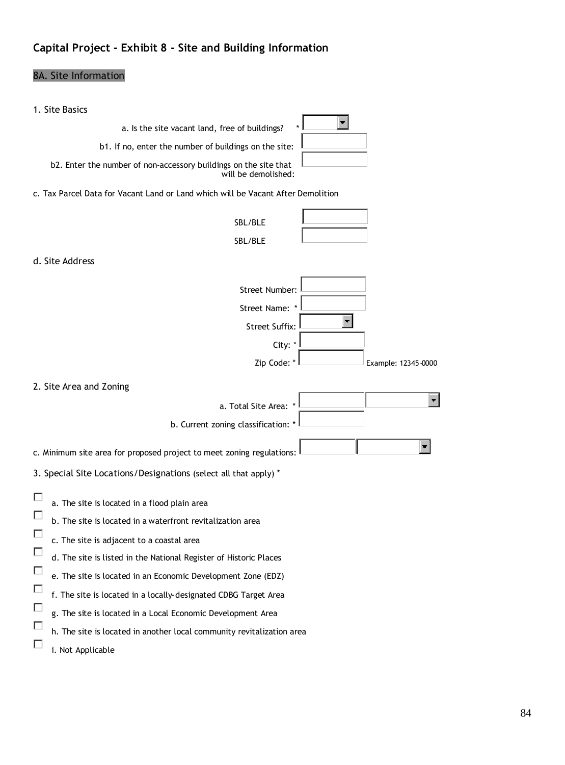## Capital Project - Exhibit 8 - Site and Building Information

### 8A. Site Information

1. Site Basics

a. Is the site vacant land, free of buildings? *

b1. If no, enter the number of buildings on the site:

b2. Enter the number of non-accessory buildings on the site that will be demolished:

c. Tax Parcel Data for Vacant Land or Land which will be Vacant After Demolition

SBL/BLE

SBL/BLE

d. Site Address

Street Number:

Street Name: *

Street Suffix:

City: *

Zip Code: * Example: 12345-0000

2. Site Area and Zoning

a. Total Site Area: *

b. Current zoning classification: *

c. Minimum site area for proposed project to meet zoning regulations:

3. Special Site Locations/Designations (select all that apply) *

- ☐ a. The site is located in a flood plain area
- ☐ b. The site is located in a waterfront revitalization area
- ☐ c. The site is adjacent to a coastal area
- ☐ d. The site is listed in the National Register of Historic Places
- ☐ e. The site is located in an Economic Development Zone (EDZ)
- ☐ f. The site is located in a locally-designated CDBG Target Area
- ☐ g. The site is located in a Local Economic Development Area
- ☐ h. The site is located in another local community revitalization area
- ☐ i. Not Applicable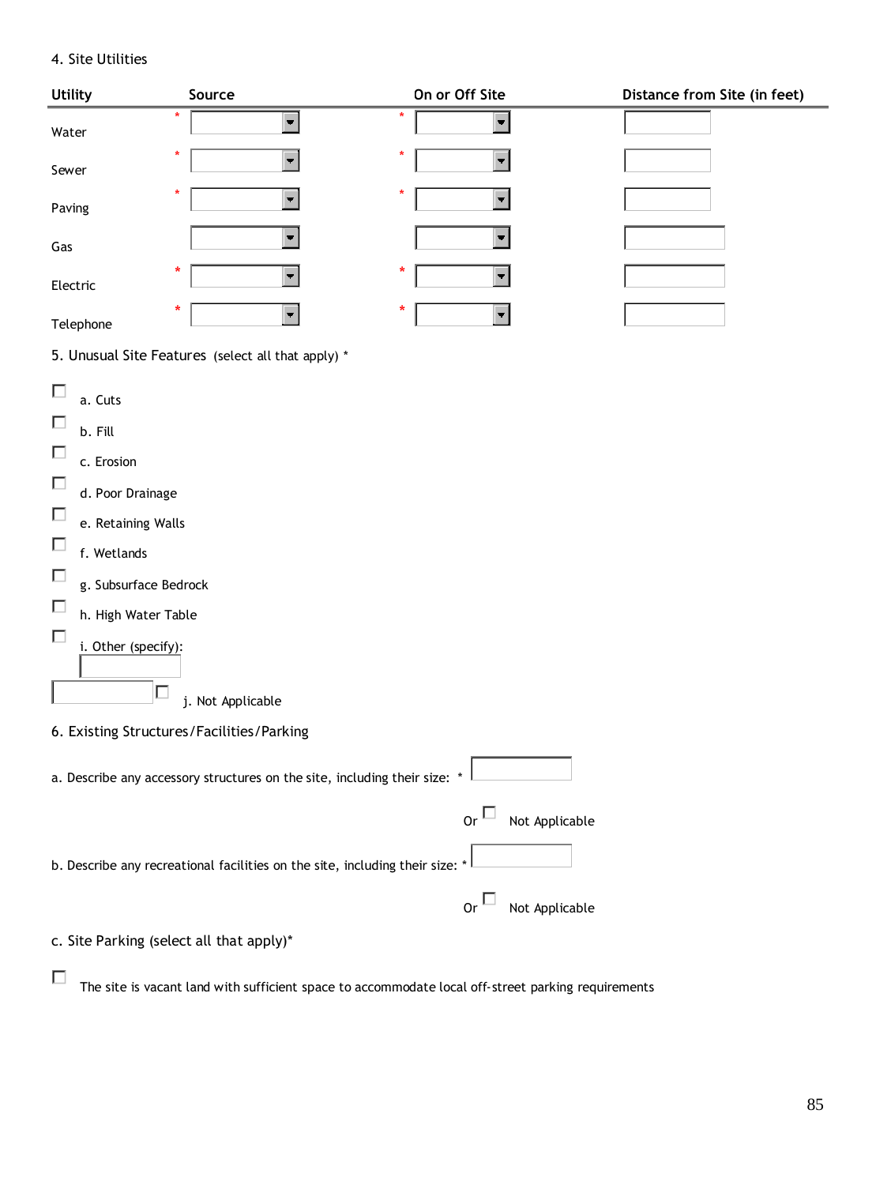4. Site Utilities

| Utility | Source | On or Off Site | Distance from Site (in feet) |
|---|---|---|---|
| Water | * | * | |
| Sewer | * | * | |
| Paving | * | * | |
| Gas | | | |
| Electric | * | * | |
| Telephone | * | * | |

5. Unusual Site Features (select all that apply) *

- ☐ a. Cuts
- ☐ b. Fill
- ☐ c. Erosion
- ☐ d. Poor Drainage
- ☐ e. Retaining Walls
- ☐ f. Wetlands
- ☐ g. Subsurface Bedrock
- ☐ h. High Water Table
- ☐ i. Other (specify):
- ☐ j. Not Applicable

6. Existing Structures/Facilities/Parking

a. Describe any accessory structures on the site, including their size: *

Or ☐ Not Applicable

b. Describe any recreational facilities on the site, including their size: *

Or ☐ Not Applicable

c. Site Parking (select all that apply)*

☐ The site is vacant land with sufficient space to accommodate local off-street parking requirements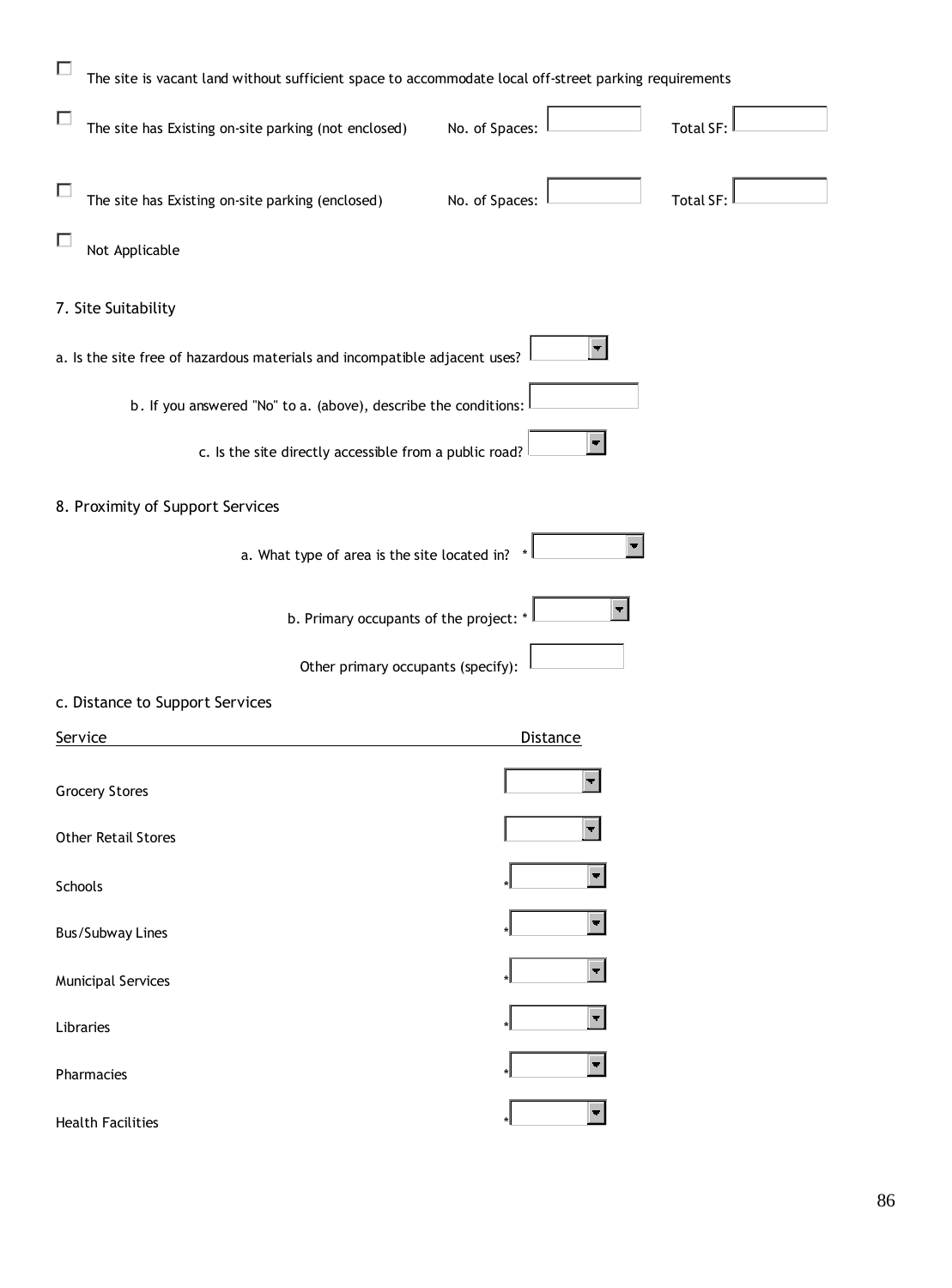☐ The site is vacant land without sufficient space to accommodate local off-street parking requirements

☐ The site has Existing on-site parking (not enclosed) No. of Spaces: ______ Total SF: ______

☐ The site has Existing on-site parking (enclosed) No. of Spaces: ______ Total SF: ______

☐ Not Applicable

7. Site Suitability

a. Is the site free of hazardous materials and incompatible adjacent uses? ______

b. If you answered "No" to a. (above), describe the conditions: ______

c. Is the site directly accessible from a public road? ______

8. Proximity of Support Services

a. What type of area is the site located in? * ______

b. Primary occupants of the project: * ______

Other primary occupants (specify): ______

c. Distance to Support Services

| Service | Distance |
|---|---|
| Grocery Stores | |
| Other Retail Stores | |
| Schools | * |
| Bus/Subway Lines | * |
| Municipal Services | * |
| Libraries | * |
| Pharmacies | * |
| Health Facilities | * |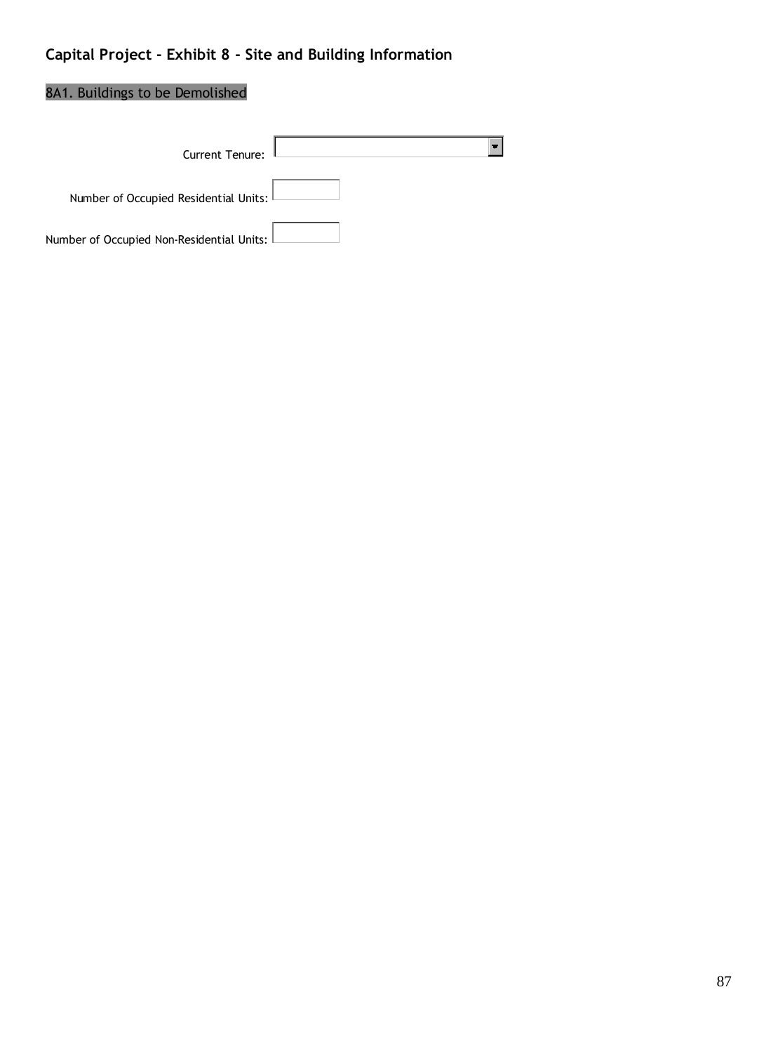## Capital Project - Exhibit 8 - Site and Building Information

### 8A1. Buildings to be Demolished

Current Tenure:

Number of Occupied Residential Units:

Number of Occupied Non-Residential Units: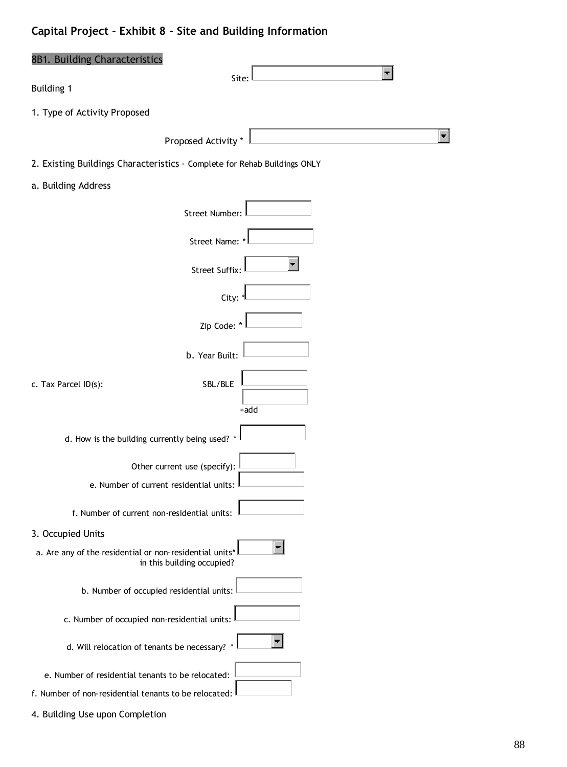## Capital Project - Exhibit 8 - Site and Building Information

### 8B1. Building Characteristics

Site:

Building 1

1. Type of Activity Proposed

Proposed Activity *

2. Existing Buildings Characteristics - Complete for Rehab Buildings ONLY

a. Building Address

Street Number:

Street Name: *

Street Suffix:

City: *

Zip Code: *

b. Year Built:

c. Tax Parcel ID(s): SBL/BLE

+add

d. How is the building currently being used? *

Other current use (specify):

e. Number of current residential units:

f. Number of current non-residential units:

3. Occupied Units

a. Are any of the residential or non-residential units* in this building occupied?

b. Number of occupied residential units:

c. Number of occupied non-residential units:

d. Will relocation of tenants be necessary? *

e. Number of residential tenants to be relocated:

f. Number of non-residential tenants to be relocated:

4. Building Use upon Completion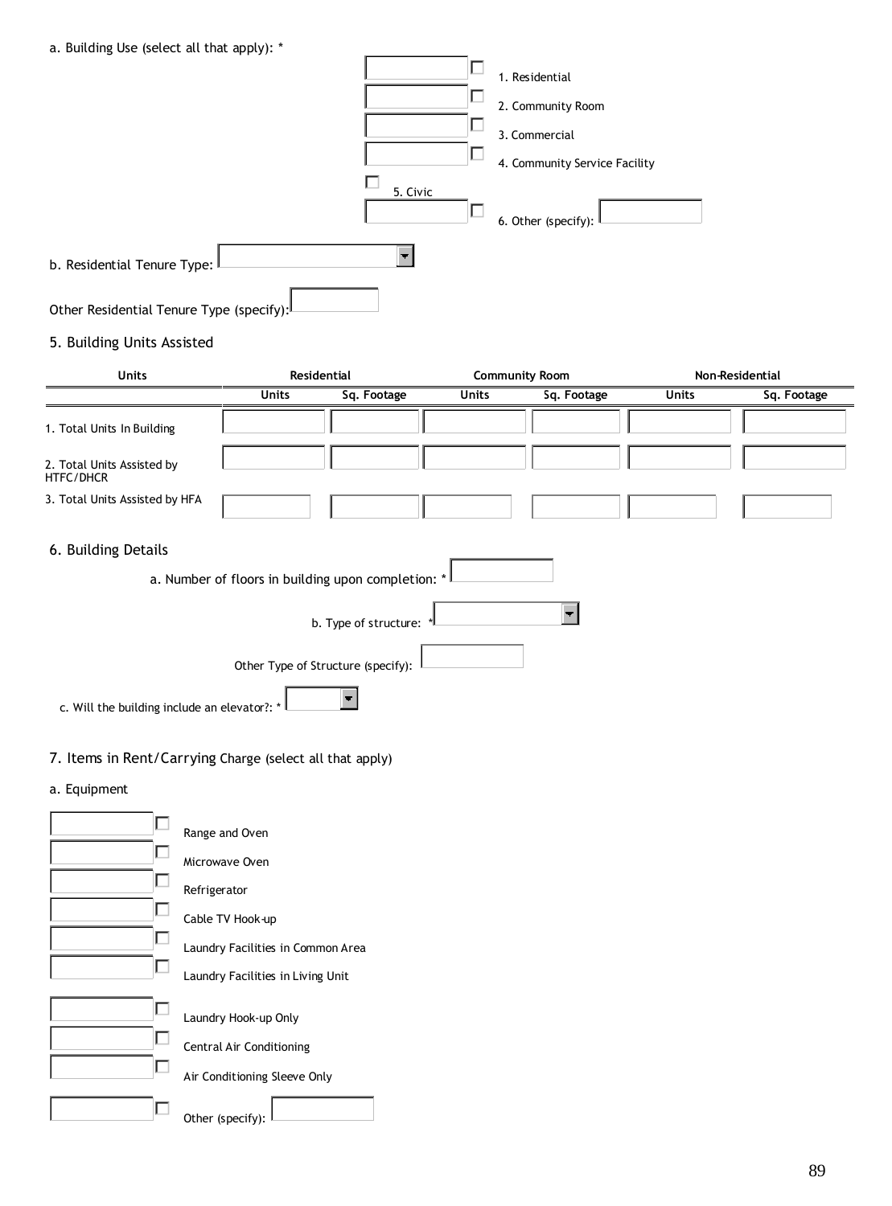a. Building Use (select all that apply): *

- 1. Residential
- 2. Community Room
- 3. Commercial
- 4. Community Service Facility
- 5. Civic
- 6. Other (specify):

b. Residential Tenure Type:

Other Residential Tenure Type (specify):

## 5. Building Units Assisted

| Units | Residential | | Community Room | | Non-Residential | |
|---|---|---|---|---|---|---|
| | Units | Sq. Footage | Units | Sq. Footage | Units | Sq. Footage |
| 1. Total Units In Building | | | | | | |
| 2. Total Units Assisted by HTFC/DHCR | | | | | | |
| 3. Total Units Assisted by HFA | | | | | | |

## 6. Building Details

a. Number of floors in building upon completion: *

b. Type of structure: *

Other Type of Structure (specify):

c. Will the building include an elevator?: *

## 7. Items in Rent/Carrying Charge (select all that apply)

a. Equipment

- Range and Oven
- Microwave Oven
- Refrigerator
- Cable TV Hook-up
- Laundry Facilities in Common Area
- Laundry Facilities in Living Unit
- Laundry Hook-up Only
- Central Air Conditioning
- Air Conditioning Sleeve Only
- Other (specify):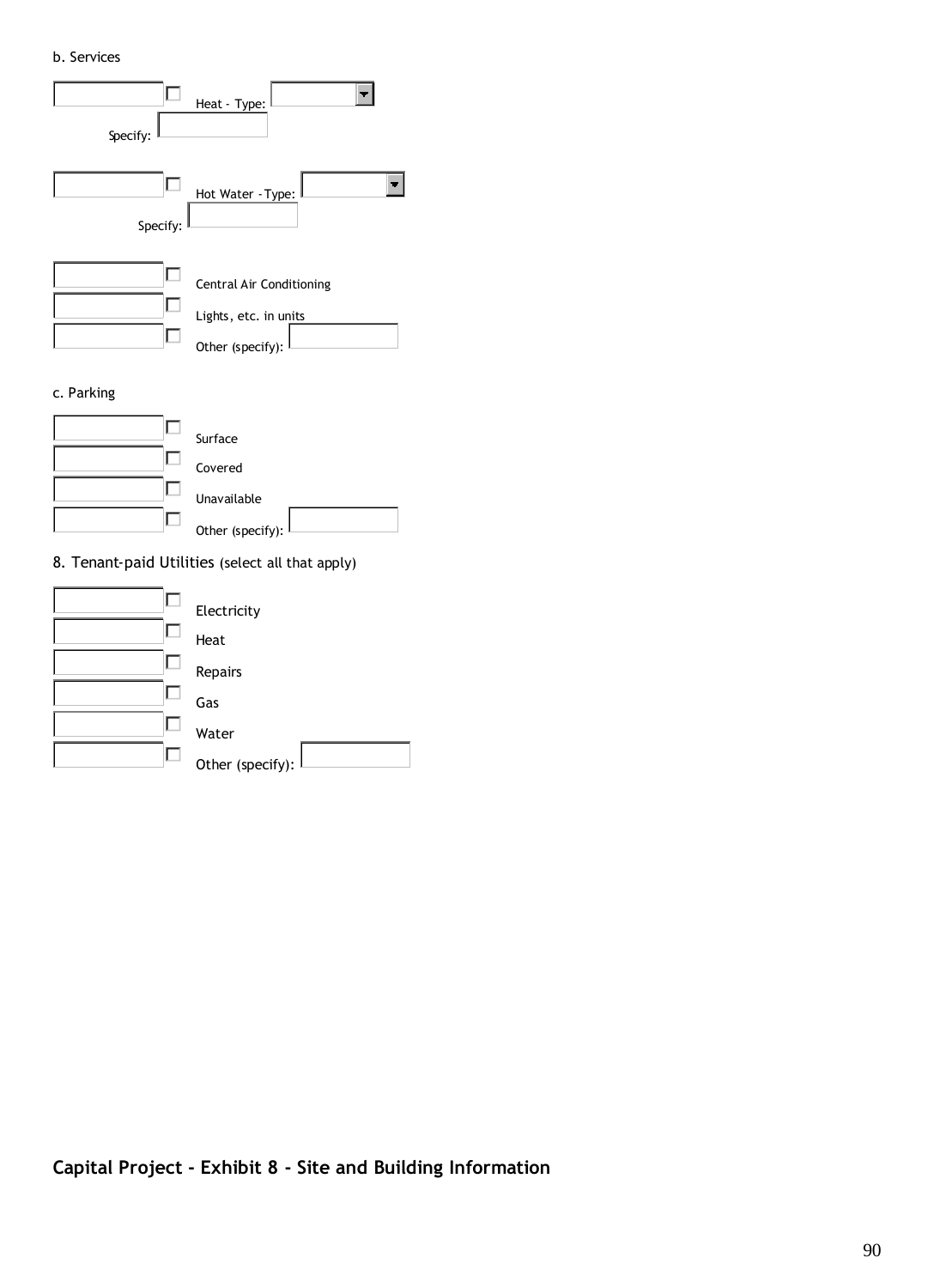b. Services

☐ Heat - Type:

Specify:

☐ Hot Water - Type:

Specify:

☐ Central Air Conditioning

☐ Lights, etc. in units

☐ Other (specify):

c. Parking

☐ Surface

☐ Covered

☐ Unavailable

☐ Other (specify):

8. Tenant-paid Utilities (select all that apply)

☐ Electricity

☐ Heat

☐ Repairs

☐ Gas

☐ Water

☐ Other (specify):

**Capital Project - Exhibit 8 - Site and Building Information**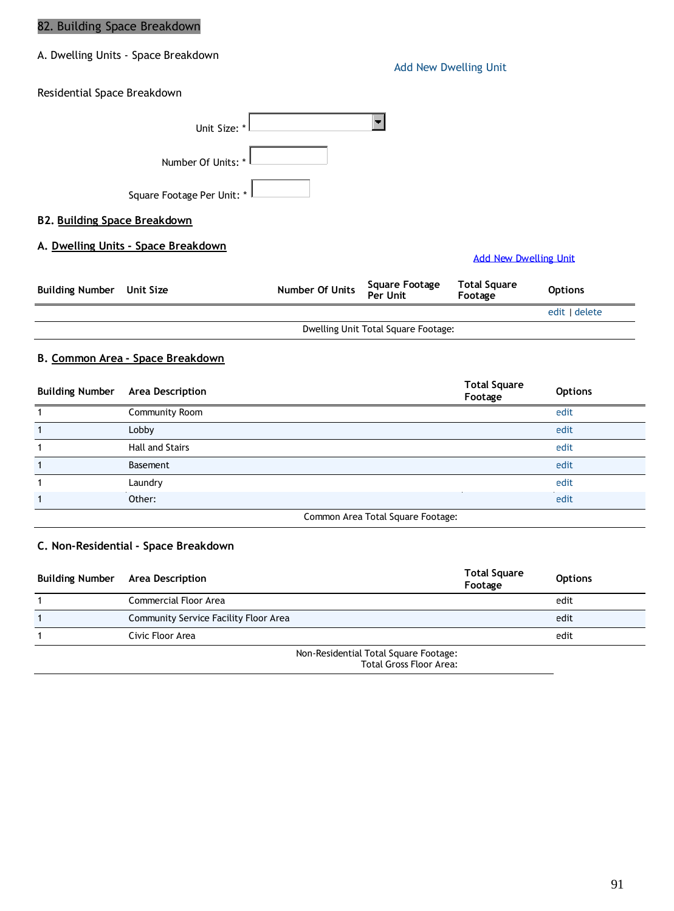## 82. Building Space Breakdown

A. Dwelling Units - Space Breakdown

Add New Dwelling Unit

Residential Space Breakdown

Unit Size: *

Number Of Units: *

Square Footage Per Unit: *

### B2. Building Space Breakdown

### A. Dwelling Units - Space Breakdown

Add New Dwelling Unit

| Building Number | Unit Size | Number Of Units | Square Footage Per Unit | Total Square Footage | Options |
|---|---|---|---|---|---|
| | | | | | edit \| delete |
| | | Dwelling Unit Total Square Footage: | | | |

### B. Common Area - Space Breakdown

| Building Number | Area Description | Total Square Footage | Options |
|---|---|---|---|
| 1 | Community Room | | edit |
| 1 | Lobby | | edit |
| 1 | Hall and Stairs | | edit |
| 1 | Basement | | edit |
| 1 | Laundry | | edit |
| 1 | Other: | | edit |
| | Common Area Total Square Footage: | | |

### C. Non-Residential - Space Breakdown

| Building Number | Area Description | Total Square Footage | Options |
|---|---|---|---|
| 1 | Commercial Floor Area | | edit |
| 1 | Community Service Facility Floor Area | | edit |
| 1 | Civic Floor Area | | edit |
| | Non-Residential Total Square Footage: | | |
| | Total Gross Floor Area: | | |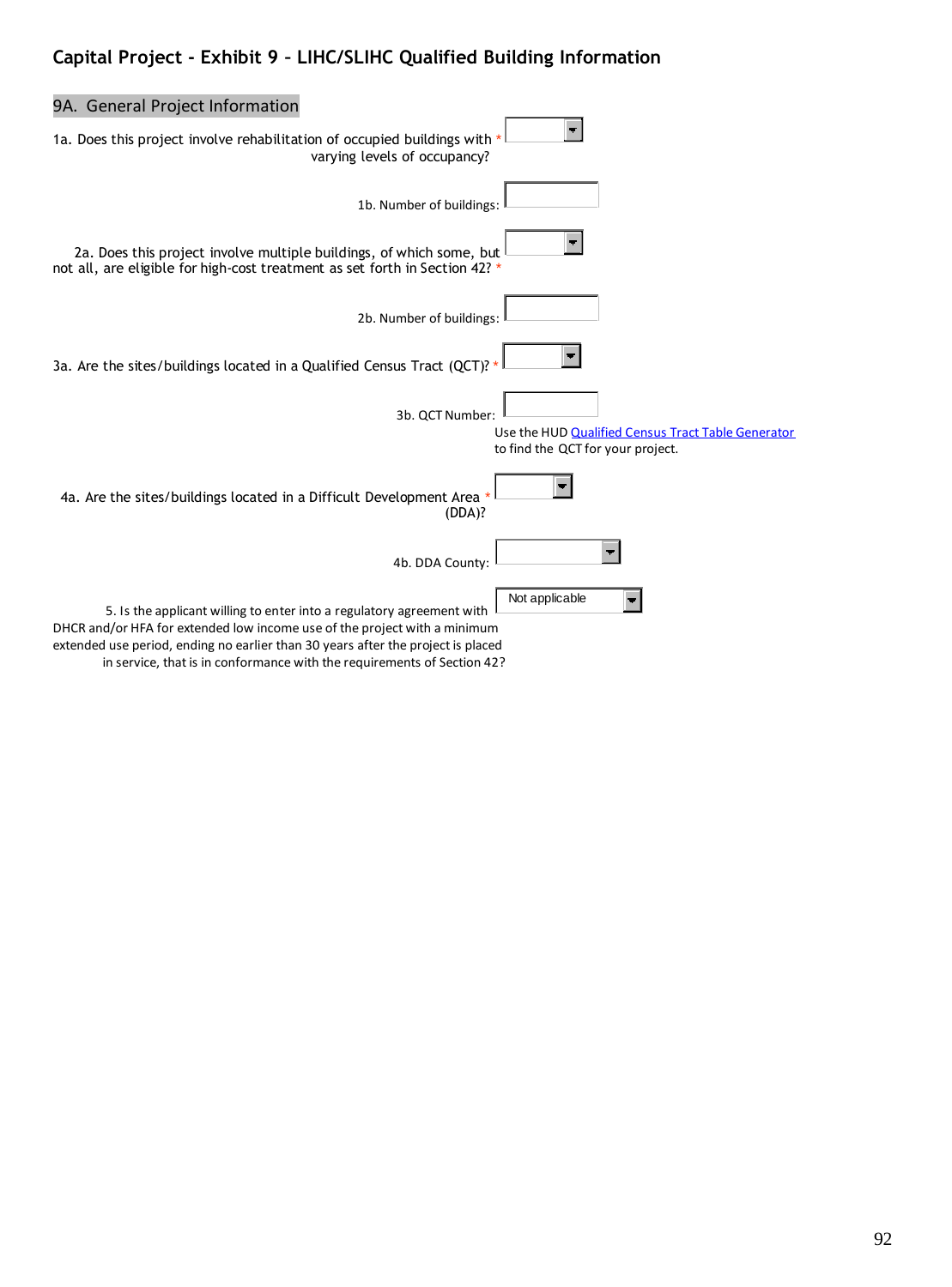## Capital Project - Exhibit 9 – LIHC/SLIHC Qualified Building Information

### 9A. General Project Information

1a. Does this project involve rehabilitation of occupied buildings with varying levels of occupancy? *

1b. Number of buildings:

2a. Does this project involve multiple buildings, of which some, but not all, are eligible for high-cost treatment as set forth in Section 42? *

2b. Number of buildings:

3a. Are the sites/buildings located in a Qualified Census Tract (QCT)? *

3b. QCT Number:

Use the HUD Qualified Census Tract Table Generator to find the QCT for your project.

4a. Are the sites/buildings located in a Difficult Development Area (DDA)? *

4b. DDA County:

5. Is the applicant willing to enter into a regulatory agreement with DHCR and/or HFA for extended low income use of the project with a minimum extended use period, ending no earlier than 30 years after the project is placed in service, that is in conformance with the requirements of Section 42? Not applicable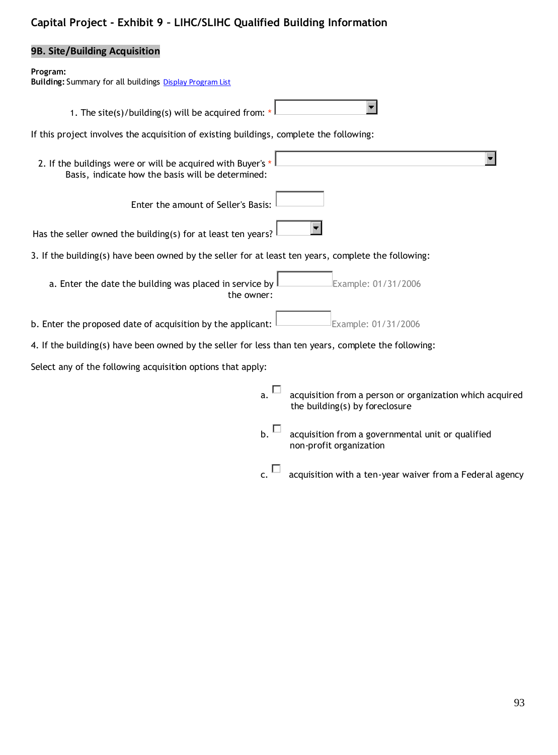## Capital Project - Exhibit 9 – LIHC/SLIHC Qualified Building Information

### 9B. Site/Building Acquisition

**Program:**
**Building:** Summary for all buildings Display Program List

1. The site(s)/building(s) will be acquired from: * [ ]

If this project involves the acquisition of existing buildings, complete the following:

2. If the buildings were or will be acquired with Buyer's Basis, indicate how the basis will be determined: * [ ]

Enter the amount of Seller's Basis: [ ]

Has the seller owned the building(s) for at least ten years? [ ]

3. If the building(s) have been owned by the seller for at least ten years, complete the following:

a. Enter the date the building was placed in service by the owner: [ ] Example: 01/31/2006

b. Enter the proposed date of acquisition by the applicant: [ ] Example: 01/31/2006

4. If the building(s) have been owned by the seller for less than ten years, complete the following:

Select any of the following acquisition options that apply:

- a. ☐ acquisition from a person or organization which acquired the building(s) by foreclosure
- b. ☐ acquisition from a governmental unit or qualified non-profit organization
- c. ☐ acquisition with a ten-year waiver from a Federal agency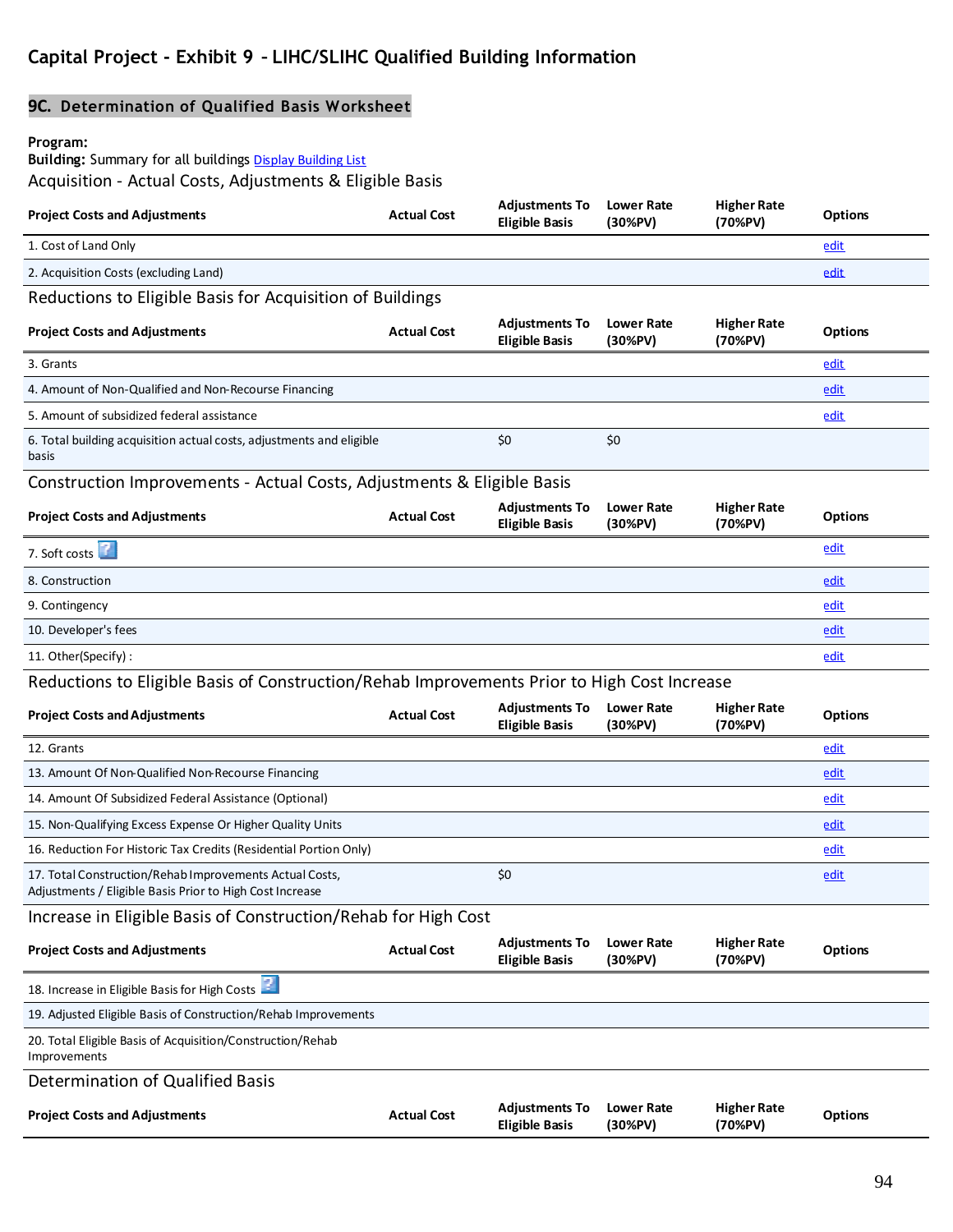## Capital Project - Exhibit 9 – LIHC/SLIHC Qualified Building Information

### 9C. Determination of Qualified Basis Worksheet

**Program:**
**Building:** Summary for all buildings Display Building List

Acquisition - Actual Costs, Adjustments & Eligible Basis

| Project Costs and Adjustments | Actual Cost | Adjustments To Eligible Basis | Lower Rate (30%PV) | Higher Rate (70%PV) | Options |
|---|---|---|---|---|---|
| 1. Cost of Land Only | | | | | edit |
| 2. Acquisition Costs (excluding Land) | | | | | edit |

Reductions to Eligible Basis for Acquisition of Buildings

| Project Costs and Adjustments | Actual Cost | Adjustments To Eligible Basis | Lower Rate (30%PV) | Higher Rate (70%PV) | Options |
|---|---|---|---|---|---|
| 3. Grants | | | | | edit |
| 4. Amount of Non-Qualified and Non-Recourse Financing | | | | | edit |
| 5. Amount of subsidized federal assistance | | | | | edit |
| 6. Total building acquisition actual costs, adjustments and eligible basis | | $0 | $0 | | |

Construction Improvements - Actual Costs, Adjustments & Eligible Basis

| Project Costs and Adjustments | Actual Cost | Adjustments To Eligible Basis | Lower Rate (30%PV) | Higher Rate (70%PV) | Options |
|---|---|---|---|---|---|
| 7. Soft costs | | | | | edit |
| 8. Construction | | | | | edit |
| 9. Contingency | | | | | edit |
| 10. Developer's fees | | | | | edit |
| 11. Other(Specify) : | | | | | edit |

Reductions to Eligible Basis of Construction/Rehab Improvements Prior to High Cost Increase

| Project Costs and Adjustments | Actual Cost | Adjustments To Eligible Basis | Lower Rate (30%PV) | Higher Rate (70%PV) | Options |
|---|---|---|---|---|---|
| 12. Grants | | | | | edit |
| 13. Amount Of Non-Qualified Non-Recourse Financing | | | | | edit |
| 14. Amount Of Subsidized Federal Assistance (Optional) | | | | | edit |
| 15. Non-Qualifying Excess Expense Or Higher Quality Units | | | | | edit |
| 16. Reduction For Historic Tax Credits (Residential Portion Only) | | | | | edit |
| 17. Total Construction/Rehab Improvements Actual Costs, Adjustments / Eligible Basis Prior to High Cost Increase | | $0 | | | edit |

Increase in Eligible Basis of Construction/Rehab for High Cost

| Project Costs and Adjustments | Actual Cost | Adjustments To Eligible Basis | Lower Rate (30%PV) | Higher Rate (70%PV) | Options |
|---|---|---|---|---|---|
| 18. Increase in Eligible Basis for High Costs | | | | | |
| 19. Adjusted Eligible Basis of Construction/Rehab Improvements | | | | | |
| 20. Total Eligible Basis of Acquisition/Construction/Rehab Improvements | | | | | |

Determination of Qualified Basis

| Project Costs and Adjustments | Actual Cost | Adjustments To Eligible Basis | Lower Rate (30%PV) | Higher Rate (70%PV) | Options |
|---|---|---|---|---|---|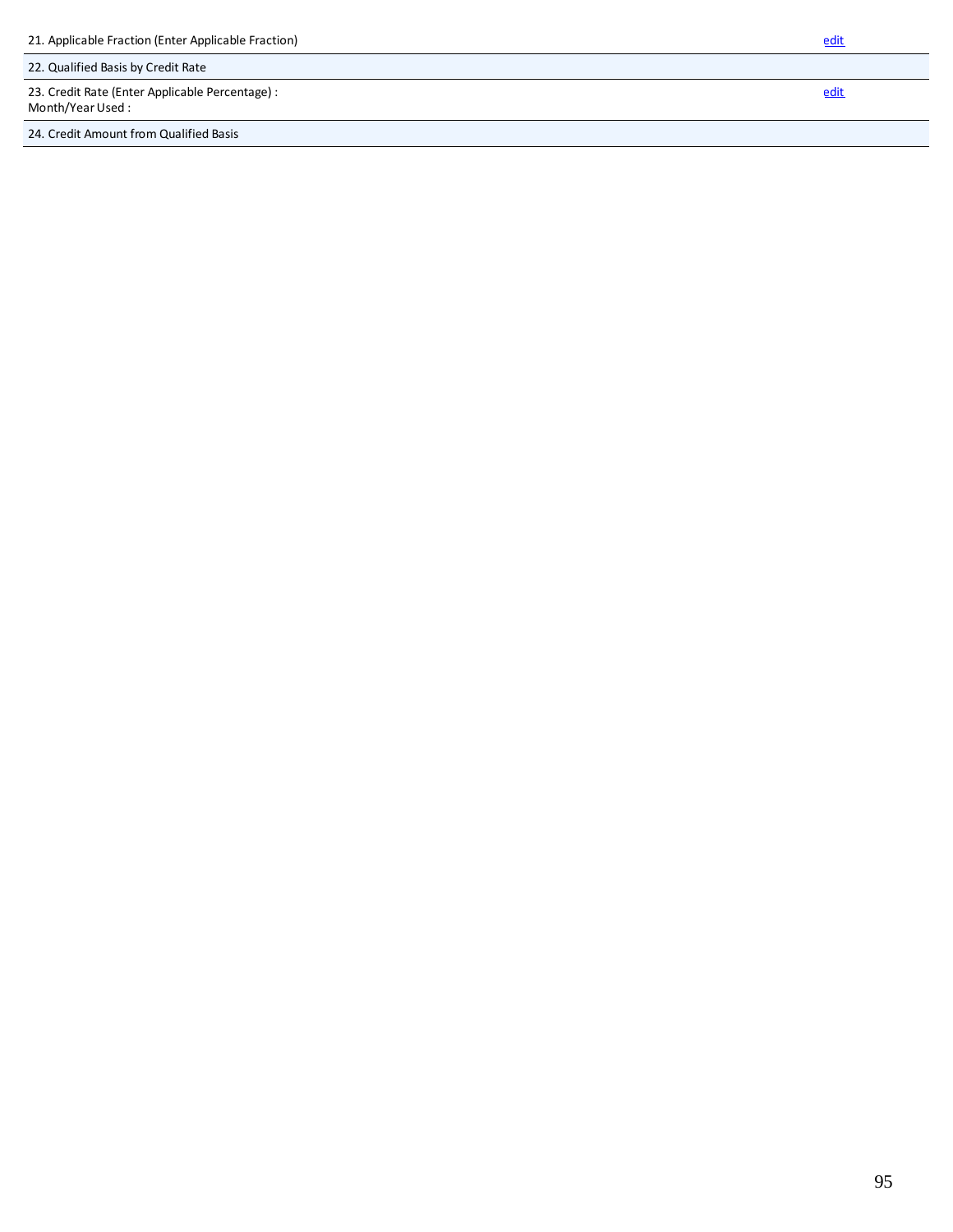| | |
|---|---|
| 21. Applicable Fraction (Enter Applicable Fraction) | edit |
| 22. Qualified Basis by Credit Rate | |
| 23. Credit Rate (Enter Applicable Percentage) :<br>Month/Year Used : | edit |
| 24. Credit Amount from Qualified Basis | |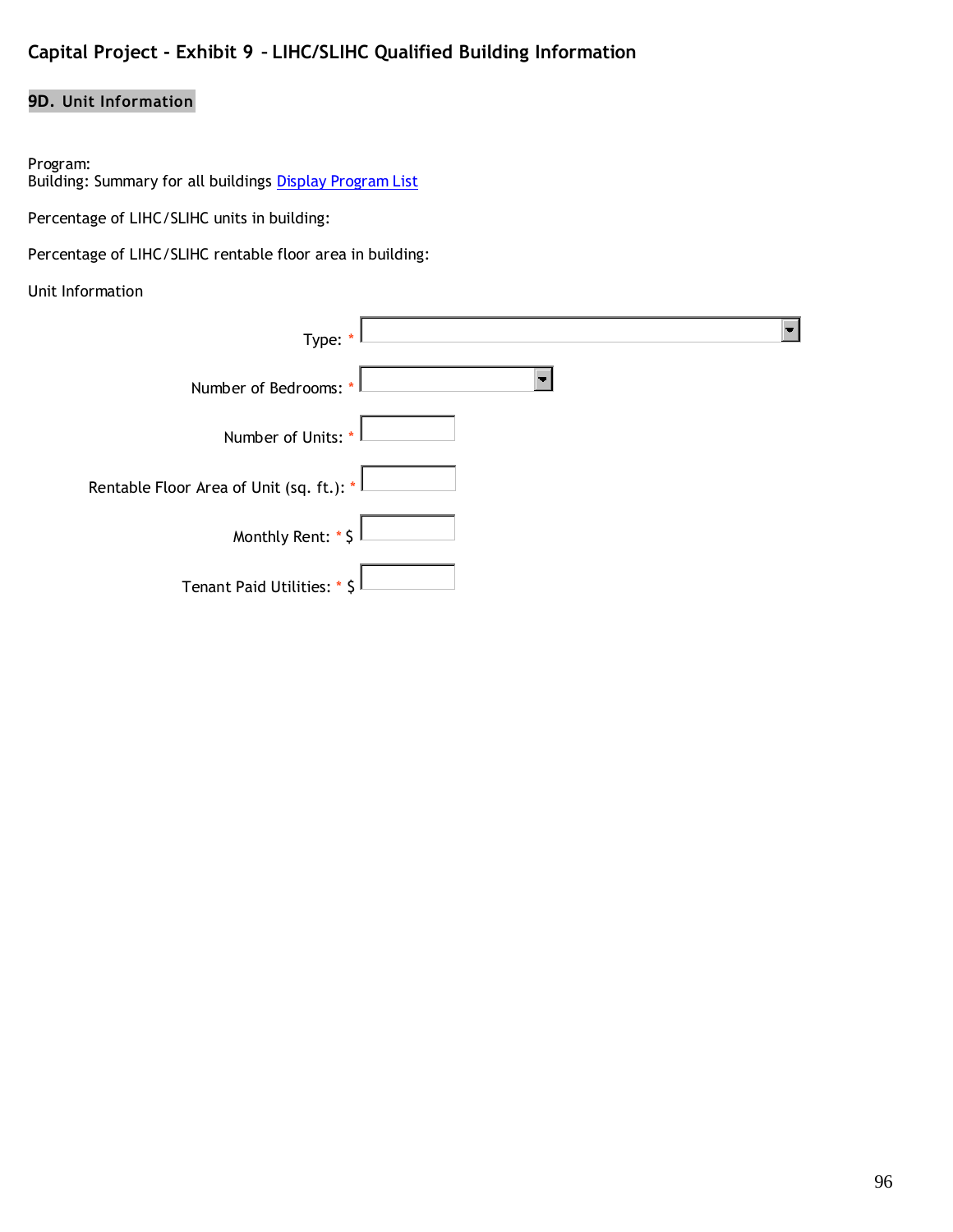## Capital Project - Exhibit 9 – LIHC/SLIHC Qualified Building Information

### 9D. Unit Information

Program:
Building: Summary for all buildings Display Program List

Percentage of LIHC/SLIHC units in building:

Percentage of LIHC/SLIHC rentable floor area in building:

Unit Information

Type: *

Number of Bedrooms: *

Number of Units: *

Rentable Floor Area of Unit (sq. ft.): *

Monthly Rent: * $

Tenant Paid Utilities: * $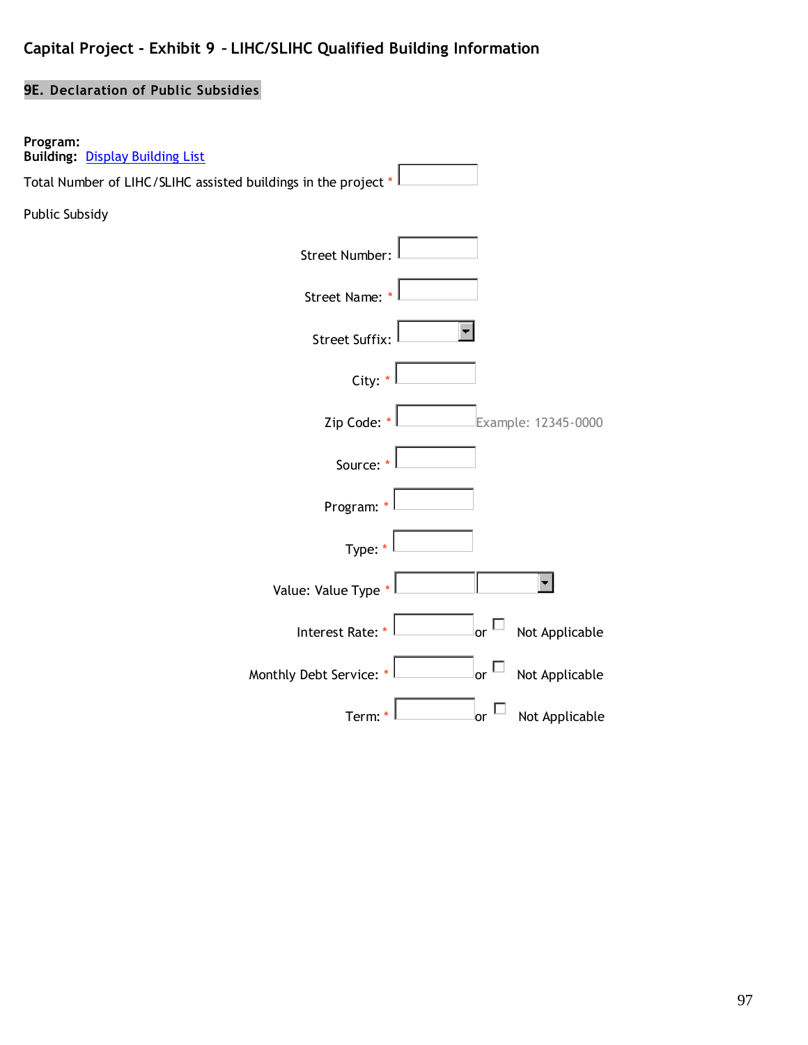# Capital Project - Exhibit 9 – LIHC/SLIHC Qualified Building Information

## 9E. Declaration of Public Subsidies

**Program:**
**Building:** Display Building List

Total Number of LIHC/SLIHC assisted buildings in the project *

Public Subsidy

Street Number:

Street Name: *

Street Suffix:

City: *

Zip Code: * Example: 12345-0000

Source: *

Program: *

Type: *

Value: Value Type *

Interest Rate: * or ☐ Not Applicable

Monthly Debt Service: * or ☐ Not Applicable

Term: * or ☐ Not Applicable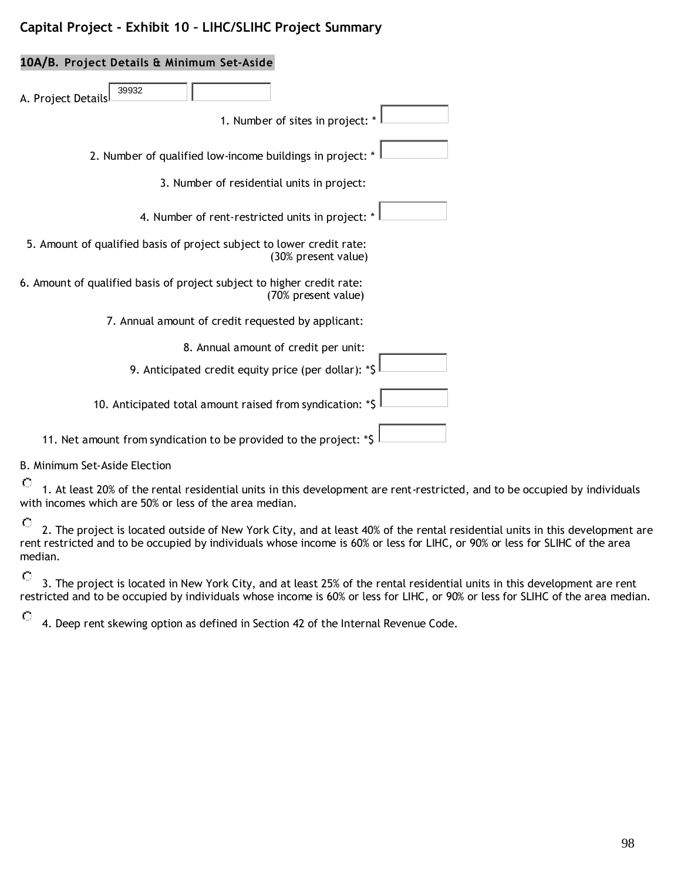## Capital Project - Exhibit 10 – LIHC/SLIHC Project Summary

### 10A/B. Project Details & Minimum Set-Aside

A. Project Details 39932

1. Number of sites in project: *
2. Number of qualified low-income buildings in project: *
3. Number of residential units in project:
4. Number of rent-restricted units in project: *
5. Amount of qualified basis of project subject to lower credit rate: (30% present value)
6. Amount of qualified basis of project subject to higher credit rate: (70% present value)
7. Annual amount of credit requested by applicant:
8. Annual amount of credit per unit:
9. Anticipated credit equity price (per dollar): *$
10. Anticipated total amount raised from syndication: *$
11. Net amount from syndication to be provided to the project: *$

B. Minimum Set-Aside Election

- 1. At least 20% of the rental residential units in this development are rent-restricted, and to be occupied by individuals with incomes which are 50% or less of the area median.
- 2. The project is located outside of New York City, and at least 40% of the rental residential units in this development are rent restricted and to be occupied by individuals whose income is 60% or less for LIHC, or 90% or less for SLIHC of the area median.
- 3. The project is located in New York City, and at least 25% of the rental residential units in this development are rent restricted and to be occupied by individuals whose income is 60% or less for LIHC, or 90% or less for SLIHC of the area median.
- 4. Deep rent skewing option as defined in Section 42 of the Internal Revenue Code.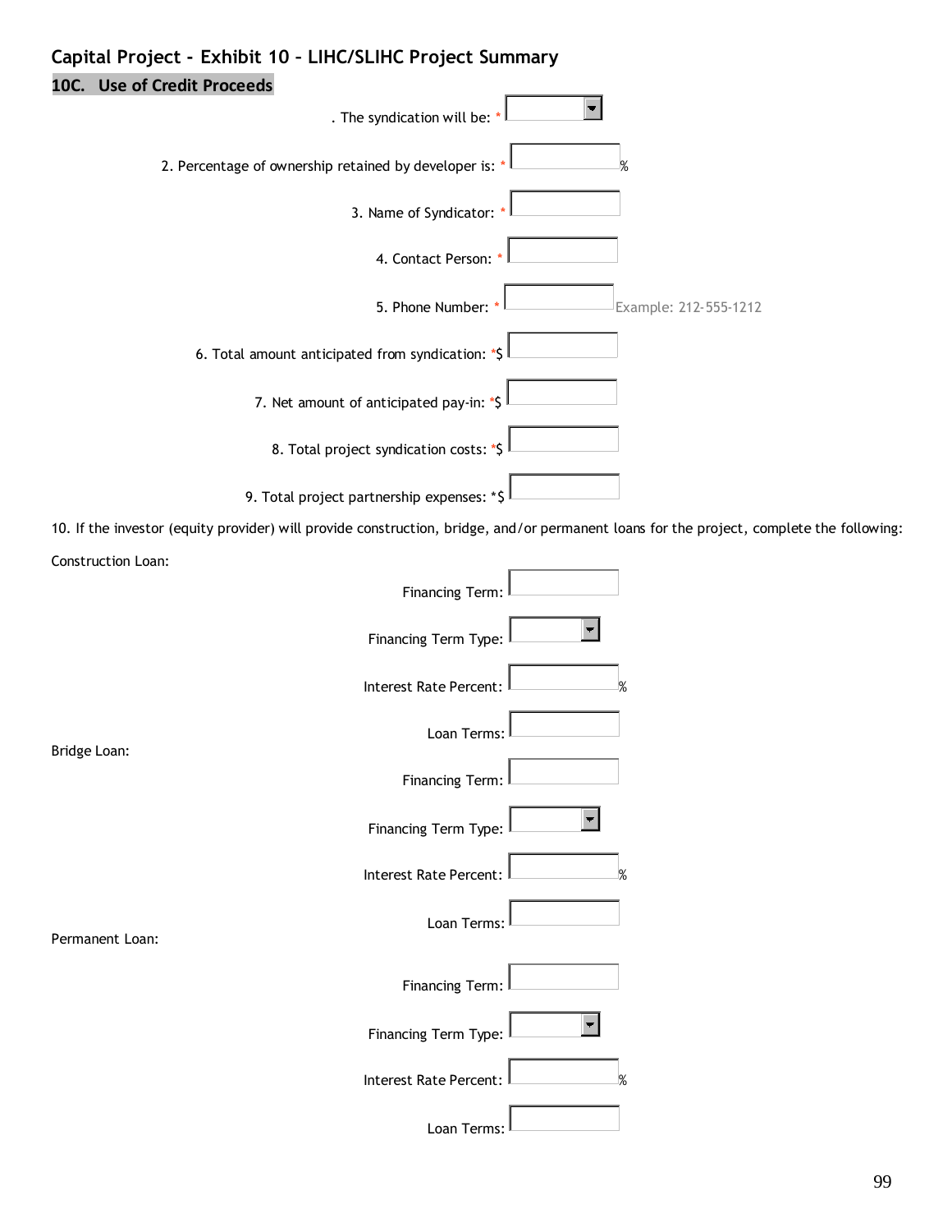## Capital Project - Exhibit 10 – LIHC/SLIHC Project Summary

### 10C. Use of Credit Proceeds

. The syndication will be: * 

2. Percentage of ownership retained by developer is: * %

3. Name of Syndicator: *

4. Contact Person: *

5. Phone Number: * Example: 212-555-1212

6. Total amount anticipated from syndication: *$

7. Net amount of anticipated pay-in: *$

8. Total project syndication costs: *$

9. Total project partnership expenses: *$

10. If the investor (equity provider) will provide construction, bridge, and/or permanent loans for the project, complete the following:

Construction Loan:

Financing Term:

Financing Term Type:

Interest Rate Percent: %

Loan Terms:

Bridge Loan:

Financing Term:

Financing Term Type:

Interest Rate Percent: %

Loan Terms:

Permanent Loan:

Financing Term:

Financing Term Type:

Interest Rate Percent: %

Loan Terms: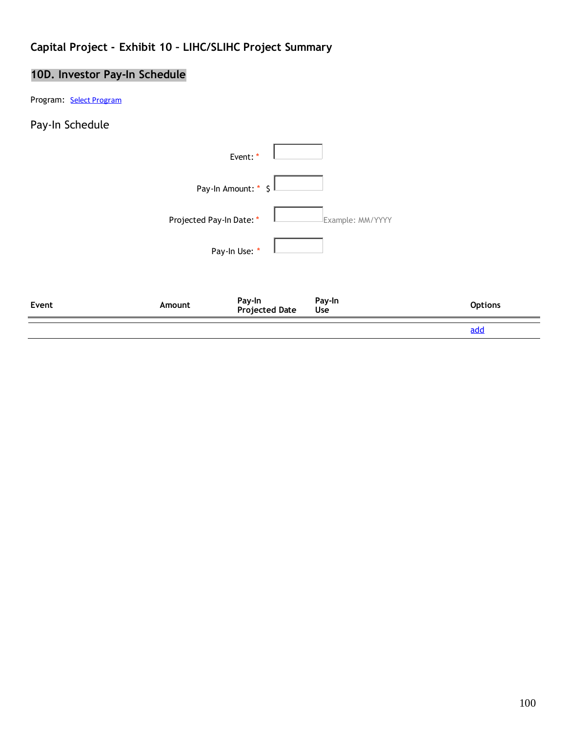## Capital Project - Exhibit 10 – LIHC/SLIHC Project Summary

### 10D. Investor Pay-In Schedule

Program: Select Program

Pay-In Schedule

Event: *

Pay-In Amount: * $

Projected Pay-In Date: * Example: MM/YYYY

Pay-In Use: *

| Event | Amount | Pay-In Projected Date | Pay-In Use | Options |
|---|---|---|---|---|
| | | | | add |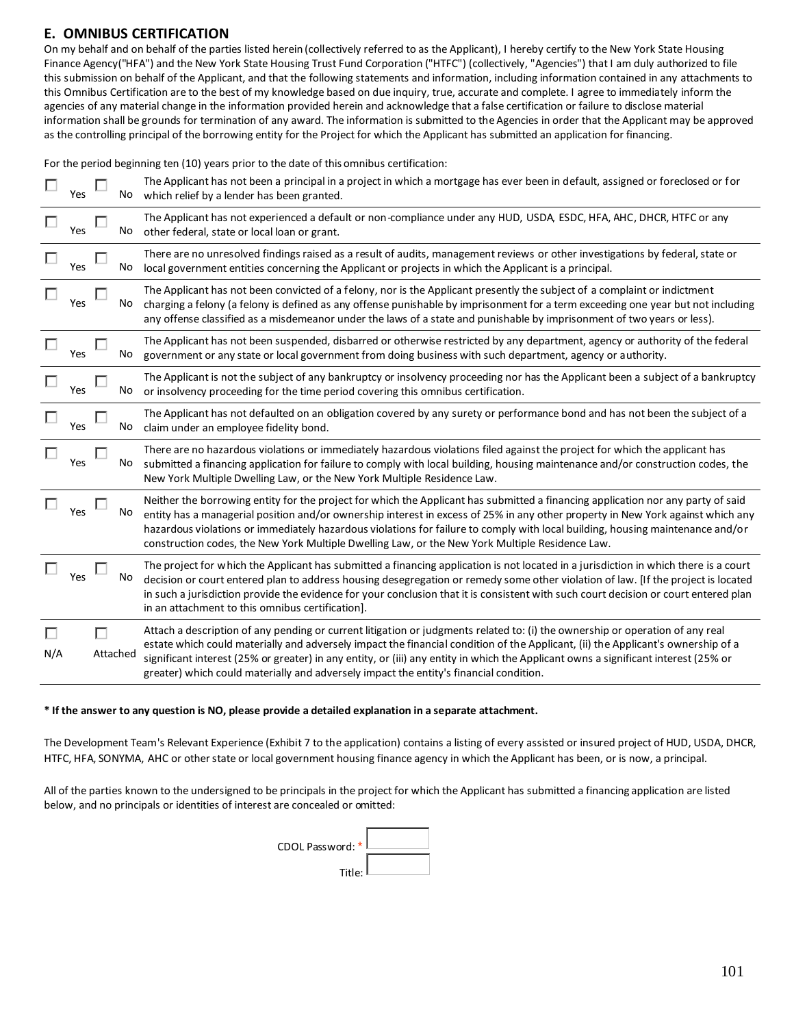## E. OMNIBUS CERTIFICATION

On my behalf and on behalf of the parties listed herein (collectively referred to as the Applicant), I hereby certify to the New York State Housing Finance Agency("HFA") and the New York State Housing Trust Fund Corporation ("HTFC") (collectively, "Agencies") that I am duly authorized to file this submission on behalf of the Applicant, and that the following statements and information, including information contained in any attachments to this Omnibus Certification are to the best of my knowledge based on due inquiry, true, accurate and complete. I agree to immediately inform the agencies of any material change in the information provided herein and acknowledge that a false certification or failure to disclose material information shall be grounds for termination of any award. The information is submitted to the Agencies in order that the Applicant may be approved as the controlling principal of the borrowing entity for the Project for which the Applicant has submitted an application for financing.

For the period beginning ten (10) years prior to the date of this omnibus certification:

| | | |
|---|---|---|
| ☐ Yes | ☐ No | The Applicant has not been a principal in a project in which a mortgage has ever been in default, assigned or foreclosed or for which relief by a lender has been granted. |
| ☐ Yes | ☐ No | The Applicant has not experienced a default or non-compliance under any HUD, USDA, ESDC, HFA, AHC, DHCR, HTFC or any other federal, state or local loan or grant. |
| ☐ Yes | ☐ No | There are no unresolved findings raised as a result of audits, management reviews or other investigations by federal, state or local government entities concerning the Applicant or projects in which the Applicant is a principal. |
| ☐ Yes | ☐ No | The Applicant has not been convicted of a felony, nor is the Applicant presently the subject of a complaint or indictment charging a felony (a felony is defined as any offense punishable by imprisonment for a term exceeding one year but not including any offense classified as a misdemeanor under the laws of a state and punishable by imprisonment of two years or less). |
| ☐ Yes | ☐ No | The Applicant has not been suspended, disbarred or otherwise restricted by any department, agency or authority of the federal government or any state or local government from doing business with such department, agency or authority. |
| ☐ Yes | ☐ No | The Applicant is not the subject of any bankruptcy or insolvency proceeding nor has the Applicant been a subject of a bankruptcy or insolvency proceeding for the time period covering this omnibus certification. |
| ☐ Yes | ☐ No | The Applicant has not defaulted on an obligation covered by any surety or performance bond and has not been the subject of a claim under an employee fidelity bond. |
| ☐ Yes | ☐ No | There are no hazardous violations or immediately hazardous violations filed against the project for which the applicant has submitted a financing application for failure to comply with local building, housing maintenance and/or construction codes, the New York Multiple Dwelling Law, or the New York Multiple Residence Law. |
| ☐ Yes | ☐ No | Neither the borrowing entity for the project for which the Applicant has submitted a financing application nor any party of said entity has a managerial position and/or ownership interest in excess of 25% in any other property in New York against which any hazardous violations or immediately hazardous violations for failure to comply with local building, housing maintenance and/or construction codes, the New York Multiple Dwelling Law, or the New York Multiple Residence Law. |
| ☐ Yes | ☐ No | The project for which the Applicant has submitted a financing application is not located in a jurisdiction in which there is a court decision or court entered plan to address housing desegregation or remedy some other violation of law. [If the project is located in such a jurisdiction provide the evidence for your conclusion that it is consistent with such court decision or court entered plan in an attachment to this omnibus certification]. |
| ☐ N/A | ☐ Attached | Attach a description of any pending or current litigation or judgments related to: (i) the ownership or operation of any real estate which could materially and adversely impact the financial condition of the Applicant, (ii) the Applicant's ownership of a significant interest (25% or greater) in any entity, or (iii) any entity in which the Applicant owns a significant interest (25% or greater) which could materially and adversely impact the entity's financial condition. |

**\* If the answer to any question is NO, please provide a detailed explanation in a separate attachment.**

The Development Team's Relevant Experience (Exhibit 7 to the application) contains a listing of every assisted or insured project of HUD, USDA, DHCR, HTFC, HFA, SONYMA, AHC or other state or local government housing finance agency in which the Applicant has been, or is now, a principal.

All of the parties known to the undersigned to be principals in the project for which the Applicant has submitted a financing application are listed below, and no principals or identities of interest are concealed or omitted:

CDOL Password: * ________

Title: ________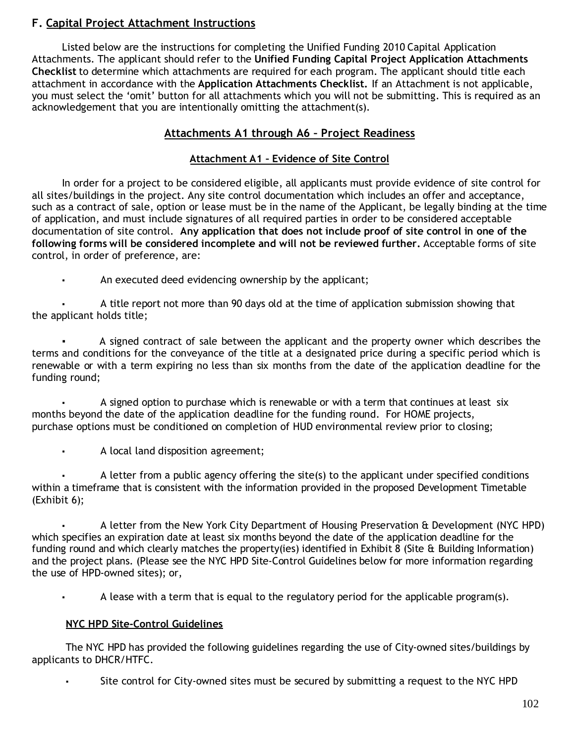## F. Capital Project Attachment Instructions

Listed below are the instructions for completing the Unified Funding 2010 Capital Application Attachments. The applicant should refer to the **Unified Funding Capital Project Application Attachments Checklist** to determine which attachments are required for each program. The applicant should title each attachment in accordance with the **Application Attachments Checklist.** If an Attachment is not applicable, you must select the 'omit' button for all attachments which you will not be submitting. This is required as an acknowledgement that you are intentionally omitting the attachment(s).

### Attachments A1 through A6 – Project Readiness

#### Attachment A1 – Evidence of Site Control

In order for a project to be considered eligible, all applicants must provide evidence of site control for all sites/buildings in the project. Any site control documentation which includes an offer and acceptance, such as a contract of sale, option or lease must be in the name of the Applicant, be legally binding at the time of application, and must include signatures of all required parties in order to be considered acceptable documentation of site control. **Any application that does not include proof of site control in one of the following forms will be considered incomplete and will not be reviewed further.** Acceptable forms of site control, in order of preference, are:

- An executed deed evidencing ownership by the applicant;
- A title report not more than 90 days old at the time of application submission showing that the applicant holds title;
- A signed contract of sale between the applicant and the property owner which describes the terms and conditions for the conveyance of the title at a designated price during a specific period which is renewable or with a term expiring no less than six months from the date of the application deadline for the funding round;
- A signed option to purchase which is renewable or with a term that continues at least six months beyond the date of the application deadline for the funding round. For HOME projects, purchase options must be conditioned on completion of HUD environmental review prior to closing;
- A local land disposition agreement;
- A letter from a public agency offering the site(s) to the applicant under specified conditions within a timeframe that is consistent with the information provided in the proposed Development Timetable (Exhibit 6);
- A letter from the New York City Department of Housing Preservation & Development (NYC HPD) which specifies an expiration date at least six months beyond the date of the application deadline for the funding round and which clearly matches the property(ies) identified in Exhibit 8 (Site & Building Information) and the project plans. (Please see the NYC HPD Site-Control Guidelines below for more information regarding the use of HPD-owned sites); or,
- A lease with a term that is equal to the regulatory period for the applicable program(s).

#### NYC HPD Site-Control Guidelines

The NYC HPD has provided the following guidelines regarding the use of City-owned sites/buildings by applicants to DHCR/HTFC.

- Site control for City-owned sites must be secured by submitting a request to the NYC HPD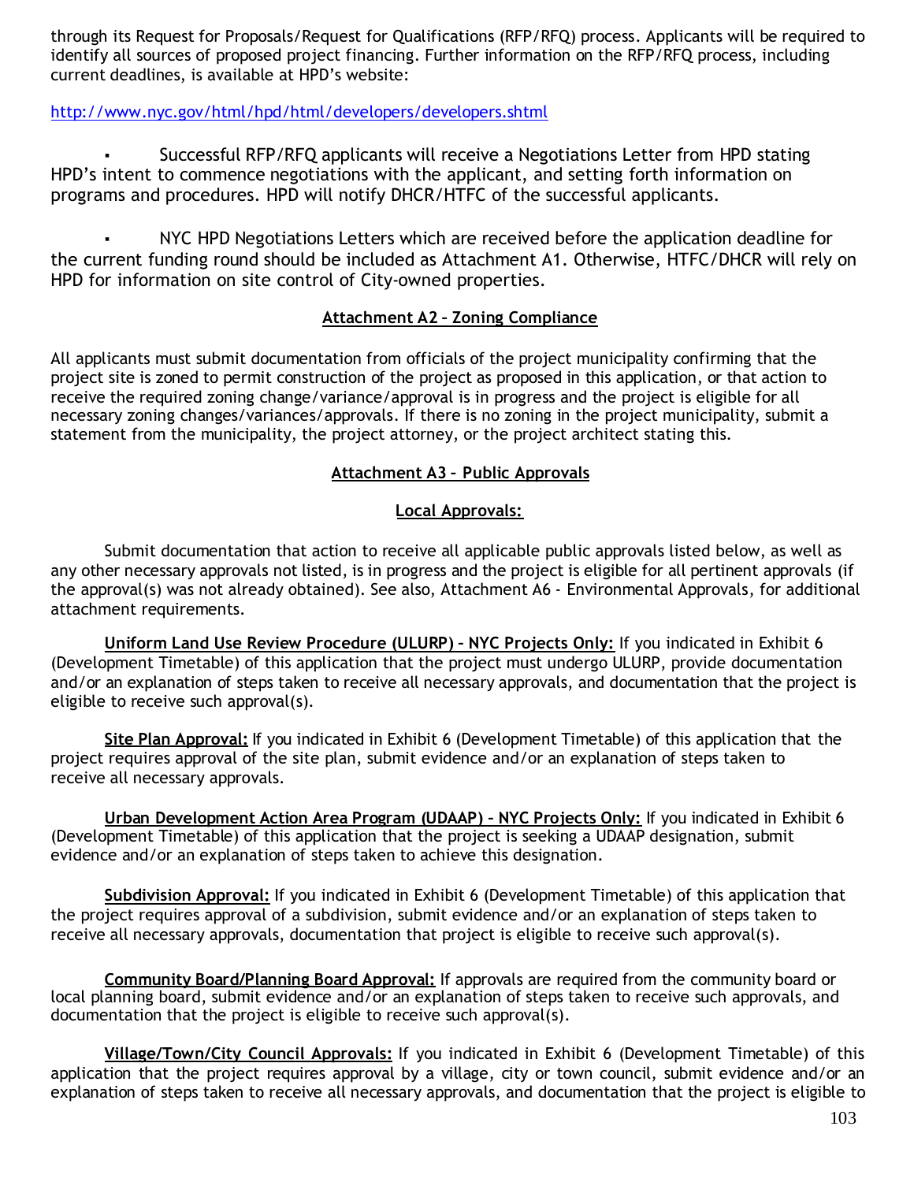through its Request for Proposals/Request for Qualifications (RFP/RFQ) process. Applicants will be required to identify all sources of proposed project financing. Further information on the RFP/RFQ process, including current deadlines, is available at HPD's website:

http://www.nyc.gov/html/hpd/html/developers/developers.shtml

- Successful RFP/RFQ applicants will receive a Negotiations Letter from HPD stating HPD's intent to commence negotiations with the applicant, and setting forth information on programs and procedures. HPD will notify DHCR/HTFC of the successful applicants.

- NYC HPD Negotiations Letters which are received before the application deadline for the current funding round should be included as Attachment A1. Otherwise, HTFC/DHCR will rely on HPD for information on site control of City-owned properties.

## Attachment A2 – Zoning Compliance

All applicants must submit documentation from officials of the project municipality confirming that the project site is zoned to permit construction of the project as proposed in this application, or that action to receive the required zoning change/variance/approval is in progress and the project is eligible for all necessary zoning changes/variances/approvals. If there is no zoning in the project municipality, submit a statement from the municipality, the project attorney, or the project architect stating this.

## Attachment A3 – Public Approvals

### Local Approvals:

Submit documentation that action to receive all applicable public approvals listed below, as well as any other necessary approvals not listed, is in progress and the project is eligible for all pertinent approvals (if the approval(s) was not already obtained). See also, Attachment A6 - Environmental Approvals, for additional attachment requirements.

**Uniform Land Use Review Procedure (ULURP) – NYC Projects Only:** If you indicated in Exhibit 6 (Development Timetable) of this application that the project must undergo ULURP, provide documentation and/or an explanation of steps taken to receive all necessary approvals, and documentation that the project is eligible to receive such approval(s).

**Site Plan Approval:** If you indicated in Exhibit 6 (Development Timetable) of this application that the project requires approval of the site plan, submit evidence and/or an explanation of steps taken to receive all necessary approvals.

**Urban Development Action Area Program (UDAAP) – NYC Projects Only:** If you indicated in Exhibit 6 (Development Timetable) of this application that the project is seeking a UDAAP designation, submit evidence and/or an explanation of steps taken to achieve this designation.

**Subdivision Approval:** If you indicated in Exhibit 6 (Development Timetable) of this application that the project requires approval of a subdivision, submit evidence and/or an explanation of steps taken to receive all necessary approvals, documentation that project is eligible to receive such approval(s).

**Community Board/Planning Board Approval:** If approvals are required from the community board or local planning board, submit evidence and/or an explanation of steps taken to receive such approvals, and documentation that the project is eligible to receive such approval(s).

**Village/Town/City Council Approvals:** If you indicated in Exhibit 6 (Development Timetable) of this application that the project requires approval by a village, city or town council, submit evidence and/or an explanation of steps taken to receive all necessary approvals, and documentation that the project is eligible to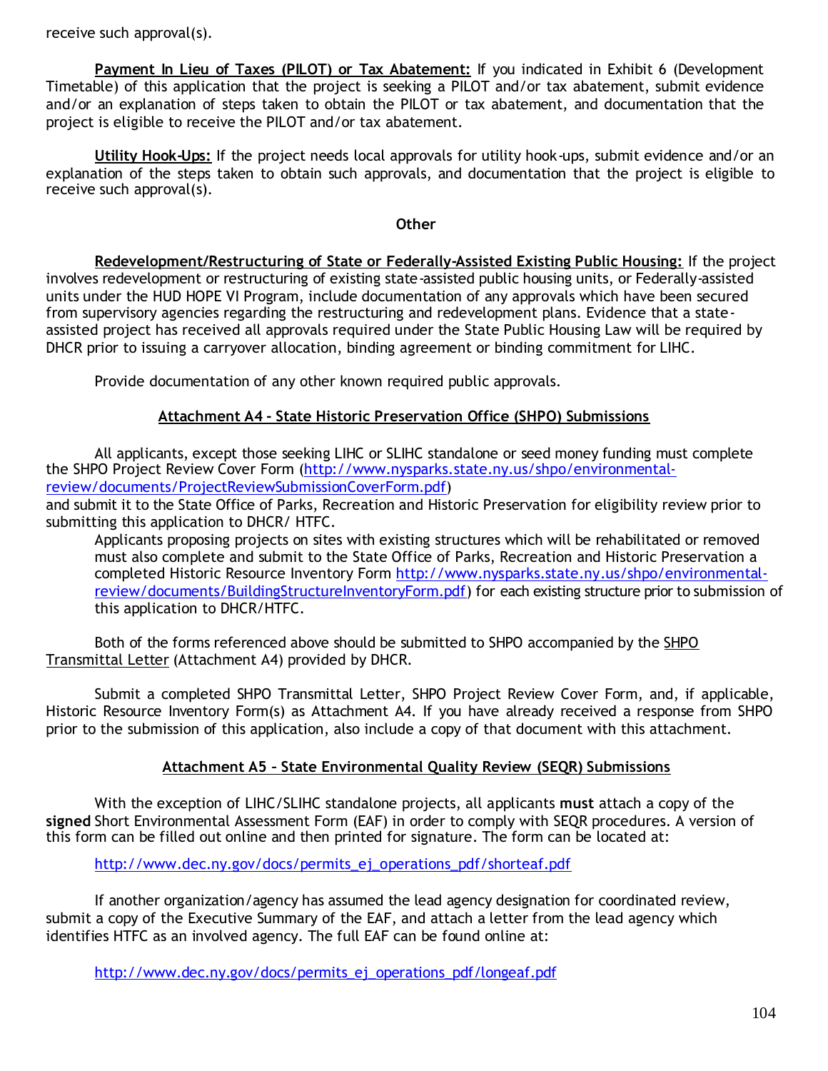receive such approval(s).

**Payment In Lieu of Taxes (PILOT) or Tax Abatement:** If you indicated in Exhibit 6 (Development Timetable) of this application that the project is seeking a PILOT and/or tax abatement, submit evidence and/or an explanation of steps taken to obtain the PILOT or tax abatement, and documentation that the project is eligible to receive the PILOT and/or tax abatement.

**Utility Hook-Ups:** If the project needs local approvals for utility hook-ups, submit evidence and/or an explanation of the steps taken to obtain such approvals, and documentation that the project is eligible to receive such approval(s).

**Other**

**Redevelopment/Restructuring of State or Federally-Assisted Existing Public Housing:** If the project involves redevelopment or restructuring of existing state-assisted public housing units, or Federally-assisted units under the HUD HOPE VI Program, include documentation of any approvals which have been secured from supervisory agencies regarding the restructuring and redevelopment plans. Evidence that a state-assisted project has received all approvals required under the State Public Housing Law will be required by DHCR prior to issuing a carryover allocation, binding agreement or binding commitment for LIHC.

Provide documentation of any other known required public approvals.

## Attachment A4 - State Historic Preservation Office (SHPO) Submissions

All applicants, except those seeking LIHC or SLIHC standalone or seed money funding must complete the SHPO Project Review Cover Form (http://www.nysparks.state.ny.us/shpo/environmental-review/documents/ProjectReviewSubmissionCoverForm.pdf) and submit it to the State Office of Parks, Recreation and Historic Preservation for eligibility review prior to submitting this application to DHCR/ HTFC.

Applicants proposing projects on sites with existing structures which will be rehabilitated or removed must also complete and submit to the State Office of Parks, Recreation and Historic Preservation a completed Historic Resource Inventory Form http://www.nysparks.state.ny.us/shpo/environmental-review/documents/BuildingStructureInventoryForm.pdf) for each existing structure prior to submission of this application to DHCR/HTFC.

Both of the forms referenced above should be submitted to SHPO accompanied by the SHPO Transmittal Letter (Attachment A4) provided by DHCR.

Submit a completed SHPO Transmittal Letter, SHPO Project Review Cover Form, and, if applicable, Historic Resource Inventory Form(s) as Attachment A4. If you have already received a response from SHPO prior to the submission of this application, also include a copy of that document with this attachment.

## Attachment A5 – State Environmental Quality Review (SEQR) Submissions

With the exception of LIHC/SLIHC standalone projects, all applicants **must** attach a copy of the **signed** Short Environmental Assessment Form (EAF) in order to comply with SEQR procedures. A version of this form can be filled out online and then printed for signature. The form can be located at:

http://www.dec.ny.gov/docs/permits_ej_operations_pdf/shorteaf.pdf

If another organization/agency has assumed the lead agency designation for coordinated review, submit a copy of the Executive Summary of the EAF, and attach a letter from the lead agency which identifies HTFC as an involved agency. The full EAF can be found online at:

http://www.dec.ny.gov/docs/permits_ej_operations_pdf/longeaf.pdf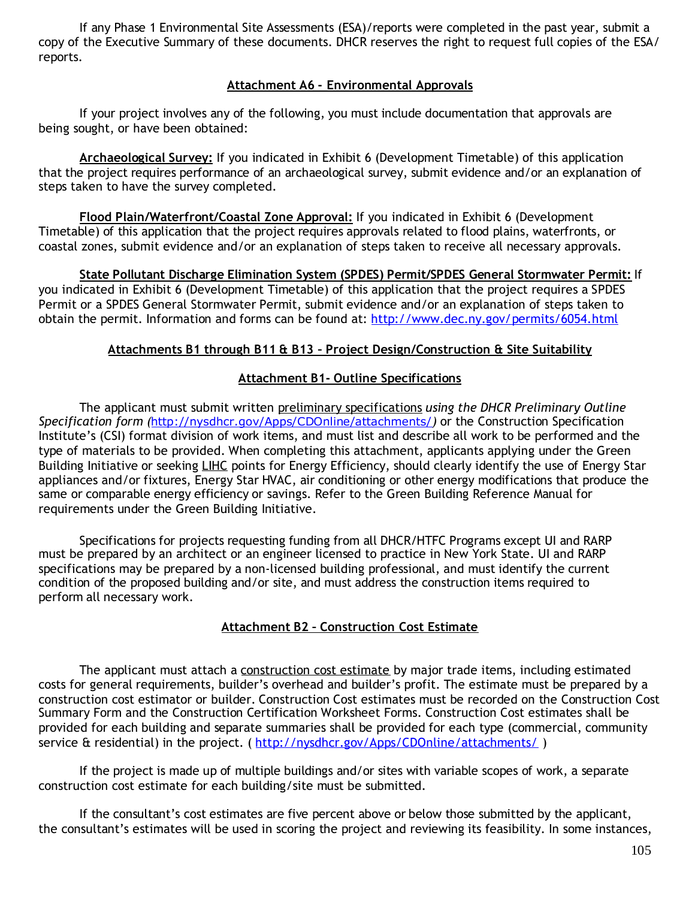If any Phase 1 Environmental Site Assessments (ESA)/reports were completed in the past year, submit a copy of the Executive Summary of these documents. DHCR reserves the right to request full copies of the ESA/ reports.

## Attachment A6 - Environmental Approvals

If your project involves any of the following, you must include documentation that approvals are being sought, or have been obtained:

**Archaeological Survey:** If you indicated in Exhibit 6 (Development Timetable) of this application that the project requires performance of an archaeological survey, submit evidence and/or an explanation of steps taken to have the survey completed.

**Flood Plain/Waterfront/Coastal Zone Approval:** If you indicated in Exhibit 6 (Development Timetable) of this application that the project requires approvals related to flood plains, waterfronts, or coastal zones, submit evidence and/or an explanation of steps taken to receive all necessary approvals.

**State Pollutant Discharge Elimination System (SPDES) Permit/SPDES General Stormwater Permit:** If you indicated in Exhibit 6 (Development Timetable) of this application that the project requires a SPDES Permit or a SPDES General Stormwater Permit, submit evidence and/or an explanation of steps taken to obtain the permit. Information and forms can be found at: http://www.dec.ny.gov/permits/6054.html

## Attachments B1 through B11 & B13 – Project Design/Construction & Site Suitability

## Attachment B1- Outline Specifications

The applicant must submit written preliminary specifications *using the DHCR Preliminary Outline Specification form (*http://nysdhcr.gov/Apps/CDOnline/attachments/*)* or the Construction Specification Institute's (CSI) format division of work items, and must list and describe all work to be performed and the type of materials to be provided. When completing this attachment, applicants applying under the Green Building Initiative or seeking LIHC points for Energy Efficiency, should clearly identify the use of Energy Star appliances and/or fixtures, Energy Star HVAC, air conditioning or other energy modifications that produce the same or comparable energy efficiency or savings. Refer to the Green Building Reference Manual for requirements under the Green Building Initiative.

Specifications for projects requesting funding from all DHCR/HTFC Programs except UI and RARP must be prepared by an architect or an engineer licensed to practice in New York State. UI and RARP specifications may be prepared by a non-licensed building professional, and must identify the current condition of the proposed building and/or site, and must address the construction items required to perform all necessary work.

## Attachment B2 – Construction Cost Estimate

The applicant must attach a construction cost estimate by major trade items, including estimated costs for general requirements, builder's overhead and builder's profit. The estimate must be prepared by a construction cost estimator or builder. Construction Cost estimates must be recorded on the Construction Cost Summary Form and the Construction Certification Worksheet Forms. Construction Cost estimates shall be provided for each building and separate summaries shall be provided for each type (commercial, community service & residential) in the project. ( http://nysdhcr.gov/Apps/CDOnline/attachments/ )

If the project is made up of multiple buildings and/or sites with variable scopes of work, a separate construction cost estimate for each building/site must be submitted.

If the consultant's cost estimates are five percent above or below those submitted by the applicant, the consultant's estimates will be used in scoring the project and reviewing its feasibility. In some instances,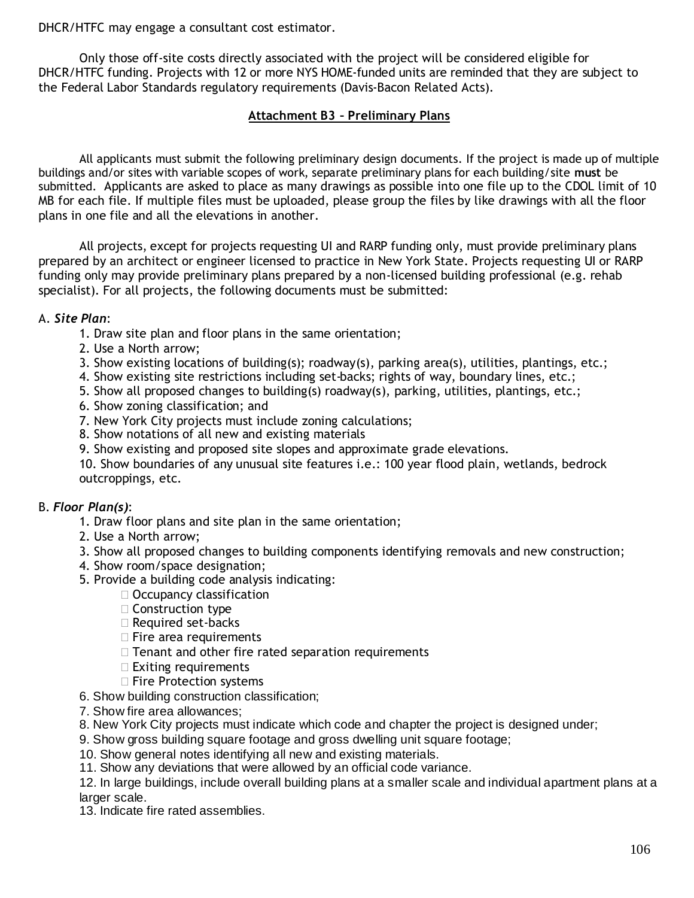DHCR/HTFC may engage a consultant cost estimator.

Only those off-site costs directly associated with the project will be considered eligible for DHCR/HTFC funding. Projects with 12 or more NYS HOME-funded units are reminded that they are subject to the Federal Labor Standards regulatory requirements (Davis-Bacon Related Acts).

## Attachment B3 – Preliminary Plans

All applicants must submit the following preliminary design documents. If the project is made up of multiple buildings and/or sites with variable scopes of work, separate preliminary plans for each building/site **must** be submitted. Applicants are asked to place as many drawings as possible into one file up to the CDOL limit of 10 MB for each file. If multiple files must be uploaded, please group the files by like drawings with all the floor plans in one file and all the elevations in another.

All projects, except for projects requesting UI and RARP funding only, must provide preliminary plans prepared by an architect or engineer licensed to practice in New York State. Projects requesting UI or RARP funding only may provide preliminary plans prepared by a non-licensed building professional (e.g. rehab specialist). For all projects, the following documents must be submitted:

A. ***Site Plan***:

1. Draw site plan and floor plans in the same orientation;
2. Use a North arrow;
3. Show existing locations of building(s); roadway(s), parking area(s), utilities, plantings, etc.;
4. Show existing site restrictions including set-backs; rights of way, boundary lines, etc.;
5. Show all proposed changes to building(s) roadway(s), parking, utilities, plantings, etc.;
6. Show zoning classification; and
7. New York City projects must include zoning calculations;
8. Show notations of all new and existing materials
9. Show existing and proposed site slopes and approximate grade elevations.
10. Show boundaries of any unusual site features i.e.: 100 year flood plain, wetlands, bedrock outcroppings, etc.

B. ***Floor Plan(s)***:

1. Draw floor plans and site plan in the same orientation;
2. Use a North arrow;
3. Show all proposed changes to building components identifying removals and new construction;
4. Show room/space designation;
5. Provide a building code analysis indicating:
   - Occupancy classification
   - Construction type
   - Required set-backs
   - Fire area requirements
   - Tenant and other fire rated separation requirements
   - Exiting requirements
   - Fire Protection systems
6. Show building construction classification;
7. Show fire area allowances;
8. New York City projects must indicate which code and chapter the project is designed under;
9. Show gross building square footage and gross dwelling unit square footage;
10. Show general notes identifying all new and existing materials.
11. Show any deviations that were allowed by an official code variance.
12. In large buildings, include overall building plans at a smaller scale and individual apartment plans at a larger scale.
13. Indicate fire rated assemblies.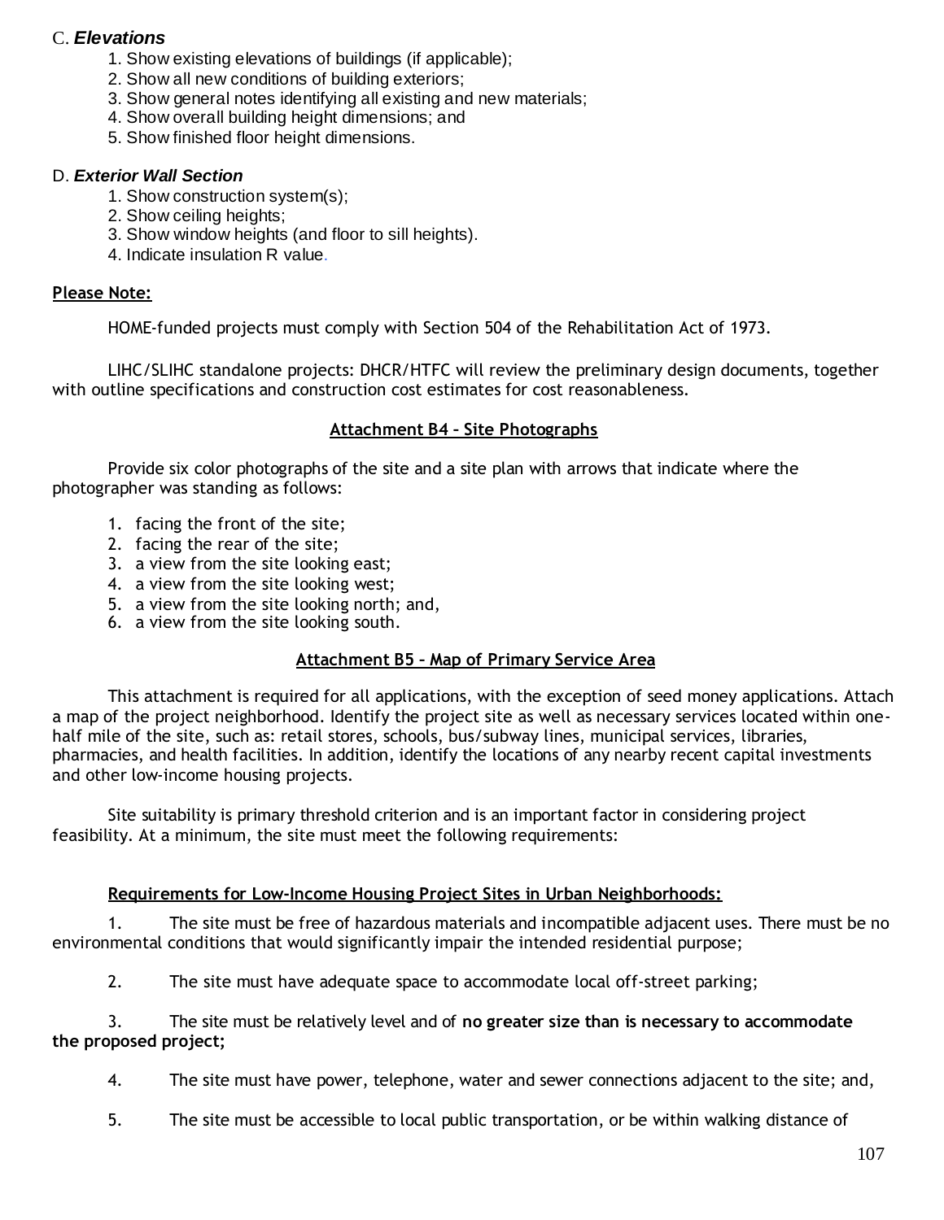C. ***Elevations***

1. Show existing elevations of buildings (if applicable);
2. Show all new conditions of building exteriors;
3. Show general notes identifying all existing and new materials;
4. Show overall building height dimensions; and
5. Show finished floor height dimensions.

D. ***Exterior Wall Section***

1. Show construction system(s);
2. Show ceiling heights;
3. Show window heights (and floor to sill heights).
4. Indicate insulation R value.

**Please Note:**

HOME-funded projects must comply with Section 504 of the Rehabilitation Act of 1973.

LIHC/SLIHC standalone projects: DHCR/HTFC will review the preliminary design documents, together with outline specifications and construction cost estimates for cost reasonableness.

**Attachment B4 – Site Photographs**

Provide six color photographs of the site and a site plan with arrows that indicate where the photographer was standing as follows:

1. facing the front of the site;
2. facing the rear of the site;
3. a view from the site looking east;
4. a view from the site looking west;
5. a view from the site looking north; and,
6. a view from the site looking south.

**Attachment B5 – Map of Primary Service Area**

This attachment is required for all applications, with the exception of seed money applications. Attach a map of the project neighborhood. Identify the project site as well as necessary services located within one-half mile of the site, such as: retail stores, schools, bus/subway lines, municipal services, libraries, pharmacies, and health facilities. In addition, identify the locations of any nearby recent capital investments and other low-income housing projects.

Site suitability is primary threshold criterion and is an important factor in considering project feasibility. At a minimum, the site must meet the following requirements:

**Requirements for Low-Income Housing Project Sites in Urban Neighborhoods:**

1. The site must be free of hazardous materials and incompatible adjacent uses. There must be no environmental conditions that would significantly impair the intended residential purpose;

2. The site must have adequate space to accommodate local off-street parking;

3. The site must be relatively level and of **no greater size than is necessary to accommodate the proposed project;**

4. The site must have power, telephone, water and sewer connections adjacent to the site; and,

5. The site must be accessible to local public transportation, or be within walking distance of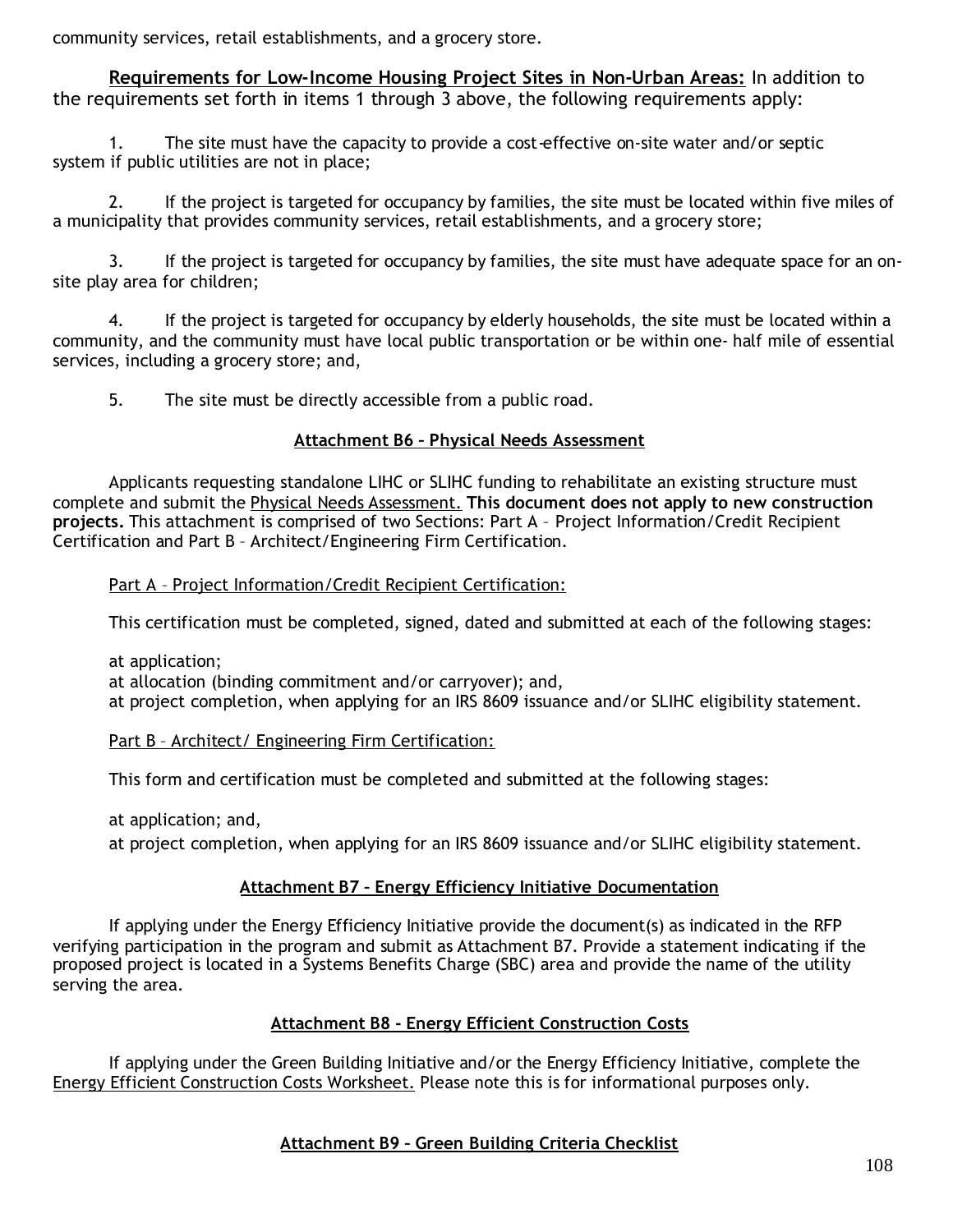community services, retail establishments, and a grocery store.

**Requirements for Low-Income Housing Project Sites in Non-Urban Areas:** In addition to the requirements set forth in items 1 through 3 above, the following requirements apply:

1. The site must have the capacity to provide a cost-effective on-site water and/or septic system if public utilities are not in place;

2. If the project is targeted for occupancy by families, the site must be located within five miles of a municipality that provides community services, retail establishments, and a grocery store;

3. If the project is targeted for occupancy by families, the site must have adequate space for an on-site play area for children;

4. If the project is targeted for occupancy by elderly households, the site must be located within a community, and the community must have local public transportation or be within one- half mile of essential services, including a grocery store; and,

5. The site must be directly accessible from a public road.

## Attachment B6 – Physical Needs Assessment

Applicants requesting standalone LIHC or SLIHC funding to rehabilitate an existing structure must complete and submit the Physical Needs Assessment. **This document does not apply to new construction projects.** This attachment is comprised of two Sections: Part A – Project Information/Credit Recipient Certification and Part B – Architect/Engineering Firm Certification.

Part A – Project Information/Credit Recipient Certification:

This certification must be completed, signed, dated and submitted at each of the following stages:

at application;
at allocation (binding commitment and/or carryover); and,
at project completion, when applying for an IRS 8609 issuance and/or SLIHC eligibility statement.

Part B – Architect/ Engineering Firm Certification:

This form and certification must be completed and submitted at the following stages:

at application; and,
at project completion, when applying for an IRS 8609 issuance and/or SLIHC eligibility statement.

## Attachment B7 – Energy Efficiency Initiative Documentation

If applying under the Energy Efficiency Initiative provide the document(s) as indicated in the RFP verifying participation in the program and submit as Attachment B7. Provide a statement indicating if the proposed project is located in a Systems Benefits Charge (SBC) area and provide the name of the utility serving the area.

## Attachment B8 - Energy Efficient Construction Costs

If applying under the Green Building Initiative and/or the Energy Efficiency Initiative, complete the Energy Efficient Construction Costs Worksheet. Please note this is for informational purposes only.

## Attachment B9 – Green Building Criteria Checklist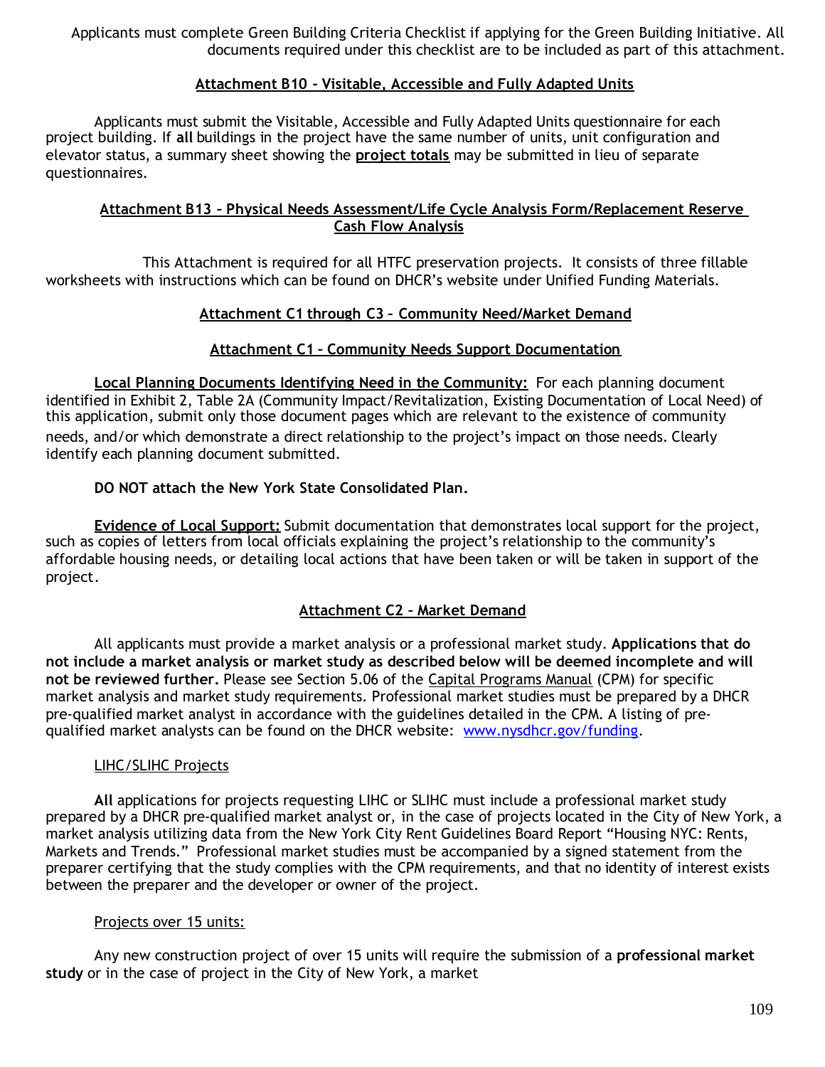Applicants must complete Green Building Criteria Checklist if applying for the Green Building Initiative. All documents required under this checklist are to be included as part of this attachment.

## Attachment B10 - Visitable, Accessible and Fully Adapted Units

Applicants must submit the Visitable, Accessible and Fully Adapted Units questionnaire for each project building. If **all** buildings in the project have the same number of units, unit configuration and elevator status, a summary sheet showing the **project totals** may be submitted in lieu of separate questionnaires.

## Attachment B13 – Physical Needs Assessment/Life Cycle Analysis Form/Replacement Reserve Cash Flow Analysis

This Attachment is required for all HTFC preservation projects. It consists of three fillable worksheets with instructions which can be found on DHCR's website under Unified Funding Materials.

## Attachment C1 through C3 – Community Need/Market Demand

## Attachment C1 – Community Needs Support Documentation

**Local Planning Documents Identifying Need in the Community:** For each planning document identified in Exhibit 2, Table 2A (Community Impact/Revitalization, Existing Documentation of Local Need) of this application, submit only those document pages which are relevant to the existence of community needs, and/or which demonstrate a direct relationship to the project's impact on those needs. Clearly identify each planning document submitted.

**DO NOT attach the New York State Consolidated Plan.**

**Evidence of Local Support:** Submit documentation that demonstrates local support for the project, such as copies of letters from local officials explaining the project's relationship to the community's affordable housing needs, or detailing local actions that have been taken or will be taken in support of the project.

## Attachment C2 – Market Demand

All applicants must provide a market analysis or a professional market study. **Applications that do not include a market analysis or market study as described below will be deemed incomplete and will not be reviewed further.** Please see Section 5.06 of the Capital Programs Manual (CPM) for specific market analysis and market study requirements. Professional market studies must be prepared by a DHCR pre-qualified market analyst in accordance with the guidelines detailed in the CPM. A listing of pre-qualified market analysts can be found on the DHCR website: www.nysdhcr.gov/funding.

LIHC/SLIHC Projects

**All** applications for projects requesting LIHC or SLIHC must include a professional market study prepared by a DHCR pre-qualified market analyst or, in the case of projects located in the City of New York, a market analysis utilizing data from the New York City Rent Guidelines Board Report "Housing NYC: Rents, Markets and Trends." Professional market studies must be accompanied by a signed statement from the preparer certifying that the study complies with the CPM requirements, and that no identity of interest exists between the preparer and the developer or owner of the project.

Projects over 15 units:

Any new construction project of over 15 units will require the submission of a **professional market study** or in the case of project in the City of New York, a market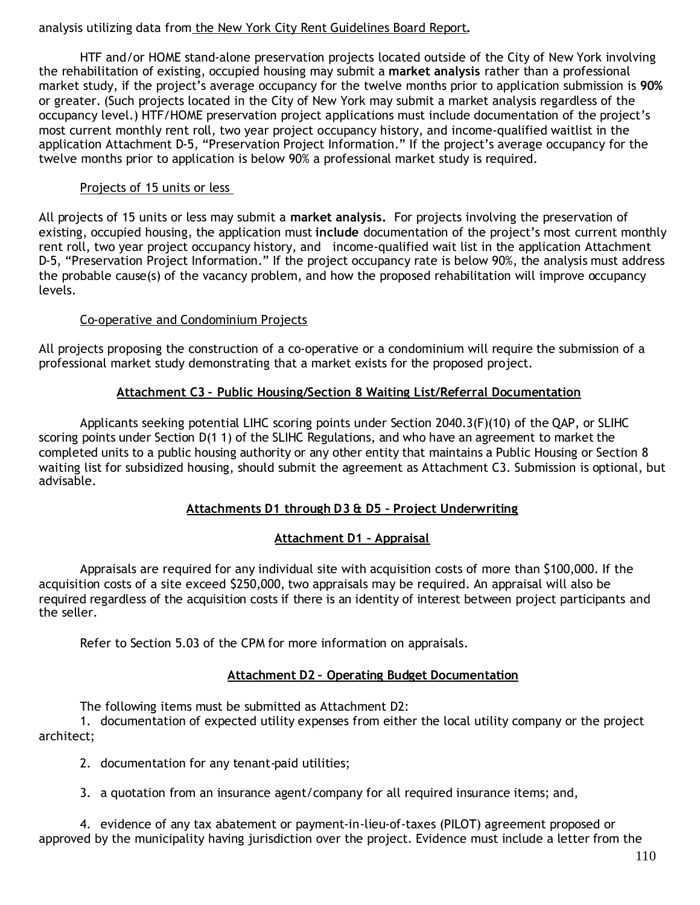analysis utilizing data from the New York City Rent Guidelines Board Report.

HTF and/or HOME stand-alone preservation projects located outside of the City of New York involving the rehabilitation of existing, occupied housing may submit a **market analysis** rather than a professional market study, if the project's average occupancy for the twelve months prior to application submission is **90%** or greater. (Such projects located in the City of New York may submit a market analysis regardless of the occupancy level.) HTF/HOME preservation project applications must include documentation of the project's most current monthly rent roll, two year project occupancy history, and income-qualified waitlist in the application Attachment D-5, "Preservation Project Information." If the project's average occupancy for the twelve months prior to application is below 90% a professional market study is required.

Projects of 15 units or less

All projects of 15 units or less may submit a **market analysis.** For projects involving the preservation of existing, occupied housing, the application must **include** documentation of the project's most current monthly rent roll, two year project occupancy history, and income-qualified wait list in the application Attachment D-5, "Preservation Project Information." If the project occupancy rate is below 90%, the analysis must address the probable cause(s) of the vacancy problem, and how the proposed rehabilitation will improve occupancy levels.

Co-operative and Condominium Projects

All projects proposing the construction of a co-operative or a condominium will require the submission of a professional market study demonstrating that a market exists for the proposed project.

**Attachment C3 – Public Housing/Section 8 Waiting List/Referral Documentation**

Applicants seeking potential LIHC scoring points under Section 2040.3(F)(10) of the QAP, or SLIHC scoring points under Section D(1 1) of the SLIHC Regulations, and who have an agreement to market the completed units to a public housing authority or any other entity that maintains a Public Housing or Section 8 waiting list for subsidized housing, should submit the agreement as Attachment C3. Submission is optional, but advisable.

**Attachments D1 through D3 & D5 – Project Underwriting**

**Attachment D1 – Appraisal**

Appraisals are required for any individual site with acquisition costs of more than $100,000. If the acquisition costs of a site exceed $250,000, two appraisals may be required. An appraisal will also be required regardless of the acquisition costs if there is an identity of interest between project participants and the seller.

Refer to Section 5.03 of the CPM for more information on appraisals.

**Attachment D2 – Operating Budget Documentation**

The following items must be submitted as Attachment D2:

1. documentation of expected utility expenses from either the local utility company or the project architect;

2. documentation for any tenant-paid utilities;

3. a quotation from an insurance agent/company for all required insurance items; and,

4. evidence of any tax abatement or payment-in-lieu-of-taxes (PILOT) agreement proposed or approved by the municipality having jurisdiction over the project. Evidence must include a letter from the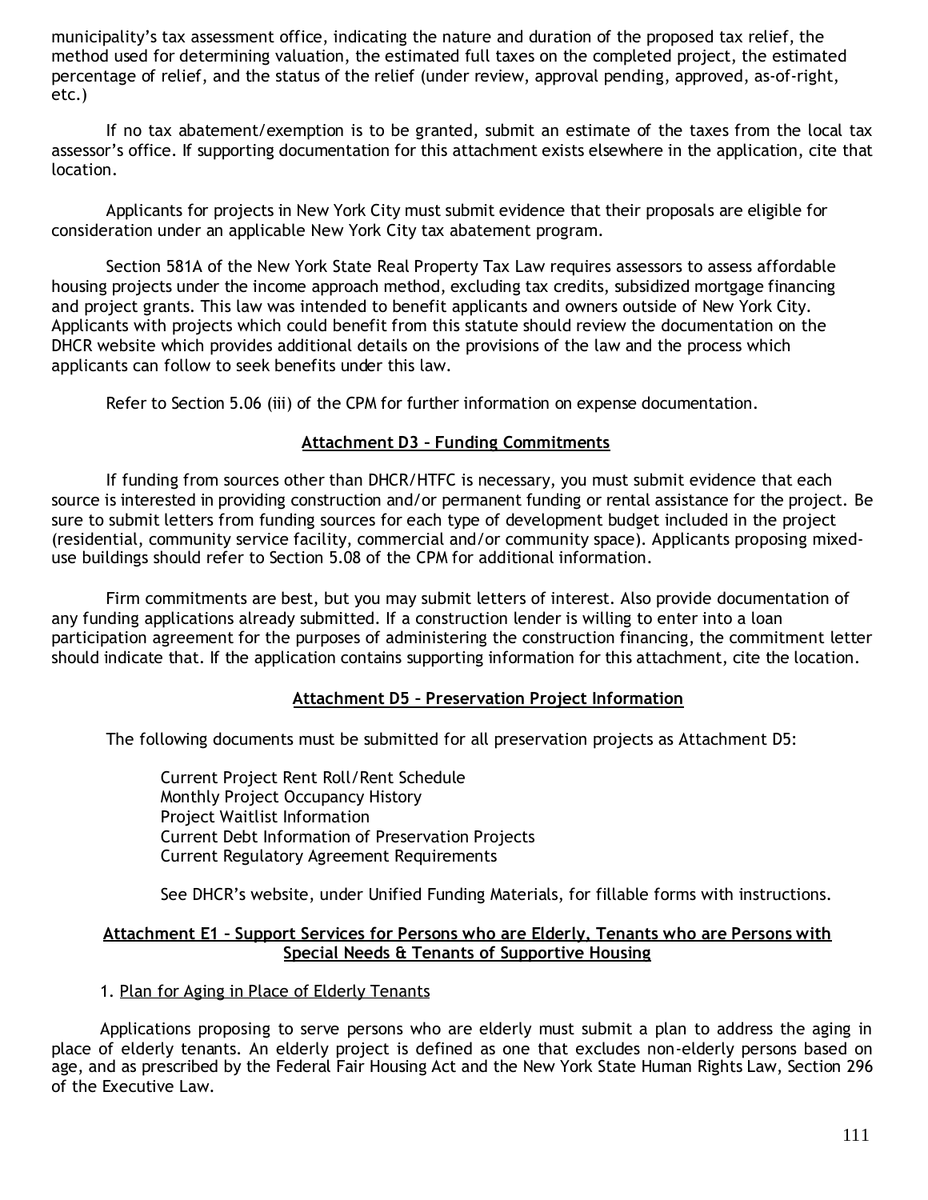municipality's tax assessment office, indicating the nature and duration of the proposed tax relief, the method used for determining valuation, the estimated full taxes on the completed project, the estimated percentage of relief, and the status of the relief (under review, approval pending, approved, as-of-right, etc.)

If no tax abatement/exemption is to be granted, submit an estimate of the taxes from the local tax assessor's office. If supporting documentation for this attachment exists elsewhere in the application, cite that location.

Applicants for projects in New York City must submit evidence that their proposals are eligible for consideration under an applicable New York City tax abatement program.

Section 581A of the New York State Real Property Tax Law requires assessors to assess affordable housing projects under the income approach method, excluding tax credits, subsidized mortgage financing and project grants. This law was intended to benefit applicants and owners outside of New York City. Applicants with projects which could benefit from this statute should review the documentation on the DHCR website which provides additional details on the provisions of the law and the process which applicants can follow to seek benefits under this law.

Refer to Section 5.06 (iii) of the CPM for further information on expense documentation.

## Attachment D3 – Funding Commitments

If funding from sources other than DHCR/HTFC is necessary, you must submit evidence that each source is interested in providing construction and/or permanent funding or rental assistance for the project. Be sure to submit letters from funding sources for each type of development budget included in the project (residential, community service facility, commercial and/or community space). Applicants proposing mixed-use buildings should refer to Section 5.08 of the CPM for additional information.

Firm commitments are best, but you may submit letters of interest. Also provide documentation of any funding applications already submitted. If a construction lender is willing to enter into a loan participation agreement for the purposes of administering the construction financing, the commitment letter should indicate that. If the application contains supporting information for this attachment, cite the location.

## Attachment D5 – Preservation Project Information

The following documents must be submitted for all preservation projects as Attachment D5:

Current Project Rent Roll/Rent Schedule
Monthly Project Occupancy History
Project Waitlist Information
Current Debt Information of Preservation Projects
Current Regulatory Agreement Requirements

See DHCR's website, under Unified Funding Materials, for fillable forms with instructions.

## Attachment E1 – Support Services for Persons who are Elderly, Tenants who are Persons with Special Needs & Tenants of Supportive Housing

1. Plan for Aging in Place of Elderly Tenants

Applications proposing to serve persons who are elderly must submit a plan to address the aging in place of elderly tenants. An elderly project is defined as one that excludes non-elderly persons based on age, and as prescribed by the Federal Fair Housing Act and the New York State Human Rights Law, Section 296 of the Executive Law.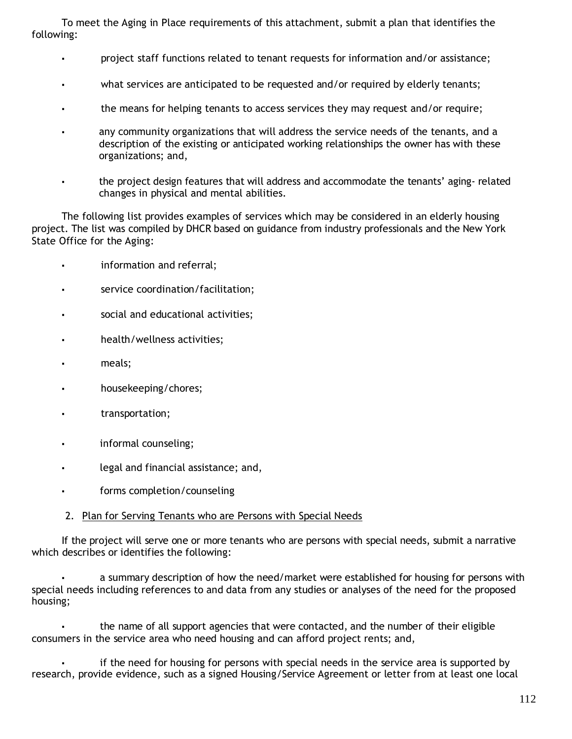To meet the Aging in Place requirements of this attachment, submit a plan that identifies the following:

- project staff functions related to tenant requests for information and/or assistance;
- what services are anticipated to be requested and/or required by elderly tenants;
- the means for helping tenants to access services they may request and/or require;
- any community organizations that will address the service needs of the tenants, and a description of the existing or anticipated working relationships the owner has with these organizations; and,
- the project design features that will address and accommodate the tenants' aging- related changes in physical and mental abilities.

The following list provides examples of services which may be considered in an elderly housing project. The list was compiled by DHCR based on guidance from industry professionals and the New York State Office for the Aging:

- information and referral;
- service coordination/facilitation;
- social and educational activities;
- health/wellness activities;
- meals;
- housekeeping/chores;
- transportation;
- informal counseling;
- legal and financial assistance; and,
- forms completion/counseling

2. Plan for Serving Tenants who are Persons with Special Needs

If the project will serve one or more tenants who are persons with special needs, submit a narrative which describes or identifies the following:

- a summary description of how the need/market were established for housing for persons with special needs including references to and data from any studies or analyses of the need for the proposed housing;
- the name of all support agencies that were contacted, and the number of their eligible consumers in the service area who need housing and can afford project rents; and,
- if the need for housing for persons with special needs in the service area is supported by research, provide evidence, such as a signed Housing/Service Agreement or letter from at least one local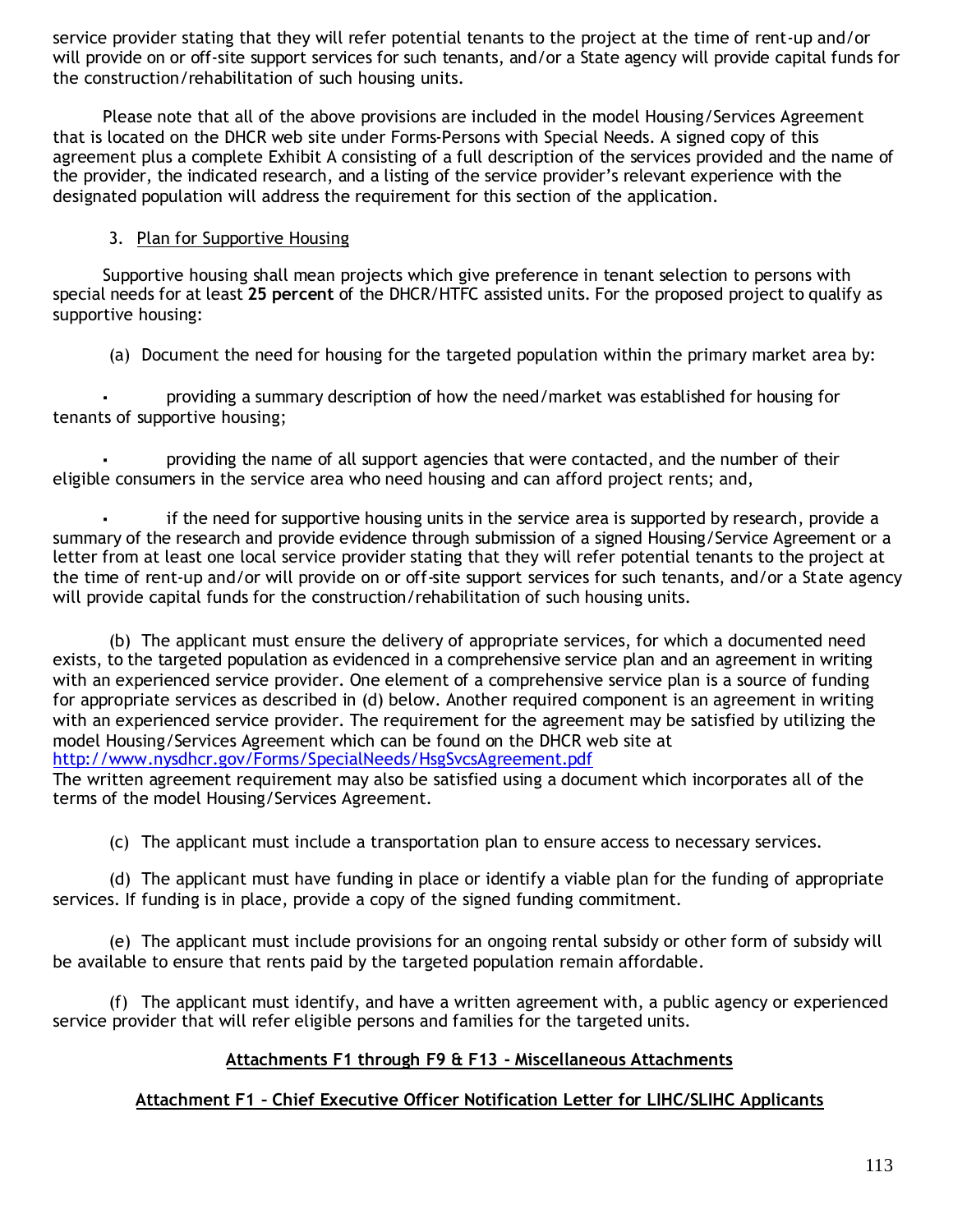service provider stating that they will refer potential tenants to the project at the time of rent-up and/or will provide on or off-site support services for such tenants, and/or a State agency will provide capital funds for the construction/rehabilitation of such housing units.

Please note that all of the above provisions are included in the model Housing/Services Agreement that is located on the DHCR web site under Forms-Persons with Special Needs. A signed copy of this agreement plus a complete Exhibit A consisting of a full description of the services provided and the name of the provider, the indicated research, and a listing of the service provider's relevant experience with the designated population will address the requirement for this section of the application.

3. Plan for Supportive Housing

Supportive housing shall mean projects which give preference in tenant selection to persons with special needs for at least **25 percent** of the DHCR/HTFC assisted units. For the proposed project to qualify as supportive housing:

(a) Document the need for housing for the targeted population within the primary market area by:

- providing a summary description of how the need/market was established for housing for tenants of supportive housing;

- providing the name of all support agencies that were contacted, and the number of their eligible consumers in the service area who need housing and can afford project rents; and,

- if the need for supportive housing units in the service area is supported by research, provide a summary of the research and provide evidence through submission of a signed Housing/Service Agreement or a letter from at least one local service provider stating that they will refer potential tenants to the project at the time of rent-up and/or will provide on or off-site support services for such tenants, and/or a State agency will provide capital funds for the construction/rehabilitation of such housing units.

(b) The applicant must ensure the delivery of appropriate services, for which a documented need exists, to the targeted population as evidenced in a comprehensive service plan and an agreement in writing with an experienced service provider. One element of a comprehensive service plan is a source of funding for appropriate services as described in (d) below. Another required component is an agreement in writing with an experienced service provider. The requirement for the agreement may be satisfied by utilizing the model Housing/Services Agreement which can be found on the DHCR web site at http://www.nysdhcr.gov/Forms/SpecialNeeds/HsgSvcsAgreement.pdf
The written agreement requirement may also be satisfied using a document which incorporates all of the terms of the model Housing/Services Agreement.

(c) The applicant must include a transportation plan to ensure access to necessary services.

(d) The applicant must have funding in place or identify a viable plan for the funding of appropriate services. If funding is in place, provide a copy of the signed funding commitment.

(e) The applicant must include provisions for an ongoing rental subsidy or other form of subsidy will be available to ensure that rents paid by the targeted population remain affordable.

(f) The applicant must identify, and have a written agreement with, a public agency or experienced service provider that will refer eligible persons and families for the targeted units.

## Attachments F1 through F9 & F13 - Miscellaneous Attachments

### Attachment F1 – Chief Executive Officer Notification Letter for LIHC/SLIHC Applicants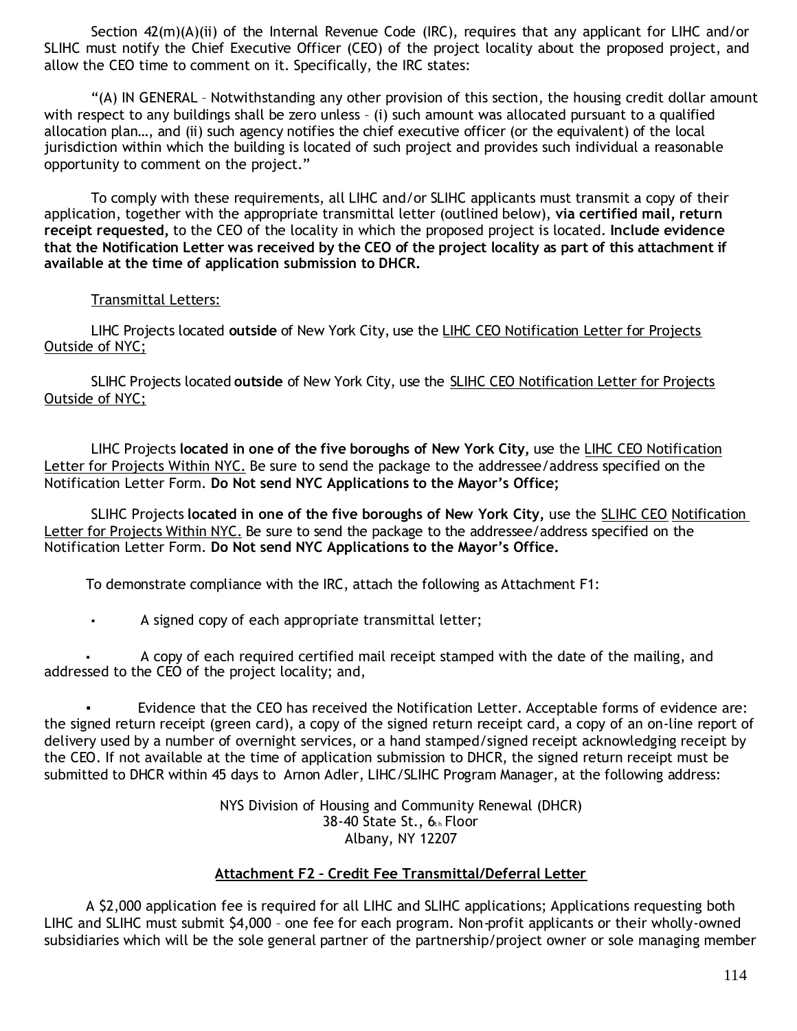Section 42(m)(A)(ii) of the Internal Revenue Code (IRC), requires that any applicant for LIHC and/or SLIHC must notify the Chief Executive Officer (CEO) of the project locality about the proposed project, and allow the CEO time to comment on it. Specifically, the IRC states:

"(A) IN GENERAL – Notwithstanding any other provision of this section, the housing credit dollar amount with respect to any buildings shall be zero unless – (i) such amount was allocated pursuant to a qualified allocation plan…, and (ii) such agency notifies the chief executive officer (or the equivalent) of the local jurisdiction within which the building is located of such project and provides such individual a reasonable opportunity to comment on the project."

To comply with these requirements, all LIHC and/or SLIHC applicants must transmit a copy of their application, together with the appropriate transmittal letter (outlined below), **via certified mail, return receipt requested,** to the CEO of the locality in which the proposed project is located. **Include evidence that the Notification Letter was received by the CEO of the project locality as part of this attachment if available at the time of application submission to DHCR.**

Transmittal Letters:

LIHC Projects located **outside** of New York City, use the LIHC CEO Notification Letter for Projects Outside of NYC;

SLIHC Projects located **outside** of New York City, use the SLIHC CEO Notification Letter for Projects Outside of NYC;

LIHC Projects **located in one of the five boroughs of New York City,** use the LIHC CEO Notification Letter for Projects Within NYC. Be sure to send the package to the addressee/address specified on the Notification Letter Form. **Do Not send NYC Applications to the Mayor's Office;**

SLIHC Projects **located in one of the five boroughs of New York City,** use the SLIHC CEO Notification Letter for Projects Within NYC. Be sure to send the package to the addressee/address specified on the Notification Letter Form. **Do Not send NYC Applications to the Mayor's Office.**

To demonstrate compliance with the IRC, attach the following as Attachment F1:

- A signed copy of each appropriate transmittal letter;
- A copy of each required certified mail receipt stamped with the date of the mailing, and addressed to the CEO of the project locality; and,
- Evidence that the CEO has received the Notification Letter. Acceptable forms of evidence are: the signed return receipt (green card), a copy of the signed return receipt card, a copy of an on-line report of delivery used by a number of overnight services, or a hand stamped/signed receipt acknowledging receipt by the CEO. If not available at the time of application submission to DHCR, the signed return receipt must be submitted to DHCR within 45 days to Arnon Adler, LIHC/SLIHC Program Manager, at the following address:

NYS Division of Housing and Community Renewal (DHCR)
38-40 State St., 6th Floor
Albany, NY 12207

## Attachment F2 – Credit Fee Transmittal/Deferral Letter

A $2,000 application fee is required for all LIHC and SLIHC applications; Applications requesting both LIHC and SLIHC must submit $4,000 – one fee for each program. Non-profit applicants or their wholly-owned subsidiaries which will be the sole general partner of the partnership/project owner or sole managing member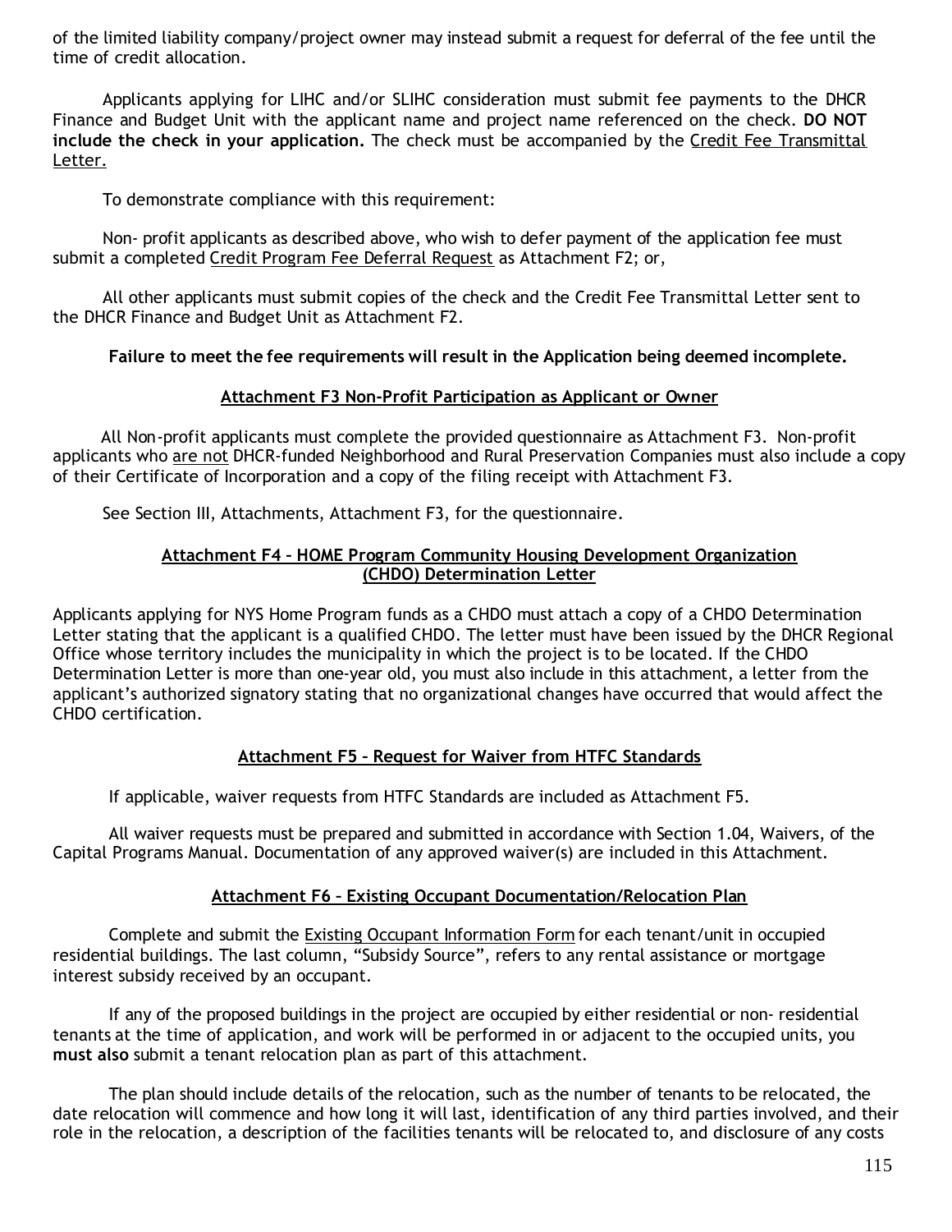of the limited liability company/project owner may instead submit a request for deferral of the fee until the time of credit allocation.

Applicants applying for LIHC and/or SLIHC consideration must submit fee payments to the DHCR Finance and Budget Unit with the applicant name and project name referenced on the check. **DO NOT include the check in your application.** The check must be accompanied by the Credit Fee Transmittal Letter.

To demonstrate compliance with this requirement:

Non- profit applicants as described above, who wish to defer payment of the application fee must submit a completed Credit Program Fee Deferral Request as Attachment F2; or,

All other applicants must submit copies of the check and the Credit Fee Transmittal Letter sent to the DHCR Finance and Budget Unit as Attachment F2.

**Failure to meet the fee requirements will result in the Application being deemed incomplete.**

## Attachment F3 Non-Profit Participation as Applicant or Owner

All Non-profit applicants must complete the provided questionnaire as Attachment F3. Non-profit applicants who are not DHCR-funded Neighborhood and Rural Preservation Companies must also include a copy of their Certificate of Incorporation and a copy of the filing receipt with Attachment F3.

See Section III, Attachments, Attachment F3, for the questionnaire.

## Attachment F4 – HOME Program Community Housing Development Organization (CHDO) Determination Letter

Applicants applying for NYS Home Program funds as a CHDO must attach a copy of a CHDO Determination Letter stating that the applicant is a qualified CHDO. The letter must have been issued by the DHCR Regional Office whose territory includes the municipality in which the project is to be located. If the CHDO Determination Letter is more than one-year old, you must also include in this attachment, a letter from the applicant's authorized signatory stating that no organizational changes have occurred that would affect the CHDO certification.

## Attachment F5 – Request for Waiver from HTFC Standards

If applicable, waiver requests from HTFC Standards are included as Attachment F5.

All waiver requests must be prepared and submitted in accordance with Section 1.04, Waivers, of the Capital Programs Manual. Documentation of any approved waiver(s) are included in this Attachment.

## Attachment F6 – Existing Occupant Documentation/Relocation Plan

Complete and submit the Existing Occupant Information Form for each tenant/unit in occupied residential buildings. The last column, "Subsidy Source", refers to any rental assistance or mortgage interest subsidy received by an occupant.

If any of the proposed buildings in the project are occupied by either residential or non- residential tenants at the time of application, and work will be performed in or adjacent to the occupied units, you **must also** submit a tenant relocation plan as part of this attachment.

The plan should include details of the relocation, such as the number of tenants to be relocated, the date relocation will commence and how long it will last, identification of any third parties involved, and their role in the relocation, a description of the facilities tenants will be relocated to, and disclosure of any costs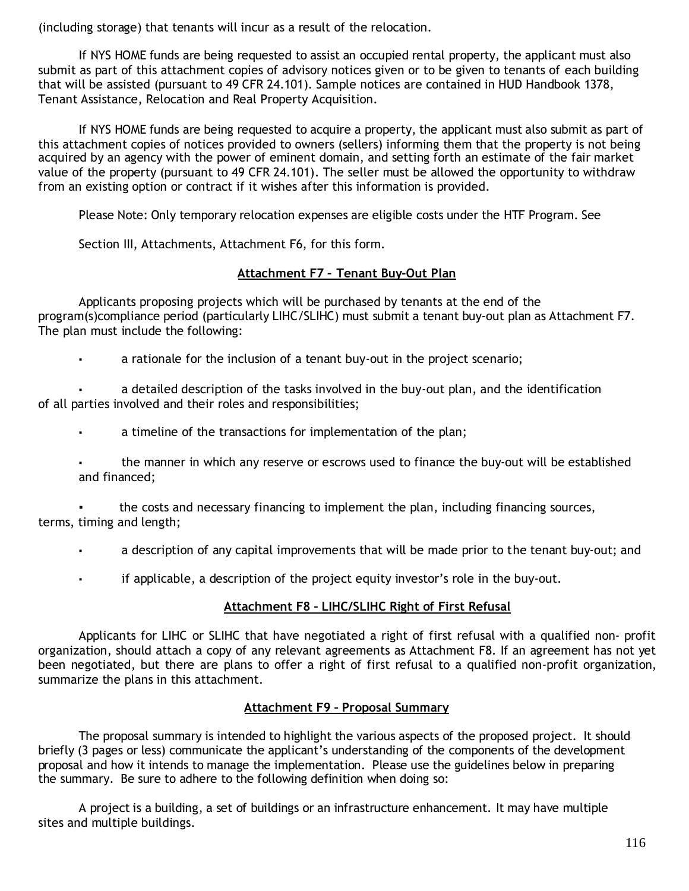(including storage) that tenants will incur as a result of the relocation.

If NYS HOME funds are being requested to assist an occupied rental property, the applicant must also submit as part of this attachment copies of advisory notices given or to be given to tenants of each building that will be assisted (pursuant to 49 CFR 24.101). Sample notices are contained in HUD Handbook 1378, Tenant Assistance, Relocation and Real Property Acquisition.

If NYS HOME funds are being requested to acquire a property, the applicant must also submit as part of this attachment copies of notices provided to owners (sellers) informing them that the property is not being acquired by an agency with the power of eminent domain, and setting forth an estimate of the fair market value of the property (pursuant to 49 CFR 24.101). The seller must be allowed the opportunity to withdraw from an existing option or contract if it wishes after this information is provided.

Please Note: Only temporary relocation expenses are eligible costs under the HTF Program. See

Section III, Attachments, Attachment F6, for this form.

## Attachment F7 – Tenant Buy-Out Plan

Applicants proposing projects which will be purchased by tenants at the end of the program(s)compliance period (particularly LIHC/SLIHC) must submit a tenant buy-out plan as Attachment F7. The plan must include the following:

- a rationale for the inclusion of a tenant buy-out in the project scenario;
- a detailed description of the tasks involved in the buy-out plan, and the identification of all parties involved and their roles and responsibilities;
- a timeline of the transactions for implementation of the plan;
- the manner in which any reserve or escrows used to finance the buy-out will be established and financed;
- the costs and necessary financing to implement the plan, including financing sources, terms, timing and length;
- a description of any capital improvements that will be made prior to the tenant buy-out; and
- if applicable, a description of the project equity investor's role in the buy-out.

## Attachment F8 – LIHC/SLIHC Right of First Refusal

Applicants for LIHC or SLIHC that have negotiated a right of first refusal with a qualified non- profit organization, should attach a copy of any relevant agreements as Attachment F8. If an agreement has not yet been negotiated, but there are plans to offer a right of first refusal to a qualified non-profit organization, summarize the plans in this attachment.

## Attachment F9 – Proposal Summary

The proposal summary is intended to highlight the various aspects of the proposed project. It should briefly (3 pages or less) communicate the applicant's understanding of the components of the development proposal and how it intends to manage the implementation. Please use the guidelines below in preparing the summary. Be sure to adhere to the following definition when doing so:

A project is a building, a set of buildings or an infrastructure enhancement. It may have multiple sites and multiple buildings.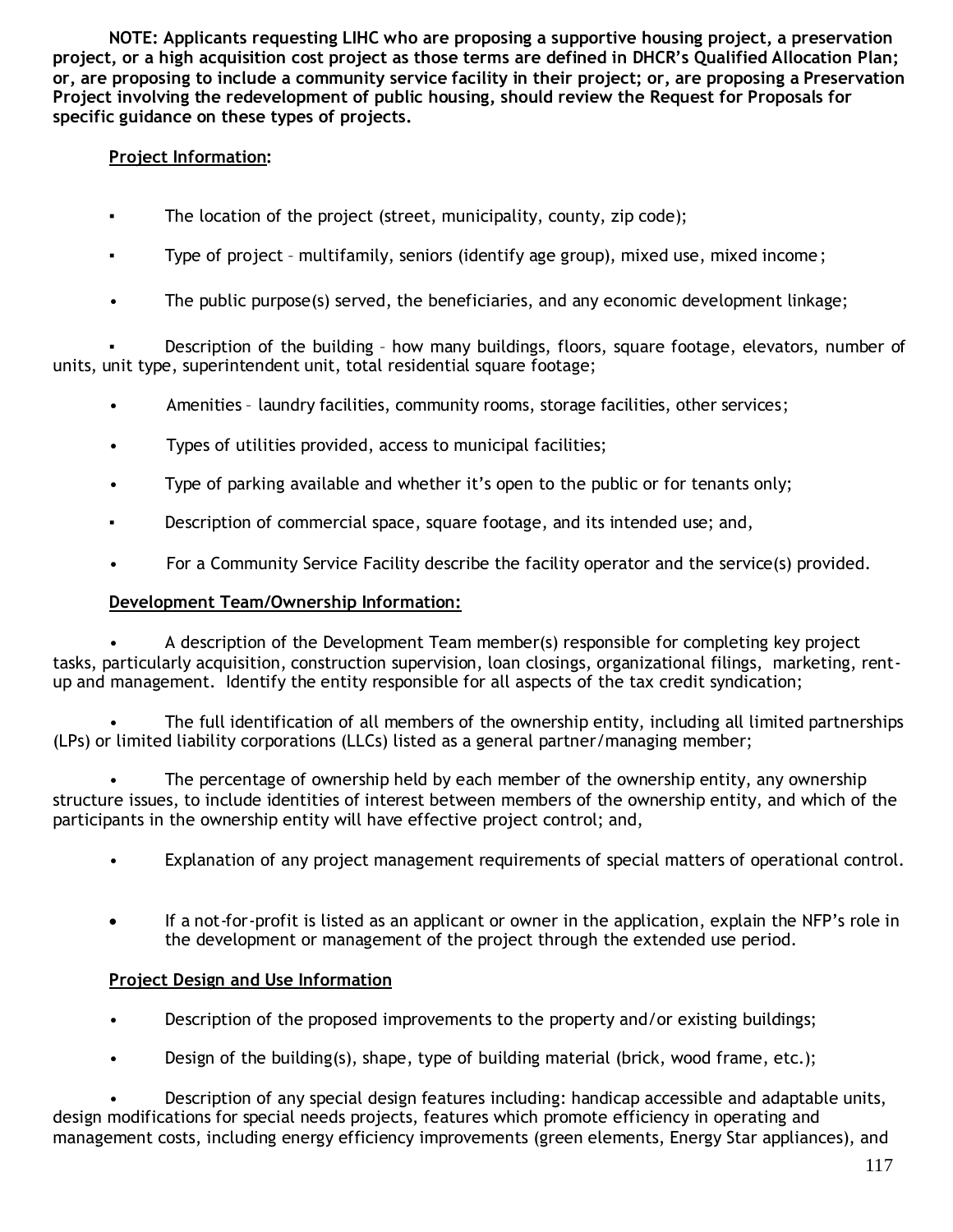**NOTE: Applicants requesting LIHC who are proposing a supportive housing project, a preservation project, or a high acquisition cost project as those terms are defined in DHCR's Qualified Allocation Plan; or, are proposing to include a community service facility in their project; or, are proposing a Preservation Project involving the redevelopment of public housing, should review the Request for Proposals for specific guidance on these types of projects.**

**Project Information:**

- The location of the project (street, municipality, county, zip code);
- Type of project – multifamily, seniors (identify age group), mixed use, mixed income;
- The public purpose(s) served, the beneficiaries, and any economic development linkage;
- Description of the building – how many buildings, floors, square footage, elevators, number of units, unit type, superintendent unit, total residential square footage;
- Amenities – laundry facilities, community rooms, storage facilities, other services;
- Types of utilities provided, access to municipal facilities;
- Type of parking available and whether it's open to the public or for tenants only;
- Description of commercial space, square footage, and its intended use; and,
- For a Community Service Facility describe the facility operator and the service(s) provided.

**Development Team/Ownership Information:**

- A description of the Development Team member(s) responsible for completing key project tasks, particularly acquisition, construction supervision, loan closings, organizational filings, marketing, rent-up and management. Identify the entity responsible for all aspects of the tax credit syndication;
- The full identification of all members of the ownership entity, including all limited partnerships (LPs) or limited liability corporations (LLCs) listed as a general partner/managing member;
- The percentage of ownership held by each member of the ownership entity, any ownership structure issues, to include identities of interest between members of the ownership entity, and which of the participants in the ownership entity will have effective project control; and,
- Explanation of any project management requirements of special matters of operational control.
- If a not-for-profit is listed as an applicant or owner in the application, explain the NFP's role in the development or management of the project through the extended use period.

**Project Design and Use Information**

- Description of the proposed improvements to the property and/or existing buildings;
- Design of the building(s), shape, type of building material (brick, wood frame, etc.);
- Description of any special design features including: handicap accessible and adaptable units, design modifications for special needs projects, features which promote efficiency in operating and management costs, including energy efficiency improvements (green elements, Energy Star appliances), and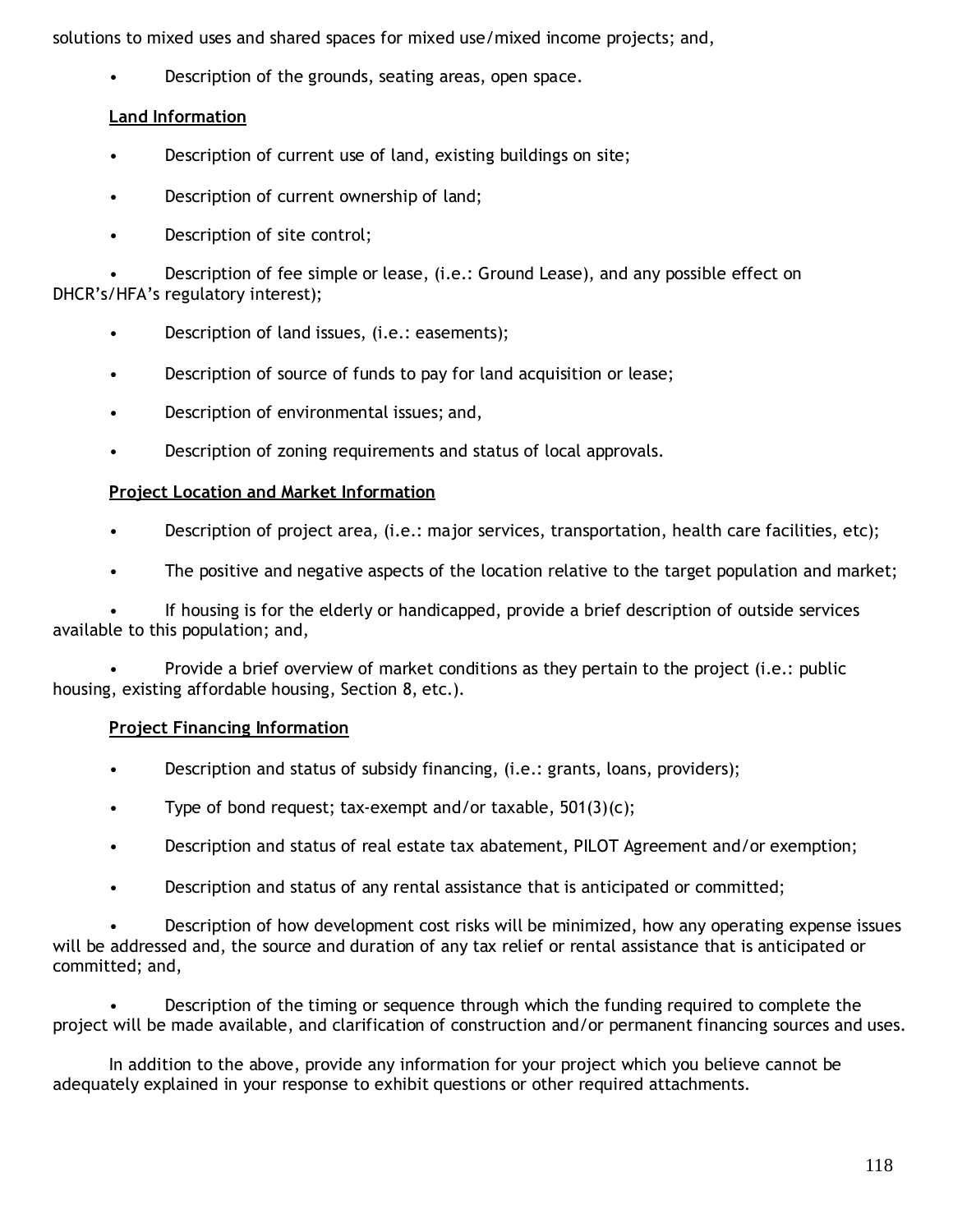solutions to mixed uses and shared spaces for mixed use/mixed income projects; and,

- Description of the grounds, seating areas, open space.

**Land Information**

- Description of current use of land, existing buildings on site;
- Description of current ownership of land;
- Description of site control;
- Description of fee simple or lease, (i.e.: Ground Lease), and any possible effect on DHCR's/HFA's regulatory interest);
- Description of land issues, (i.e.: easements);
- Description of source of funds to pay for land acquisition or lease;
- Description of environmental issues; and,
- Description of zoning requirements and status of local approvals.

**Project Location and Market Information**

- Description of project area, (i.e.: major services, transportation, health care facilities, etc);
- The positive and negative aspects of the location relative to the target population and market;
- If housing is for the elderly or handicapped, provide a brief description of outside services available to this population; and,
- Provide a brief overview of market conditions as they pertain to the project (i.e.: public housing, existing affordable housing, Section 8, etc.).

**Project Financing Information**

- Description and status of subsidy financing, (i.e.: grants, loans, providers);
- Type of bond request; tax-exempt and/or taxable, 501(3)(c);
- Description and status of real estate tax abatement, PILOT Agreement and/or exemption;
- Description and status of any rental assistance that is anticipated or committed;
- Description of how development cost risks will be minimized, how any operating expense issues will be addressed and, the source and duration of any tax relief or rental assistance that is anticipated or committed; and,
- Description of the timing or sequence through which the funding required to complete the project will be made available, and clarification of construction and/or permanent financing sources and uses.

In addition to the above, provide any information for your project which you believe cannot be adequately explained in your response to exhibit questions or other required attachments.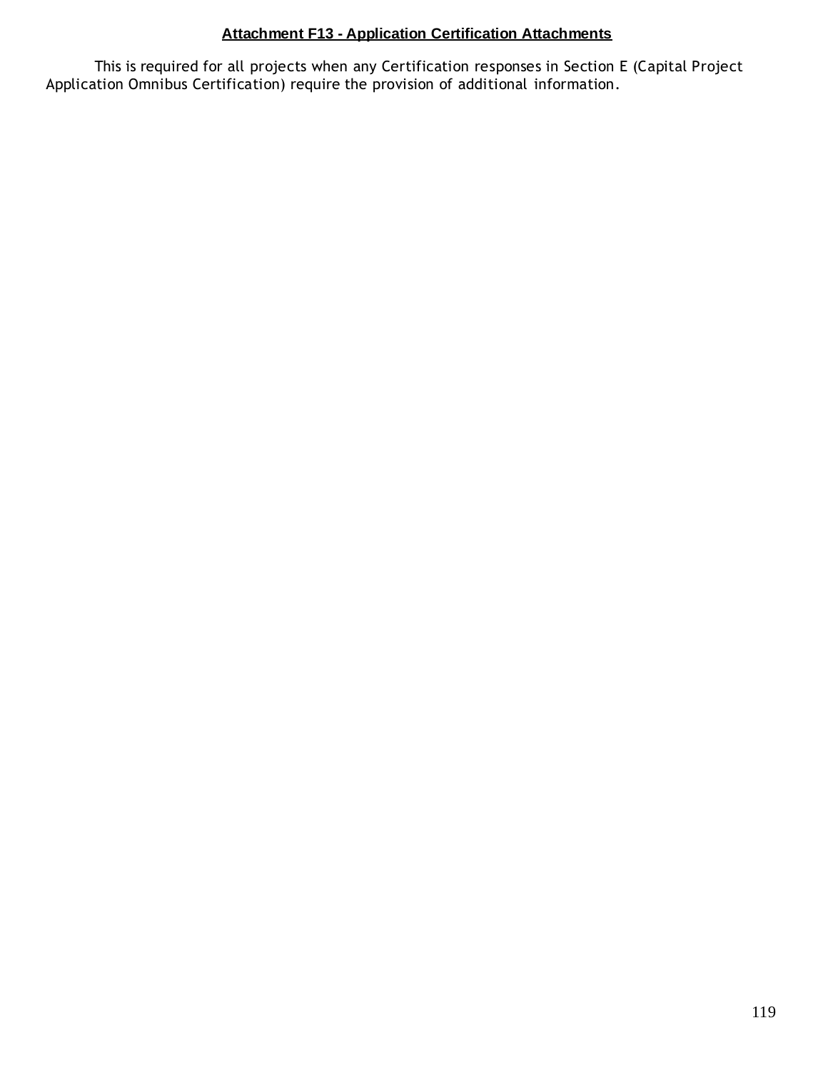**Attachment F13 - Application Certification Attachments**

This is required for all projects when any Certification responses in Section E (Capital Project Application Omnibus Certification) require the provision of additional information.